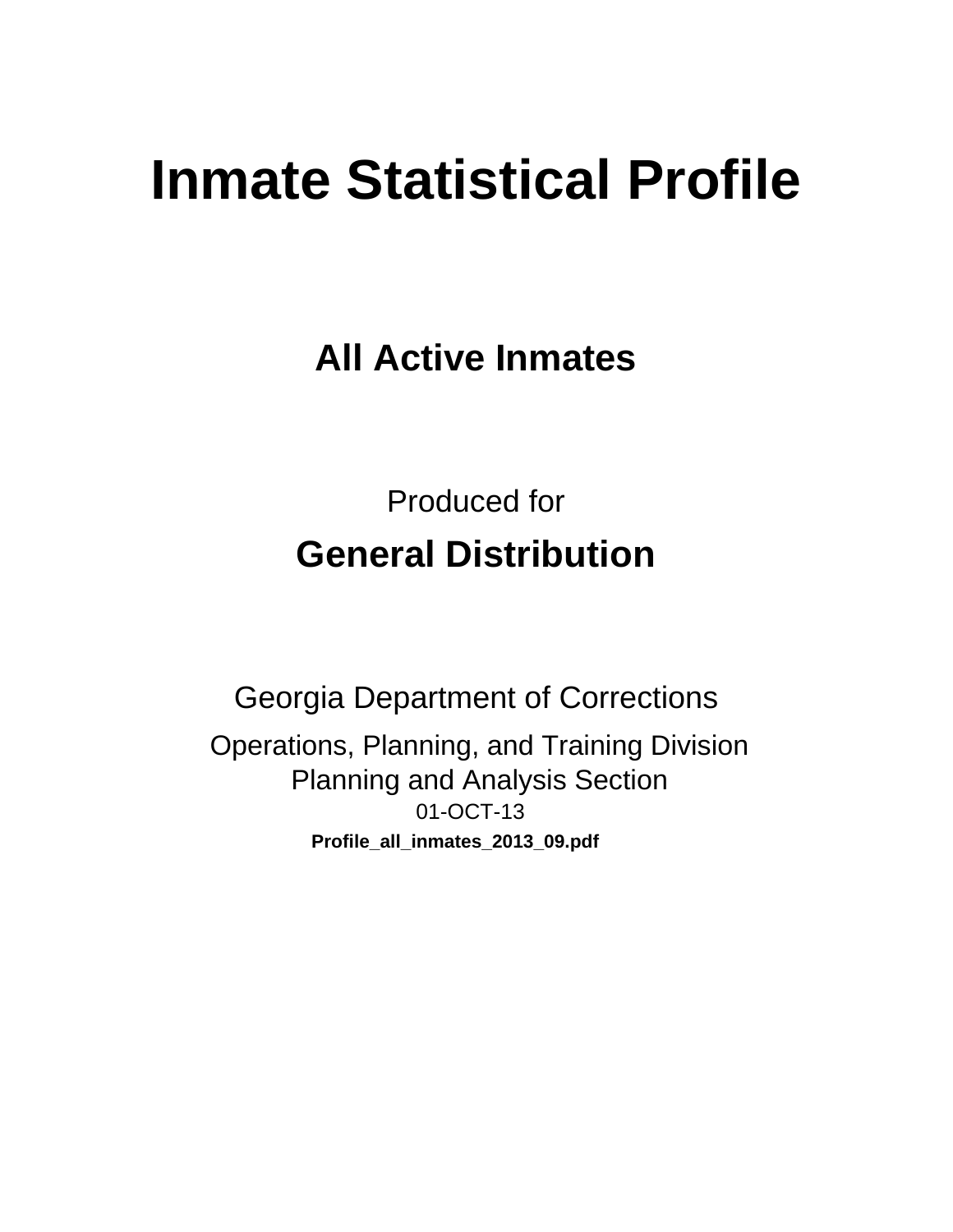# Inmate Statistical Profile

## All Active Inmates

Produced for

## General Distribution

Georgia Department of Corrections

Operations, Planning, and Training Division
Planning and Analysis Section
01-OCT-13

**Profile_all_inmates_2013_09.pdf**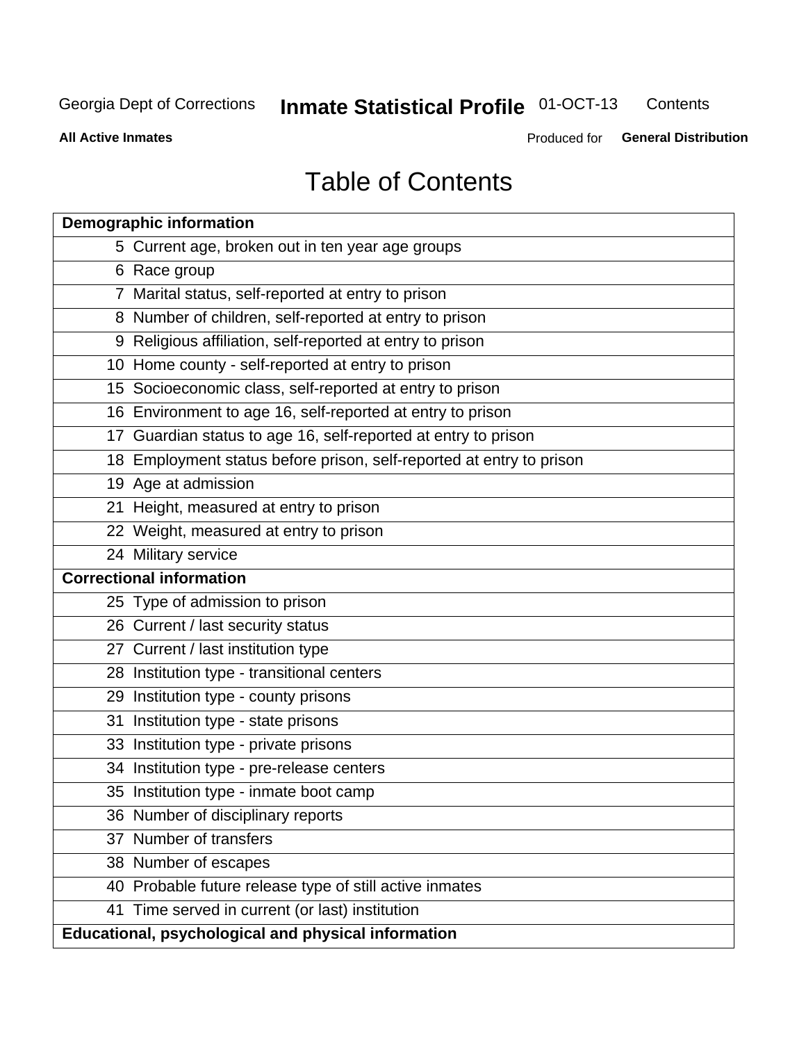# Table of Contents

| | |
|---|---|
| **Demographic information** | |
| 5 | Current age, broken out in ten year age groups |
| 6 | Race group |
| 7 | Marital status, self-reported at entry to prison |
| 8 | Number of children, self-reported at entry to prison |
| 9 | Religious affiliation, self-reported at entry to prison |
| 10 | Home county - self-reported at entry to prison |
| 15 | Socioeconomic class, self-reported at entry to prison |
| 16 | Environment to age 16, self-reported at entry to prison |
| 17 | Guardian status to age 16, self-reported at entry to prison |
| 18 | Employment status before prison, self-reported at entry to prison |
| 19 | Age at admission |
| 21 | Height, measured at entry to prison |
| 22 | Weight, measured at entry to prison |
| 24 | Military service |
| **Correctional information** | |
| 25 | Type of admission to prison |
| 26 | Current / last security status |
| 27 | Current / last institution type |
| 28 | Institution type - transitional centers |
| 29 | Institution type - county prisons |
| 31 | Institution type - state prisons |
| 33 | Institution type - private prisons |
| 34 | Institution type - pre-release centers |
| 35 | Institution type - inmate boot camp |
| 36 | Number of disciplinary reports |
| 37 | Number of transfers |
| 38 | Number of escapes |
| 40 | Probable future release type of still active inmates |
| 41 | Time served in current (or last) institution |
| **Educational, psychological and physical information** | |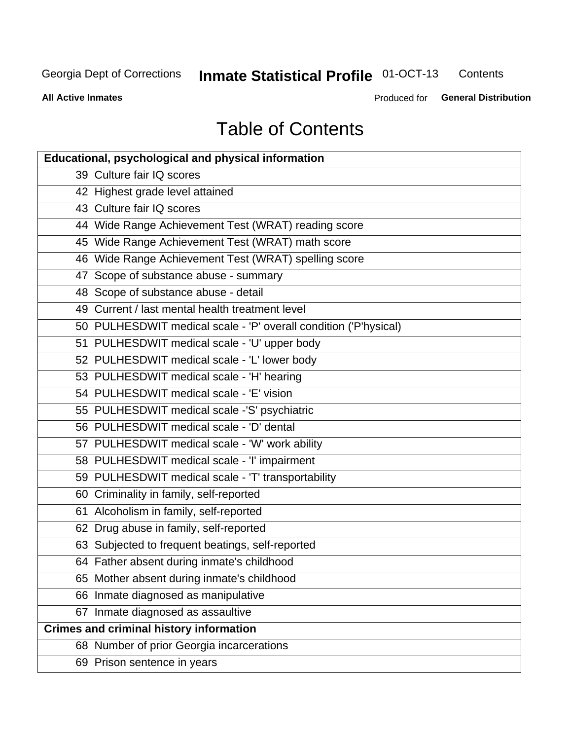# Table of Contents

| Educational, psychological and physical information | |
|---|---|
| 39 | Culture fair IQ scores |
| 42 | Highest grade level attained |
| 43 | Culture fair IQ scores |
| 44 | Wide Range Achievement Test (WRAT) reading score |
| 45 | Wide Range Achievement Test (WRAT) math score |
| 46 | Wide Range Achievement Test (WRAT) spelling score |
| 47 | Scope of substance abuse - summary |
| 48 | Scope of substance abuse - detail |
| 49 | Current / last mental health treatment level |
| 50 | PULHESDWIT medical scale - 'P' overall condition ('P'hysical) |
| 51 | PULHESDWIT medical scale - 'U' upper body |
| 52 | PULHESDWIT medical scale - 'L' lower body |
| 53 | PULHESDWIT medical scale - 'H' hearing |
| 54 | PULHESDWIT medical scale - 'E' vision |
| 55 | PULHESDWIT medical scale -'S' psychiatric |
| 56 | PULHESDWIT medical scale - 'D' dental |
| 57 | PULHESDWIT medical scale - 'W' work ability |
| 58 | PULHESDWIT medical scale - 'I' impairment |
| 59 | PULHESDWIT medical scale - 'T' transportability |
| 60 | Criminality in family, self-reported |
| 61 | Alcoholism in family, self-reported |
| 62 | Drug abuse in family, self-reported |
| 63 | Subjected to frequent beatings, self-reported |
| 64 | Father absent during inmate's childhood |
| 65 | Mother absent during inmate's childhood |
| 66 | Inmate diagnosed as manipulative |
| 67 | Inmate diagnosed as assaultive |
| **Crimes and criminal history information** | |
| 68 | Number of prior Georgia incarcerations |
| 69 | Prison sentence in years |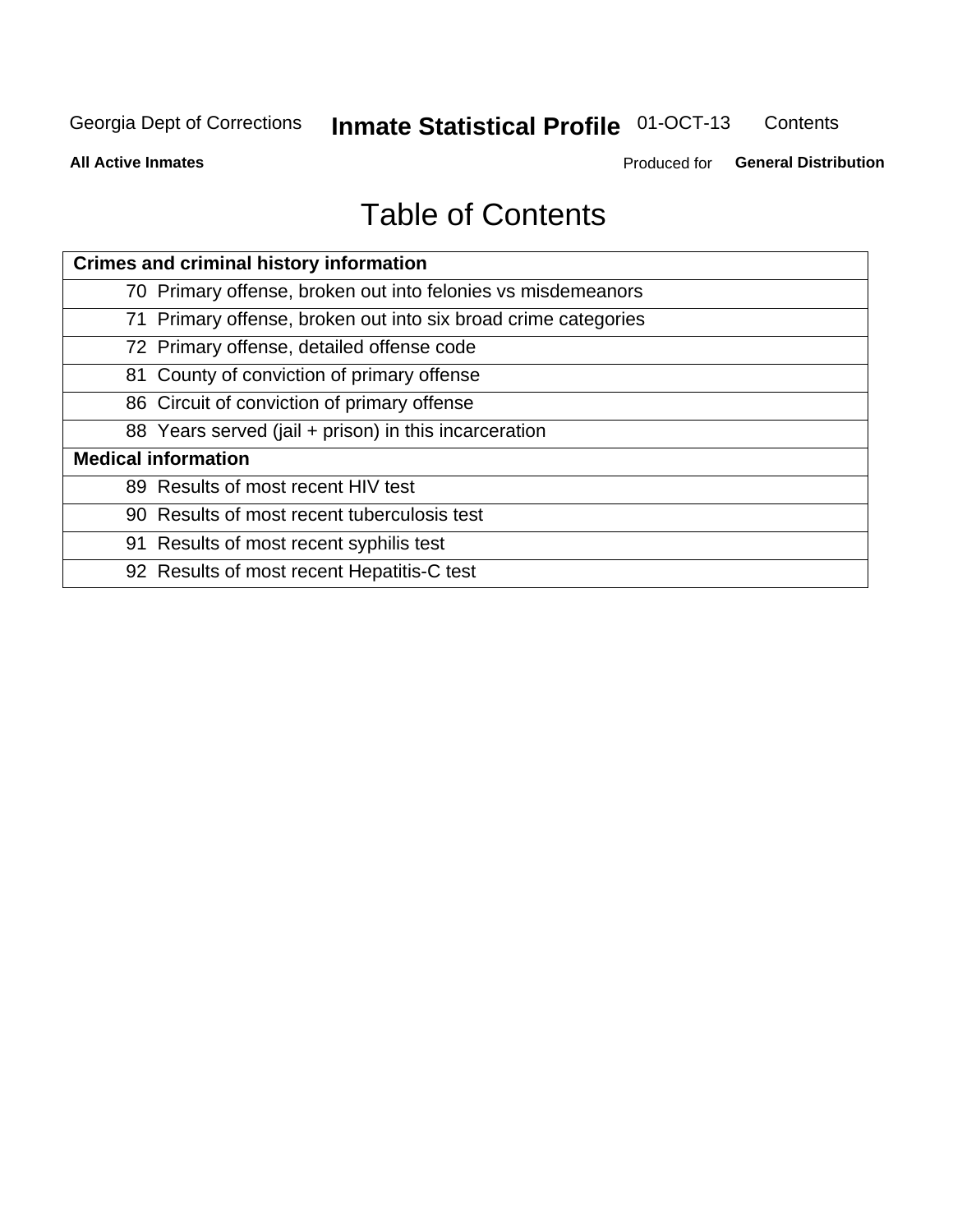# Table of Contents

| Crimes and criminal history information | |
|---|---|
| 70 | Primary offense, broken out into felonies vs misdemeanors |
| 71 | Primary offense, broken out into six broad crime categories |
| 72 | Primary offense, detailed offense code |
| 81 | County of conviction of primary offense |
| 86 | Circuit of conviction of primary offense |
| 88 | Years served (jail + prison) in this incarceration |
| **Medical information** | |
| 89 | Results of most recent HIV test |
| 90 | Results of most recent tuberculosis test |
| 91 | Results of most recent syphilis test |
| 92 | Results of most recent Hepatitis-C test |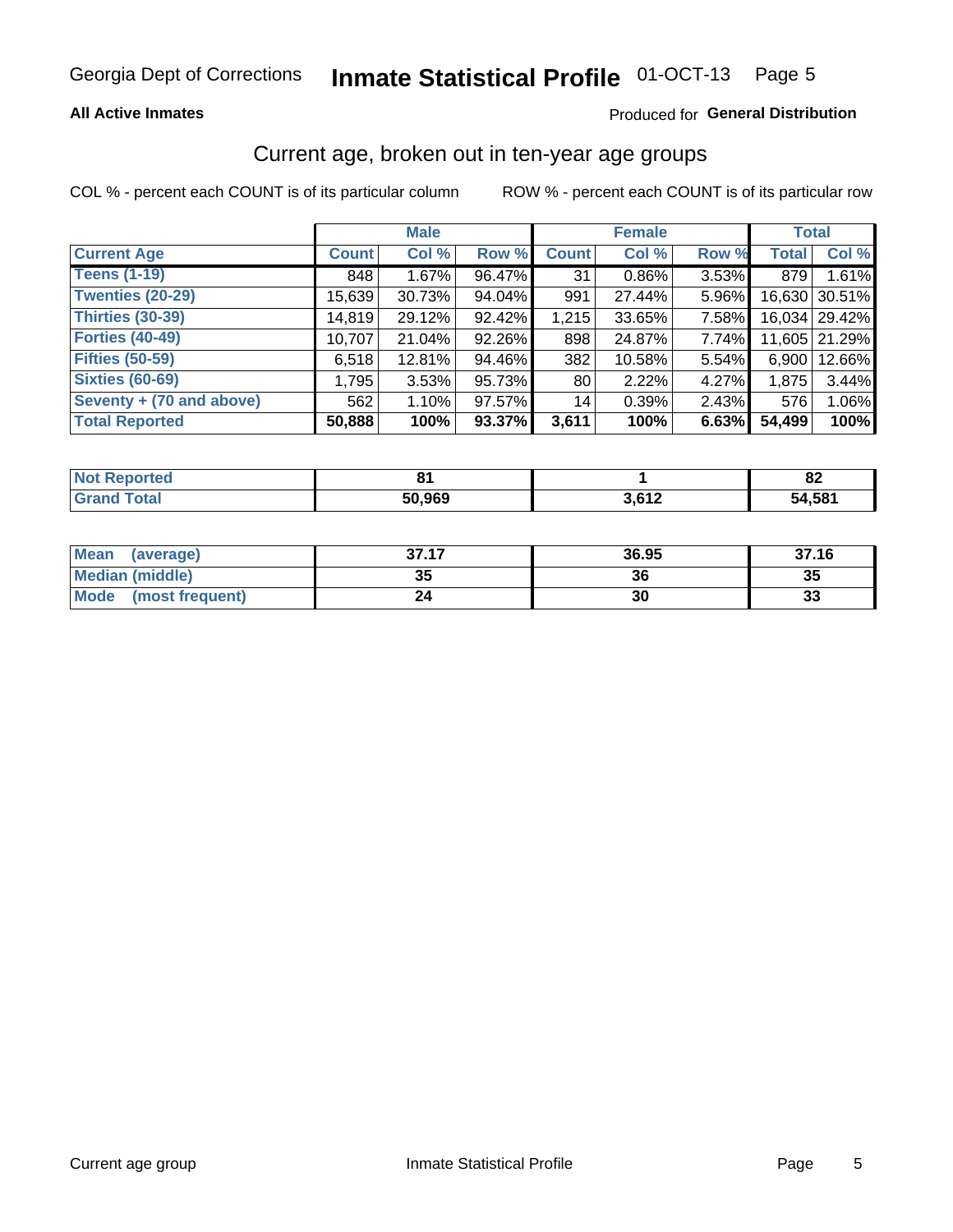Georgia Dept of Corrections **Inmate Statistical Profile** 01-OCT-13

**All Active Inmates**

Produced for **General Distribution**

## Current age, broken out in ten-year age groups

COL % - percent each COUNT is of its particular column

ROW % - percent each COUNT is of its particular row

| | Male | | | Female | | | Total | |
|---|---|---|---|---|---|---|---|---|
| **Current Age** | **Count** | **Col %** | **Row %** | **Count** | **Col %** | **Row %** | **Total** | **Col %** |
| **Teens (1-19)** | 848 | 1.67% | 96.47% | 31 | 0.86% | 3.53% | 879 | 1.61% |
| **Twenties (20-29)** | 15,639 | 30.73% | 94.04% | 991 | 27.44% | 5.96% | 16,630 | 30.51% |
| **Thirties (30-39)** | 14,819 | 29.12% | 92.42% | 1,215 | 33.65% | 7.58% | 16,034 | 29.42% |
| **Forties (40-49)** | 10,707 | 21.04% | 92.26% | 898 | 24.87% | 7.74% | 11,605 | 21.29% |
| **Fifties (50-59)** | 6,518 | 12.81% | 94.46% | 382 | 10.58% | 5.54% | 6,900 | 12.66% |
| **Sixties (60-69)** | 1,795 | 3.53% | 95.73% | 80 | 2.22% | 4.27% | 1,875 | 3.44% |
| **Seventy + (70 and above)** | 562 | 1.10% | 97.57% | 14 | 0.39% | 2.43% | 576 | 1.06% |
| **Total Reported** | **50,888** | **100%** | **93.37%** | **3,611** | **100%** | **6.63%** | **54,499** | **100%** |

| | Male | Female | Total |
|---|---|---|---|
| **Not Reported** | **81** | **1** | **82** |
| **Grand Total** | **50,969** | **3,612** | **54,581** |

| | Male | Female | Total |
|---|---|---|---|
| **Mean (average)** | **37.17** | **36.95** | **37.16** |
| **Median (middle)** | **35** | **36** | **35** |
| **Mode (most frequent)** | **24** | **30** | **33** |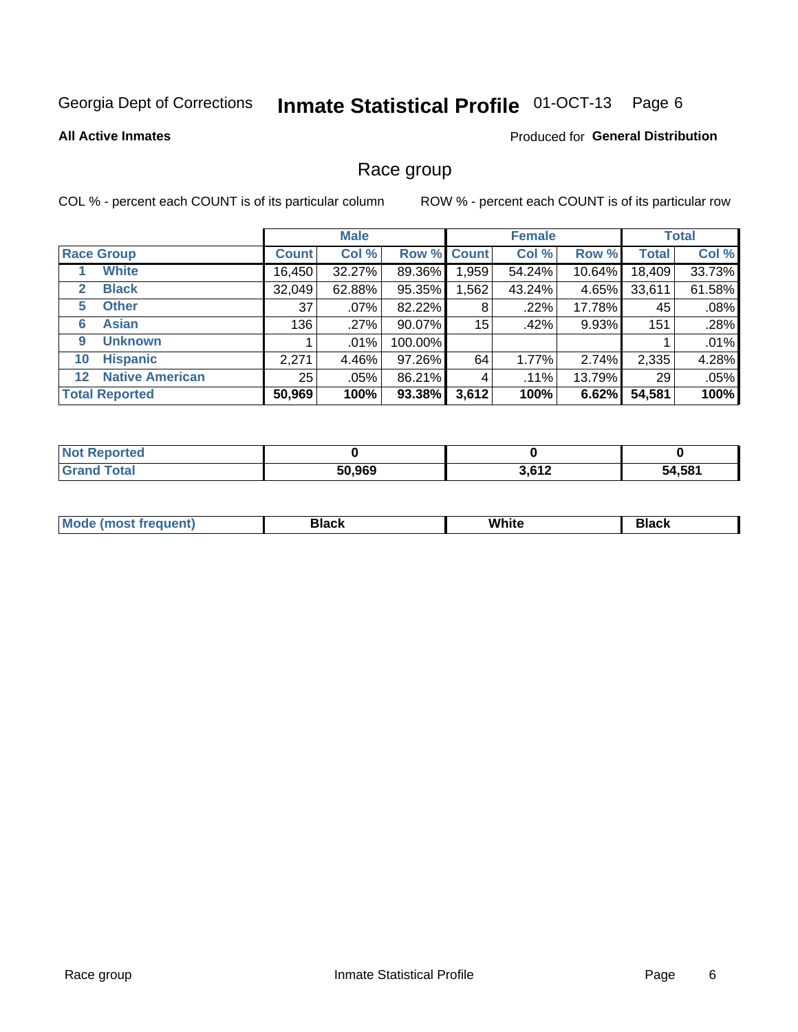Georgia Dept of Corrections **Inmate Statistical Profile** 01-OCT-13

**All Active Inmates**

Produced for **General Distribution**

## Race group

COL % - percent each COUNT is of its particular column

ROW % - percent each COUNT is of its particular row

| | Male | | | Female | | | Total | |
|---|---|---|---|---|---|---|---|---|
| **Race Group** | **Count** | **Col %** | **Row %** | **Count** | **Col %** | **Row %** | **Total** | **Col %** |
| 1 **White** | 16,450 | 32.27% | 89.36% | 1,959 | 54.24% | 10.64% | 18,409 | 33.73% |
| 2 **Black** | 32,049 | 62.88% | 95.35% | 1,562 | 43.24% | 4.65% | 33,611 | 61.58% |
| 5 **Other** | 37 | .07% | 82.22% | 8 | .22% | 17.78% | 45 | .08% |
| 6 **Asian** | 136 | .27% | 90.07% | 15 | .42% | 9.93% | 151 | .28% |
| 9 **Unknown** | 1 | .01% | 100.00% | | | | 1 | .01% |
| 10 **Hispanic** | 2,271 | 4.46% | 97.26% | 64 | 1.77% | 2.74% | 2,335 | 4.28% |
| 12 **Native American** | 25 | .05% | 86.21% | 4 | .11% | 13.79% | 29 | .05% |
| **Total Reported** | **50,969** | **100%** | **93.38%** | **3,612** | **100%** | **6.62%** | **54,581** | **100%** |

| | Male | Female | Total |
|---|---|---|---|
| **Not Reported** | **0** | **0** | **0** |
| **Grand Total** | **50,969** | **3,612** | **54,581** |

| | Male | Female | Total |
|---|---|---|---|
| **Mode (most frequent)** | **Black** | **White** | **Black** |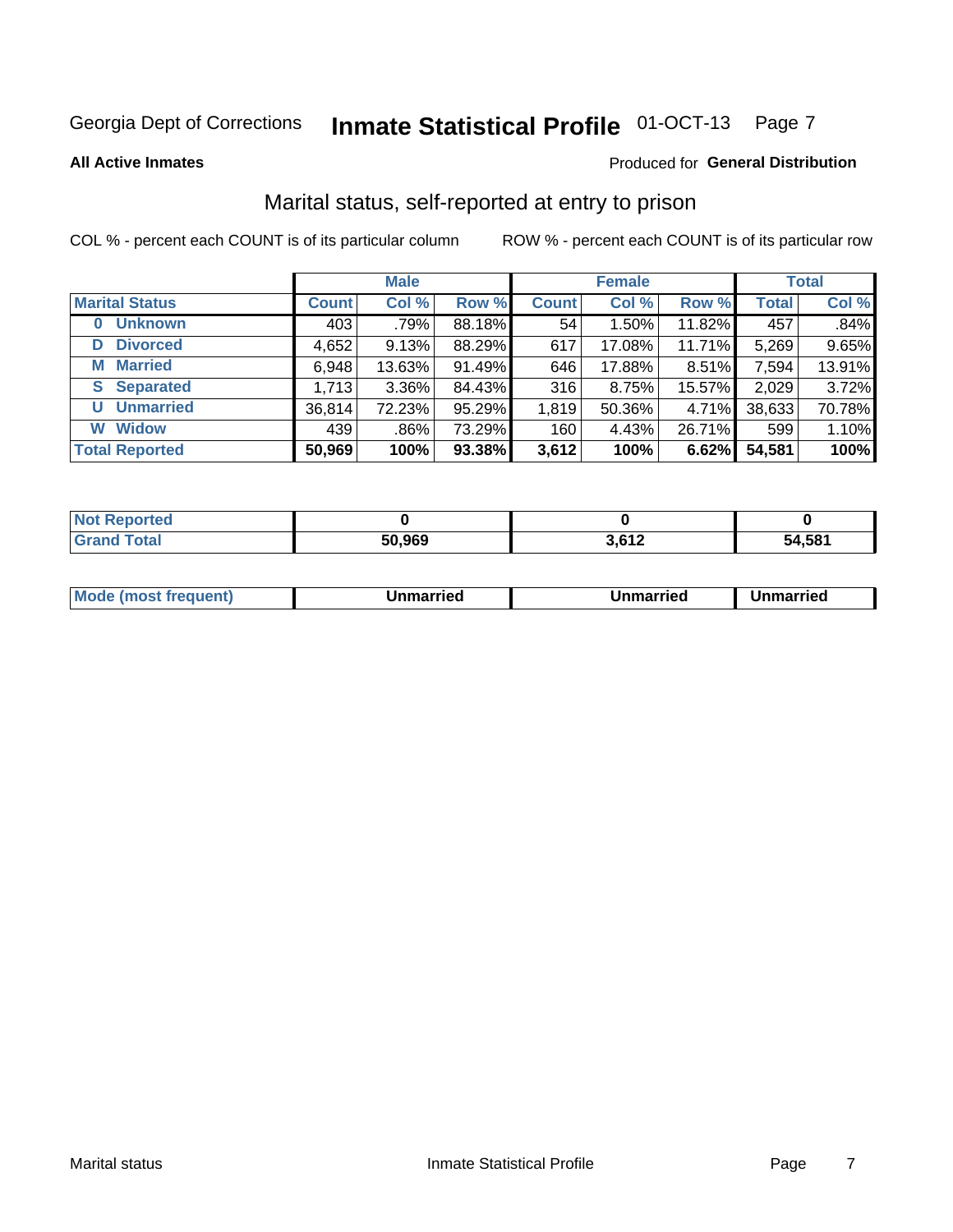Georgia Dept of Corrections **Inmate Statistical Profile** 01-OCT-13

**All Active Inmates**

Produced for **General Distribution**

## Marital status, self-reported at entry to prison

COL % - percent each COUNT is of its particular column

ROW % - percent each COUNT is of its particular row

| | Male | | | Female | | | Total | |
|---|---|---|---|---|---|---|---|---|
| **Marital Status** | **Count** | **Col %** | **Row %** | **Count** | **Col %** | **Row %** | **Total** | **Col %** |
| **0 Unknown** | 403 | .79% | 88.18% | 54 | 1.50% | 11.82% | 457 | .84% |
| **D Divorced** | 4,652 | 9.13% | 88.29% | 617 | 17.08% | 11.71% | 5,269 | 9.65% |
| **M Married** | 6,948 | 13.63% | 91.49% | 646 | 17.88% | 8.51% | 7,594 | 13.91% |
| **S Separated** | 1,713 | 3.36% | 84.43% | 316 | 8.75% | 15.57% | 2,029 | 3.72% |
| **U Unmarried** | 36,814 | 72.23% | 95.29% | 1,819 | 50.36% | 4.71% | 38,633 | 70.78% |
| **W Widow** | 439 | .86% | 73.29% | 160 | 4.43% | 26.71% | 599 | 1.10% |
| **Total Reported** | **50,969** | **100%** | **93.38%** | **3,612** | **100%** | **6.62%** | **54,581** | **100%** |

| | Male | Female | Total |
|---|---|---|---|
| **Not Reported** | **0** | **0** | **0** |
| **Grand Total** | **50,969** | **3,612** | **54,581** |

| | Male | Female | Total |
|---|---|---|---|
| **Mode (most frequent)** | **Unmarried** | **Unmarried** | **Unmarried** |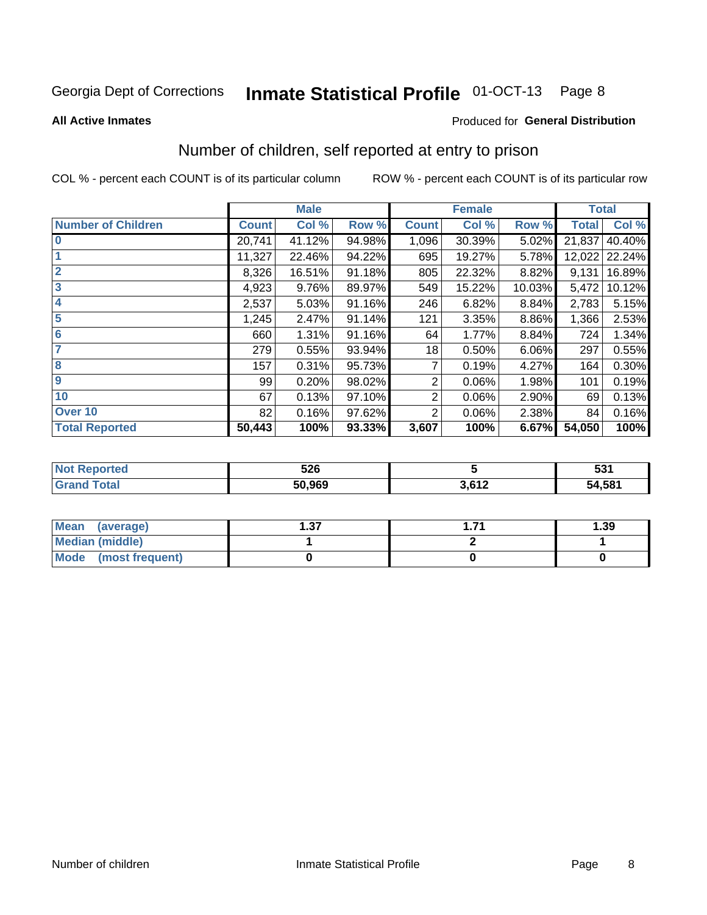Georgia Dept of Corrections **Inmate Statistical Profile** 01-OCT-13

**All Active Inmates**

Produced for **General Distribution**

## Number of children, self reported at entry to prison

COL % - percent each COUNT is of its particular column ROW % - percent each COUNT is of its particular row

| | Male | | | Female | | | Total | |
|---|---|---|---|---|---|---|---|---|
| **Number of Children** | **Count** | **Col %** | **Row %** | **Count** | **Col %** | **Row %** | **Total** | **Col %** |
| **0** | 20,741 | 41.12% | 94.98% | 1,096 | 30.39% | 5.02% | 21,837 | 40.40% |
| **1** | 11,327 | 22.46% | 94.22% | 695 | 19.27% | 5.78% | 12,022 | 22.24% |
| **2** | 8,326 | 16.51% | 91.18% | 805 | 22.32% | 8.82% | 9,131 | 16.89% |
| **3** | 4,923 | 9.76% | 89.97% | 549 | 15.22% | 10.03% | 5,472 | 10.12% |
| **4** | 2,537 | 5.03% | 91.16% | 246 | 6.82% | 8.84% | 2,783 | 5.15% |
| **5** | 1,245 | 2.47% | 91.14% | 121 | 3.35% | 8.86% | 1,366 | 2.53% |
| **6** | 660 | 1.31% | 91.16% | 64 | 1.77% | 8.84% | 724 | 1.34% |
| **7** | 279 | 0.55% | 93.94% | 18 | 0.50% | 6.06% | 297 | 0.55% |
| **8** | 157 | 0.31% | 95.73% | 7 | 0.19% | 4.27% | 164 | 0.30% |
| **9** | 99 | 0.20% | 98.02% | 2 | 0.06% | 1.98% | 101 | 0.19% |
| **10** | 67 | 0.13% | 97.10% | 2 | 0.06% | 2.90% | 69 | 0.13% |
| **Over 10** | 82 | 0.16% | 97.62% | 2 | 0.06% | 2.38% | 84 | 0.16% |
| **Total Reported** | **50,443** | **100%** | **93.33%** | **3,607** | **100%** | **6.67%** | **54,050** | **100%** |

| | Male | Female | Total |
|---|---|---|---|
| **Not Reported** | **526** | **5** | **531** |
| **Grand Total** | **50,969** | **3,612** | **54,581** |

| | Male | Female | Total |
|---|---|---|---|
| **Mean (average)** | **1.37** | **1.71** | **1.39** |
| **Median (middle)** | **1** | **2** | **1** |
| **Mode (most frequent)** | **0** | **0** | **0** |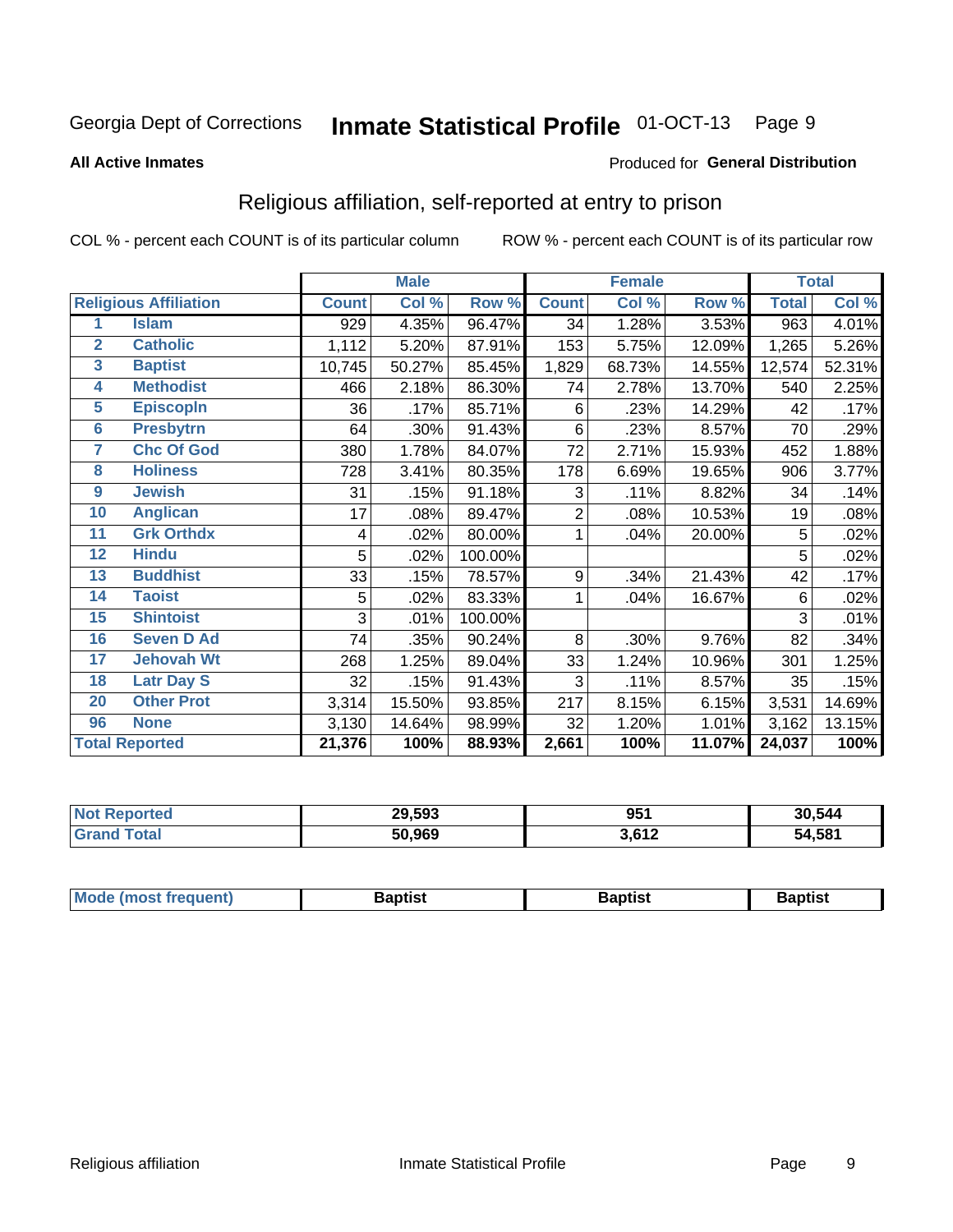Georgia Dept of Corrections **Inmate Statistical Profile** 01-OCT-13 Page 9

**All Active Inmates**

Produced for **General Distribution**

## Religious affiliation, self-reported at entry to prison

COL % - percent each COUNT is of its particular column ROW % - percent each COUNT is of its particular row

| | | Male | | | Female | | | Total | |
|---|---|---|---|---|---|---|---|---|---|
| **Religious Affiliation** | | **Count** | **Col %** | **Row %** | **Count** | **Col %** | **Row %** | **Total** | **Col %** |
| 1 | Islam | 929 | 4.35% | 96.47% | 34 | 1.28% | 3.53% | 963 | 4.01% |
| 2 | Catholic | 1,112 | 5.20% | 87.91% | 153 | 5.75% | 12.09% | 1,265 | 5.26% |
| 3 | Baptist | 10,745 | 50.27% | 85.45% | 1,829 | 68.73% | 14.55% | 12,574 | 52.31% |
| 4 | Methodist | 466 | 2.18% | 86.30% | 74 | 2.78% | 13.70% | 540 | 2.25% |
| 5 | Episcopln | 36 | .17% | 85.71% | 6 | .23% | 14.29% | 42 | .17% |
| 6 | Presbytrn | 64 | .30% | 91.43% | 6 | .23% | 8.57% | 70 | .29% |
| 7 | Chc Of God | 380 | 1.78% | 84.07% | 72 | 2.71% | 15.93% | 452 | 1.88% |
| 8 | Holiness | 728 | 3.41% | 80.35% | 178 | 6.69% | 19.65% | 906 | 3.77% |
| 9 | Jewish | 31 | .15% | 91.18% | 3 | .11% | 8.82% | 34 | .14% |
| 10 | Anglican | 17 | .08% | 89.47% | 2 | .08% | 10.53% | 19 | .08% |
| 11 | Grk Orthdx | 4 | .02% | 80.00% | 1 | .04% | 20.00% | 5 | .02% |
| 12 | Hindu | 5 | .02% | 100.00% | | | | 5 | .02% |
| 13 | Buddhist | 33 | .15% | 78.57% | 9 | .34% | 21.43% | 42 | .17% |
| 14 | Taoist | 5 | .02% | 83.33% | 1 | .04% | 16.67% | 6 | .02% |
| 15 | Shintoist | 3 | .01% | 100.00% | | | | 3 | .01% |
| 16 | Seven D Ad | 74 | .35% | 90.24% | 8 | .30% | 9.76% | 82 | .34% |
| 17 | Jehovah Wt | 268 | 1.25% | 89.04% | 33 | 1.24% | 10.96% | 301 | 1.25% |
| 18 | Latr Day S | 32 | .15% | 91.43% | 3 | .11% | 8.57% | 35 | .15% |
| 20 | Other Prot | 3,314 | 15.50% | 93.85% | 217 | 8.15% | 6.15% | 3,531 | 14.69% |
| 96 | None | 3,130 | 14.64% | 98.99% | 32 | 1.20% | 1.01% | 3,162 | 13.15% |
| **Total Reported** | | **21,376** | **100%** | **88.93%** | **2,661** | **100%** | **11.07%** | **24,037** | **100%** |

| | Male | Female | Total |
|---|---|---|---|
| Not Reported | 29,593 | 951 | 30,544 |
| Grand Total | 50,969 | 3,612 | 54,581 |

| | Male | Female | Total |
|---|---|---|---|
| Mode (most frequent) | Baptist | Baptist | Baptist |

Religious affiliation Inmate Statistical Profile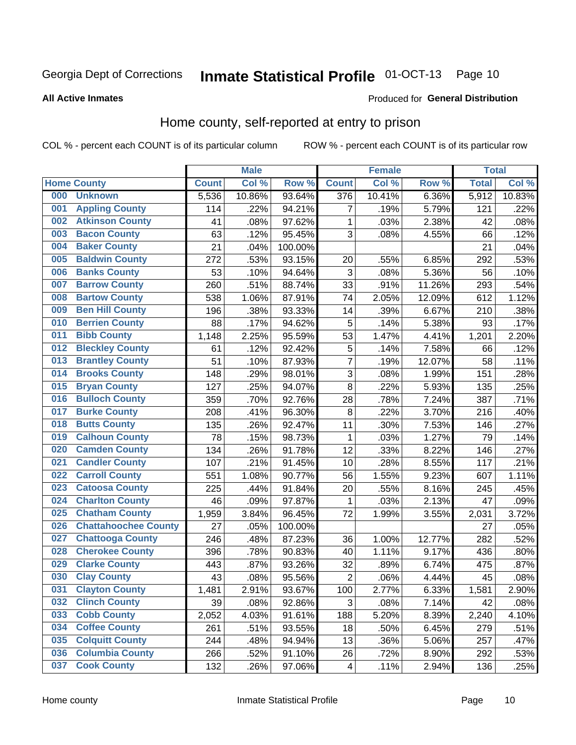Georgia Dept of Corrections **Inmate Statistical Profile** 01-OCT-13

**All Active Inmates**

Produced for **General Distribution**

## Home county, self-reported at entry to prison

COL % - percent each COUNT is of its particular column    ROW % - percent each COUNT is of its particular row

| Home County | | Male | | | Female | | | Total | |
|---|---|---|---|---|---|---|---|---|---|
| | | Count | Col % | Row % | Count | Col % | Row % | Total | Col % |
| 000 | Unknown | 5,536 | 10.86% | 93.64% | 376 | 10.41% | 6.36% | 5,912 | 10.83% |
| 001 | Appling County | 114 | .22% | 94.21% | 7 | .19% | 5.79% | 121 | .22% |
| 002 | Atkinson County | 41 | .08% | 97.62% | 1 | .03% | 2.38% | 42 | .08% |
| 003 | Bacon County | 63 | .12% | 95.45% | 3 | .08% | 4.55% | 66 | .12% |
| 004 | Baker County | 21 | .04% | 100.00% | | | | 21 | .04% |
| 005 | Baldwin County | 272 | .53% | 93.15% | 20 | .55% | 6.85% | 292 | .53% |
| 006 | Banks County | 53 | .10% | 94.64% | 3 | .08% | 5.36% | 56 | .10% |
| 007 | Barrow County | 260 | .51% | 88.74% | 33 | .91% | 11.26% | 293 | .54% |
| 008 | Bartow County | 538 | 1.06% | 87.91% | 74 | 2.05% | 12.09% | 612 | 1.12% |
| 009 | Ben Hill County | 196 | .38% | 93.33% | 14 | .39% | 6.67% | 210 | .38% |
| 010 | Berrien County | 88 | .17% | 94.62% | 5 | .14% | 5.38% | 93 | .17% |
| 011 | Bibb County | 1,148 | 2.25% | 95.59% | 53 | 1.47% | 4.41% | 1,201 | 2.20% |
| 012 | Bleckley County | 61 | .12% | 92.42% | 5 | .14% | 7.58% | 66 | .12% |
| 013 | Brantley County | 51 | .10% | 87.93% | 7 | .19% | 12.07% | 58 | .11% |
| 014 | Brooks County | 148 | .29% | 98.01% | 3 | .08% | 1.99% | 151 | .28% |
| 015 | Bryan County | 127 | .25% | 94.07% | 8 | .22% | 5.93% | 135 | .25% |
| 016 | Bulloch County | 359 | .70% | 92.76% | 28 | .78% | 7.24% | 387 | .71% |
| 017 | Burke County | 208 | .41% | 96.30% | 8 | .22% | 3.70% | 216 | .40% |
| 018 | Butts County | 135 | .26% | 92.47% | 11 | .30% | 7.53% | 146 | .27% |
| 019 | Calhoun County | 78 | .15% | 98.73% | 1 | .03% | 1.27% | 79 | .14% |
| 020 | Camden County | 134 | .26% | 91.78% | 12 | .33% | 8.22% | 146 | .27% |
| 021 | Candler County | 107 | .21% | 91.45% | 10 | .28% | 8.55% | 117 | .21% |
| 022 | Carroll County | 551 | 1.08% | 90.77% | 56 | 1.55% | 9.23% | 607 | 1.11% |
| 023 | Catoosa County | 225 | .44% | 91.84% | 20 | .55% | 8.16% | 245 | .45% |
| 024 | Charlton County | 46 | .09% | 97.87% | 1 | .03% | 2.13% | 47 | .09% |
| 025 | Chatham County | 1,959 | 3.84% | 96.45% | 72 | 1.99% | 3.55% | 2,031 | 3.72% |
| 026 | Chattahoochee County | 27 | .05% | 100.00% | | | | 27 | .05% |
| 027 | Chattooga County | 246 | .48% | 87.23% | 36 | 1.00% | 12.77% | 282 | .52% |
| 028 | Cherokee County | 396 | .78% | 90.83% | 40 | 1.11% | 9.17% | 436 | .80% |
| 029 | Clarke County | 443 | .87% | 93.26% | 32 | .89% | 6.74% | 475 | .87% |
| 030 | Clay County | 43 | .08% | 95.56% | 2 | .06% | 4.44% | 45 | .08% |
| 031 | Clayton County | 1,481 | 2.91% | 93.67% | 100 | 2.77% | 6.33% | 1,581 | 2.90% |
| 032 | Clinch County | 39 | .08% | 92.86% | 3 | .08% | 7.14% | 42 | .08% |
| 033 | Cobb County | 2,052 | 4.03% | 91.61% | 188 | 5.20% | 8.39% | 2,240 | 4.10% |
| 034 | Coffee County | 261 | .51% | 93.55% | 18 | .50% | 6.45% | 279 | .51% |
| 035 | Colquitt County | 244 | .48% | 94.94% | 13 | .36% | 5.06% | 257 | .47% |
| 036 | Columbia County | 266 | .52% | 91.10% | 26 | .72% | 8.90% | 292 | .53% |
| 037 | Cook County | 132 | .26% | 97.06% | 4 | .11% | 2.94% | 136 | .25% |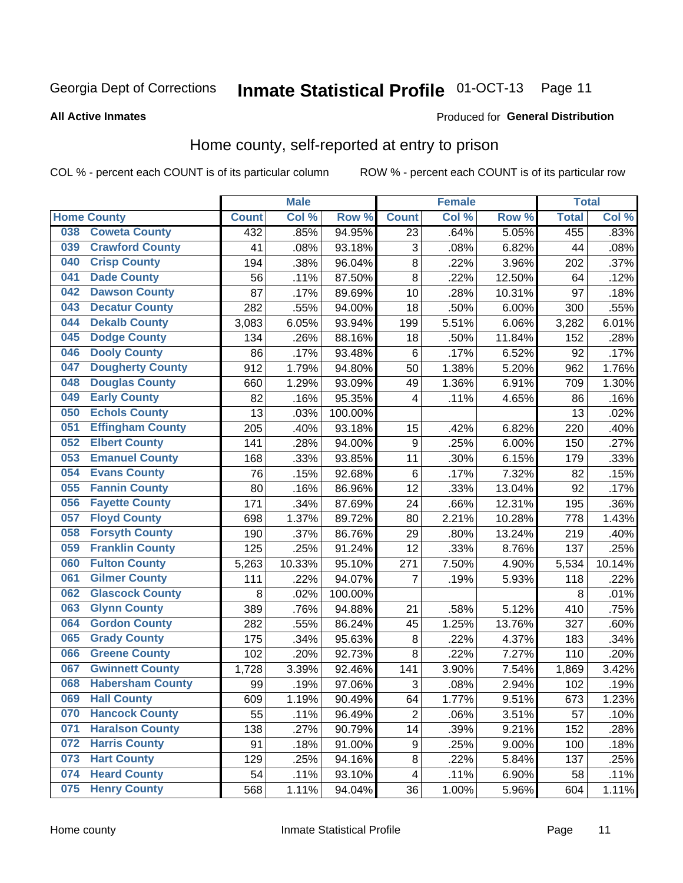Georgia Dept of Corrections **Inmate Statistical Profile** 01-OCT-13 Page 11

**All Active Inmates**

Produced for **General Distribution**

## Home county, self-reported at entry to prison

COL % - percent each COUNT is of its particular column ROW % - percent each COUNT is of its particular row

| Home County | | Male | | | Female | | | Total | |
|---|---|---|---|---|---|---|---|---|---|
| | | Count | Col % | Row % | Count | Col % | Row % | Total | Col % |
| 038 | Coweta County | 432 | .85% | 94.95% | 23 | .64% | 5.05% | 455 | .83% |
| 039 | Crawford County | 41 | .08% | 93.18% | 3 | .08% | 6.82% | 44 | .08% |
| 040 | Crisp County | 194 | .38% | 96.04% | 8 | .22% | 3.96% | 202 | .37% |
| 041 | Dade County | 56 | .11% | 87.50% | 8 | .22% | 12.50% | 64 | .12% |
| 042 | Dawson County | 87 | .17% | 89.69% | 10 | .28% | 10.31% | 97 | .18% |
| 043 | Decatur County | 282 | .55% | 94.00% | 18 | .50% | 6.00% | 300 | .55% |
| 044 | Dekalb County | 3,083 | 6.05% | 93.94% | 199 | 5.51% | 6.06% | 3,282 | 6.01% |
| 045 | Dodge County | 134 | .26% | 88.16% | 18 | .50% | 11.84% | 152 | .28% |
| 046 | Dooly County | 86 | .17% | 93.48% | 6 | .17% | 6.52% | 92 | .17% |
| 047 | Dougherty County | 912 | 1.79% | 94.80% | 50 | 1.38% | 5.20% | 962 | 1.76% |
| 048 | Douglas County | 660 | 1.29% | 93.09% | 49 | 1.36% | 6.91% | 709 | 1.30% |
| 049 | Early County | 82 | .16% | 95.35% | 4 | .11% | 4.65% | 86 | .16% |
| 050 | Echols County | 13 | .03% | 100.00% | | | | 13 | .02% |
| 051 | Effingham County | 205 | .40% | 93.18% | 15 | .42% | 6.82% | 220 | .40% |
| 052 | Elbert County | 141 | .28% | 94.00% | 9 | .25% | 6.00% | 150 | .27% |
| 053 | Emanuel County | 168 | .33% | 93.85% | 11 | .30% | 6.15% | 179 | .33% |
| 054 | Evans County | 76 | .15% | 92.68% | 6 | .17% | 7.32% | 82 | .15% |
| 055 | Fannin County | 80 | .16% | 86.96% | 12 | .33% | 13.04% | 92 | .17% |
| 056 | Fayette County | 171 | .34% | 87.69% | 24 | .66% | 12.31% | 195 | .36% |
| 057 | Floyd County | 698 | 1.37% | 89.72% | 80 | 2.21% | 10.28% | 778 | 1.43% |
| 058 | Forsyth County | 190 | .37% | 86.76% | 29 | .80% | 13.24% | 219 | .40% |
| 059 | Franklin County | 125 | .25% | 91.24% | 12 | .33% | 8.76% | 137 | .25% |
| 060 | Fulton County | 5,263 | 10.33% | 95.10% | 271 | 7.50% | 4.90% | 5,534 | 10.14% |
| 061 | Gilmer County | 111 | .22% | 94.07% | 7 | .19% | 5.93% | 118 | .22% |
| 062 | Glascock County | 8 | .02% | 100.00% | | | | 8 | .01% |
| 063 | Glynn County | 389 | .76% | 94.88% | 21 | .58% | 5.12% | 410 | .75% |
| 064 | Gordon County | 282 | .55% | 86.24% | 45 | 1.25% | 13.76% | 327 | .60% |
| 065 | Grady County | 175 | .34% | 95.63% | 8 | .22% | 4.37% | 183 | .34% |
| 066 | Greene County | 102 | .20% | 92.73% | 8 | .22% | 7.27% | 110 | .20% |
| 067 | Gwinnett County | 1,728 | 3.39% | 92.46% | 141 | 3.90% | 7.54% | 1,869 | 3.42% |
| 068 | Habersham County | 99 | .19% | 97.06% | 3 | .08% | 2.94% | 102 | .19% |
| 069 | Hall County | 609 | 1.19% | 90.49% | 64 | 1.77% | 9.51% | 673 | 1.23% |
| 070 | Hancock County | 55 | .11% | 96.49% | 2 | .06% | 3.51% | 57 | .10% |
| 071 | Haralson County | 138 | .27% | 90.79% | 14 | .39% | 9.21% | 152 | .28% |
| 072 | Harris County | 91 | .18% | 91.00% | 9 | .25% | 9.00% | 100 | .18% |
| 073 | Hart County | 129 | .25% | 94.16% | 8 | .22% | 5.84% | 137 | .25% |
| 074 | Heard County | 54 | .11% | 93.10% | 4 | .11% | 6.90% | 58 | .11% |
| 075 | Henry County | 568 | 1.11% | 94.04% | 36 | 1.00% | 5.96% | 604 | 1.11% |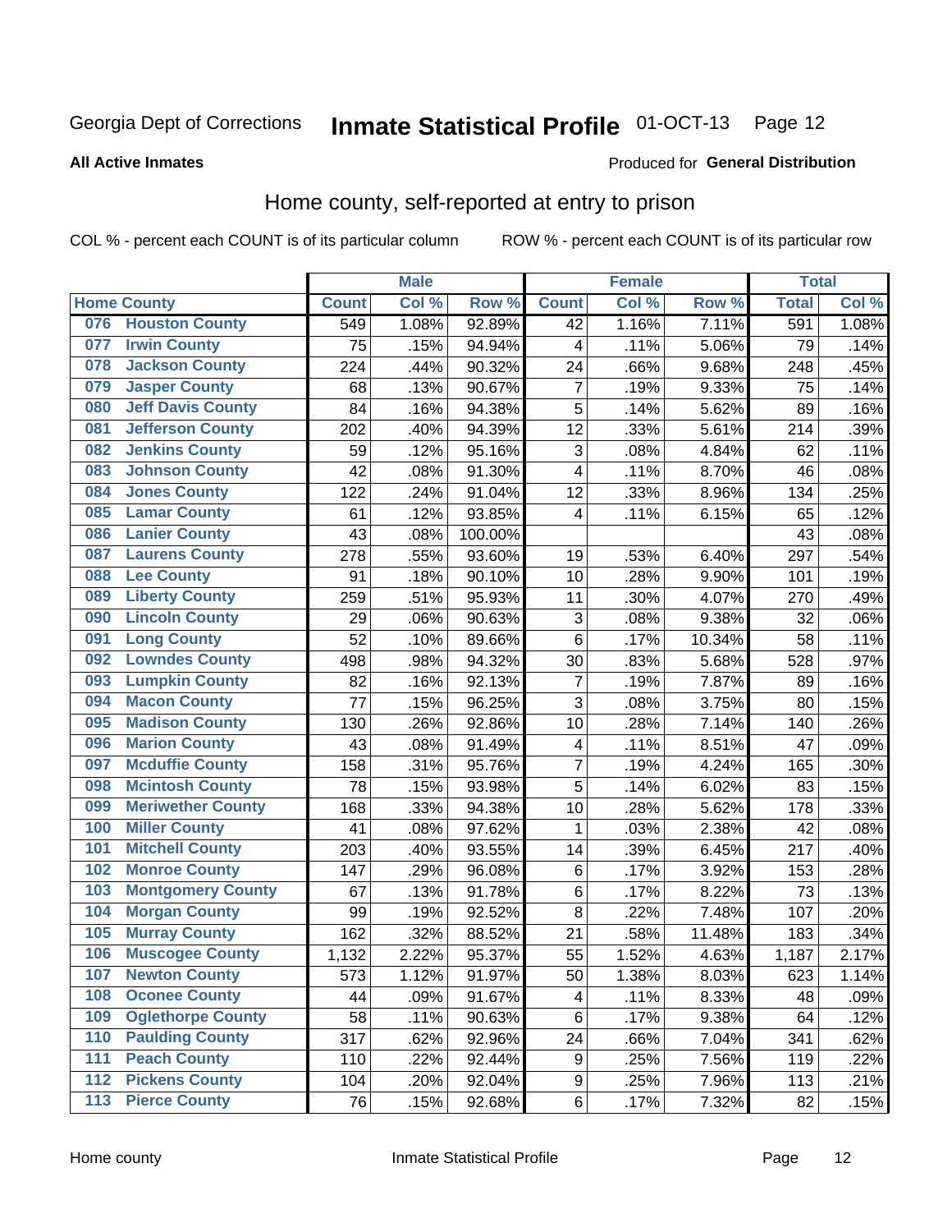Georgia Dept of Corrections **Inmate Statistical Profile** 01-OCT-13

**All Active Inmates**

Produced for **General Distribution**

## Home county, self-reported at entry to prison

COL % - percent each COUNT is of its particular column ROW % - percent each COUNT is of its particular row

| Home County | | Male | | | Female | | | Total | |
|---|---|---|---|---|---|---|---|---|---|
| | | Count | Col % | Row % | Count | Col % | Row % | Total | Col % |
| 076 | Houston County | 549 | 1.08% | 92.89% | 42 | 1.16% | 7.11% | 591 | 1.08% |
| 077 | Irwin County | 75 | .15% | 94.94% | 4 | .11% | 5.06% | 79 | .14% |
| 078 | Jackson County | 224 | .44% | 90.32% | 24 | .66% | 9.68% | 248 | .45% |
| 079 | Jasper County | 68 | .13% | 90.67% | 7 | .19% | 9.33% | 75 | .14% |
| 080 | Jeff Davis County | 84 | .16% | 94.38% | 5 | .14% | 5.62% | 89 | .16% |
| 081 | Jefferson County | 202 | .40% | 94.39% | 12 | .33% | 5.61% | 214 | .39% |
| 082 | Jenkins County | 59 | .12% | 95.16% | 3 | .08% | 4.84% | 62 | .11% |
| 083 | Johnson County | 42 | .08% | 91.30% | 4 | .11% | 8.70% | 46 | .08% |
| 084 | Jones County | 122 | .24% | 91.04% | 12 | .33% | 8.96% | 134 | .25% |
| 085 | Lamar County | 61 | .12% | 93.85% | 4 | .11% | 6.15% | 65 | .12% |
| 086 | Lanier County | 43 | .08% | 100.00% | | | | 43 | .08% |
| 087 | Laurens County | 278 | .55% | 93.60% | 19 | .53% | 6.40% | 297 | .54% |
| 088 | Lee County | 91 | .18% | 90.10% | 10 | .28% | 9.90% | 101 | .19% |
| 089 | Liberty County | 259 | .51% | 95.93% | 11 | .30% | 4.07% | 270 | .49% |
| 090 | Lincoln County | 29 | .06% | 90.63% | 3 | .08% | 9.38% | 32 | .06% |
| 091 | Long County | 52 | .10% | 89.66% | 6 | .17% | 10.34% | 58 | .11% |
| 092 | Lowndes County | 498 | .98% | 94.32% | 30 | .83% | 5.68% | 528 | .97% |
| 093 | Lumpkin County | 82 | .16% | 92.13% | 7 | .19% | 7.87% | 89 | .16% |
| 094 | Macon County | 77 | .15% | 96.25% | 3 | .08% | 3.75% | 80 | .15% |
| 095 | Madison County | 130 | .26% | 92.86% | 10 | .28% | 7.14% | 140 | .26% |
| 096 | Marion County | 43 | .08% | 91.49% | 4 | .11% | 8.51% | 47 | .09% |
| 097 | Mcduffie County | 158 | .31% | 95.76% | 7 | .19% | 4.24% | 165 | .30% |
| 098 | Mcintosh County | 78 | .15% | 93.98% | 5 | .14% | 6.02% | 83 | .15% |
| 099 | Meriwether County | 168 | .33% | 94.38% | 10 | .28% | 5.62% | 178 | .33% |
| 100 | Miller County | 41 | .08% | 97.62% | 1 | .03% | 2.38% | 42 | .08% |
| 101 | Mitchell County | 203 | .40% | 93.55% | 14 | .39% | 6.45% | 217 | .40% |
| 102 | Monroe County | 147 | .29% | 96.08% | 6 | .17% | 3.92% | 153 | .28% |
| 103 | Montgomery County | 67 | .13% | 91.78% | 6 | .17% | 8.22% | 73 | .13% |
| 104 | Morgan County | 99 | .19% | 92.52% | 8 | .22% | 7.48% | 107 | .20% |
| 105 | Murray County | 162 | .32% | 88.52% | 21 | .58% | 11.48% | 183 | .34% |
| 106 | Muscogee County | 1,132 | 2.22% | 95.37% | 55 | 1.52% | 4.63% | 1,187 | 2.17% |
| 107 | Newton County | 573 | 1.12% | 91.97% | 50 | 1.38% | 8.03% | 623 | 1.14% |
| 108 | Oconee County | 44 | .09% | 91.67% | 4 | .11% | 8.33% | 48 | .09% |
| 109 | Oglethorpe County | 58 | .11% | 90.63% | 6 | .17% | 9.38% | 64 | .12% |
| 110 | Paulding County | 317 | .62% | 92.96% | 24 | .66% | 7.04% | 341 | .62% |
| 111 | Peach County | 110 | .22% | 92.44% | 9 | .25% | 7.56% | 119 | .22% |
| 112 | Pickens County | 104 | .20% | 92.04% | 9 | .25% | 7.96% | 113 | .21% |
| 113 | Pierce County | 76 | .15% | 92.68% | 6 | .17% | 7.32% | 82 | .15% |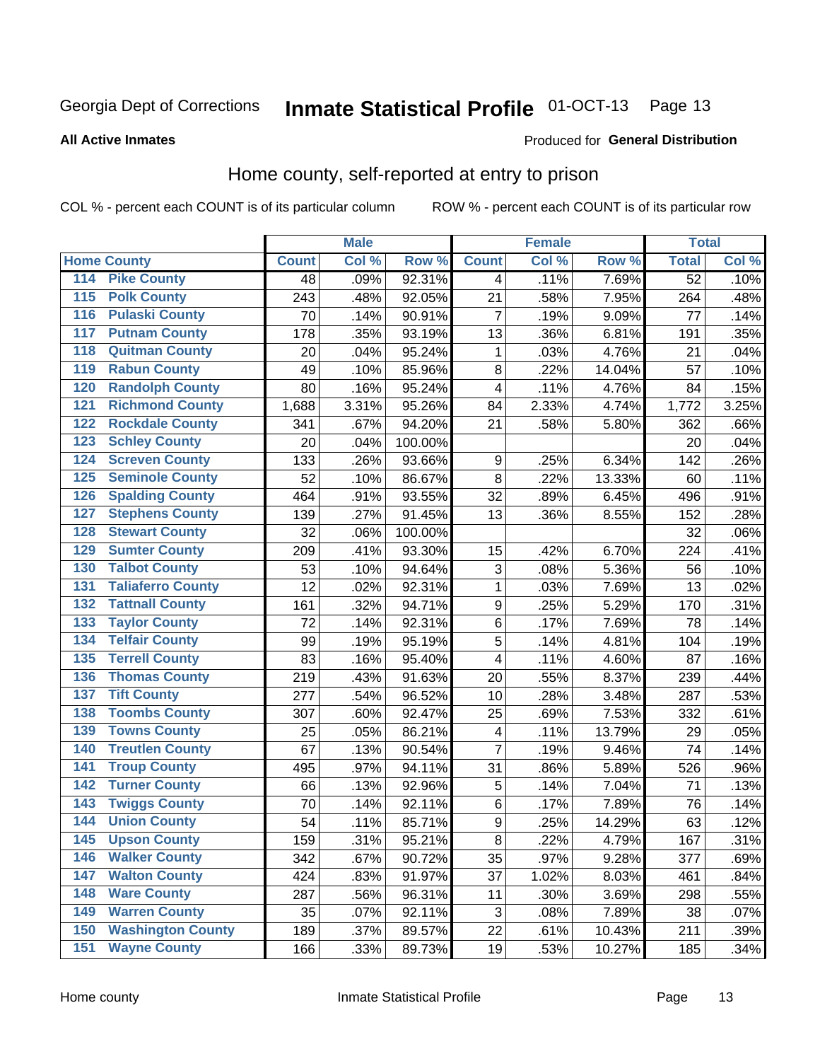Georgia Dept of Corrections **Inmate Statistical Profile** 01-OCT-13

**All Active Inmates**

Produced for **General Distribution**

## Home county, self-reported at entry to prison

COL % - percent each COUNT is of its particular column ROW % - percent each COUNT is of its particular row

| Home County | | Male | | | Female | | | Total | |
|---|---|---|---|---|---|---|---|---|---|
| | | Count | Col % | Row % | Count | Col % | Row % | Total | Col % |
| 114 | Pike County | 48 | .09% | 92.31% | 4 | .11% | 7.69% | 52 | .10% |
| 115 | Polk County | 243 | .48% | 92.05% | 21 | .58% | 7.95% | 264 | .48% |
| 116 | Pulaski County | 70 | .14% | 90.91% | 7 | .19% | 9.09% | 77 | .14% |
| 117 | Putnam County | 178 | .35% | 93.19% | 13 | .36% | 6.81% | 191 | .35% |
| 118 | Quitman County | 20 | .04% | 95.24% | 1 | .03% | 4.76% | 21 | .04% |
| 119 | Rabun County | 49 | .10% | 85.96% | 8 | .22% | 14.04% | 57 | .10% |
| 120 | Randolph County | 80 | .16% | 95.24% | 4 | .11% | 4.76% | 84 | .15% |
| 121 | Richmond County | 1,688 | 3.31% | 95.26% | 84 | 2.33% | 4.74% | 1,772 | 3.25% |
| 122 | Rockdale County | 341 | .67% | 94.20% | 21 | .58% | 5.80% | 362 | .66% |
| 123 | Schley County | 20 | .04% | 100.00% | | | | 20 | .04% |
| 124 | Screven County | 133 | .26% | 93.66% | 9 | .25% | 6.34% | 142 | .26% |
| 125 | Seminole County | 52 | .10% | 86.67% | 8 | .22% | 13.33% | 60 | .11% |
| 126 | Spalding County | 464 | .91% | 93.55% | 32 | .89% | 6.45% | 496 | .91% |
| 127 | Stephens County | 139 | .27% | 91.45% | 13 | .36% | 8.55% | 152 | .28% |
| 128 | Stewart County | 32 | .06% | 100.00% | | | | 32 | .06% |
| 129 | Sumter County | 209 | .41% | 93.30% | 15 | .42% | 6.70% | 224 | .41% |
| 130 | Talbot County | 53 | .10% | 94.64% | 3 | .08% | 5.36% | 56 | .10% |
| 131 | Taliaferro County | 12 | .02% | 92.31% | 1 | .03% | 7.69% | 13 | .02% |
| 132 | Tattnall County | 161 | .32% | 94.71% | 9 | .25% | 5.29% | 170 | .31% |
| 133 | Taylor County | 72 | .14% | 92.31% | 6 | .17% | 7.69% | 78 | .14% |
| 134 | Telfair County | 99 | .19% | 95.19% | 5 | .14% | 4.81% | 104 | .19% |
| 135 | Terrell County | 83 | .16% | 95.40% | 4 | .11% | 4.60% | 87 | .16% |
| 136 | Thomas County | 219 | .43% | 91.63% | 20 | .55% | 8.37% | 239 | .44% |
| 137 | Tift County | 277 | .54% | 96.52% | 10 | .28% | 3.48% | 287 | .53% |
| 138 | Toombs County | 307 | .60% | 92.47% | 25 | .69% | 7.53% | 332 | .61% |
| 139 | Towns County | 25 | .05% | 86.21% | 4 | .11% | 13.79% | 29 | .05% |
| 140 | Treutlen County | 67 | .13% | 90.54% | 7 | .19% | 9.46% | 74 | .14% |
| 141 | Troup County | 495 | .97% | 94.11% | 31 | .86% | 5.89% | 526 | .96% |
| 142 | Turner County | 66 | .13% | 92.96% | 5 | .14% | 7.04% | 71 | .13% |
| 143 | Twiggs County | 70 | .14% | 92.11% | 6 | .17% | 7.89% | 76 | .14% |
| 144 | Union County | 54 | .11% | 85.71% | 9 | .25% | 14.29% | 63 | .12% |
| 145 | Upson County | 159 | .31% | 95.21% | 8 | .22% | 4.79% | 167 | .31% |
| 146 | Walker County | 342 | .67% | 90.72% | 35 | .97% | 9.28% | 377 | .69% |
| 147 | Walton County | 424 | .83% | 91.97% | 37 | 1.02% | 8.03% | 461 | .84% |
| 148 | Ware County | 287 | .56% | 96.31% | 11 | .30% | 3.69% | 298 | .55% |
| 149 | Warren County | 35 | .07% | 92.11% | 3 | .08% | 7.89% | 38 | .07% |
| 150 | Washington County | 189 | .37% | 89.57% | 22 | .61% | 10.43% | 211 | .39% |
| 151 | Wayne County | 166 | .33% | 89.73% | 19 | .53% | 10.27% | 185 | .34% |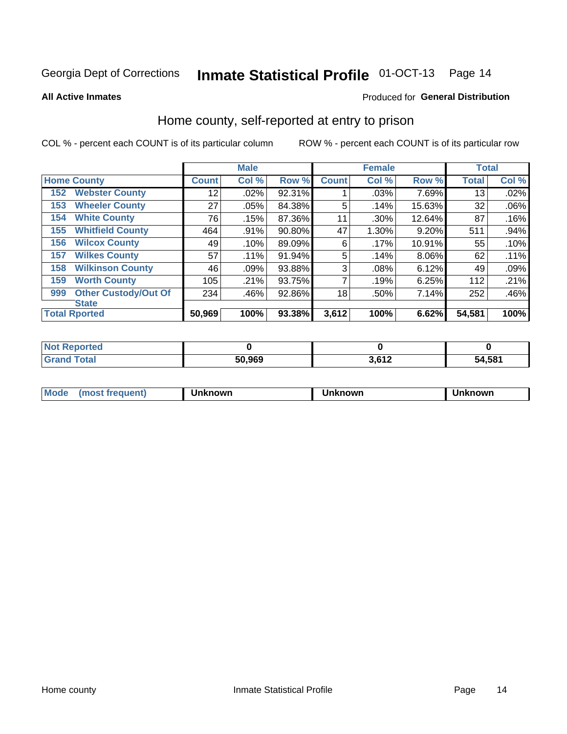Georgia Dept of Corrections **Inmate Statistical Profile** 01-OCT-13

**All Active Inmates** Produced for **General Distribution**

## Home county, self-reported at entry to prison

COL % - percent each COUNT is of its particular column ROW % - percent each COUNT is of its particular row

| | | Male | | | Female | | | Total | |
|---|---|---|---|---|---|---|---|---|---|
| Home County | | Count | Col % | Row % | Count | Col % | Row % | Total | Col % |
| 152 | Webster County | 12 | .02% | 92.31% | 1 | .03% | 7.69% | 13 | .02% |
| 153 | Wheeler County | 27 | .05% | 84.38% | 5 | .14% | 15.63% | 32 | .06% |
| 154 | White County | 76 | .15% | 87.36% | 11 | .30% | 12.64% | 87 | .16% |
| 155 | Whitfield County | 464 | .91% | 90.80% | 47 | 1.30% | 9.20% | 511 | .94% |
| 156 | Wilcox County | 49 | .10% | 89.09% | 6 | .17% | 10.91% | 55 | .10% |
| 157 | Wilkes County | 57 | .11% | 91.94% | 5 | .14% | 8.06% | 62 | .11% |
| 158 | Wilkinson County | 46 | .09% | 93.88% | 3 | .08% | 6.12% | 49 | .09% |
| 159 | Worth County | 105 | .21% | 93.75% | 7 | .19% | 6.25% | 112 | .21% |
| 999 | Other Custody/Out Of State | 234 | .46% | 92.86% | 18 | .50% | 7.14% | 252 | .46% |
| Total Rported | | 50,969 | 100% | 93.38% | 3,612 | 100% | 6.62% | 54,581 | 100% |

| | Male | Female | Total |
|---|---|---|---|
| Not Reported | 0 | 0 | 0 |
| Grand Total | 50,969 | 3,612 | 54,581 |

| | Male | Female | Total |
|---|---|---|---|
| Mode (most frequent) | Unknown | Unknown | Unknown |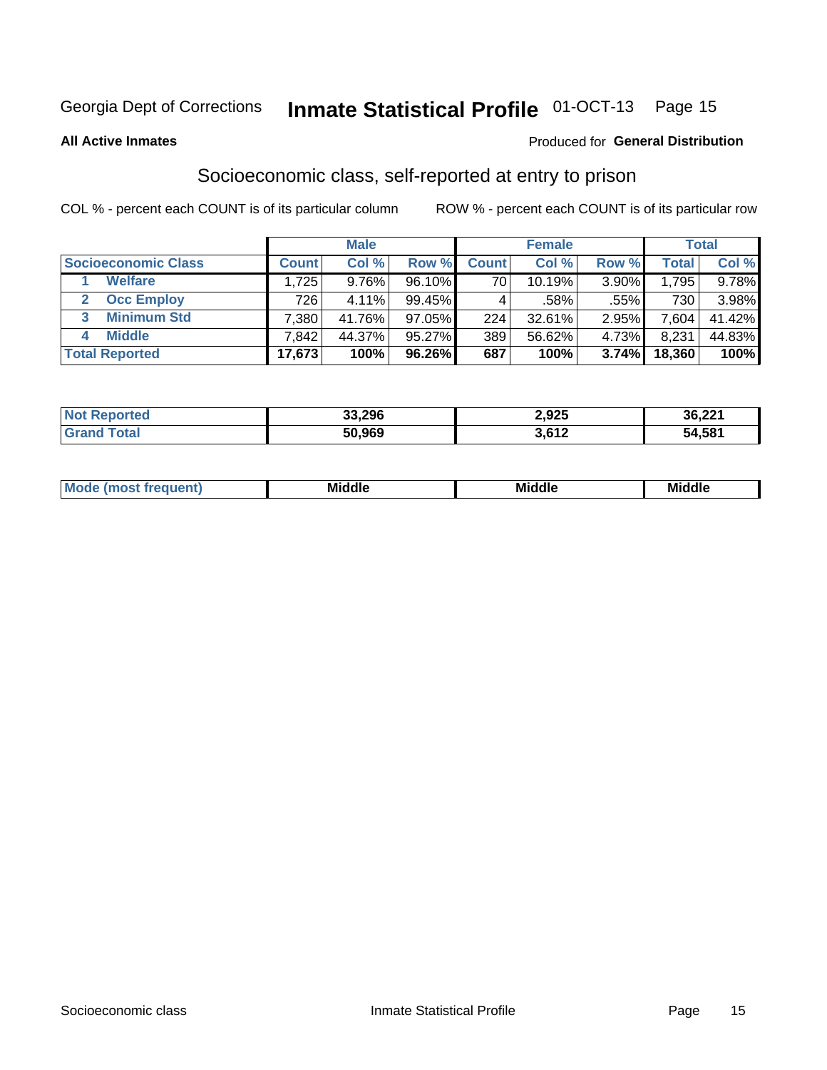Georgia Dept of Corrections **Inmate Statistical Profile** 01-OCT-13

**All Active Inmates**

Produced for **General Distribution**

## Socioeconomic class, self-reported at entry to prison

COL % - percent each COUNT is of its particular column

ROW % - percent each COUNT is of its particular row

| | Male | | | Female | | | Total | |
|---|---|---|---|---|---|---|---|---|
| **Socioeconomic Class** | **Count** | **Col %** | **Row %** | **Count** | **Col %** | **Row %** | **Total** | **Col %** |
| 1 **Welfare** | 1,725 | 9.76% | 96.10% | 70 | 10.19% | 3.90% | 1,795 | 9.78% |
| 2 **Occ Employ** | 726 | 4.11% | 99.45% | 4 | .58% | .55% | 730 | 3.98% |
| 3 **Minimum Std** | 7,380 | 41.76% | 97.05% | 224 | 32.61% | 2.95% | 7,604 | 41.42% |
| 4 **Middle** | 7,842 | 44.37% | 95.27% | 389 | 56.62% | 4.73% | 8,231 | 44.83% |
| **Total Reported** | **17,673** | **100%** | **96.26%** | **687** | **100%** | **3.74%** | **18,360** | **100%** |

| | Male | Female | Total |
|---|---|---|---|
| **Not Reported** | **33,296** | **2,925** | **36,221** |
| **Grand Total** | **50,969** | **3,612** | **54,581** |

| | Male | Female | Total |
|---|---|---|---|
| **Mode (most frequent)** | **Middle** | **Middle** | **Middle** |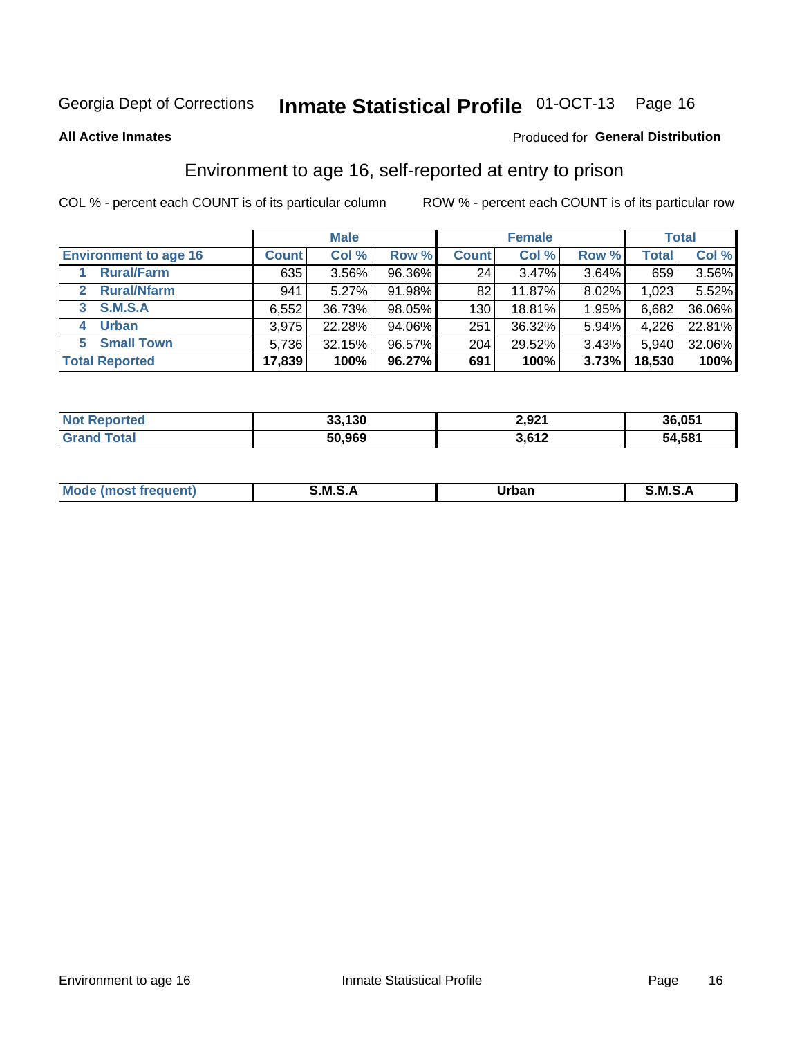Georgia Dept of Corrections **Inmate Statistical Profile** 01-OCT-13

**All Active Inmates**

Produced for **General Distribution**

## Environment to age 16, self-reported at entry to prison

COL % - percent each COUNT is of its particular column

ROW % - percent each COUNT is of its particular row

| | Male | | | Female | | | Total | |
|---|---|---|---|---|---|---|---|---|
| **Environment to age 16** | **Count** | **Col %** | **Row %** | **Count** | **Col %** | **Row %** | **Total** | **Col %** |
| 1 **Rural/Farm** | 635 | 3.56% | 96.36% | 24 | 3.47% | 3.64% | 659 | 3.56% |
| 2 **Rural/Nfarm** | 941 | 5.27% | 91.98% | 82 | 11.87% | 8.02% | 1,023 | 5.52% |
| 3 **S.M.S.A** | 6,552 | 36.73% | 98.05% | 130 | 18.81% | 1.95% | 6,682 | 36.06% |
| 4 **Urban** | 3,975 | 22.28% | 94.06% | 251 | 36.32% | 5.94% | 4,226 | 22.81% |
| 5 **Small Town** | 5,736 | 32.15% | 96.57% | 204 | 29.52% | 3.43% | 5,940 | 32.06% |
| **Total Reported** | **17,839** | **100%** | **96.27%** | **691** | **100%** | **3.73%** | **18,530** | **100%** |

| | Male | Female | Total |
|---|---|---|---|
| **Not Reported** | **33,130** | **2,921** | **36,051** |
| **Grand Total** | **50,969** | **3,612** | **54,581** |

| | Male | Female | Total |
|---|---|---|---|
| **Mode (most frequent)** | **S.M.S.A** | **Urban** | **S.M.S.A** |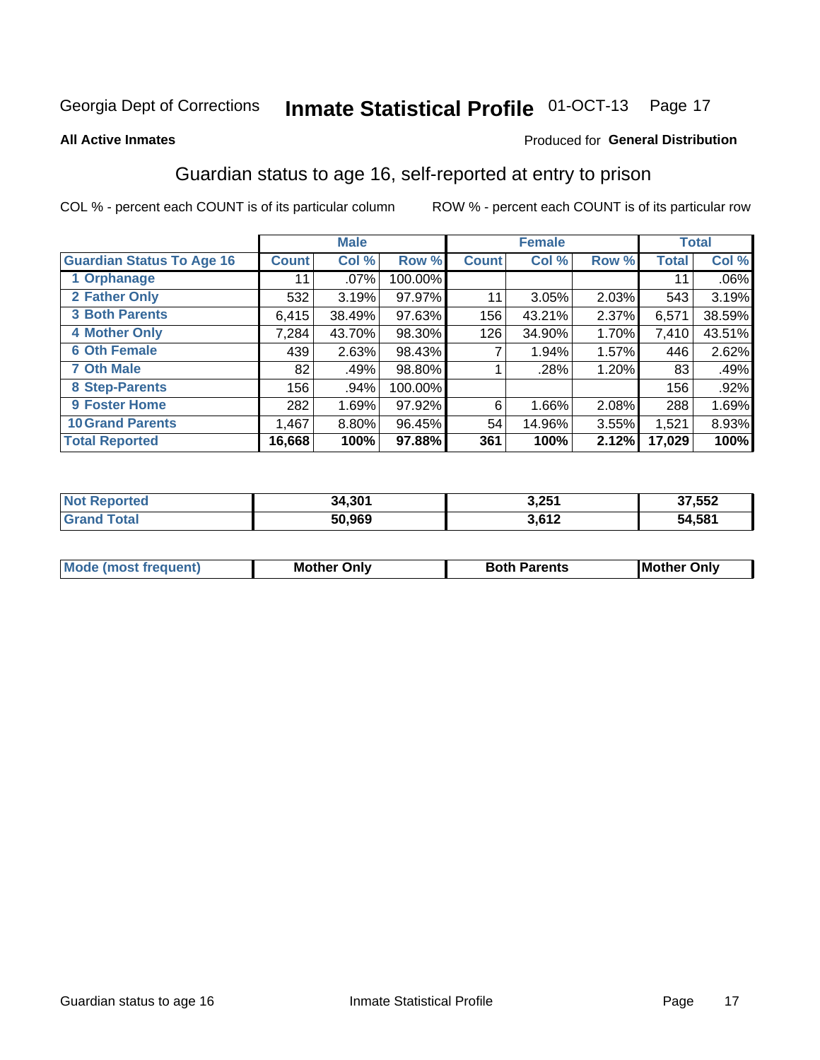Georgia Dept of Corrections **Inmate Statistical Profile** 01-OCT-13

**All Active Inmates**

Produced for **General Distribution**

## Guardian status to age 16, self-reported at entry to prison

COL % - percent each COUNT is of its particular column

ROW % - percent each COUNT is of its particular row

| | Male | | | Female | | | Total | |
|---|---|---|---|---|---|---|---|---|
| **Guardian Status To Age 16** | **Count** | **Col %** | **Row %** | **Count** | **Col %** | **Row %** | **Total** | **Col %** |
| **1 Orphanage** | 11 | .07% | 100.00% | | | | 11 | .06% |
| **2 Father Only** | 532 | 3.19% | 97.97% | 11 | 3.05% | 2.03% | 543 | 3.19% |
| **3 Both Parents** | 6,415 | 38.49% | 97.63% | 156 | 43.21% | 2.37% | 6,571 | 38.59% |
| **4 Mother Only** | 7,284 | 43.70% | 98.30% | 126 | 34.90% | 1.70% | 7,410 | 43.51% |
| **6 Oth Female** | 439 | 2.63% | 98.43% | 7 | 1.94% | 1.57% | 446 | 2.62% |
| **7 Oth Male** | 82 | .49% | 98.80% | 1 | .28% | 1.20% | 83 | .49% |
| **8 Step-Parents** | 156 | .94% | 100.00% | | | | 156 | .92% |
| **9 Foster Home** | 282 | 1.69% | 97.92% | 6 | 1.66% | 2.08% | 288 | 1.69% |
| **10 Grand Parents** | 1,467 | 8.80% | 96.45% | 54 | 14.96% | 3.55% | 1,521 | 8.93% |
| **Total Reported** | **16,668** | **100%** | **97.88%** | **361** | **100%** | **2.12%** | **17,029** | **100%** |

| | Male | Female | Total |
|---|---|---|---|
| **Not Reported** | **34,301** | **3,251** | **37,552** |
| **Grand Total** | **50,969** | **3,612** | **54,581** |

| | Male | Female | Total |
|---|---|---|---|
| **Mode (most frequent)** | **Mother Only** | **Both Parents** | **Mother Only** |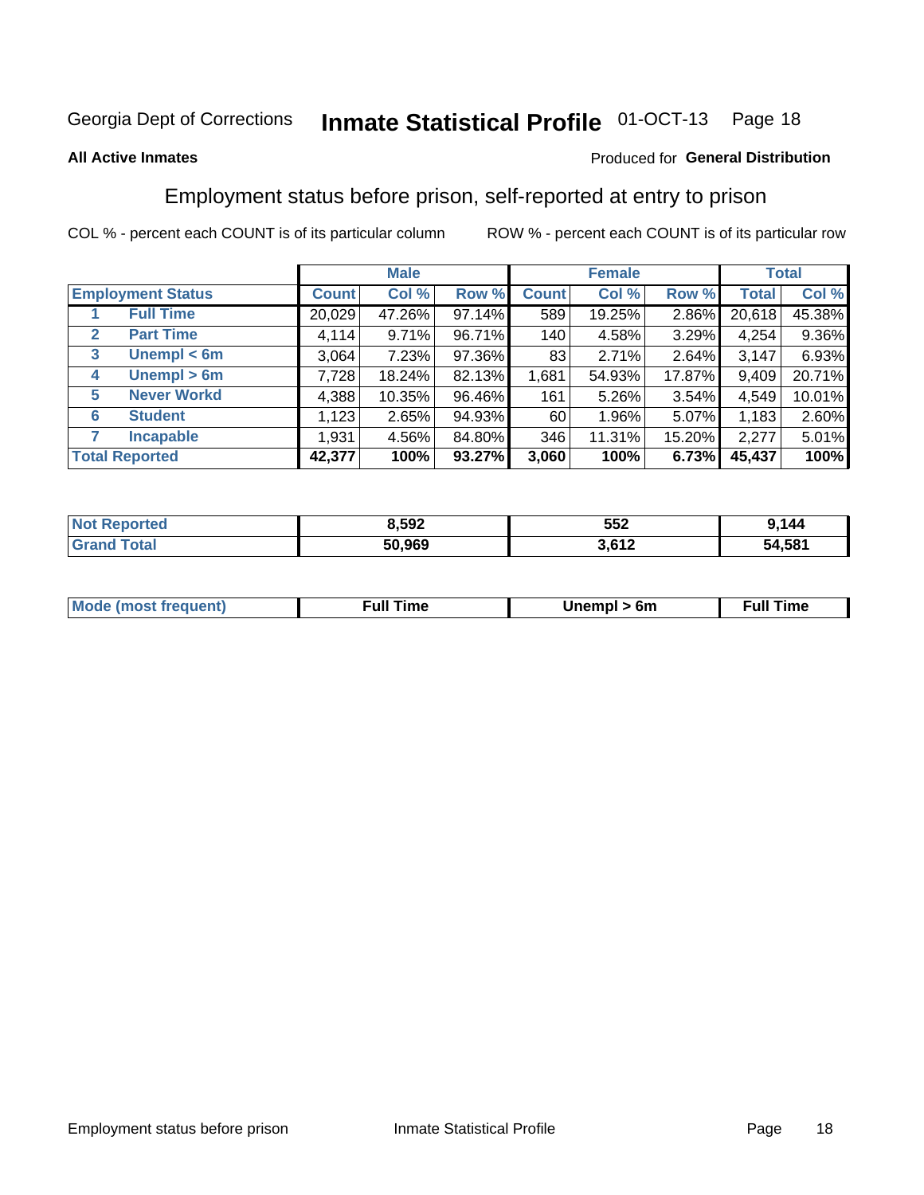Georgia Dept of Corrections **Inmate Statistical Profile** 01-OCT-13

**All Active Inmates**

Produced for **General Distribution**

## Employment status before prison, self-reported at entry to prison

COL % - percent each COUNT is of its particular column ROW % - percent each COUNT is of its particular row

| Employment Status | | Male | | | Female | | | Total | |
|---|---|---|---|---|---|---|---|---|---|
| | | Count | Col % | Row % | Count | Col % | Row % | Total | Col % |
| 1 | Full Time | 20,029 | 47.26% | 97.14% | 589 | 19.25% | 2.86% | 20,618 | 45.38% |
| 2 | Part Time | 4,114 | 9.71% | 96.71% | 140 | 4.58% | 3.29% | 4,254 | 9.36% |
| 3 | Unempl < 6m | 3,064 | 7.23% | 97.36% | 83 | 2.71% | 2.64% | 3,147 | 6.93% |
| 4 | Unempl > 6m | 7,728 | 18.24% | 82.13% | 1,681 | 54.93% | 17.87% | 9,409 | 20.71% |
| 5 | Never Workd | 4,388 | 10.35% | 96.46% | 161 | 5.26% | 3.54% | 4,549 | 10.01% |
| 6 | Student | 1,123 | 2.65% | 94.93% | 60 | 1.96% | 5.07% | 1,183 | 2.60% |
| 7 | Incapable | 1,931 | 4.56% | 84.80% | 346 | 11.31% | 15.20% | 2,277 | 5.01% |
| **Total Reported** | | **42,377** | **100%** | **93.27%** | **3,060** | **100%** | **6.73%** | **45,437** | **100%** |

| | Male | Female | Total |
|---|---|---|---|
| Not Reported | 8,592 | 552 | 9,144 |
| Grand Total | 50,969 | 3,612 | 54,581 |

| | Male | Female | Total |
|---|---|---|---|
| Mode (most frequent) | Full Time | Unempl > 6m | Full Time |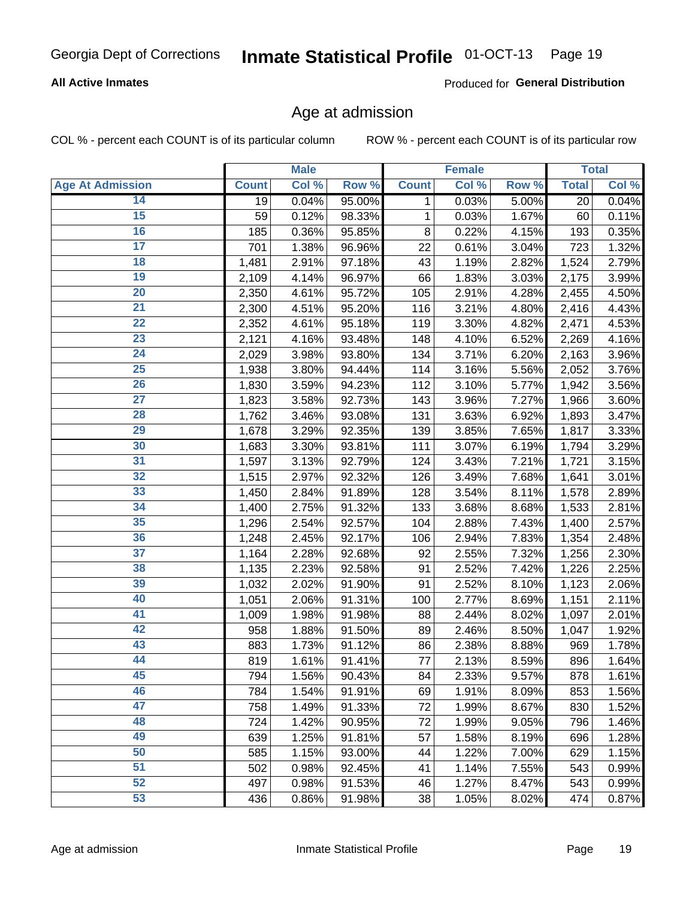Georgia Dept of Corrections **Inmate Statistical Profile** 01-OCT-13

**All Active Inmates**

Produced for **General Distribution**

## Age at admission

COL % - percent each COUNT is of its particular column ROW % - percent each COUNT is of its particular row

| | Male | | | Female | | | Total | |
|---|---|---|---|---|---|---|---|---|
| **Age At Admission** | **Count** | **Col %** | **Row %** | **Count** | **Col %** | **Row %** | **Total** | **Col %** |
| 14 | 19 | 0.04% | 95.00% | 1 | 0.03% | 5.00% | 20 | 0.04% |
| 15 | 59 | 0.12% | 98.33% | 1 | 0.03% | 1.67% | 60 | 0.11% |
| 16 | 185 | 0.36% | 95.85% | 8 | 0.22% | 4.15% | 193 | 0.35% |
| 17 | 701 | 1.38% | 96.96% | 22 | 0.61% | 3.04% | 723 | 1.32% |
| 18 | 1,481 | 2.91% | 97.18% | 43 | 1.19% | 2.82% | 1,524 | 2.79% |
| 19 | 2,109 | 4.14% | 96.97% | 66 | 1.83% | 3.03% | 2,175 | 3.99% |
| 20 | 2,350 | 4.61% | 95.72% | 105 | 2.91% | 4.28% | 2,455 | 4.50% |
| 21 | 2,300 | 4.51% | 95.20% | 116 | 3.21% | 4.80% | 2,416 | 4.43% |
| 22 | 2,352 | 4.61% | 95.18% | 119 | 3.30% | 4.82% | 2,471 | 4.53% |
| 23 | 2,121 | 4.16% | 93.48% | 148 | 4.10% | 6.52% | 2,269 | 4.16% |
| 24 | 2,029 | 3.98% | 93.80% | 134 | 3.71% | 6.20% | 2,163 | 3.96% |
| 25 | 1,938 | 3.80% | 94.44% | 114 | 3.16% | 5.56% | 2,052 | 3.76% |
| 26 | 1,830 | 3.59% | 94.23% | 112 | 3.10% | 5.77% | 1,942 | 3.56% |
| 27 | 1,823 | 3.58% | 92.73% | 143 | 3.96% | 7.27% | 1,966 | 3.60% |
| 28 | 1,762 | 3.46% | 93.08% | 131 | 3.63% | 6.92% | 1,893 | 3.47% |
| 29 | 1,678 | 3.29% | 92.35% | 139 | 3.85% | 7.65% | 1,817 | 3.33% |
| 30 | 1,683 | 3.30% | 93.81% | 111 | 3.07% | 6.19% | 1,794 | 3.29% |
| 31 | 1,597 | 3.13% | 92.79% | 124 | 3.43% | 7.21% | 1,721 | 3.15% |
| 32 | 1,515 | 2.97% | 92.32% | 126 | 3.49% | 7.68% | 1,641 | 3.01% |
| 33 | 1,450 | 2.84% | 91.89% | 128 | 3.54% | 8.11% | 1,578 | 2.89% |
| 34 | 1,400 | 2.75% | 91.32% | 133 | 3.68% | 8.68% | 1,533 | 2.81% |
| 35 | 1,296 | 2.54% | 92.57% | 104 | 2.88% | 7.43% | 1,400 | 2.57% |
| 36 | 1,248 | 2.45% | 92.17% | 106 | 2.94% | 7.83% | 1,354 | 2.48% |
| 37 | 1,164 | 2.28% | 92.68% | 92 | 2.55% | 7.32% | 1,256 | 2.30% |
| 38 | 1,135 | 2.23% | 92.58% | 91 | 2.52% | 7.42% | 1,226 | 2.25% |
| 39 | 1,032 | 2.02% | 91.90% | 91 | 2.52% | 8.10% | 1,123 | 2.06% |
| 40 | 1,051 | 2.06% | 91.31% | 100 | 2.77% | 8.69% | 1,151 | 2.11% |
| 41 | 1,009 | 1.98% | 91.98% | 88 | 2.44% | 8.02% | 1,097 | 2.01% |
| 42 | 958 | 1.88% | 91.50% | 89 | 2.46% | 8.50% | 1,047 | 1.92% |
| 43 | 883 | 1.73% | 91.12% | 86 | 2.38% | 8.88% | 969 | 1.78% |
| 44 | 819 | 1.61% | 91.41% | 77 | 2.13% | 8.59% | 896 | 1.64% |
| 45 | 794 | 1.56% | 90.43% | 84 | 2.33% | 9.57% | 878 | 1.61% |
| 46 | 784 | 1.54% | 91.91% | 69 | 1.91% | 8.09% | 853 | 1.56% |
| 47 | 758 | 1.49% | 91.33% | 72 | 1.99% | 8.67% | 830 | 1.52% |
| 48 | 724 | 1.42% | 90.95% | 72 | 1.99% | 9.05% | 796 | 1.46% |
| 49 | 639 | 1.25% | 91.81% | 57 | 1.58% | 8.19% | 696 | 1.28% |
| 50 | 585 | 1.15% | 93.00% | 44 | 1.22% | 7.00% | 629 | 1.15% |
| 51 | 502 | 0.98% | 92.45% | 41 | 1.14% | 7.55% | 543 | 0.99% |
| 52 | 497 | 0.98% | 91.53% | 46 | 1.27% | 8.47% | 543 | 0.99% |
| 53 | 436 | 0.86% | 91.98% | 38 | 1.05% | 8.02% | 474 | 0.87% |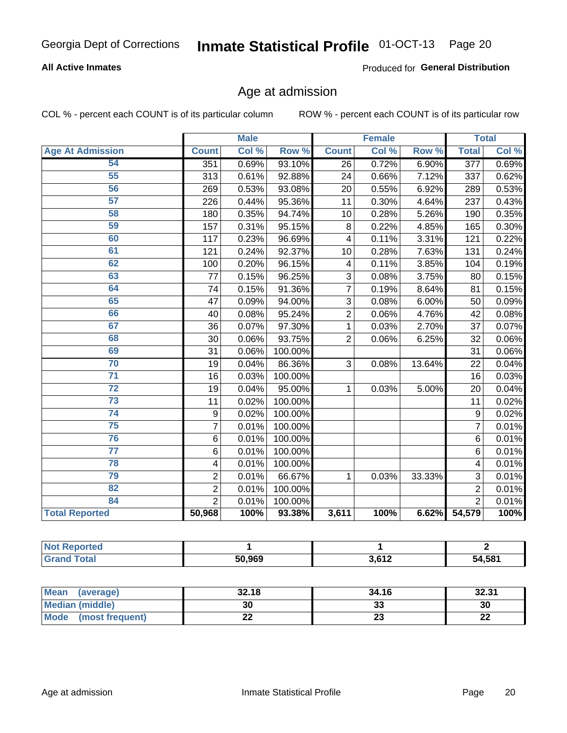Georgia Dept of Corrections **Inmate Statistical Profile** 01-OCT-13

**All Active Inmates**

Produced for **General Distribution**

## Age at admission

COL % - percent each COUNT is of its particular column

ROW % - percent each COUNT is of its particular row

| Age At Admission | Male | | | Female | | | Total | |
|---|---|---|---|---|---|---|---|---|
| | Count | Col % | Row % | Count | Col % | Row % | Total | Col % |
| 54 | 351 | 0.69% | 93.10% | 26 | 0.72% | 6.90% | 377 | 0.69% |
| 55 | 313 | 0.61% | 92.88% | 24 | 0.66% | 7.12% | 337 | 0.62% |
| 56 | 269 | 0.53% | 93.08% | 20 | 0.55% | 6.92% | 289 | 0.53% |
| 57 | 226 | 0.44% | 95.36% | 11 | 0.30% | 4.64% | 237 | 0.43% |
| 58 | 180 | 0.35% | 94.74% | 10 | 0.28% | 5.26% | 190 | 0.35% |
| 59 | 157 | 0.31% | 95.15% | 8 | 0.22% | 4.85% | 165 | 0.30% |
| 60 | 117 | 0.23% | 96.69% | 4 | 0.11% | 3.31% | 121 | 0.22% |
| 61 | 121 | 0.24% | 92.37% | 10 | 0.28% | 7.63% | 131 | 0.24% |
| 62 | 100 | 0.20% | 96.15% | 4 | 0.11% | 3.85% | 104 | 0.19% |
| 63 | 77 | 0.15% | 96.25% | 3 | 0.08% | 3.75% | 80 | 0.15% |
| 64 | 74 | 0.15% | 91.36% | 7 | 0.19% | 8.64% | 81 | 0.15% |
| 65 | 47 | 0.09% | 94.00% | 3 | 0.08% | 6.00% | 50 | 0.09% |
| 66 | 40 | 0.08% | 95.24% | 2 | 0.06% | 4.76% | 42 | 0.08% |
| 67 | 36 | 0.07% | 97.30% | 1 | 0.03% | 2.70% | 37 | 0.07% |
| 68 | 30 | 0.06% | 93.75% | 2 | 0.06% | 6.25% | 32 | 0.06% |
| 69 | 31 | 0.06% | 100.00% | | | | 31 | 0.06% |
| 70 | 19 | 0.04% | 86.36% | 3 | 0.08% | 13.64% | 22 | 0.04% |
| 71 | 16 | 0.03% | 100.00% | | | | 16 | 0.03% |
| 72 | 19 | 0.04% | 95.00% | 1 | 0.03% | 5.00% | 20 | 0.04% |
| 73 | 11 | 0.02% | 100.00% | | | | 11 | 0.02% |
| 74 | 9 | 0.02% | 100.00% | | | | 9 | 0.02% |
| 75 | 7 | 0.01% | 100.00% | | | | 7 | 0.01% |
| 76 | 6 | 0.01% | 100.00% | | | | 6 | 0.01% |
| 77 | 6 | 0.01% | 100.00% | | | | 6 | 0.01% |
| 78 | 4 | 0.01% | 100.00% | | | | 4 | 0.01% |
| 79 | 2 | 0.01% | 66.67% | 1 | 0.03% | 33.33% | 3 | 0.01% |
| 82 | 2 | 0.01% | 100.00% | | | | 2 | 0.01% |
| 84 | 2 | 0.01% | 100.00% | | | | 2 | 0.01% |
| **Total Reported** | **50,968** | **100%** | **93.38%** | **3,611** | **100%** | **6.62%** | **54,579** | **100%** |

| | Male | Female | Total |
|---|---|---|---|
| Not Reported | 1 | 1 | 2 |
| Grand Total | 50,969 | 3,612 | 54,581 |

| | Male | Female | Total |
|---|---|---|---|
| Mean (average) | 32.18 | 34.16 | 32.31 |
| Median (middle) | 30 | 33 | 30 |
| Mode (most frequent) | 22 | 23 | 22 |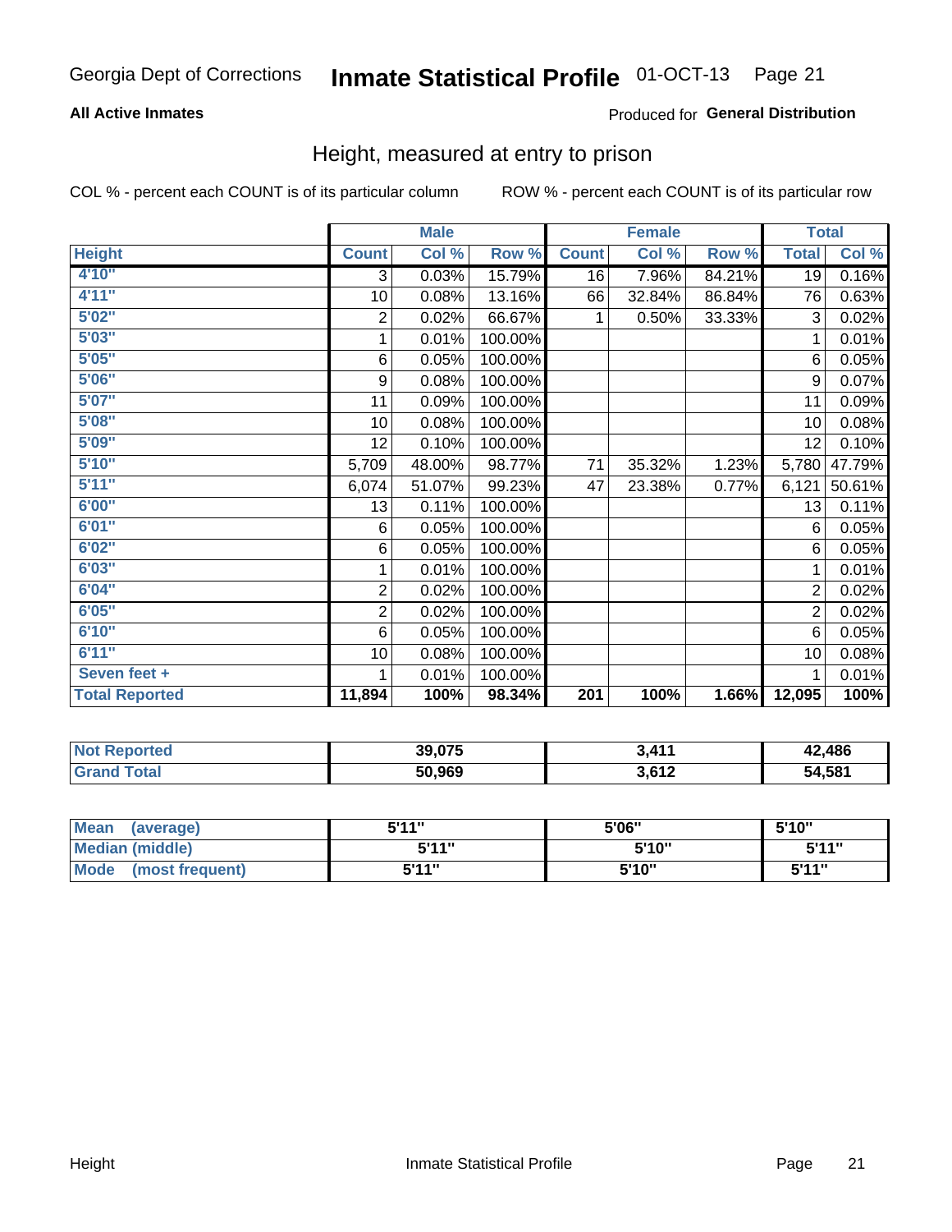Georgia Dept of Corrections **Inmate Statistical Profile** 01-OCT-13

**All Active Inmates**

Produced for **General Distribution**

## Height, measured at entry to prison

COL % - percent each COUNT is of its particular column

ROW % - percent each COUNT is of its particular row

| Height | Male | | | Female | | | Total | |
|---|---|---|---|---|---|---|---|---|
| | Count | Col % | Row % | Count | Col % | Row % | Total | Col % |
| 4'10" | 3 | 0.03% | 15.79% | 16 | 7.96% | 84.21% | 19 | 0.16% |
| 4'11" | 10 | 0.08% | 13.16% | 66 | 32.84% | 86.84% | 76 | 0.63% |
| 5'02" | 2 | 0.02% | 66.67% | 1 | 0.50% | 33.33% | 3 | 0.02% |
| 5'03" | 1 | 0.01% | 100.00% | | | | 1 | 0.01% |
| 5'05" | 6 | 0.05% | 100.00% | | | | 6 | 0.05% |
| 5'06" | 9 | 0.08% | 100.00% | | | | 9 | 0.07% |
| 5'07" | 11 | 0.09% | 100.00% | | | | 11 | 0.09% |
| 5'08" | 10 | 0.08% | 100.00% | | | | 10 | 0.08% |
| 5'09" | 12 | 0.10% | 100.00% | | | | 12 | 0.10% |
| 5'10" | 5,709 | 48.00% | 98.77% | 71 | 35.32% | 1.23% | 5,780 | 47.79% |
| 5'11" | 6,074 | 51.07% | 99.23% | 47 | 23.38% | 0.77% | 6,121 | 50.61% |
| 6'00" | 13 | 0.11% | 100.00% | | | | 13 | 0.11% |
| 6'01" | 6 | 0.05% | 100.00% | | | | 6 | 0.05% |
| 6'02" | 6 | 0.05% | 100.00% | | | | 6 | 0.05% |
| 6'03" | 1 | 0.01% | 100.00% | | | | 1 | 0.01% |
| 6'04" | 2 | 0.02% | 100.00% | | | | 2 | 0.02% |
| 6'05" | 2 | 0.02% | 100.00% | | | | 2 | 0.02% |
| 6'10" | 6 | 0.05% | 100.00% | | | | 6 | 0.05% |
| 6'11" | 10 | 0.08% | 100.00% | | | | 10 | 0.08% |
| Seven feet + | 1 | 0.01% | 100.00% | | | | 1 | 0.01% |
| **Total Reported** | **11,894** | **100%** | **98.34%** | **201** | **100%** | **1.66%** | **12,095** | **100%** |

| | Male | Female | Total |
|---|---|---|---|
| Not Reported | 39,075 | 3,411 | 42,486 |
| Grand Total | 50,969 | 3,612 | 54,581 |

| | Male | Female | Total |
|---|---|---|---|
| Mean (average) | 5'11" | 5'06" | 5'10" |
| Median (middle) | 5'11" | 5'10" | 5'11" |
| Mode (most frequent) | 5'11" | 5'10" | 5'11" |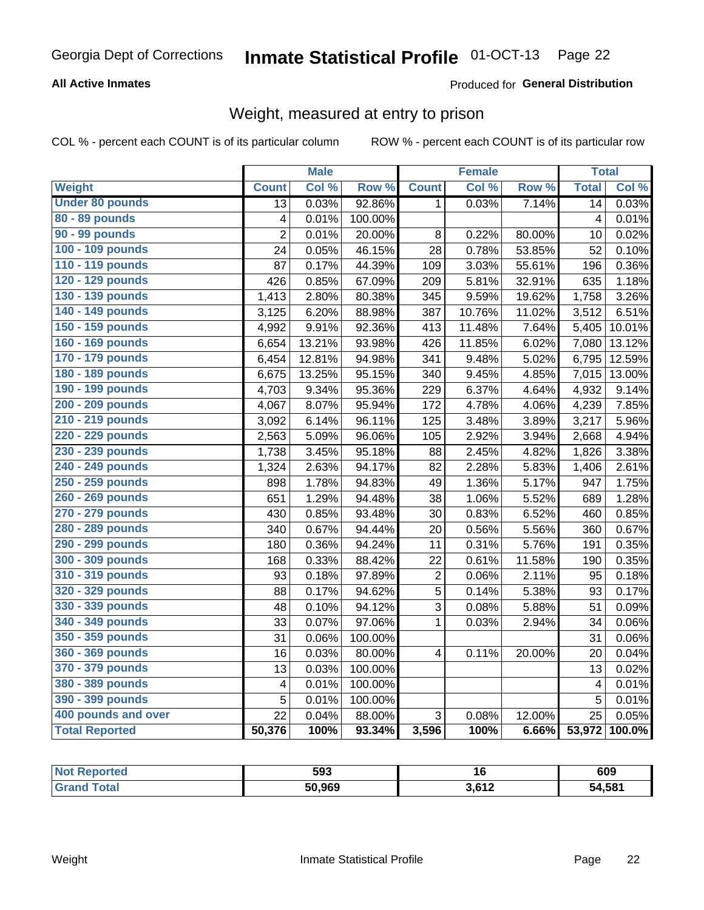**All Active Inmates**

Produced for **General Distribution**

## Weight, measured at entry to prison

COL % - percent each COUNT is of its particular column

ROW % - percent each COUNT is of its particular row

| | Male | | | Female | | | Total | |
|---|---|---|---|---|---|---|---|---|
| **Weight** | **Count** | **Col %** | **Row %** | **Count** | **Col %** | **Row %** | **Total** | **Col %** |
| Under 80 pounds | 13 | 0.03% | 92.86% | 1 | 0.03% | 7.14% | 14 | 0.03% |
| 80 - 89 pounds | 4 | 0.01% | 100.00% | | | | 4 | 0.01% |
| 90 - 99 pounds | 2 | 0.01% | 20.00% | 8 | 0.22% | 80.00% | 10 | 0.02% |
| 100 - 109 pounds | 24 | 0.05% | 46.15% | 28 | 0.78% | 53.85% | 52 | 0.10% |
| 110 - 119 pounds | 87 | 0.17% | 44.39% | 109 | 3.03% | 55.61% | 196 | 0.36% |
| 120 - 129 pounds | 426 | 0.85% | 67.09% | 209 | 5.81% | 32.91% | 635 | 1.18% |
| 130 - 139 pounds | 1,413 | 2.80% | 80.38% | 345 | 9.59% | 19.62% | 1,758 | 3.26% |
| 140 - 149 pounds | 3,125 | 6.20% | 88.98% | 387 | 10.76% | 11.02% | 3,512 | 6.51% |
| 150 - 159 pounds | 4,992 | 9.91% | 92.36% | 413 | 11.48% | 7.64% | 5,405 | 10.01% |
| 160 - 169 pounds | 6,654 | 13.21% | 93.98% | 426 | 11.85% | 6.02% | 7,080 | 13.12% |
| 170 - 179 pounds | 6,454 | 12.81% | 94.98% | 341 | 9.48% | 5.02% | 6,795 | 12.59% |
| 180 - 189 pounds | 6,675 | 13.25% | 95.15% | 340 | 9.45% | 4.85% | 7,015 | 13.00% |
| 190 - 199 pounds | 4,703 | 9.34% | 95.36% | 229 | 6.37% | 4.64% | 4,932 | 9.14% |
| 200 - 209 pounds | 4,067 | 8.07% | 95.94% | 172 | 4.78% | 4.06% | 4,239 | 7.85% |
| 210 - 219 pounds | 3,092 | 6.14% | 96.11% | 125 | 3.48% | 3.89% | 3,217 | 5.96% |
| 220 - 229 pounds | 2,563 | 5.09% | 96.06% | 105 | 2.92% | 3.94% | 2,668 | 4.94% |
| 230 - 239 pounds | 1,738 | 3.45% | 95.18% | 88 | 2.45% | 4.82% | 1,826 | 3.38% |
| 240 - 249 pounds | 1,324 | 2.63% | 94.17% | 82 | 2.28% | 5.83% | 1,406 | 2.61% |
| 250 - 259 pounds | 898 | 1.78% | 94.83% | 49 | 1.36% | 5.17% | 947 | 1.75% |
| 260 - 269 pounds | 651 | 1.29% | 94.48% | 38 | 1.06% | 5.52% | 689 | 1.28% |
| 270 - 279 pounds | 430 | 0.85% | 93.48% | 30 | 0.83% | 6.52% | 460 | 0.85% |
| 280 - 289 pounds | 340 | 0.67% | 94.44% | 20 | 0.56% | 5.56% | 360 | 0.67% |
| 290 - 299 pounds | 180 | 0.36% | 94.24% | 11 | 0.31% | 5.76% | 191 | 0.35% |
| 300 - 309 pounds | 168 | 0.33% | 88.42% | 22 | 0.61% | 11.58% | 190 | 0.35% |
| 310 - 319 pounds | 93 | 0.18% | 97.89% | 2 | 0.06% | 2.11% | 95 | 0.18% |
| 320 - 329 pounds | 88 | 0.17% | 94.62% | 5 | 0.14% | 5.38% | 93 | 0.17% |
| 330 - 339 pounds | 48 | 0.10% | 94.12% | 3 | 0.08% | 5.88% | 51 | 0.09% |
| 340 - 349 pounds | 33 | 0.07% | 97.06% | 1 | 0.03% | 2.94% | 34 | 0.06% |
| 350 - 359 pounds | 31 | 0.06% | 100.00% | | | | 31 | 0.06% |
| 360 - 369 pounds | 16 | 0.03% | 80.00% | 4 | 0.11% | 20.00% | 20 | 0.04% |
| 370 - 379 pounds | 13 | 0.03% | 100.00% | | | | 13 | 0.02% |
| 380 - 389 pounds | 4 | 0.01% | 100.00% | | | | 4 | 0.01% |
| 390 - 399 pounds | 5 | 0.01% | 100.00% | | | | 5 | 0.01% |
| 400 pounds and over | 22 | 0.04% | 88.00% | 3 | 0.08% | 12.00% | 25 | 0.05% |
| **Total Reported** | **50,376** | **100%** | **93.34%** | **3,596** | **100%** | **6.66%** | **53,972** | **100.0%** |

| | Male | Female | Total |
|---|---|---|---|
| Not Reported | 593 | 16 | 609 |
| Grand Total | 50,969 | 3,612 | 54,581 |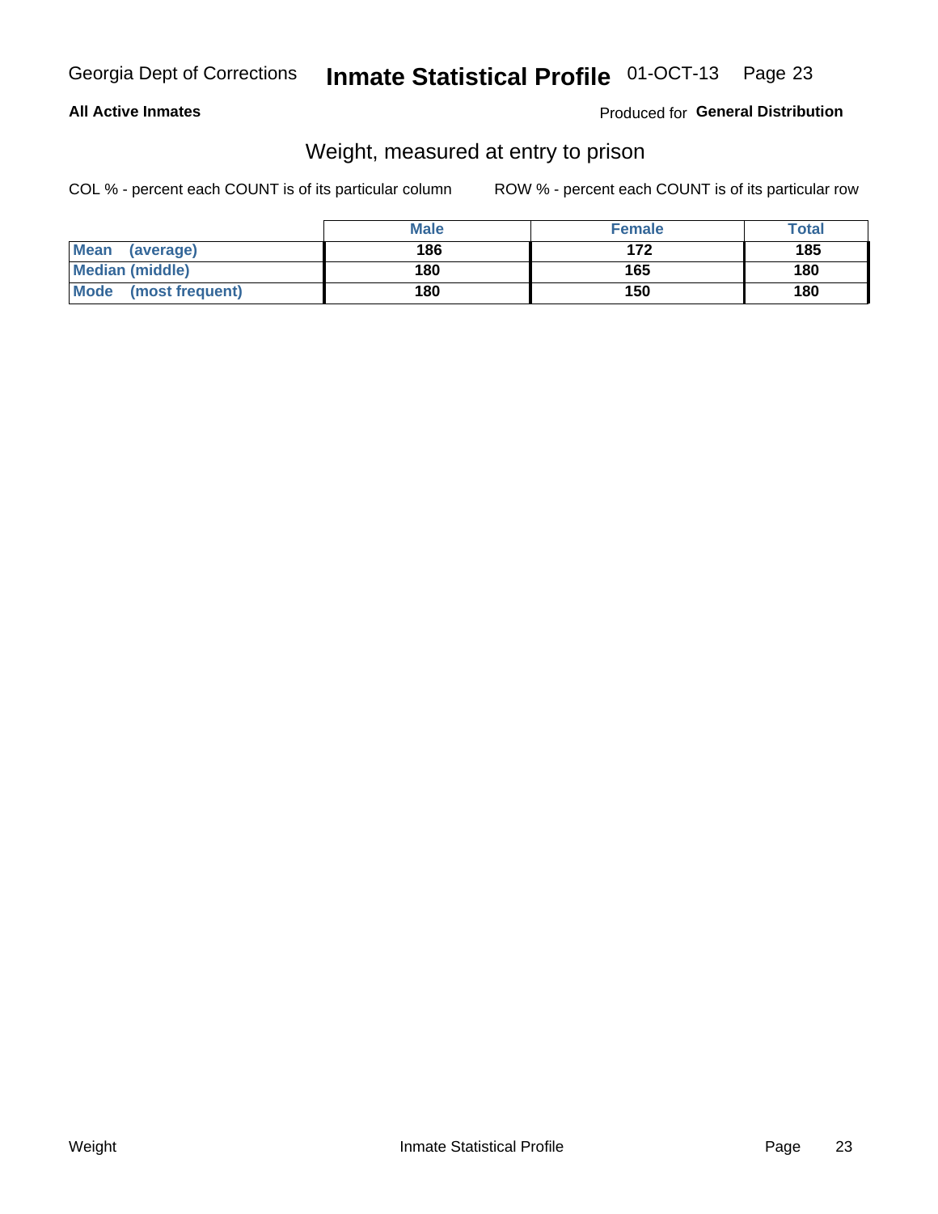**All Active Inmates**

Produced for **General Distribution**

## Weight, measured at entry to prison

COL % - percent each COUNT is of its particular column

ROW % - percent each COUNT is of its particular row

| | Male | Female | Total |
|---|---|---|---|
| Mean (average) | 186 | 172 | 185 |
| Median (middle) | 180 | 165 | 180 |
| Mode (most frequent) | 180 | 150 | 180 |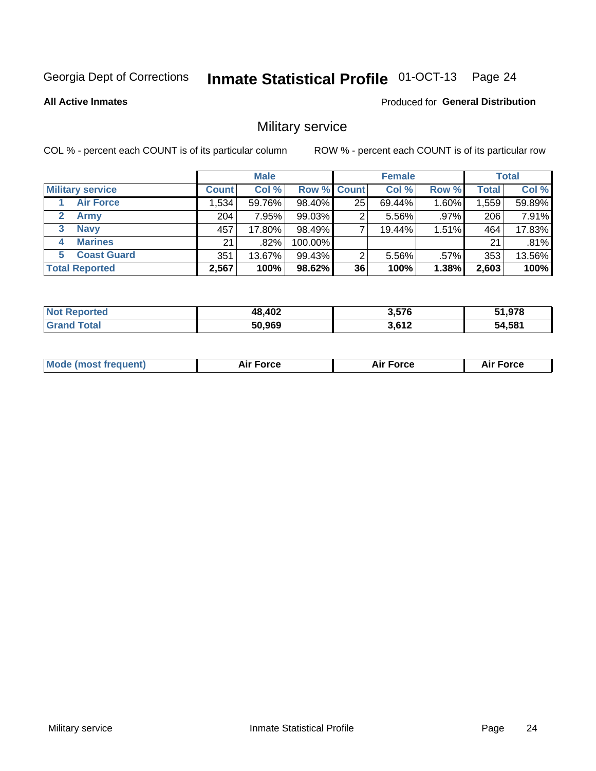Georgia Dept of Corrections **Inmate Statistical Profile** 01-OCT-13

**All Active Inmates**

Produced for **General Distribution**

## Military service

COL % - percent each COUNT is of its particular column

ROW % - percent each COUNT is of its particular row

| | Male | | | Female | | | Total | |
|---|---|---|---|---|---|---|---|---|
| **Military service** | **Count** | **Col %** | **Row %** | **Count** | **Col %** | **Row %** | **Total** | **Col %** |
| 1 **Air Force** | 1,534 | 59.76% | 98.40% | 25 | 69.44% | 1.60% | 1,559 | 59.89% |
| 2 **Army** | 204 | 7.95% | 99.03% | 2 | 5.56% | .97% | 206 | 7.91% |
| 3 **Navy** | 457 | 17.80% | 98.49% | 7 | 19.44% | 1.51% | 464 | 17.83% |
| 4 **Marines** | 21 | .82% | 100.00% | | | | 21 | .81% |
| 5 **Coast Guard** | 351 | 13.67% | 99.43% | 2 | 5.56% | .57% | 353 | 13.56% |
| **Total Reported** | **2,567** | **100%** | **98.62%** | **36** | **100%** | **1.38%** | **2,603** | **100%** |

| | Male | Female | Total |
|---|---|---|---|
| **Not Reported** | **48,402** | **3,576** | **51,978** |
| **Grand Total** | **50,969** | **3,612** | **54,581** |

| | Male | Female | Total |
|---|---|---|---|
| **Mode (most frequent)** | **Air Force** | **Air Force** | **Air Force** |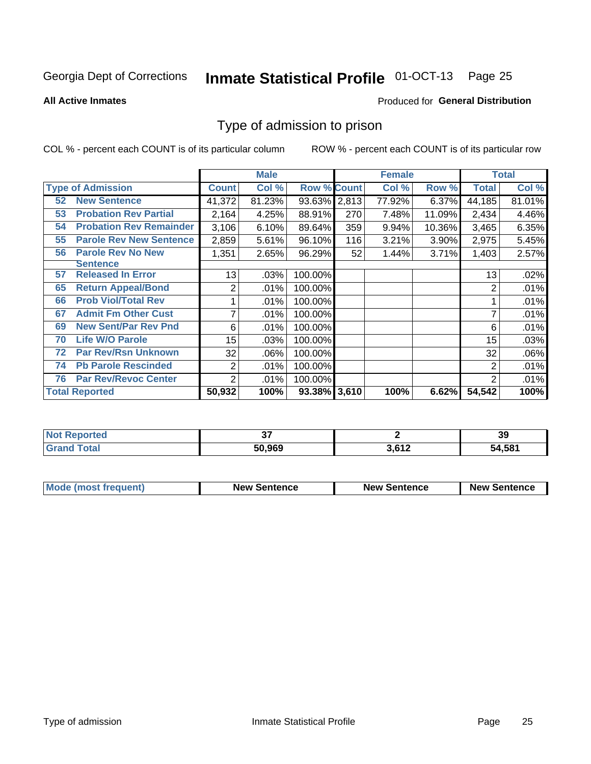Georgia Dept of Corrections **Inmate Statistical Profile** 01-OCT-13

**All Active Inmates**

Produced for **General Distribution**

# Type of admission to prison

COL % - percent each COUNT is of its particular column ROW % - percent each COUNT is of its particular row

| Type of Admission | Male | | | Female | | | Total | |
|---|---|---|---|---|---|---|---|---|
| | Count | Col % | Row % | Count | Col % | Row % | Total | Col % |
| 52 New Sentence | 41,372 | 81.23% | 93.63% | 2,813 | 77.92% | 6.37% | 44,185 | 81.01% |
| 53 Probation Rev Partial | 2,164 | 4.25% | 88.91% | 270 | 7.48% | 11.09% | 2,434 | 4.46% |
| 54 Probation Rev Remainder | 3,106 | 6.10% | 89.64% | 359 | 9.94% | 10.36% | 3,465 | 6.35% |
| 55 Parole Rev New Sentence | 2,859 | 5.61% | 96.10% | 116 | 3.21% | 3.90% | 2,975 | 5.45% |
| 56 Parole Rev No New Sentence | 1,351 | 2.65% | 96.29% | 52 | 1.44% | 3.71% | 1,403 | 2.57% |
| 57 Released In Error | 13 | .03% | 100.00% | | | | 13 | .02% |
| 65 Return Appeal/Bond | 2 | .01% | 100.00% | | | | 2 | .01% |
| 66 Prob Viol/Total Rev | 1 | .01% | 100.00% | | | | 1 | .01% |
| 67 Admit Fm Other Cust | 7 | .01% | 100.00% | | | | 7 | .01% |
| 69 New Sent/Par Rev Pnd | 6 | .01% | 100.00% | | | | 6 | .01% |
| 70 Life W/O Parole | 15 | .03% | 100.00% | | | | 15 | .03% |
| 72 Par Rev/Rsn Unknown | 32 | .06% | 100.00% | | | | 32 | .06% |
| 74 Pb Parole Rescinded | 2 | .01% | 100.00% | | | | 2 | .01% |
| 76 Par Rev/Revoc Center | 2 | .01% | 100.00% | | | | 2 | .01% |
| **Total Reported** | **50,932** | **100%** | **93.38%** | **3,610** | **100%** | **6.62%** | **54,542** | **100%** |

| | Male | Female | Total |
|---|---|---|---|
| Not Reported | 37 | 2 | 39 |
| Grand Total | 50,969 | 3,612 | 54,581 |

| | Male | Female | Total |
|---|---|---|---|
| Mode (most frequent) | New Sentence | New Sentence | New Sentence |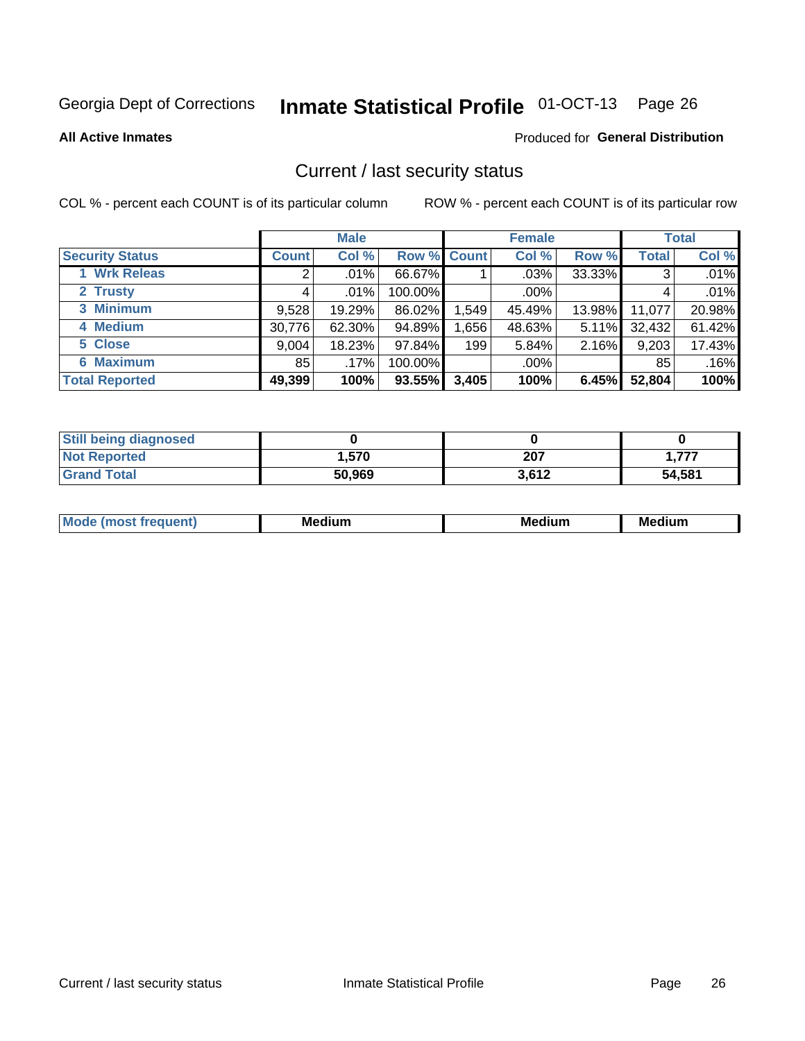Georgia Dept of Corrections **Inmate Statistical Profile** 01-OCT-13

**All Active Inmates**

Produced for **General Distribution**

## Current / last security status

COL % - percent each COUNT is of its particular column

ROW % - percent each COUNT is of its particular row

| | Male | | | Female | | | Total | |
|---|---|---|---|---|---|---|---|---|
| **Security Status** | **Count** | **Col %** | **Row %** | **Count** | **Col %** | **Row %** | **Total** | **Col %** |
| 1 Wrk Releas | 2 | .01% | 66.67% | 1 | .03% | 33.33% | 3 | .01% |
| 2 Trusty | 4 | .01% | 100.00% | | .00% | | 4 | .01% |
| 3 Minimum | 9,528 | 19.29% | 86.02% | 1,549 | 45.49% | 13.98% | 11,077 | 20.98% |
| 4 Medium | 30,776 | 62.30% | 94.89% | 1,656 | 48.63% | 5.11% | 32,432 | 61.42% |
| 5 Close | 9,004 | 18.23% | 97.84% | 199 | 5.84% | 2.16% | 9,203 | 17.43% |
| 6 Maximum | 85 | .17% | 100.00% | | .00% | | 85 | .16% |
| **Total Reported** | **49,399** | **100%** | **93.55%** | **3,405** | **100%** | **6.45%** | **52,804** | **100%** |

| | Male | Female | Total |
|---|---|---|---|
| Still being diagnosed | 0 | 0 | 0 |
| Not Reported | 1,570 | 207 | 1,777 |
| Grand Total | 50,969 | 3,612 | 54,581 |

| | Male | Female | Total |
|---|---|---|---|
| Mode (most frequent) | Medium | Medium | Medium |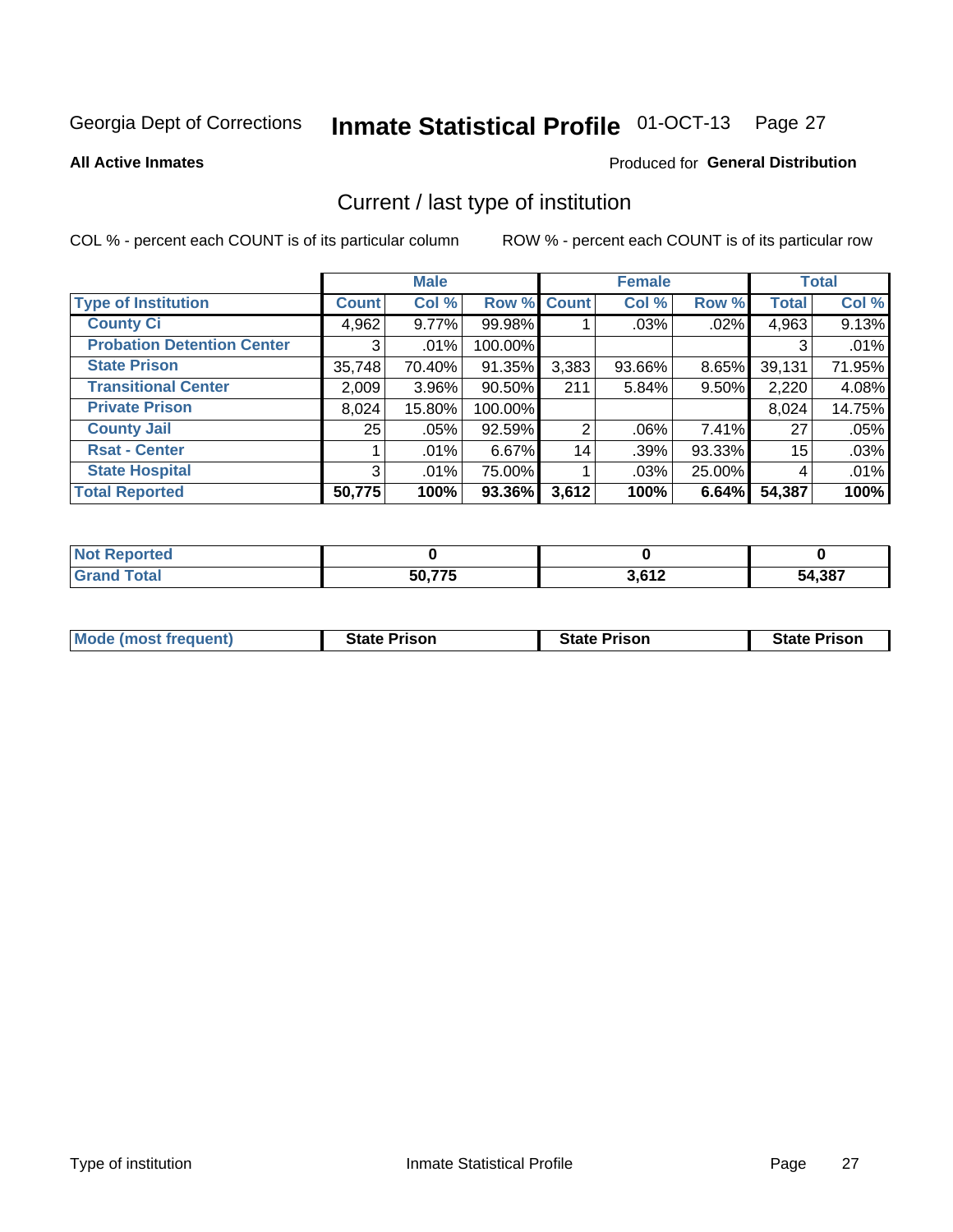Georgia Dept of Corrections **Inmate Statistical Profile** 01-OCT-13

**All Active Inmates**

Produced for **General Distribution**

## Current / last type of institution

COL % - percent each COUNT is of its particular column

ROW % - percent each COUNT is of its particular row

| | Male | | | Female | | | Total | |
|---|---|---|---|---|---|---|---|---|
| **Type of Institution** | **Count** | **Col %** | **Row %** | **Count** | **Col %** | **Row %** | **Total** | **Col %** |
| **County Ci** | 4,962 | 9.77% | 99.98% | 1 | .03% | .02% | 4,963 | 9.13% |
| **Probation Detention Center** | 3 | .01% | 100.00% | | | | 3 | .01% |
| **State Prison** | 35,748 | 70.40% | 91.35% | 3,383 | 93.66% | 8.65% | 39,131 | 71.95% |
| **Transitional Center** | 2,009 | 3.96% | 90.50% | 211 | 5.84% | 9.50% | 2,220 | 4.08% |
| **Private Prison** | 8,024 | 15.80% | 100.00% | | | | 8,024 | 14.75% |
| **County Jail** | 25 | .05% | 92.59% | 2 | .06% | 7.41% | 27 | .05% |
| **Rsat - Center** | 1 | .01% | 6.67% | 14 | .39% | 93.33% | 15 | .03% |
| **State Hospital** | 3 | .01% | 75.00% | 1 | .03% | 25.00% | 4 | .01% |
| **Total Reported** | **50,775** | **100%** | **93.36%** | **3,612** | **100%** | **6.64%** | **54,387** | **100%** |

| | Male | Female | Total |
|---|---|---|---|
| **Not Reported** | **0** | **0** | **0** |
| **Grand Total** | **50,775** | **3,612** | **54,387** |

| | Male | Female | Total |
|---|---|---|---|
| **Mode (most frequent)** | **State Prison** | **State Prison** | **State Prison** |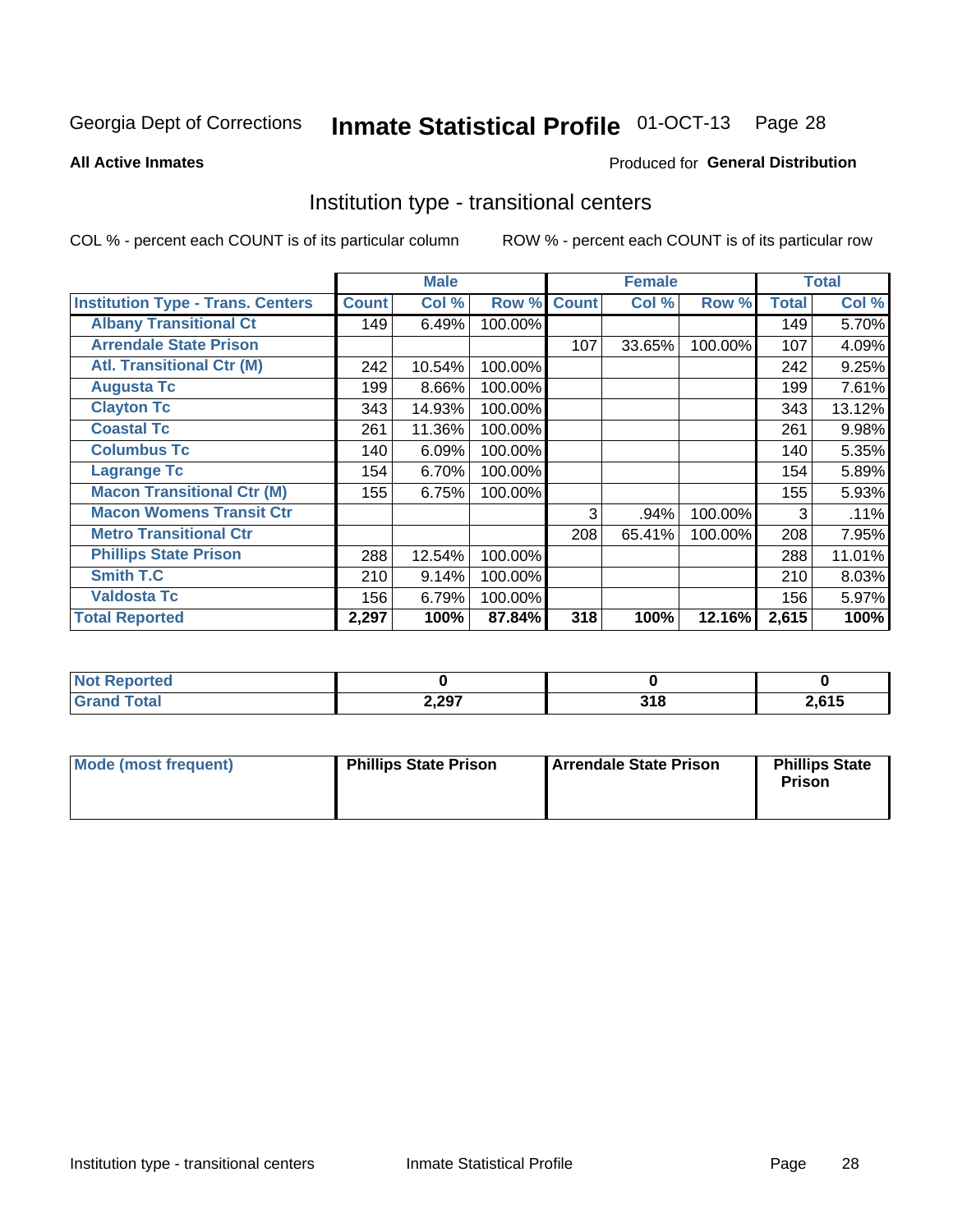Georgia Dept of Corrections **Inmate Statistical Profile** 01-OCT-13

**All Active Inmates**

Produced for **General Distribution**

## Institution type - transitional centers

COL % - percent each COUNT is of its particular column

ROW % - percent each COUNT is of its particular row

| | Male | | | Female | | | Total | |
|---|---|---|---|---|---|---|---|---|
| **Institution Type - Trans. Centers** | **Count** | **Col %** | **Row %** | **Count** | **Col %** | **Row %** | **Total** | **Col %** |
| **Albany Transitional Ct** | 149 | 6.49% | 100.00% | | | | 149 | 5.70% |
| **Arrendale State Prison** | | | | 107 | 33.65% | 100.00% | 107 | 4.09% |
| **Atl. Transitional Ctr (M)** | 242 | 10.54% | 100.00% | | | | 242 | 9.25% |
| **Augusta Tc** | 199 | 8.66% | 100.00% | | | | 199 | 7.61% |
| **Clayton Tc** | 343 | 14.93% | 100.00% | | | | 343 | 13.12% |
| **Coastal Tc** | 261 | 11.36% | 100.00% | | | | 261 | 9.98% |
| **Columbus Tc** | 140 | 6.09% | 100.00% | | | | 140 | 5.35% |
| **Lagrange Tc** | 154 | 6.70% | 100.00% | | | | 154 | 5.89% |
| **Macon Transitional Ctr (M)** | 155 | 6.75% | 100.00% | | | | 155 | 5.93% |
| **Macon Womens Transit Ctr** | | | | 3 | .94% | 100.00% | 3 | .11% |
| **Metro Transitional Ctr** | | | | 208 | 65.41% | 100.00% | 208 | 7.95% |
| **Phillips State Prison** | 288 | 12.54% | 100.00% | | | | 288 | 11.01% |
| **Smith T.C** | 210 | 9.14% | 100.00% | | | | 210 | 8.03% |
| **Valdosta Tc** | 156 | 6.79% | 100.00% | | | | 156 | 5.97% |
| **Total Reported** | **2,297** | **100%** | **87.84%** | **318** | **100%** | **12.16%** | **2,615** | **100%** |

| | Male | Female | Total |
|---|---|---|---|
| **Not Reported** | **0** | **0** | **0** |
| **Grand Total** | **2,297** | **318** | **2,615** |

| | Male | Female | Total |
|---|---|---|---|
| **Mode (most frequent)** | **Phillips State Prison** | **Arrendale State Prison** | **Phillips State Prison** |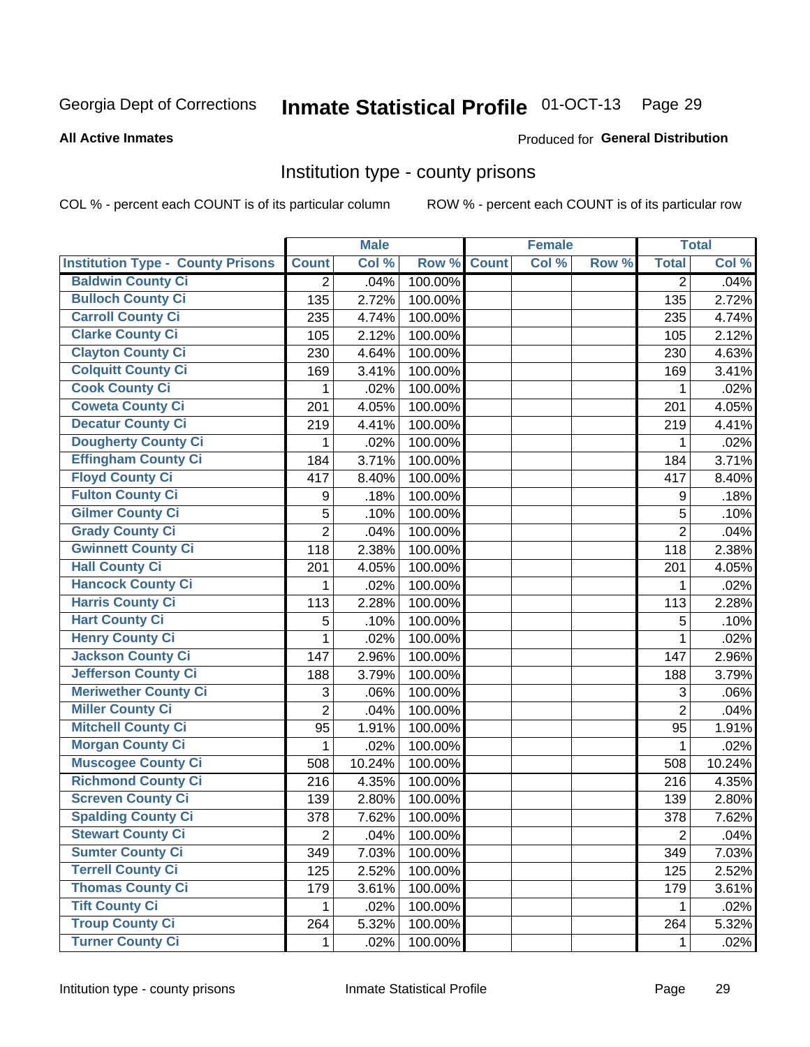Georgia Dept of Corrections **Inmate Statistical Profile** 01-OCT-13

**All Active Inmates** Produced for **General Distribution**

## Institution type - county prisons

COL % - percent each COUNT is of its particular column ROW % - percent each COUNT is of its particular row

| | Male | | | Female | | | Total | |
|---|---|---|---|---|---|---|---|---|
| Institution Type - County Prisons | Count | Col % | Row % | Count | Col % | Row % | Total | Col % |
| Baldwin County Ci | 2 | .04% | 100.00% | | | | 2 | .04% |
| Bulloch County Ci | 135 | 2.72% | 100.00% | | | | 135 | 2.72% |
| Carroll County Ci | 235 | 4.74% | 100.00% | | | | 235 | 4.74% |
| Clarke County Ci | 105 | 2.12% | 100.00% | | | | 105 | 2.12% |
| Clayton County Ci | 230 | 4.64% | 100.00% | | | | 230 | 4.63% |
| Colquitt County Ci | 169 | 3.41% | 100.00% | | | | 169 | 3.41% |
| Cook County Ci | 1 | .02% | 100.00% | | | | 1 | .02% |
| Coweta County Ci | 201 | 4.05% | 100.00% | | | | 201 | 4.05% |
| Decatur County Ci | 219 | 4.41% | 100.00% | | | | 219 | 4.41% |
| Dougherty County Ci | 1 | .02% | 100.00% | | | | 1 | .02% |
| Effingham County Ci | 184 | 3.71% | 100.00% | | | | 184 | 3.71% |
| Floyd County Ci | 417 | 8.40% | 100.00% | | | | 417 | 8.40% |
| Fulton County Ci | 9 | .18% | 100.00% | | | | 9 | .18% |
| Gilmer County Ci | 5 | .10% | 100.00% | | | | 5 | .10% |
| Grady County Ci | 2 | .04% | 100.00% | | | | 2 | .04% |
| Gwinnett County Ci | 118 | 2.38% | 100.00% | | | | 118 | 2.38% |
| Hall County Ci | 201 | 4.05% | 100.00% | | | | 201 | 4.05% |
| Hancock County Ci | 1 | .02% | 100.00% | | | | 1 | .02% |
| Harris County Ci | 113 | 2.28% | 100.00% | | | | 113 | 2.28% |
| Hart County Ci | 5 | .10% | 100.00% | | | | 5 | .10% |
| Henry County Ci | 1 | .02% | 100.00% | | | | 1 | .02% |
| Jackson County Ci | 147 | 2.96% | 100.00% | | | | 147 | 2.96% |
| Jefferson County Ci | 188 | 3.79% | 100.00% | | | | 188 | 3.79% |
| Meriwether County Ci | 3 | .06% | 100.00% | | | | 3 | .06% |
| Miller County Ci | 2 | .04% | 100.00% | | | | 2 | .04% |
| Mitchell County Ci | 95 | 1.91% | 100.00% | | | | 95 | 1.91% |
| Morgan County Ci | 1 | .02% | 100.00% | | | | 1 | .02% |
| Muscogee County Ci | 508 | 10.24% | 100.00% | | | | 508 | 10.24% |
| Richmond County Ci | 216 | 4.35% | 100.00% | | | | 216 | 4.35% |
| Screven County Ci | 139 | 2.80% | 100.00% | | | | 139 | 2.80% |
| Spalding County Ci | 378 | 7.62% | 100.00% | | | | 378 | 7.62% |
| Stewart County Ci | 2 | .04% | 100.00% | | | | 2 | .04% |
| Sumter County Ci | 349 | 7.03% | 100.00% | | | | 349 | 7.03% |
| Terrell County Ci | 125 | 2.52% | 100.00% | | | | 125 | 2.52% |
| Thomas County Ci | 179 | 3.61% | 100.00% | | | | 179 | 3.61% |
| Tift County Ci | 1 | .02% | 100.00% | | | | 1 | .02% |
| Troup County Ci | 264 | 5.32% | 100.00% | | | | 264 | 5.32% |
| Turner County Ci | 1 | .02% | 100.00% | | | | 1 | .02% |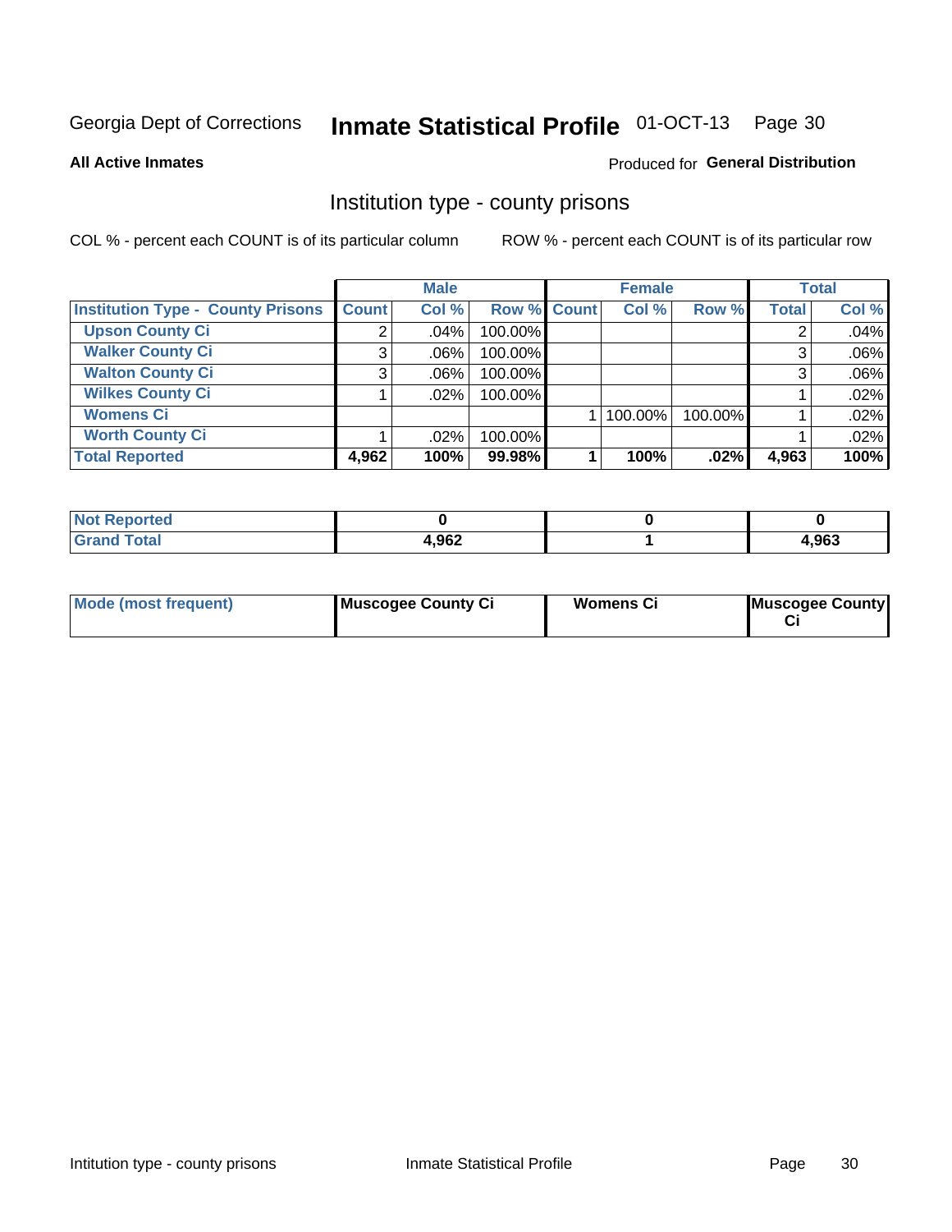Georgia Dept of Corrections **Inmate Statistical Profile** 01-OCT-13 Page 30

**All Active Inmates**

Produced for **General Distribution**

## Institution type - county prisons

COL % - percent each COUNT is of its particular column

ROW % - percent each COUNT is of its particular row

| | Male | | | Female | | | Total | |
|---|---|---|---|---|---|---|---|---|
| **Institution Type - County Prisons** | **Count** | **Col %** | **Row %** | **Count** | **Col %** | **Row %** | **Total** | **Col %** |
| **Upson County Ci** | 2 | .04% | 100.00% | | | | 2 | .04% |
| **Walker County Ci** | 3 | .06% | 100.00% | | | | 3 | .06% |
| **Walton County Ci** | 3 | .06% | 100.00% | | | | 3 | .06% |
| **Wilkes County Ci** | 1 | .02% | 100.00% | | | | 1 | .02% |
| **Womens Ci** | | | | 1 | 100.00% | 100.00% | 1 | .02% |
| **Worth County Ci** | 1 | .02% | 100.00% | | | | 1 | .02% |
| **Total Reported** | **4,962** | **100%** | **99.98%** | **1** | **100%** | **.02%** | **4,963** | **100%** |

| | Male | Female | Total |
|---|---|---|---|
| **Not Reported** | **0** | **0** | **0** |
| **Grand Total** | **4,962** | **1** | **4,963** |

| | Male | Female | Total |
|---|---|---|---|
| **Mode (most frequent)** | **Muscogee County Ci** | **Womens Ci** | **Muscogee County Ci** |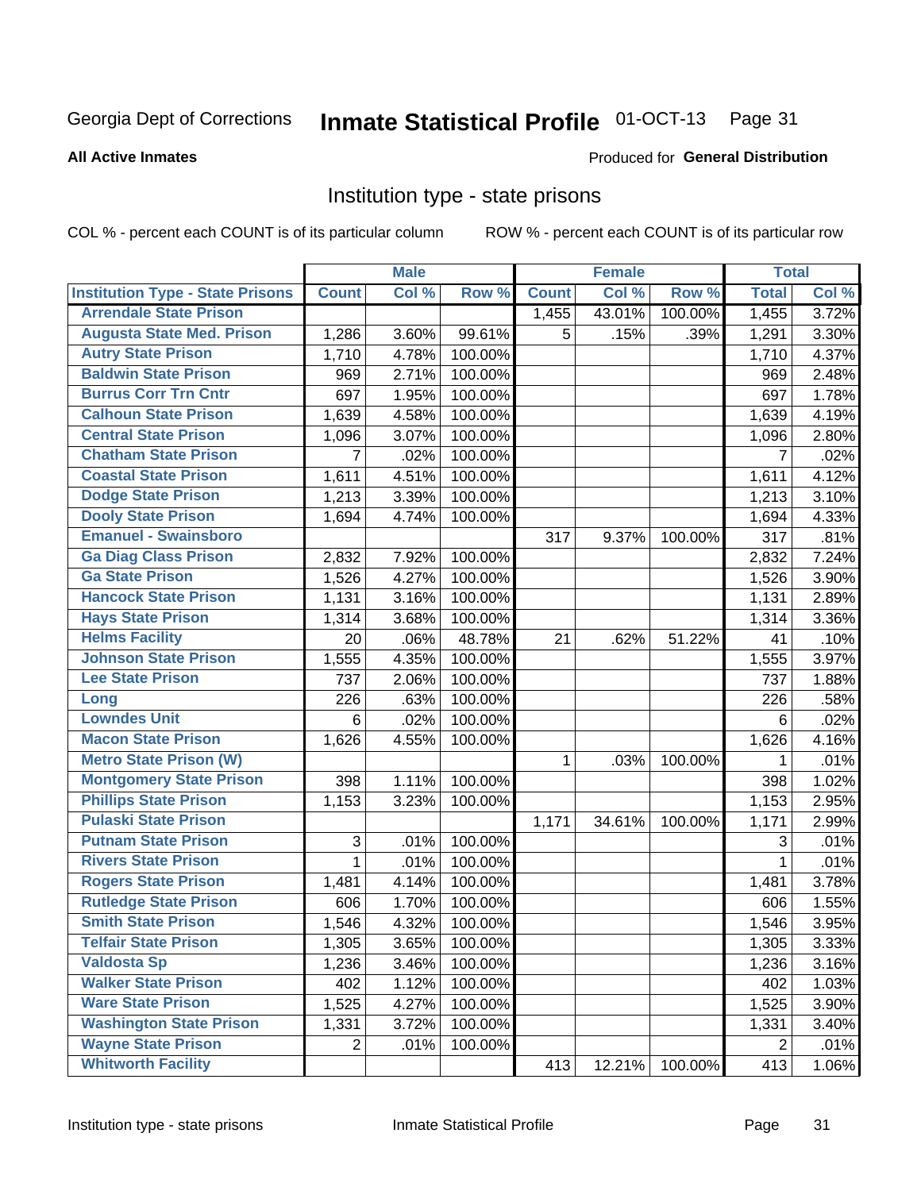Georgia Dept of Corrections **Inmate Statistical Profile** 01-OCT-13

**All Active Inmates**

Produced for **General Distribution**

## Institution type - state prisons

COL % - percent each COUNT is of its particular column ROW % - percent each COUNT is of its particular row

| | Male | | | Female | | | Total | |
|---|---|---|---|---|---|---|---|---|
| Institution Type - State Prisons | Count | Col % | Row % | Count | Col % | Row % | Total | Col % |
| Arrendale State Prison | | | | 1,455 | 43.01% | 100.00% | 1,455 | 3.72% |
| Augusta State Med. Prison | 1,286 | 3.60% | 99.61% | 5 | .15% | .39% | 1,291 | 3.30% |
| Autry State Prison | 1,710 | 4.78% | 100.00% | | | | 1,710 | 4.37% |
| Baldwin State Prison | 969 | 2.71% | 100.00% | | | | 969 | 2.48% |
| Burrus Corr Trn Cntr | 697 | 1.95% | 100.00% | | | | 697 | 1.78% |
| Calhoun State Prison | 1,639 | 4.58% | 100.00% | | | | 1,639 | 4.19% |
| Central State Prison | 1,096 | 3.07% | 100.00% | | | | 1,096 | 2.80% |
| Chatham State Prison | 7 | .02% | 100.00% | | | | 7 | .02% |
| Coastal State Prison | 1,611 | 4.51% | 100.00% | | | | 1,611 | 4.12% |
| Dodge State Prison | 1,213 | 3.39% | 100.00% | | | | 1,213 | 3.10% |
| Dooly State Prison | 1,694 | 4.74% | 100.00% | | | | 1,694 | 4.33% |
| Emanuel - Swainsboro | | | | 317 | 9.37% | 100.00% | 317 | .81% |
| Ga Diag Class Prison | 2,832 | 7.92% | 100.00% | | | | 2,832 | 7.24% |
| Ga State Prison | 1,526 | 4.27% | 100.00% | | | | 1,526 | 3.90% |
| Hancock State Prison | 1,131 | 3.16% | 100.00% | | | | 1,131 | 2.89% |
| Hays State Prison | 1,314 | 3.68% | 100.00% | | | | 1,314 | 3.36% |
| Helms Facility | 20 | .06% | 48.78% | 21 | .62% | 51.22% | 41 | .10% |
| Johnson State Prison | 1,555 | 4.35% | 100.00% | | | | 1,555 | 3.97% |
| Lee State Prison | 737 | 2.06% | 100.00% | | | | 737 | 1.88% |
| Long | 226 | .63% | 100.00% | | | | 226 | .58% |
| Lowndes Unit | 6 | .02% | 100.00% | | | | 6 | .02% |
| Macon State Prison | 1,626 | 4.55% | 100.00% | | | | 1,626 | 4.16% |
| Metro State Prison (W) | | | | 1 | .03% | 100.00% | 1 | .01% |
| Montgomery State Prison | 398 | 1.11% | 100.00% | | | | 398 | 1.02% |
| Phillips State Prison | 1,153 | 3.23% | 100.00% | | | | 1,153 | 2.95% |
| Pulaski State Prison | | | | 1,171 | 34.61% | 100.00% | 1,171 | 2.99% |
| Putnam State Prison | 3 | .01% | 100.00% | | | | 3 | .01% |
| Rivers State Prison | 1 | .01% | 100.00% | | | | 1 | .01% |
| Rogers State Prison | 1,481 | 4.14% | 100.00% | | | | 1,481 | 3.78% |
| Rutledge State Prison | 606 | 1.70% | 100.00% | | | | 606 | 1.55% |
| Smith State Prison | 1,546 | 4.32% | 100.00% | | | | 1,546 | 3.95% |
| Telfair State Prison | 1,305 | 3.65% | 100.00% | | | | 1,305 | 3.33% |
| Valdosta Sp | 1,236 | 3.46% | 100.00% | | | | 1,236 | 3.16% |
| Walker State Prison | 402 | 1.12% | 100.00% | | | | 402 | 1.03% |
| Ware State Prison | 1,525 | 4.27% | 100.00% | | | | 1,525 | 3.90% |
| Washington State Prison | 1,331 | 3.72% | 100.00% | | | | 1,331 | 3.40% |
| Wayne State Prison | 2 | .01% | 100.00% | | | | 2 | .01% |
| Whitworth Facility | | | | 413 | 12.21% | 100.00% | 413 | 1.06% |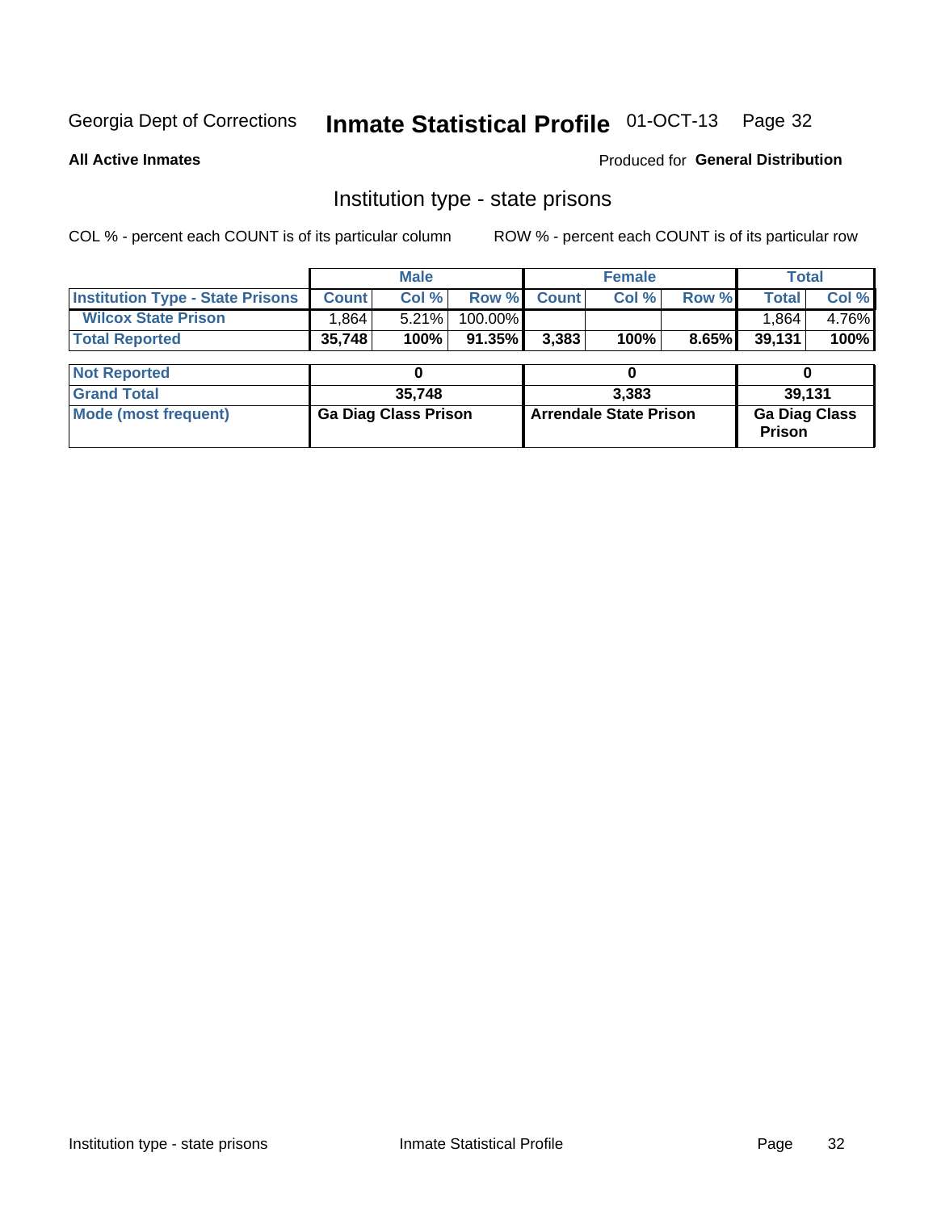Georgia Dept of Corrections **Inmate Statistical Profile** 01-OCT-13

**All Active Inmates** Produced for **General Distribution**

## Institution type - state prisons

COL % - percent each COUNT is of its particular column ROW % - percent each COUNT is of its particular row

| | Male | | | Female | | | Total | |
|---|---|---|---|---|---|---|---|---|
| **Institution Type - State Prisons** | **Count** | **Col %** | **Row %** | **Count** | **Col %** | **Row %** | **Total** | **Col %** |
| **Wilcox State Prison** | 1,864 | 5.21% | 100.00% | | | | 1,864 | 4.76% |
| **Total Reported** | **35,748** | **100%** | **91.35%** | **3,383** | **100%** | **8.65%** | **39,131** | **100%** |

| | Male | Female | Total |
|---|---|---|---|
| **Not Reported** | **0** | **0** | **0** |
| **Grand Total** | **35,748** | **3,383** | **39,131** |
| **Mode (most frequent)** | **Ga Diag Class Prison** | **Arrendale State Prison** | **Ga Diag Class Prison** |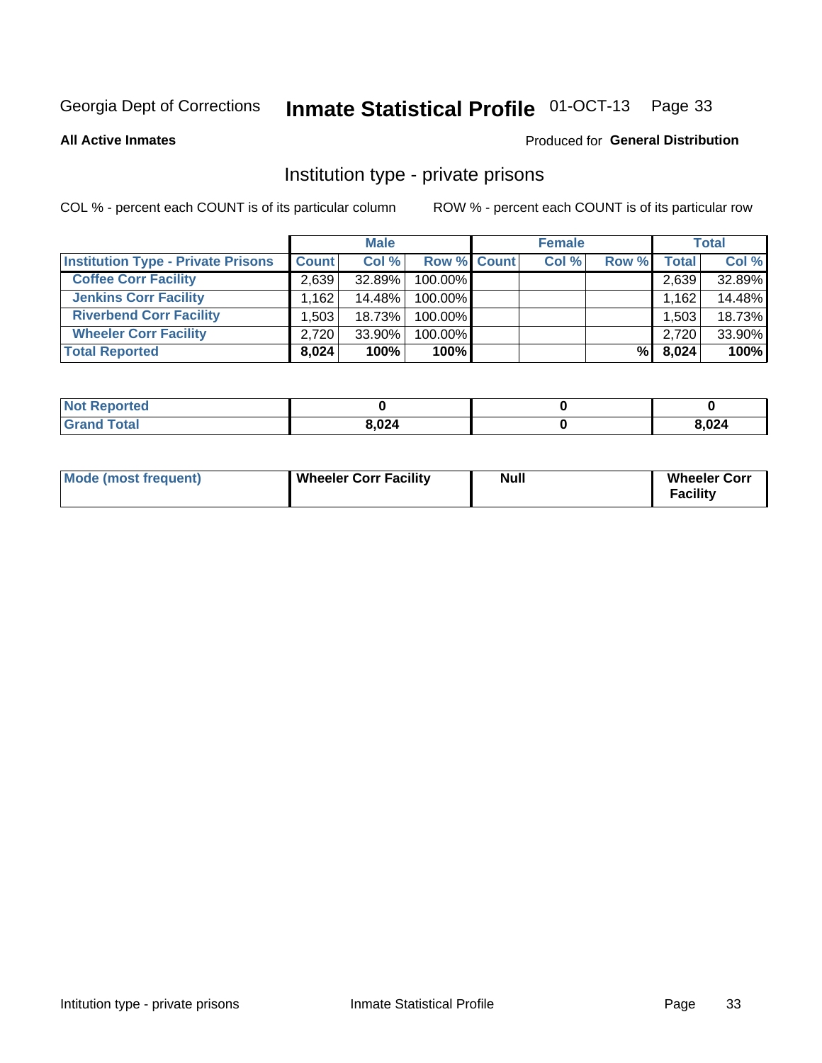Georgia Dept of Corrections **Inmate Statistical Profile** 01-OCT-13

**All Active Inmates**

Produced for **General Distribution**

## Institution type - private prisons

COL % - percent each COUNT is of its particular column

ROW % - percent each COUNT is of its particular row

| | Male | | | Female | | | Total | |
|---|---|---|---|---|---|---|---|---|
| **Institution Type - Private Prisons** | **Count** | **Col %** | **Row %** | **Count** | **Col %** | **Row %** | **Total** | **Col %** |
| **Coffee Corr Facility** | 2,639 | 32.89% | 100.00% | | | | 2,639 | 32.89% |
| **Jenkins Corr Facility** | 1,162 | 14.48% | 100.00% | | | | 1,162 | 14.48% |
| **Riverbend Corr Facility** | 1,503 | 18.73% | 100.00% | | | | 1,503 | 18.73% |
| **Wheeler Corr Facility** | 2,720 | 33.90% | 100.00% | | | | 2,720 | 33.90% |
| **Total Reported** | **8,024** | **100%** | **100%** | | | **%** | **8,024** | **100%** |

| | Male | Female | Total |
|---|---|---|---|
| **Not Reported** | **0** | **0** | **0** |
| **Grand Total** | **8,024** | **0** | **8,024** |

| | Male | Female | Total |
|---|---|---|---|
| **Mode (most frequent)** | **Wheeler Corr Facility** | **Null** | **Wheeler Corr Facility** |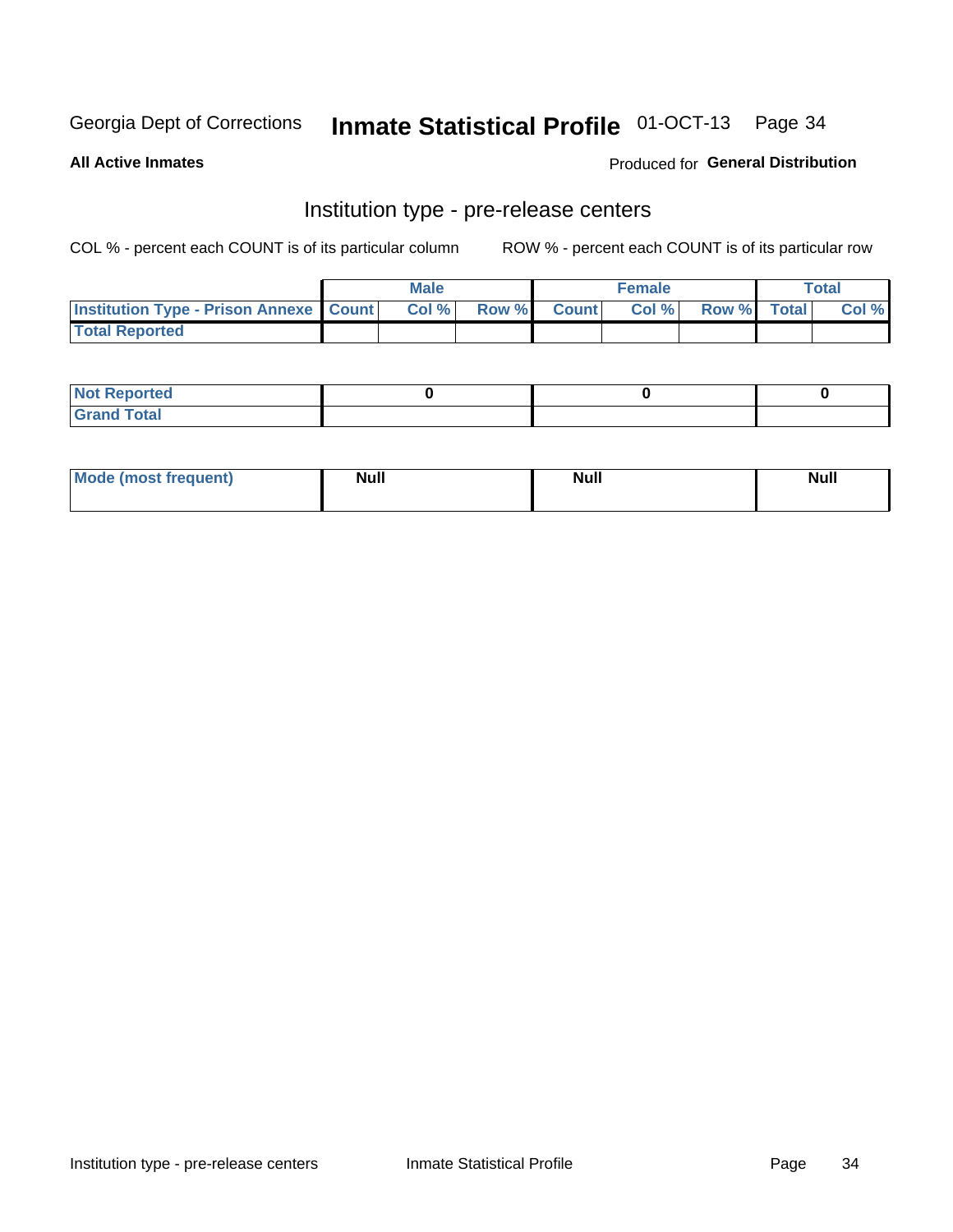Georgia Dept of Corrections **Inmate Statistical Profile** 01-OCT-13

**All Active Inmates** Produced for **General Distribution**

## Institution type - pre-release centers

COL % - percent each COUNT is of its particular column ROW % - percent each COUNT is of its particular row

| | Male | | | Female | | | Total | |
|---|---|---|---|---|---|---|---|---|
| Institution Type - Prison Annexe | Count | Col % | Row % | Count | Col % | Row % | Total | Col % |
| Total Reported | | | | | | | | |

| | Male | Female | Total |
|---|---|---|---|
| Not Reported | 0 | 0 | 0 |
| Grand Total | | | |

| | Male | Female | Total |
|---|---|---|---|
| Mode (most frequent) | Null | Null | Null |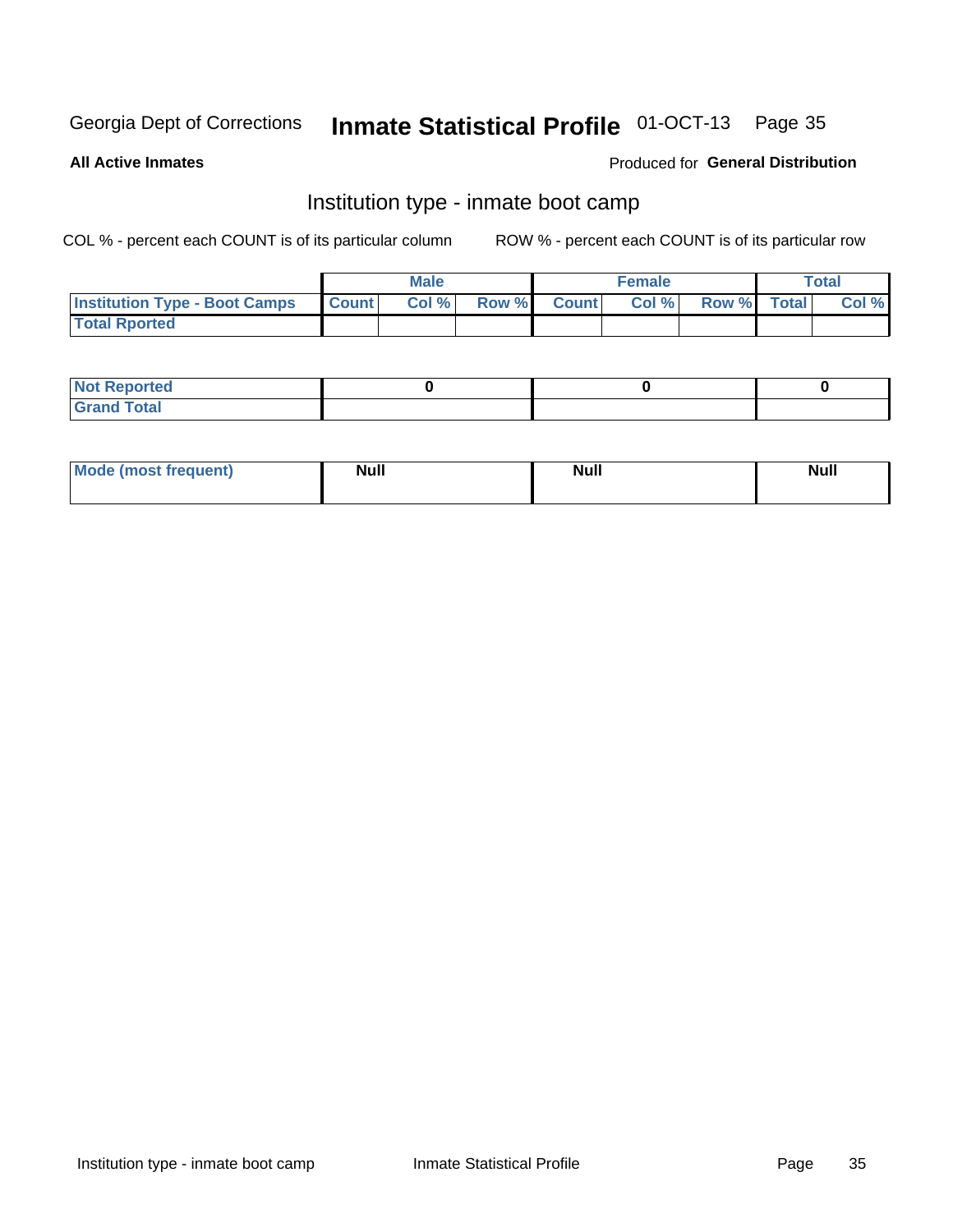Georgia Dept of Corrections **Inmate Statistical Profile** 01-OCT-13 Page 35

**All Active Inmates**

Produced for **General Distribution**

## Institution type - inmate boot camp

COL % - percent each COUNT is of its particular column    ROW % - percent each COUNT is of its particular row

| | Male | | | Female | | | Total | |
|---|---|---|---|---|---|---|---|---|
| **Institution Type - Boot Camps** | **Count** | **Col %** | **Row %** | **Count** | **Col %** | **Row %** | **Total** | **Col %** |
| **Total Rported** | | | | | | | | |

| | Male | Female | Total |
|---|---|---|---|
| **Not Reported** | 0 | 0 | 0 |
| **Grand Total** | | | |

| | Male | Female | Total |
|---|---|---|---|
| **Mode (most frequent)** | Null | Null | Null |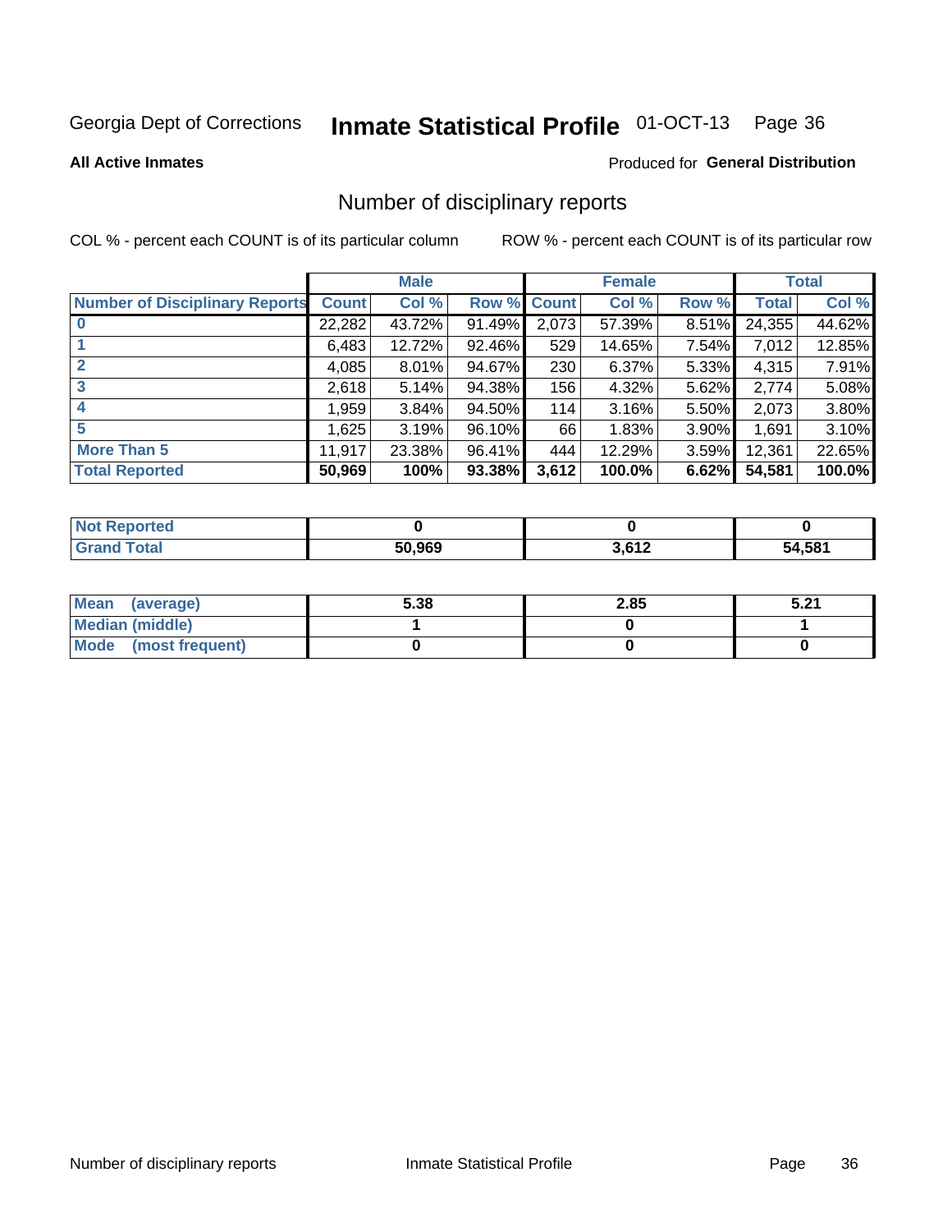Georgia Dept of Corrections **Inmate Statistical Profile** 01-OCT-13

**All Active Inmates**

Produced for **General Distribution**

## Number of disciplinary reports

COL % - percent each COUNT is of its particular column

ROW % - percent each COUNT is of its particular row

| | Male | | | Female | | | Total | |
|---|---|---|---|---|---|---|---|---|
| Number of Disciplinary Reports | Count | Col % | Row % | Count | Col % | Row % | Total | Col % |
| 0 | 22,282 | 43.72% | 91.49% | 2,073 | 57.39% | 8.51% | 24,355 | 44.62% |
| 1 | 6,483 | 12.72% | 92.46% | 529 | 14.65% | 7.54% | 7,012 | 12.85% |
| 2 | 4,085 | 8.01% | 94.67% | 230 | 6.37% | 5.33% | 4,315 | 7.91% |
| 3 | 2,618 | 5.14% | 94.38% | 156 | 4.32% | 5.62% | 2,774 | 5.08% |
| 4 | 1,959 | 3.84% | 94.50% | 114 | 3.16% | 5.50% | 2,073 | 3.80% |
| 5 | 1,625 | 3.19% | 96.10% | 66 | 1.83% | 3.90% | 1,691 | 3.10% |
| More Than 5 | 11,917 | 23.38% | 96.41% | 444 | 12.29% | 3.59% | 12,361 | 22.65% |
| **Total Reported** | **50,969** | **100%** | **93.38%** | **3,612** | **100.0%** | **6.62%** | **54,581** | **100.0%** |

| | Male | Female | Total |
|---|---|---|---|
| Not Reported | 0 | 0 | 0 |
| Grand Total | 50,969 | 3,612 | 54,581 |

| | Male | Female | Total |
|---|---|---|---|
| Mean (average) | 5.38 | 2.85 | 5.21 |
| Median (middle) | 1 | 0 | 1 |
| Mode (most frequent) | 0 | 0 | 0 |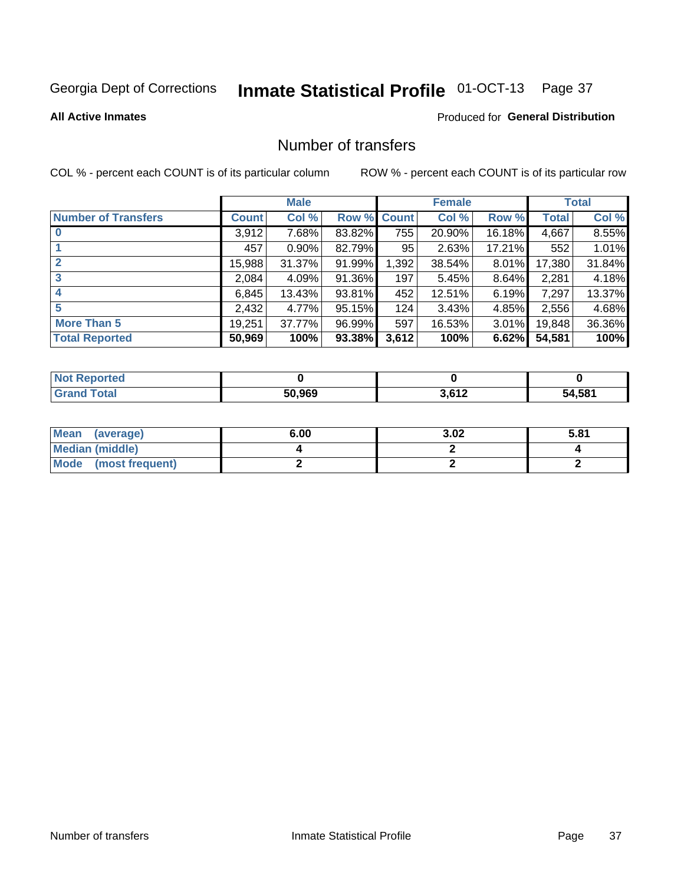Georgia Dept of Corrections **Inmate Statistical Profile** 01-OCT-13

**All Active Inmates**

Produced for **General Distribution**

## Number of transfers

COL % - percent each COUNT is of its particular column

ROW % - percent each COUNT is of its particular row

| | Male | | | Female | | | Total | |
|---|---|---|---|---|---|---|---|---|
| **Number of Transfers** | **Count** | **Col %** | **Row %** | **Count** | **Col %** | **Row %** | **Total** | **Col %** |
| **0** | 3,912 | 7.68% | 83.82% | 755 | 20.90% | 16.18% | 4,667 | 8.55% |
| **1** | 457 | 0.90% | 82.79% | 95 | 2.63% | 17.21% | 552 | 1.01% |
| **2** | 15,988 | 31.37% | 91.99% | 1,392 | 38.54% | 8.01% | 17,380 | 31.84% |
| **3** | 2,084 | 4.09% | 91.36% | 197 | 5.45% | 8.64% | 2,281 | 4.18% |
| **4** | 6,845 | 13.43% | 93.81% | 452 | 12.51% | 6.19% | 7,297 | 13.37% |
| **5** | 2,432 | 4.77% | 95.15% | 124 | 3.43% | 4.85% | 2,556 | 4.68% |
| **More Than 5** | 19,251 | 37.77% | 96.99% | 597 | 16.53% | 3.01% | 19,848 | 36.36% |
| **Total Reported** | **50,969** | **100%** | **93.38%** | **3,612** | **100%** | **6.62%** | **54,581** | **100%** |

| | Male | Female | Total |
|---|---|---|---|
| **Not Reported** | **0** | **0** | **0** |
| **Grand Total** | **50,969** | **3,612** | **54,581** |

| | Male | Female | Total |
|---|---|---|---|
| **Mean (average)** | **6.00** | **3.02** | **5.81** |
| **Median (middle)** | **4** | **2** | **4** |
| **Mode (most frequent)** | **2** | **2** | **2** |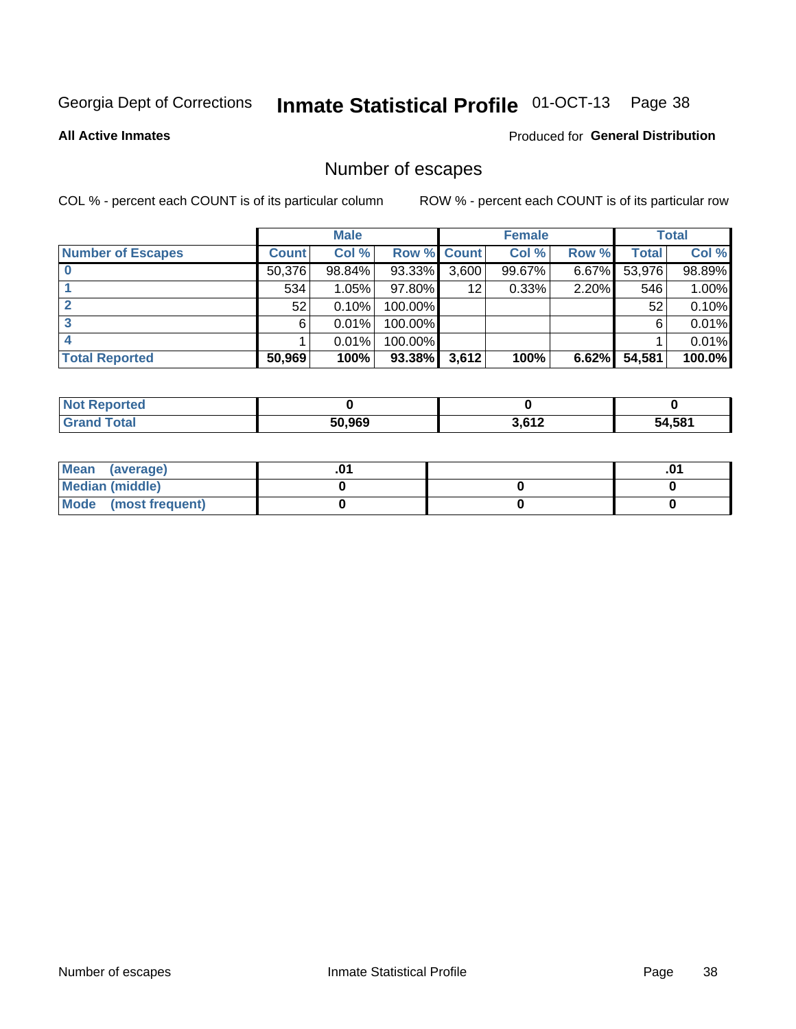Georgia Dept of Corrections **Inmate Statistical Profile** 01-OCT-13 Page 38

**All Active Inmates** Produced for **General Distribution**

## Number of escapes

COL % - percent each COUNT is of its particular column ROW % - percent each COUNT is of its particular row

| | Male | | | Female | | | Total | |
|---|---|---|---|---|---|---|---|---|
| **Number of Escapes** | **Count** | **Col %** | **Row %** | **Count** | **Col %** | **Row %** | **Total** | **Col %** |
| **0** | 50,376 | 98.84% | 93.33% | 3,600 | 99.67% | 6.67% | 53,976 | 98.89% |
| **1** | 534 | 1.05% | 97.80% | 12 | 0.33% | 2.20% | 546 | 1.00% |
| **2** | 52 | 0.10% | 100.00% | | | | 52 | 0.10% |
| **3** | 6 | 0.01% | 100.00% | | | | 6 | 0.01% |
| **4** | 1 | 0.01% | 100.00% | | | | 1 | 0.01% |
| **Total Reported** | **50,969** | **100%** | **93.38%** | **3,612** | **100%** | **6.62%** | **54,581** | **100.0%** |

| | Male | Female | Total |
|---|---|---|---|
| **Not Reported** | **0** | **0** | **0** |
| **Grand Total** | **50,969** | **3,612** | **54,581** |

| | Male | Female | Total |
|---|---|---|---|
| **Mean (average)** | **.01** | | **.01** |
| **Median (middle)** | **0** | **0** | **0** |
| **Mode (most frequent)** | **0** | **0** | **0** |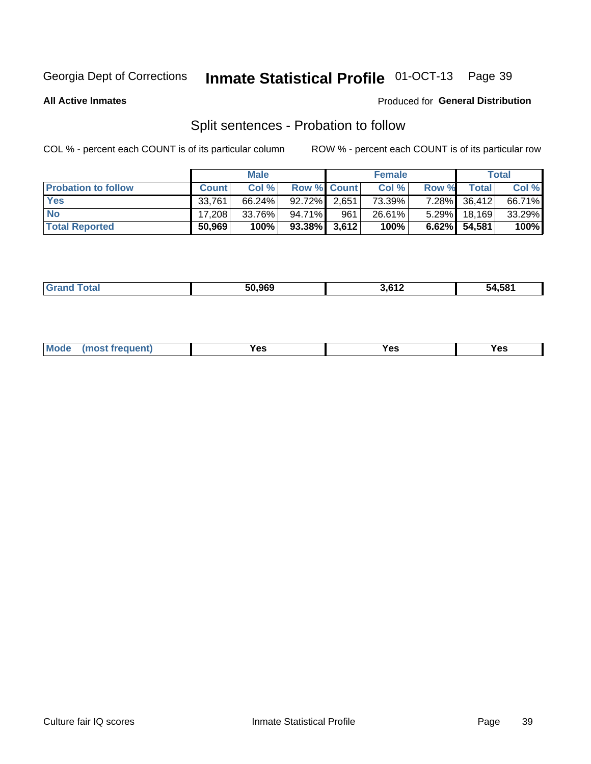Georgia Dept of Corrections **Inmate Statistical Profile** 01-OCT-13

**All Active Inmates**

Produced for **General Distribution**

## Split sentences - Probation to follow

COL % - percent each COUNT is of its particular column ROW % - percent each COUNT is of its particular row

| | Male | | | Female | | | Total | |
|---|---|---|---|---|---|---|---|---|
| **Probation to follow** | **Count** | **Col %** | **Row %** | **Count** | **Col %** | **Row %** | **Total** | **Col %** |
| **Yes** | 33,761 | 66.24% | 92.72% | 2,651 | 73.39% | 7.28% | 36,412 | 66.71% |
| **No** | 17,208 | 33.76% | 94.71% | 961 | 26.61% | 5.29% | 18,169 | 33.29% |
| **Total Reported** | **50,969** | **100%** | **93.38%** | **3,612** | **100%** | **6.62%** | **54,581** | **100%** |

| | Male | Female | Total |
|---|---|---|---|
| **Grand Total** | **50,969** | **3,612** | **54,581** |

| | Male | Female | Total |
|---|---|---|---|
| **Mode (most frequent)** | **Yes** | **Yes** | **Yes** |

Culture fair IQ scores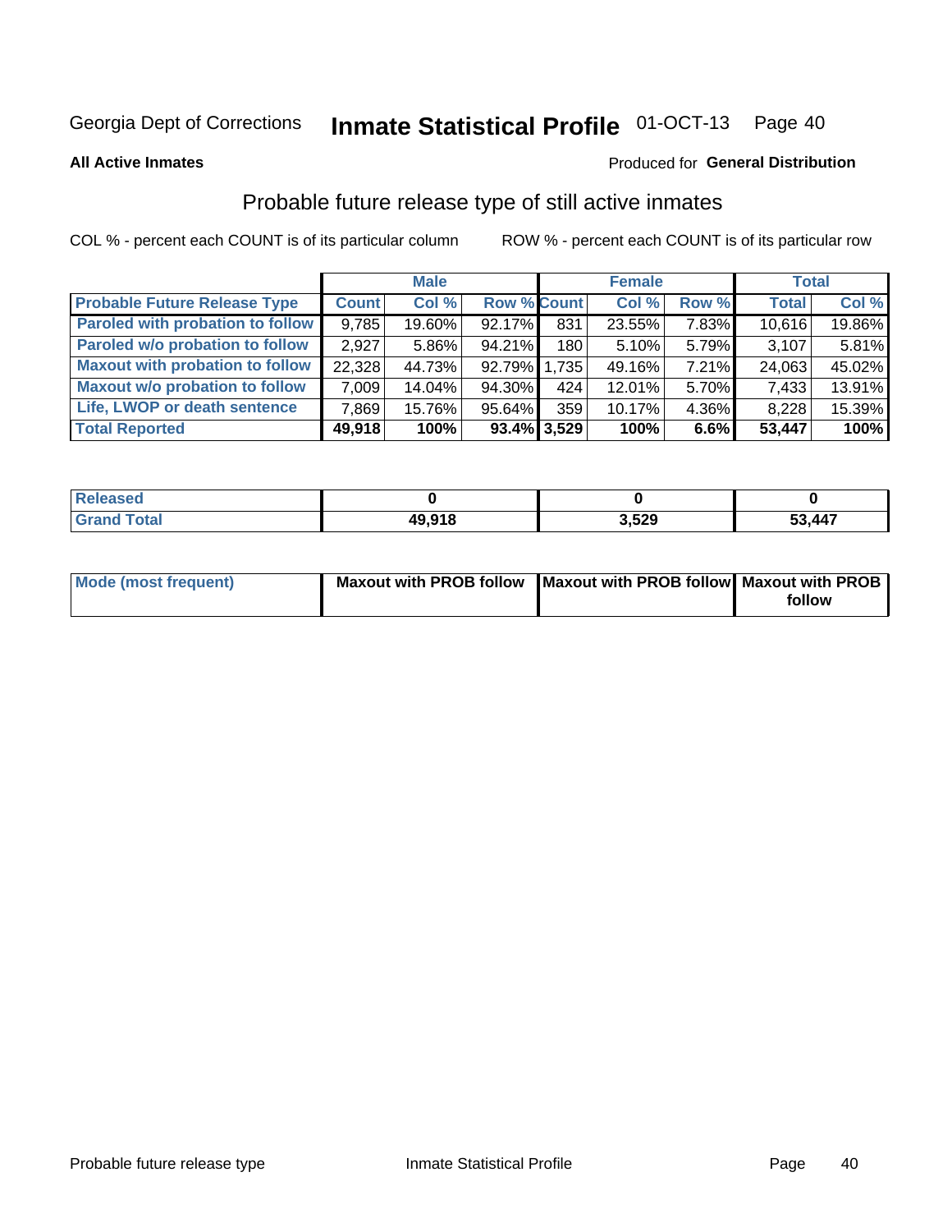Georgia Dept of Corrections **Inmate Statistical Profile** 01-OCT-13

**All Active Inmates**

Produced for **General Distribution**

## Probable future release type of still active inmates

COL % - percent each COUNT is of its particular column ROW % - percent each COUNT is of its particular row

| | Male | | | Female | | | Total | |
|---|---|---|---|---|---|---|---|---|
| **Probable Future Release Type** | **Count** | **Col %** | **Row %** | **Count** | **Col %** | **Row %** | **Total** | **Col %** |
| Paroled with probation to follow | 9,785 | 19.60% | 92.17% | 831 | 23.55% | 7.83% | 10,616 | 19.86% |
| Paroled w/o probation to follow | 2,927 | 5.86% | 94.21% | 180 | 5.10% | 5.79% | 3,107 | 5.81% |
| Maxout with probation to follow | 22,328 | 44.73% | 92.79% | 1,735 | 49.16% | 7.21% | 24,063 | 45.02% |
| Maxout w/o probation to follow | 7,009 | 14.04% | 94.30% | 424 | 12.01% | 5.70% | 7,433 | 13.91% |
| Life, LWOP or death sentence | 7,869 | 15.76% | 95.64% | 359 | 10.17% | 4.36% | 8,228 | 15.39% |
| **Total Reported** | **49,918** | **100%** | **93.4%** | **3,529** | **100%** | **6.6%** | **53,447** | **100%** |

| | Male | Female | Total |
|---|---|---|---|
| Released | 0 | 0 | 0 |
| Grand Total | 49,918 | 3,529 | 53,447 |

| | Male | Female | Total |
|---|---|---|---|
| Mode (most frequent) | Maxout with PROB follow | Maxout with PROB follow | Maxout with PROB follow |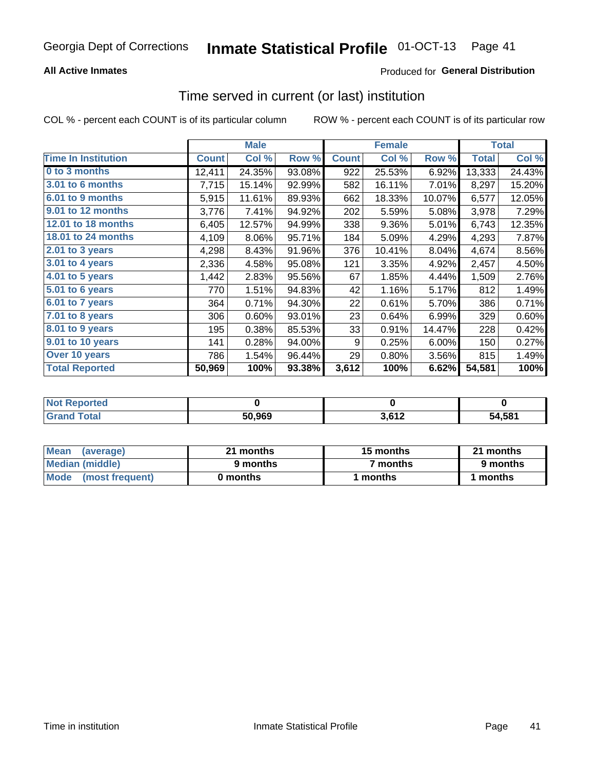Georgia Dept of Corrections **Inmate Statistical Profile** 01-OCT-13

**All Active Inmates** Produced for **General Distribution**

## Time served in current (or last) institution

COL % - percent each COUNT is of its particular column ROW % - percent each COUNT is of its particular row

| | Male | | | Female | | | Total | |
|---|---|---|---|---|---|---|---|---|
| **Time In Institution** | **Count** | **Col %** | **Row %** | **Count** | **Col %** | **Row %** | **Total** | **Col %** |
| 0 to 3 months | 12,411 | 24.35% | 93.08% | 922 | 25.53% | 6.92% | 13,333 | 24.43% |
| 3.01 to 6 months | 7,715 | 15.14% | 92.99% | 582 | 16.11% | 7.01% | 8,297 | 15.20% |
| 6.01 to 9 months | 5,915 | 11.61% | 89.93% | 662 | 18.33% | 10.07% | 6,577 | 12.05% |
| 9.01 to 12 months | 3,776 | 7.41% | 94.92% | 202 | 5.59% | 5.08% | 3,978 | 7.29% |
| 12.01 to 18 months | 6,405 | 12.57% | 94.99% | 338 | 9.36% | 5.01% | 6,743 | 12.35% |
| 18.01 to 24 months | 4,109 | 8.06% | 95.71% | 184 | 5.09% | 4.29% | 4,293 | 7.87% |
| 2.01 to 3 years | 4,298 | 8.43% | 91.96% | 376 | 10.41% | 8.04% | 4,674 | 8.56% |
| 3.01 to 4 years | 2,336 | 4.58% | 95.08% | 121 | 3.35% | 4.92% | 2,457 | 4.50% |
| 4.01 to 5 years | 1,442 | 2.83% | 95.56% | 67 | 1.85% | 4.44% | 1,509 | 2.76% |
| 5.01 to 6 years | 770 | 1.51% | 94.83% | 42 | 1.16% | 5.17% | 812 | 1.49% |
| 6.01 to 7 years | 364 | 0.71% | 94.30% | 22 | 0.61% | 5.70% | 386 | 0.71% |
| 7.01 to 8 years | 306 | 0.60% | 93.01% | 23 | 0.64% | 6.99% | 329 | 0.60% |
| 8.01 to 9 years | 195 | 0.38% | 85.53% | 33 | 0.91% | 14.47% | 228 | 0.42% |
| 9.01 to 10 years | 141 | 0.28% | 94.00% | 9 | 0.25% | 6.00% | 150 | 0.27% |
| Over 10 years | 786 | 1.54% | 96.44% | 29 | 0.80% | 3.56% | 815 | 1.49% |
| **Total Reported** | **50,969** | **100%** | **93.38%** | **3,612** | **100%** | **6.62%** | **54,581** | **100%** |

| | Male | Female | Total |
|---|---|---|---|
| Not Reported | 0 | 0 | 0 |
| Grand Total | 50,969 | 3,612 | 54,581 |

| | Male | Female | Total |
|---|---|---|---|
| Mean (average) | 21 months | 15 months | 21 months |
| Median (middle) | 9 months | 7 months | 9 months |
| Mode (most frequent) | 0 months | 1 months | 1 months |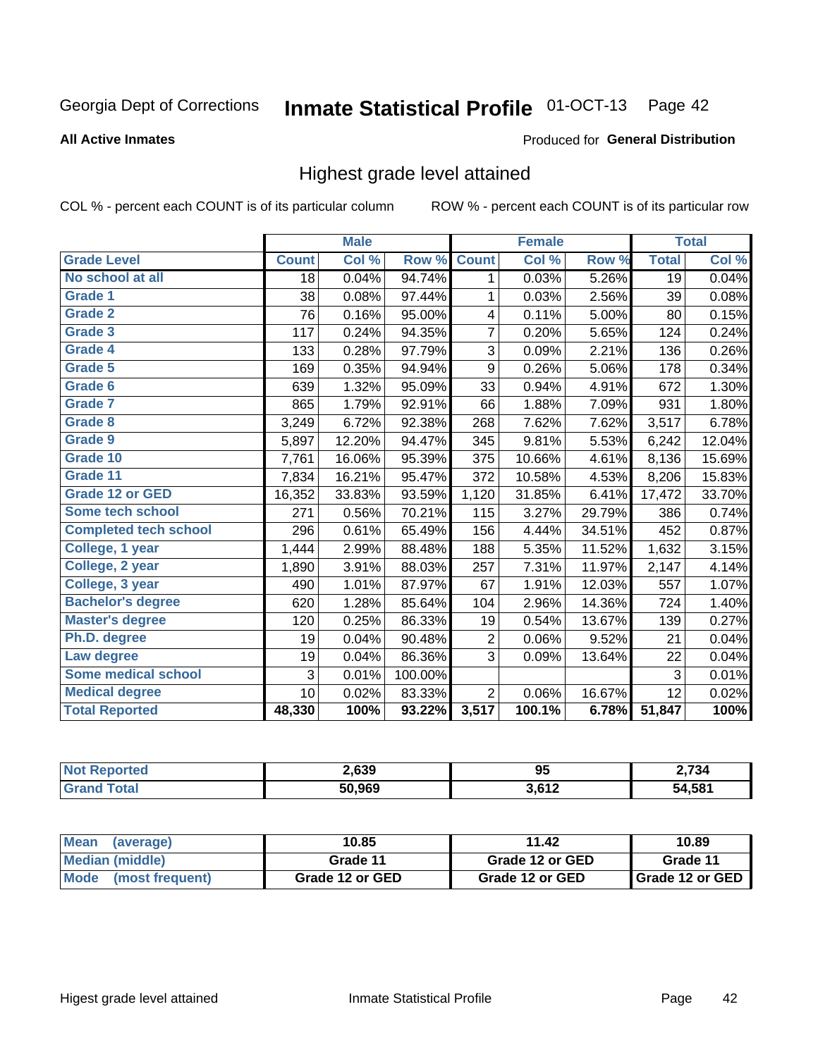Georgia Dept of Corrections **Inmate Statistical Profile** 01-OCT-13 Page 42

**All Active Inmates**

Produced for **General Distribution**

## Highest grade level attained

COL % - percent each COUNT is of its particular column ROW % - percent each COUNT is of its particular row

| | Male | | | Female | | | Total | |
|---|---|---|---|---|---|---|---|---|
| **Grade Level** | **Count** | **Col %** | **Row %** | **Count** | **Col %** | **Row %** | **Total** | **Col %** |
| No school at all | 18 | 0.04% | 94.74% | 1 | 0.03% | 5.26% | 19 | 0.04% |
| Grade 1 | 38 | 0.08% | 97.44% | 1 | 0.03% | 2.56% | 39 | 0.08% |
| Grade 2 | 76 | 0.16% | 95.00% | 4 | 0.11% | 5.00% | 80 | 0.15% |
| Grade 3 | 117 | 0.24% | 94.35% | 7 | 0.20% | 5.65% | 124 | 0.24% |
| Grade 4 | 133 | 0.28% | 97.79% | 3 | 0.09% | 2.21% | 136 | 0.26% |
| Grade 5 | 169 | 0.35% | 94.94% | 9 | 0.26% | 5.06% | 178 | 0.34% |
| Grade 6 | 639 | 1.32% | 95.09% | 33 | 0.94% | 4.91% | 672 | 1.30% |
| Grade 7 | 865 | 1.79% | 92.91% | 66 | 1.88% | 7.09% | 931 | 1.80% |
| Grade 8 | 3,249 | 6.72% | 92.38% | 268 | 7.62% | 7.62% | 3,517 | 6.78% |
| Grade 9 | 5,897 | 12.20% | 94.47% | 345 | 9.81% | 5.53% | 6,242 | 12.04% |
| Grade 10 | 7,761 | 16.06% | 95.39% | 375 | 10.66% | 4.61% | 8,136 | 15.69% |
| Grade 11 | 7,834 | 16.21% | 95.47% | 372 | 10.58% | 4.53% | 8,206 | 15.83% |
| Grade 12 or GED | 16,352 | 33.83% | 93.59% | 1,120 | 31.85% | 6.41% | 17,472 | 33.70% |
| Some tech school | 271 | 0.56% | 70.21% | 115 | 3.27% | 29.79% | 386 | 0.74% |
| Completed tech school | 296 | 0.61% | 65.49% | 156 | 4.44% | 34.51% | 452 | 0.87% |
| College, 1 year | 1,444 | 2.99% | 88.48% | 188 | 5.35% | 11.52% | 1,632 | 3.15% |
| College, 2 year | 1,890 | 3.91% | 88.03% | 257 | 7.31% | 11.97% | 2,147 | 4.14% |
| College, 3 year | 490 | 1.01% | 87.97% | 67 | 1.91% | 12.03% | 557 | 1.07% |
| Bachelor's degree | 620 | 1.28% | 85.64% | 104 | 2.96% | 14.36% | 724 | 1.40% |
| Master's degree | 120 | 0.25% | 86.33% | 19 | 0.54% | 13.67% | 139 | 0.27% |
| Ph.D. degree | 19 | 0.04% | 90.48% | 2 | 0.06% | 9.52% | 21 | 0.04% |
| Law degree | 19 | 0.04% | 86.36% | 3 | 0.09% | 13.64% | 22 | 0.04% |
| Some medical school | 3 | 0.01% | 100.00% | | | | 3 | 0.01% |
| Medical degree | 10 | 0.02% | 83.33% | 2 | 0.06% | 16.67% | 12 | 0.02% |
| **Total Reported** | **48,330** | **100%** | **93.22%** | **3,517** | **100.1%** | **6.78%** | **51,847** | **100%** |

| | Male | Female | Total |
|---|---|---|---|
| Not Reported | 2,639 | 95 | 2,734 |
| Grand Total | 50,969 | 3,612 | 54,581 |

| | Male | Female | Total |
|---|---|---|---|
| Mean (average) | 10.85 | 11.42 | 10.89 |
| Median (middle) | Grade 11 | Grade 12 or GED | Grade 11 |
| Mode (most frequent) | Grade 12 or GED | Grade 12 or GED | Grade 12 or GED |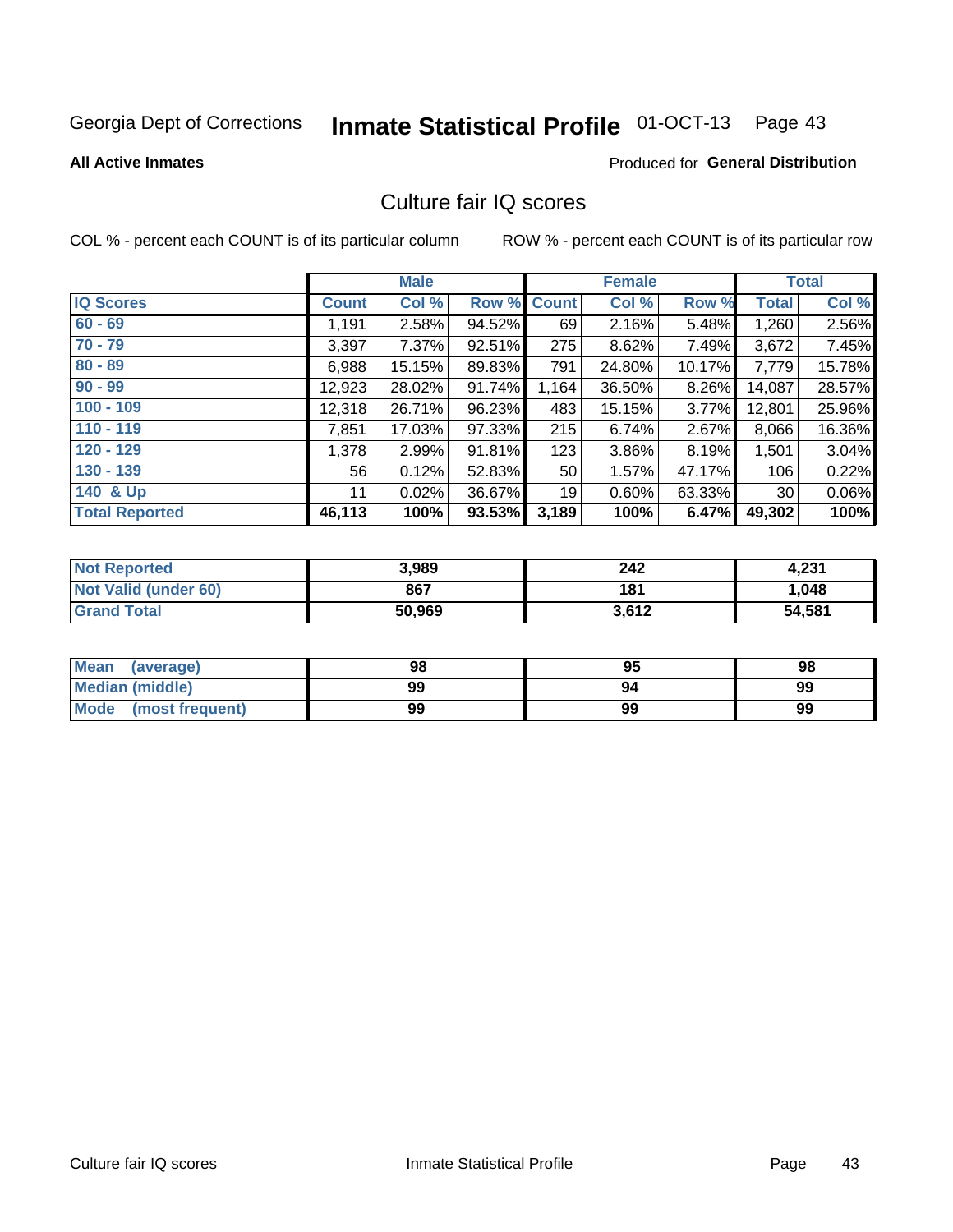Georgia Dept of Corrections **Inmate Statistical Profile** 01-OCT-13 Page 43

**All Active Inmates**

Produced for **General Distribution**

## Culture fair IQ scores

COL % - percent each COUNT is of its particular column

ROW % - percent each COUNT is of its particular row

| | Male | | | Female | | | Total | |
|---|---|---|---|---|---|---|---|---|
| **IQ Scores** | **Count** | **Col %** | **Row %** | **Count** | **Col %** | **Row %** | **Total** | **Col %** |
| **60 - 69** | 1,191 | 2.58% | 94.52% | 69 | 2.16% | 5.48% | 1,260 | 2.56% |
| **70 - 79** | 3,397 | 7.37% | 92.51% | 275 | 8.62% | 7.49% | 3,672 | 7.45% |
| **80 - 89** | 6,988 | 15.15% | 89.83% | 791 | 24.80% | 10.17% | 7,779 | 15.78% |
| **90 - 99** | 12,923 | 28.02% | 91.74% | 1,164 | 36.50% | 8.26% | 14,087 | 28.57% |
| **100 - 109** | 12,318 | 26.71% | 96.23% | 483 | 15.15% | 3.77% | 12,801 | 25.96% |
| **110 - 119** | 7,851 | 17.03% | 97.33% | 215 | 6.74% | 2.67% | 8,066 | 16.36% |
| **120 - 129** | 1,378 | 2.99% | 91.81% | 123 | 3.86% | 8.19% | 1,501 | 3.04% |
| **130 - 139** | 56 | 0.12% | 52.83% | 50 | 1.57% | 47.17% | 106 | 0.22% |
| **140 & Up** | 11 | 0.02% | 36.67% | 19 | 0.60% | 63.33% | 30 | 0.06% |
| **Total Reported** | **46,113** | **100%** | **93.53%** | **3,189** | **100%** | **6.47%** | **49,302** | **100%** |

| | Male | Female | Total |
|---|---|---|---|
| **Not Reported** | **3,989** | **242** | **4,231** |
| **Not Valid (under 60)** | **867** | **181** | **1,048** |
| **Grand Total** | **50,969** | **3,612** | **54,581** |

| | Male | Female | Total |
|---|---|---|---|
| **Mean (average)** | **98** | **95** | **98** |
| **Median (middle)** | **99** | **94** | **99** |
| **Mode (most frequent)** | **99** | **99** | **99** |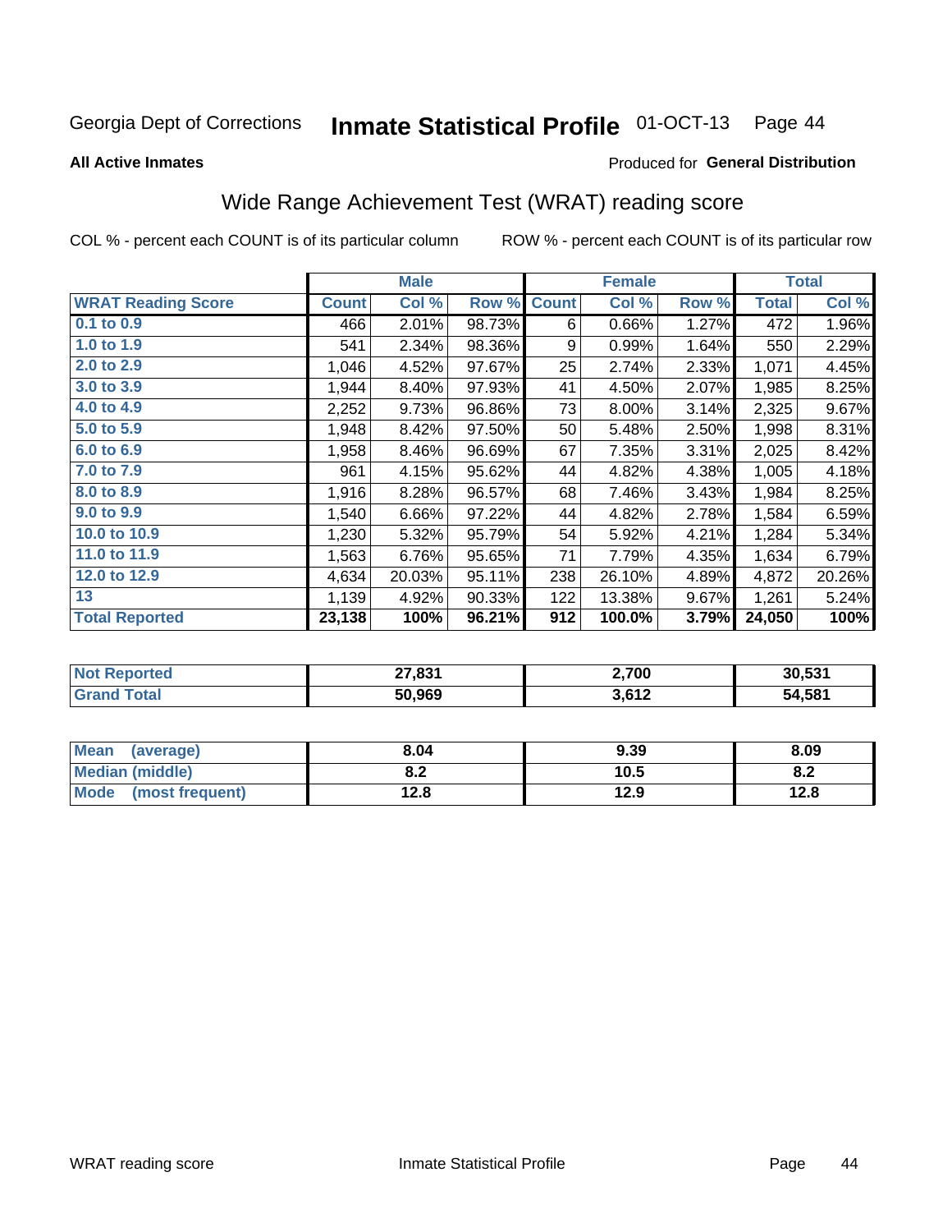Georgia Dept of Corrections **Inmate Statistical Profile** 01-OCT-13 Page 44

**All Active Inmates**

Produced for **General Distribution**

## Wide Range Achievement Test (WRAT) reading score

COL % - percent each COUNT is of its particular column ROW % - percent each COUNT is of its particular row

| | Male | | | Female | | | Total | |
|---|---|---|---|---|---|---|---|---|
| **WRAT Reading Score** | **Count** | **Col %** | **Row %** | **Count** | **Col %** | **Row %** | **Total** | **Col %** |
| **0.1 to 0.9** | 466 | 2.01% | 98.73% | 6 | 0.66% | 1.27% | 472 | 1.96% |
| **1.0 to 1.9** | 541 | 2.34% | 98.36% | 9 | 0.99% | 1.64% | 550 | 2.29% |
| **2.0 to 2.9** | 1,046 | 4.52% | 97.67% | 25 | 2.74% | 2.33% | 1,071 | 4.45% |
| **3.0 to 3.9** | 1,944 | 8.40% | 97.93% | 41 | 4.50% | 2.07% | 1,985 | 8.25% |
| **4.0 to 4.9** | 2,252 | 9.73% | 96.86% | 73 | 8.00% | 3.14% | 2,325 | 9.67% |
| **5.0 to 5.9** | 1,948 | 8.42% | 97.50% | 50 | 5.48% | 2.50% | 1,998 | 8.31% |
| **6.0 to 6.9** | 1,958 | 8.46% | 96.69% | 67 | 7.35% | 3.31% | 2,025 | 8.42% |
| **7.0 to 7.9** | 961 | 4.15% | 95.62% | 44 | 4.82% | 4.38% | 1,005 | 4.18% |
| **8.0 to 8.9** | 1,916 | 8.28% | 96.57% | 68 | 7.46% | 3.43% | 1,984 | 8.25% |
| **9.0 to 9.9** | 1,540 | 6.66% | 97.22% | 44 | 4.82% | 2.78% | 1,584 | 6.59% |
| **10.0 to 10.9** | 1,230 | 5.32% | 95.79% | 54 | 5.92% | 4.21% | 1,284 | 5.34% |
| **11.0 to 11.9** | 1,563 | 6.76% | 95.65% | 71 | 7.79% | 4.35% | 1,634 | 6.79% |
| **12.0 to 12.9** | 4,634 | 20.03% | 95.11% | 238 | 26.10% | 4.89% | 4,872 | 20.26% |
| **13** | 1,139 | 4.92% | 90.33% | 122 | 13.38% | 9.67% | 1,261 | 5.24% |
| **Total Reported** | **23,138** | **100%** | **96.21%** | **912** | **100.0%** | **3.79%** | **24,050** | **100%** |

| | Male | Female | Total |
|---|---|---|---|
| **Not Reported** | **27,831** | **2,700** | **30,531** |
| **Grand Total** | **50,969** | **3,612** | **54,581** |

| | Male | Female | Total |
|---|---|---|---|
| **Mean (average)** | **8.04** | **9.39** | **8.09** |
| **Median (middle)** | **8.2** | **10.5** | **8.2** |
| **Mode (most frequent)** | **12.8** | **12.9** | **12.8** |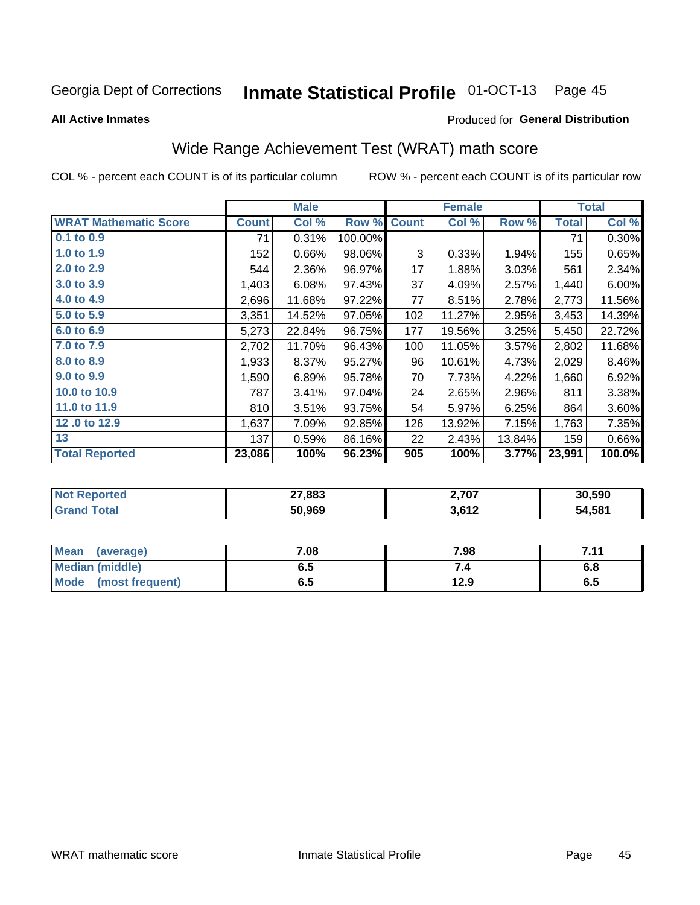Georgia Dept of Corrections **Inmate Statistical Profile** 01-OCT-13

**All Active Inmates**

Produced for **General Distribution**

## Wide Range Achievement Test (WRAT) math score

COL % - percent each COUNT is of its particular column

ROW % - percent each COUNT is of its particular row

| | Male | | | Female | | | Total | |
|---|---|---|---|---|---|---|---|---|
| **WRAT Mathematic Score** | **Count** | **Col %** | **Row %** | **Count** | **Col %** | **Row %** | **Total** | **Col %** |
| 0.1 to 0.9 | 71 | 0.31% | 100.00% | | | | 71 | 0.30% |
| 1.0 to 1.9 | 152 | 0.66% | 98.06% | 3 | 0.33% | 1.94% | 155 | 0.65% |
| 2.0 to 2.9 | 544 | 2.36% | 96.97% | 17 | 1.88% | 3.03% | 561 | 2.34% |
| 3.0 to 3.9 | 1,403 | 6.08% | 97.43% | 37 | 4.09% | 2.57% | 1,440 | 6.00% |
| 4.0 to 4.9 | 2,696 | 11.68% | 97.22% | 77 | 8.51% | 2.78% | 2,773 | 11.56% |
| 5.0 to 5.9 | 3,351 | 14.52% | 97.05% | 102 | 11.27% | 2.95% | 3,453 | 14.39% |
| 6.0 to 6.9 | 5,273 | 22.84% | 96.75% | 177 | 19.56% | 3.25% | 5,450 | 22.72% |
| 7.0 to 7.9 | 2,702 | 11.70% | 96.43% | 100 | 11.05% | 3.57% | 2,802 | 11.68% |
| 8.0 to 8.9 | 1,933 | 8.37% | 95.27% | 96 | 10.61% | 4.73% | 2,029 | 8.46% |
| 9.0 to 9.9 | 1,590 | 6.89% | 95.78% | 70 | 7.73% | 4.22% | 1,660 | 6.92% |
| 10.0 to 10.9 | 787 | 3.41% | 97.04% | 24 | 2.65% | 2.96% | 811 | 3.38% |
| 11.0 to 11.9 | 810 | 3.51% | 93.75% | 54 | 5.97% | 6.25% | 864 | 3.60% |
| 12 .0 to 12.9 | 1,637 | 7.09% | 92.85% | 126 | 13.92% | 7.15% | 1,763 | 7.35% |
| 13 | 137 | 0.59% | 86.16% | 22 | 2.43% | 13.84% | 159 | 0.66% |
| **Total Reported** | **23,086** | **100%** | **96.23%** | **905** | **100%** | **3.77%** | **23,991** | **100.0%** |

| | Male | Female | Total |
|---|---|---|---|
| Not Reported | **27,883** | **2,707** | **30,590** |
| Grand Total | **50,969** | **3,612** | **54,581** |

| | Male | Female | Total |
|---|---|---|---|
| Mean (average) | **7.08** | **7.98** | **7.11** |
| Median (middle) | **6.5** | **7.4** | **6.8** |
| Mode (most frequent) | **6.5** | **12.9** | **6.5** |

WRAT mathematic score

Inmate Statistical Profile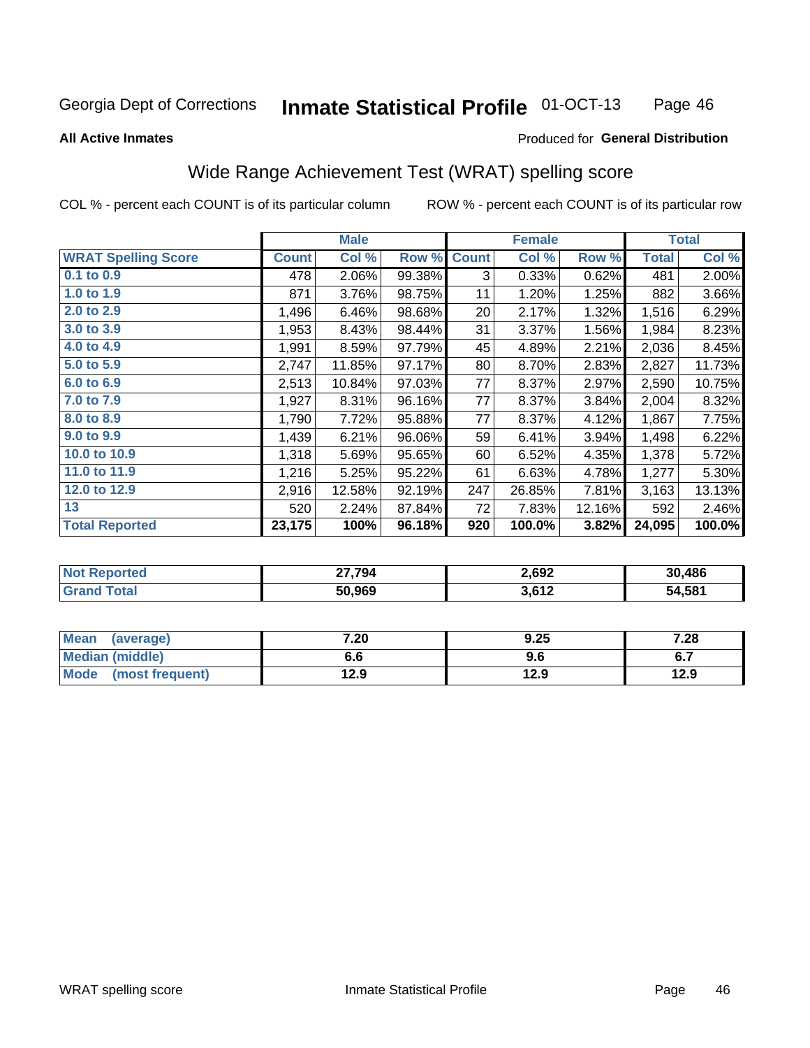Georgia Dept of Corrections **Inmate Statistical Profile** 01-OCT-13

**All Active Inmates**

Produced for **General Distribution**

## Wide Range Achievement Test (WRAT) spelling score

COL % - percent each COUNT is of its particular column ROW % - percent each COUNT is of its particular row

| | Male | | | Female | | | Total | |
|---|---|---|---|---|---|---|---|---|
| **WRAT Spelling Score** | **Count** | **Col %** | **Row %** | **Count** | **Col %** | **Row %** | **Total** | **Col %** |
| 0.1 to 0.9 | 478 | 2.06% | 99.38% | 3 | 0.33% | 0.62% | 481 | 2.00% |
| 1.0 to 1.9 | 871 | 3.76% | 98.75% | 11 | 1.20% | 1.25% | 882 | 3.66% |
| 2.0 to 2.9 | 1,496 | 6.46% | 98.68% | 20 | 2.17% | 1.32% | 1,516 | 6.29% |
| 3.0 to 3.9 | 1,953 | 8.43% | 98.44% | 31 | 3.37% | 1.56% | 1,984 | 8.23% |
| 4.0 to 4.9 | 1,991 | 8.59% | 97.79% | 45 | 4.89% | 2.21% | 2,036 | 8.45% |
| 5.0 to 5.9 | 2,747 | 11.85% | 97.17% | 80 | 8.70% | 2.83% | 2,827 | 11.73% |
| 6.0 to 6.9 | 2,513 | 10.84% | 97.03% | 77 | 8.37% | 2.97% | 2,590 | 10.75% |
| 7.0 to 7.9 | 1,927 | 8.31% | 96.16% | 77 | 8.37% | 3.84% | 2,004 | 8.32% |
| 8.0 to 8.9 | 1,790 | 7.72% | 95.88% | 77 | 8.37% | 4.12% | 1,867 | 7.75% |
| 9.0 to 9.9 | 1,439 | 6.21% | 96.06% | 59 | 6.41% | 3.94% | 1,498 | 6.22% |
| 10.0 to 10.9 | 1,318 | 5.69% | 95.65% | 60 | 6.52% | 4.35% | 1,378 | 5.72% |
| 11.0 to 11.9 | 1,216 | 5.25% | 95.22% | 61 | 6.63% | 4.78% | 1,277 | 5.30% |
| 12.0 to 12.9 | 2,916 | 12.58% | 92.19% | 247 | 26.85% | 7.81% | 3,163 | 13.13% |
| 13 | 520 | 2.24% | 87.84% | 72 | 7.83% | 12.16% | 592 | 2.46% |
| **Total Reported** | **23,175** | **100%** | **96.18%** | **920** | **100.0%** | **3.82%** | **24,095** | **100.0%** |

| | Male | Female | Total |
|---|---|---|---|
| Not Reported | 27,794 | 2,692 | 30,486 |
| Grand Total | 50,969 | 3,612 | 54,581 |

| | Male | Female | Total |
|---|---|---|---|
| Mean (average) | 7.20 | 9.25 | 7.28 |
| Median (middle) | 6.6 | 9.6 | 6.7 |
| Mode (most frequent) | 12.9 | 12.9 | 12.9 |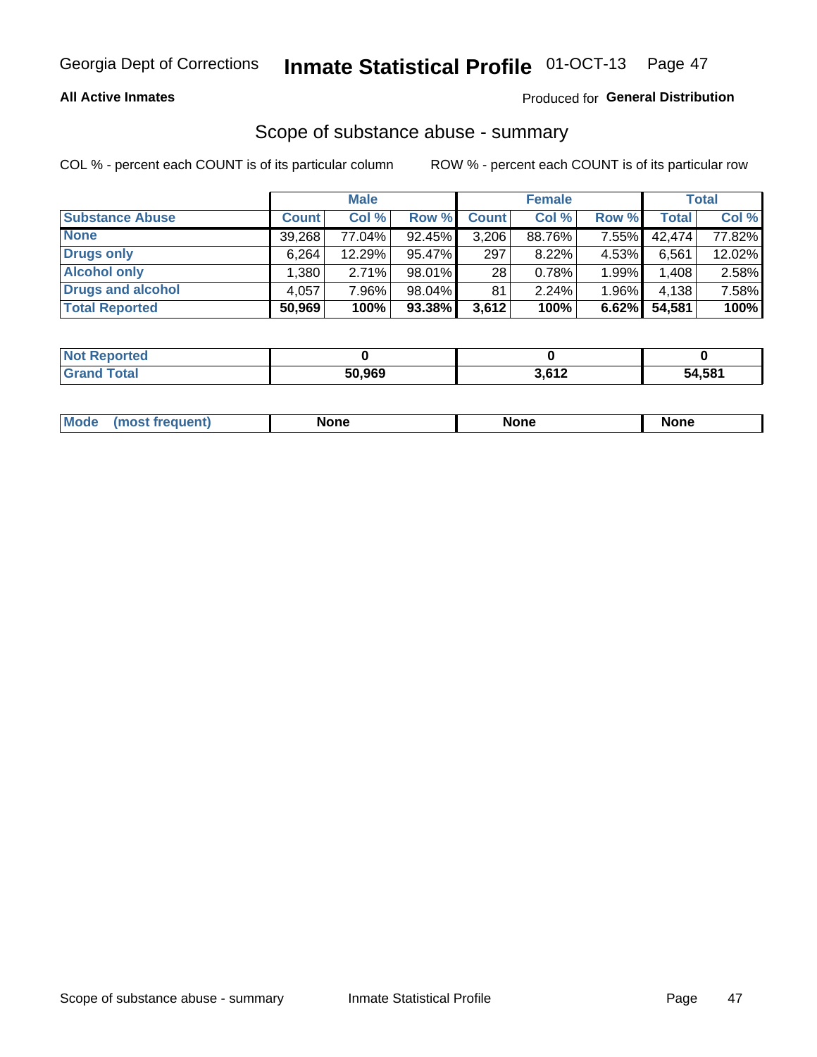Georgia Dept of Corrections **Inmate Statistical Profile** 01-OCT-13

**All Active Inmates**

Produced for **General Distribution**

## Scope of substance abuse - summary

COL % - percent each COUNT is of its particular column

ROW % - percent each COUNT is of its particular row

| | Male | | | Female | | | Total | |
|---|---|---|---|---|---|---|---|---|
| **Substance Abuse** | **Count** | **Col %** | **Row %** | **Count** | **Col %** | **Row %** | **Total** | **Col %** |
| **None** | 39,268 | 77.04% | 92.45% | 3,206 | 88.76% | 7.55% | 42,474 | 77.82% |
| **Drugs only** | 6,264 | 12.29% | 95.47% | 297 | 8.22% | 4.53% | 6,561 | 12.02% |
| **Alcohol only** | 1,380 | 2.71% | 98.01% | 28 | 0.78% | 1.99% | 1,408 | 2.58% |
| **Drugs and alcohol** | 4,057 | 7.96% | 98.04% | 81 | 2.24% | 1.96% | 4,138 | 7.58% |
| **Total Reported** | **50,969** | **100%** | **93.38%** | **3,612** | **100%** | **6.62%** | **54,581** | **100%** |

| | Male | Female | Total |
|---|---|---|---|
| **Not Reported** | **0** | **0** | **0** |
| **Grand Total** | **50,969** | **3,612** | **54,581** |

| | Male | Female | Total |
|---|---|---|---|
| **Mode (most frequent)** | **None** | **None** | **None** |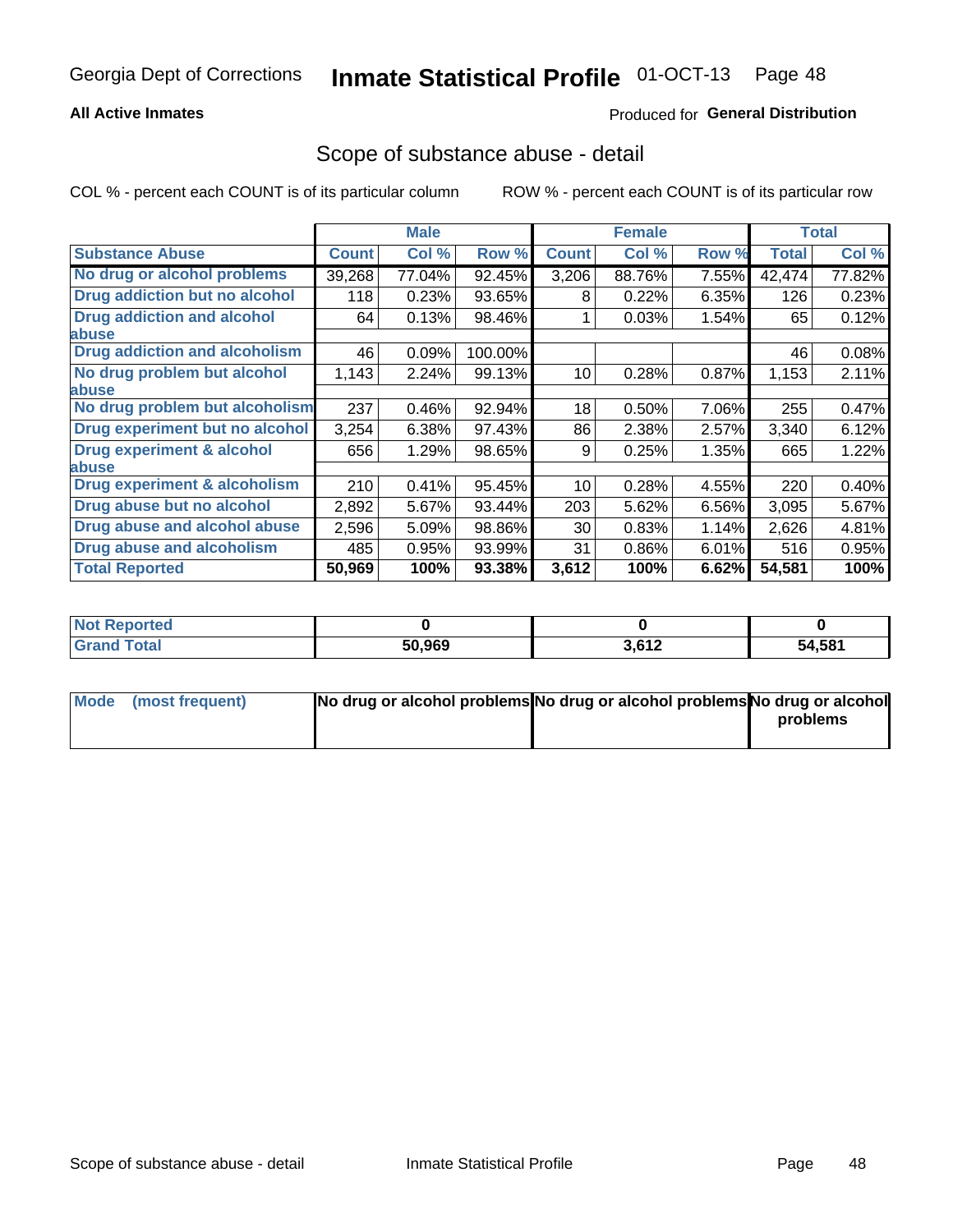Georgia Dept of Corrections **Inmate Statistical Profile** 01-OCT-13

**All Active Inmates**

Produced for **General Distribution**

## Scope of substance abuse - detail

COL % - percent each COUNT is of its particular column ROW % - percent each COUNT is of its particular row

| | Male | | | Female | | | Total | |
|---|---|---|---|---|---|---|---|---|
| **Substance Abuse** | **Count** | **Col %** | **Row %** | **Count** | **Col %** | **Row %** | **Total** | **Col %** |
| **No drug or alcohol problems** | 39,268 | 77.04% | 92.45% | 3,206 | 88.76% | 7.55% | 42,474 | 77.82% |
| **Drug addiction but no alcohol** | 118 | 0.23% | 93.65% | 8 | 0.22% | 6.35% | 126 | 0.23% |
| **Drug addiction and alcohol abuse** | 64 | 0.13% | 98.46% | 1 | 0.03% | 1.54% | 65 | 0.12% |
| **Drug addiction and alcoholism** | 46 | 0.09% | 100.00% | | | | 46 | 0.08% |
| **No drug problem but alcohol abuse** | 1,143 | 2.24% | 99.13% | 10 | 0.28% | 0.87% | 1,153 | 2.11% |
| **No drug problem but alcoholism** | 237 | 0.46% | 92.94% | 18 | 0.50% | 7.06% | 255 | 0.47% |
| **Drug experiment but no alcohol** | 3,254 | 6.38% | 97.43% | 86 | 2.38% | 2.57% | 3,340 | 6.12% |
| **Drug experiment & alcohol abuse** | 656 | 1.29% | 98.65% | 9 | 0.25% | 1.35% | 665 | 1.22% |
| **Drug experiment & alcoholism** | 210 | 0.41% | 95.45% | 10 | 0.28% | 4.55% | 220 | 0.40% |
| **Drug abuse but no alcohol** | 2,892 | 5.67% | 93.44% | 203 | 5.62% | 6.56% | 3,095 | 5.67% |
| **Drug abuse and alcohol abuse** | 2,596 | 5.09% | 98.86% | 30 | 0.83% | 1.14% | 2,626 | 4.81% |
| **Drug abuse and alcoholism** | 485 | 0.95% | 93.99% | 31 | 0.86% | 6.01% | 516 | 0.95% |
| **Total Reported** | **50,969** | **100%** | **93.38%** | **3,612** | **100%** | **6.62%** | **54,581** | **100%** |

| | Male | Female | Total |
|---|---|---|---|
| **Not Reported** | **0** | **0** | **0** |
| **Grand Total** | **50,969** | **3,612** | **54,581** |

| | Male | Female | Total |
|---|---|---|---|
| **Mode (most frequent)** | **No drug or alcohol problems** | **No drug or alcohol problems** | **No drug or alcohol problems** |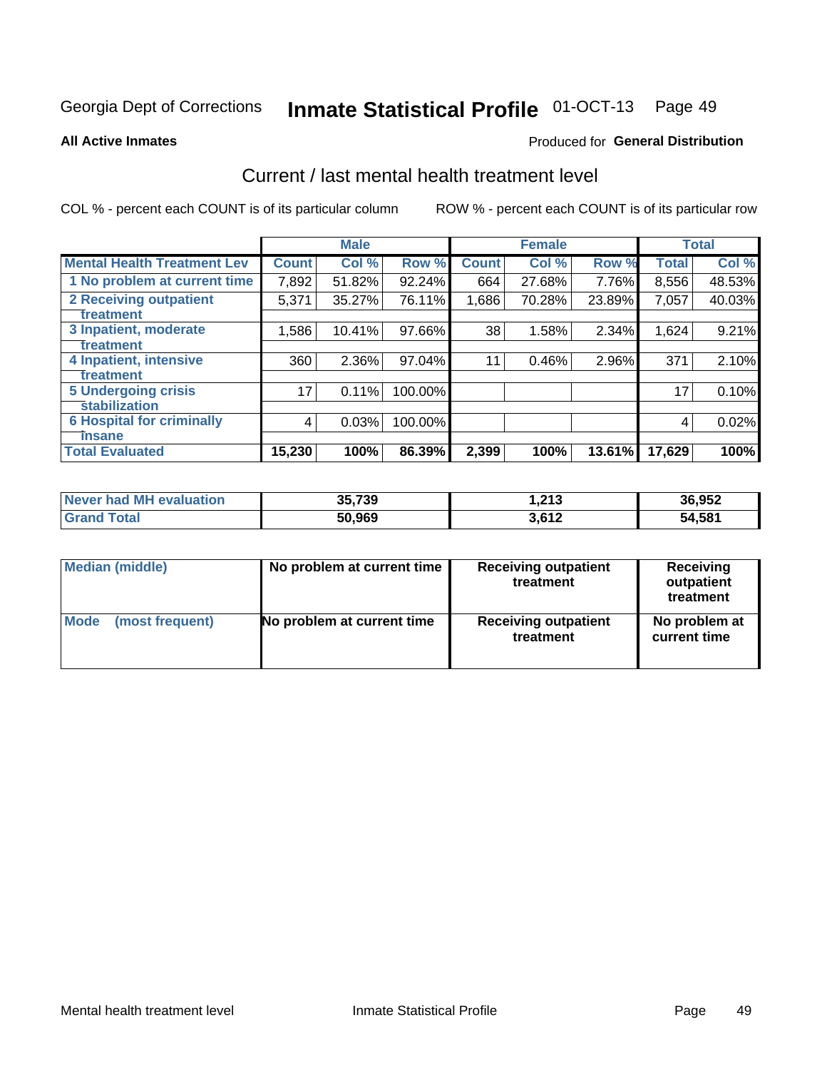Georgia Dept of Corrections **Inmate Statistical Profile** 01-OCT-13

**All Active Inmates**

Produced for **General Distribution**

## Current / last mental health treatment level

COL % - percent each COUNT is of its particular column

ROW % - percent each COUNT is of its particular row

| | Male | | | Female | | | Total | |
|---|---|---|---|---|---|---|---|---|
| Mental Health Treatment Lev | Count | Col % | Row % | Count | Col % | Row % | Total | Col % |
| 1 No problem at current time | 7,892 | 51.82% | 92.24% | 664 | 27.68% | 7.76% | 8,556 | 48.53% |
| 2 Receiving outpatient treatment | 5,371 | 35.27% | 76.11% | 1,686 | 70.28% | 23.89% | 7,057 | 40.03% |
| 3 Inpatient, moderate treatment | 1,586 | 10.41% | 97.66% | 38 | 1.58% | 2.34% | 1,624 | 9.21% |
| 4 Inpatient, intensive treatment | 360 | 2.36% | 97.04% | 11 | 0.46% | 2.96% | 371 | 2.10% |
| 5 Undergoing crisis stabilization | 17 | 0.11% | 100.00% | | | | 17 | 0.10% |
| 6 Hospital for criminally insane | 4 | 0.03% | 100.00% | | | | 4 | 0.02% |
| Total Evaluated | 15,230 | 100% | 86.39% | 2,399 | 100% | 13.61% | 17,629 | 100% |

| | Male | Female | Total |
|---|---|---|---|
| Never had MH evaluation | 35,739 | 1,213 | 36,952 |
| Grand Total | 50,969 | 3,612 | 54,581 |

| | Male | Female | Total |
|---|---|---|---|
| Median (middle) | No problem at current time | Receiving outpatient treatment | Receiving outpatient treatment |
| Mode (most frequent) | No problem at current time | Receiving outpatient treatment | No problem at current time |

Mental health treatment level

Inmate Statistical Profile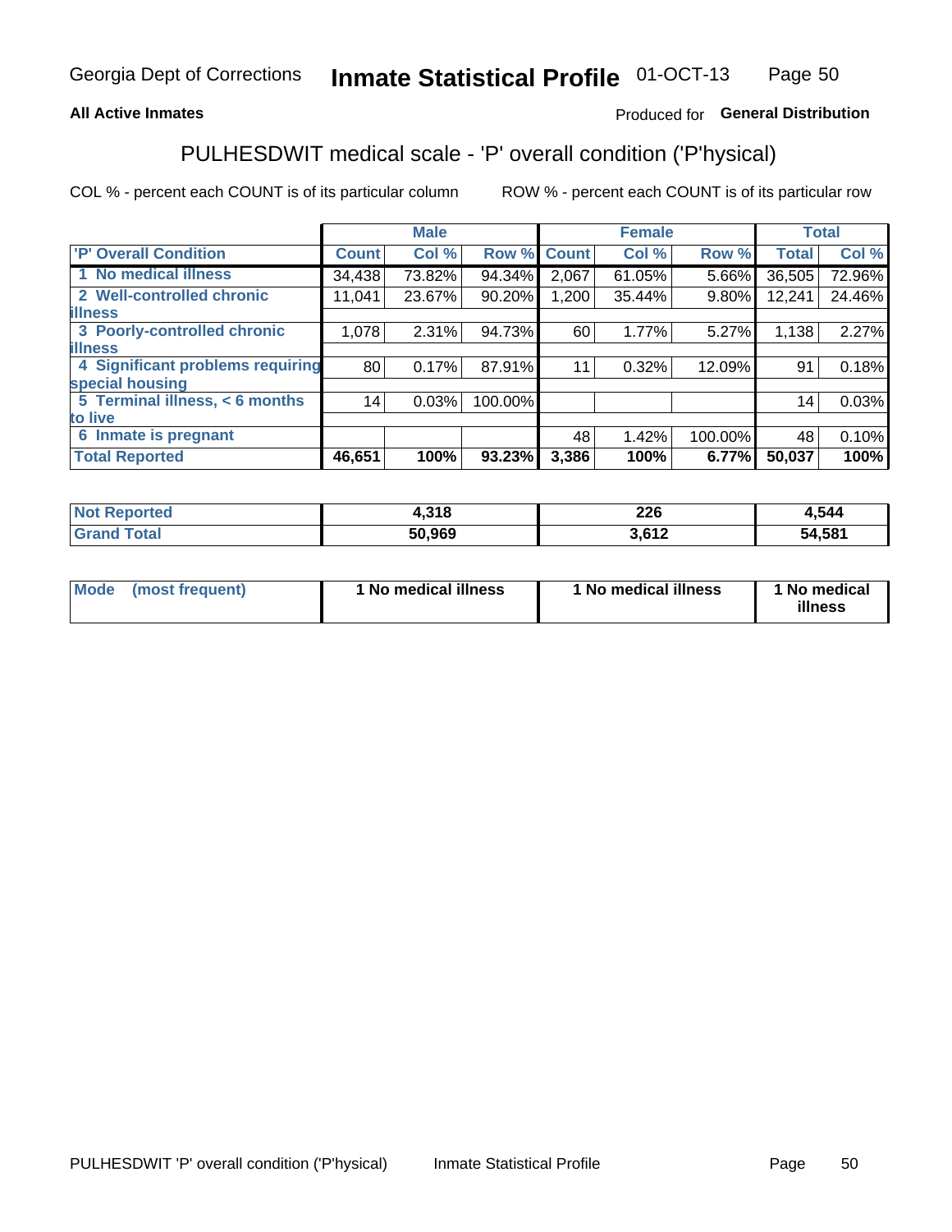Georgia Dept of Corrections **Inmate Statistical Profile** 01-OCT-13

**All Active Inmates**

Produced for **General Distribution**

## PULHESDWIT medical scale - 'P' overall condition ('P'hysical)

COL % - percent each COUNT is of its particular column

ROW % - percent each COUNT is of its particular row

| | Male | | | Female | | | Total | |
|---|---|---|---|---|---|---|---|---|
| **'P' Overall Condition** | **Count** | **Col %** | **Row %** | **Count** | **Col %** | **Row %** | **Total** | **Col %** |
| 1 No medical illness | 34,438 | 73.82% | 94.34% | 2,067 | 61.05% | 5.66% | 36,505 | 72.96% |
| 2 Well-controlled chronic illness | 11,041 | 23.67% | 90.20% | 1,200 | 35.44% | 9.80% | 12,241 | 24.46% |
| 3 Poorly-controlled chronic illness | 1,078 | 2.31% | 94.73% | 60 | 1.77% | 5.27% | 1,138 | 2.27% |
| 4 Significant problems requiring special housing | 80 | 0.17% | 87.91% | 11 | 0.32% | 12.09% | 91 | 0.18% |
| 5 Terminal illness, < 6 months to live | 14 | 0.03% | 100.00% | | | | 14 | 0.03% |
| 6 Inmate is pregnant | | | | 48 | 1.42% | 100.00% | 48 | 0.10% |
| **Total Reported** | **46,651** | **100%** | **93.23%** | **3,386** | **100%** | **6.77%** | **50,037** | **100%** |

| | Male | Female | Total |
|---|---|---|---|
| **Not Reported** | **4,318** | **226** | **4,544** |
| **Grand Total** | **50,969** | **3,612** | **54,581** |

| | Male | Female | Total |
|---|---|---|---|
| **Mode (most frequent)** | **1 No medical illness** | **1 No medical illness** | **1 No medical illness** |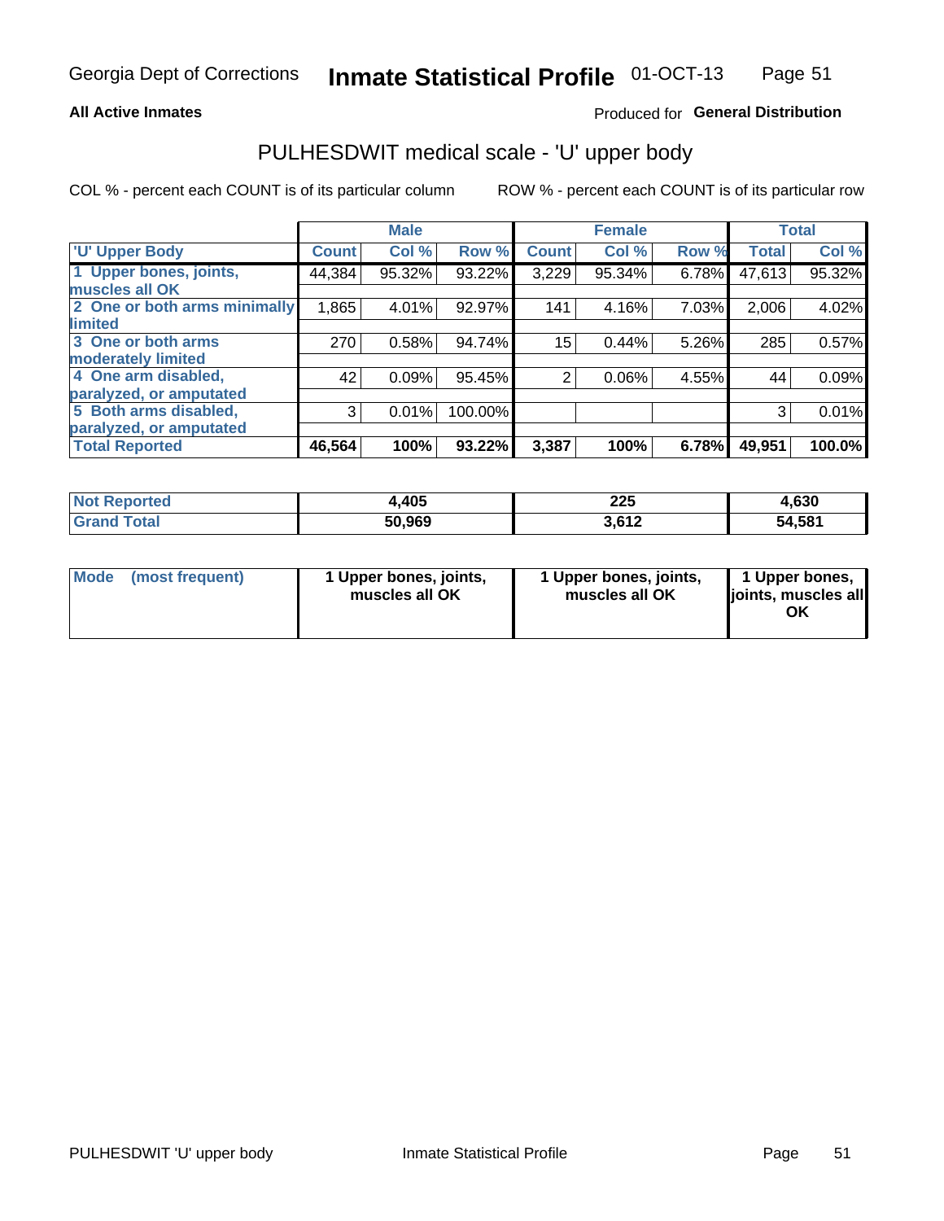**All Active Inmates**

Produced for **General Distribution**

## PULHESDWIT medical scale - 'U' upper body

COL % - percent each COUNT is of its particular column

ROW % - percent each COUNT is of its particular row

| | Male | | | Female | | | Total | |
|---|---|---|---|---|---|---|---|---|
| 'U' Upper Body | Count | Col % | Row % | Count | Col % | Row % | Total | Col % |
| 1 Upper bones, joints, muscles all OK | 44,384 | 95.32% | 93.22% | 3,229 | 95.34% | 6.78% | 47,613 | 95.32% |
| 2 One or both arms minimally limited | 1,865 | 4.01% | 92.97% | 141 | 4.16% | 7.03% | 2,006 | 4.02% |
| 3 One or both arms moderately limited | 270 | 0.58% | 94.74% | 15 | 0.44% | 5.26% | 285 | 0.57% |
| 4 One arm disabled, paralyzed, or amputated | 42 | 0.09% | 95.45% | 2 | 0.06% | 4.55% | 44 | 0.09% |
| 5 Both arms disabled, paralyzed, or amputated | 3 | 0.01% | 100.00% | | | | 3 | 0.01% |
| **Total Reported** | **46,564** | **100%** | **93.22%** | **3,387** | **100%** | **6.78%** | **49,951** | **100.0%** |

| | Male | Female | Total |
|---|---|---|---|
| Not Reported | 4,405 | 225 | 4,630 |
| Grand Total | 50,969 | 3,612 | 54,581 |

| | Male | Female | Total |
|---|---|---|---|
| Mode (most frequent) | 1 Upper bones, joints, muscles all OK | 1 Upper bones, joints, muscles all OK | 1 Upper bones, joints, muscles all OK |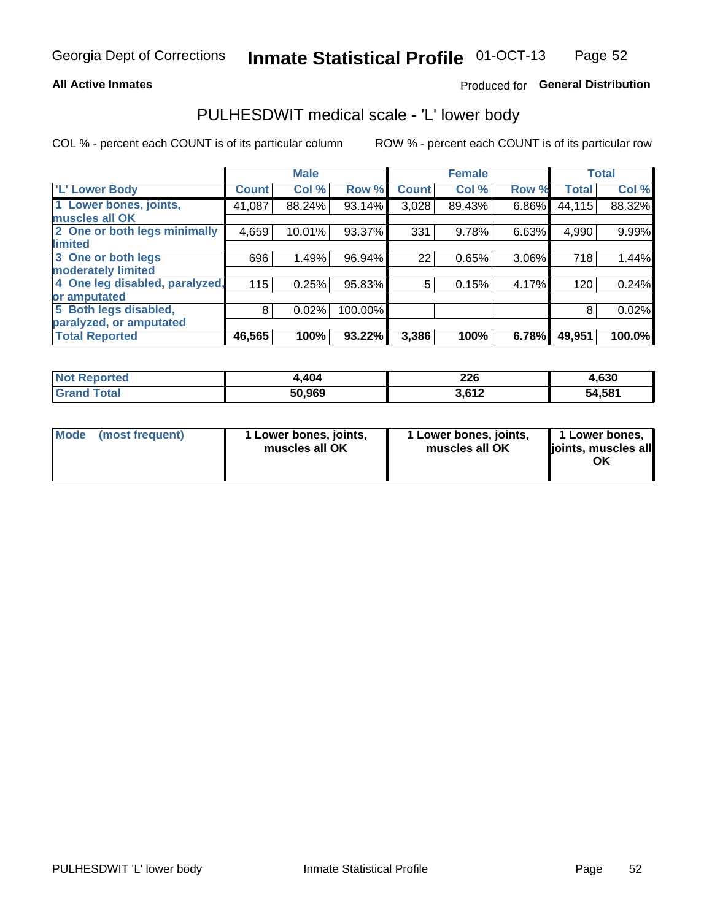Georgia Dept of Corrections **Inmate Statistical Profile** 01-OCT-13

**All Active Inmates**

Produced for **General Distribution**

# PULHESDWIT medical scale - 'L' lower body

COL % - percent each COUNT is of its particular column ROW % - percent each COUNT is of its particular row

| | Male | | | Female | | | Total | |
|---|---|---|---|---|---|---|---|---|
| 'L' Lower Body | Count | Col % | Row % | Count | Col % | Row % | Total | Col % |
| 1 Lower bones, joints, muscles all OK | 41,087 | 88.24% | 93.14% | 3,028 | 89.43% | 6.86% | 44,115 | 88.32% |
| 2 One or both legs minimally limited | 4,659 | 10.01% | 93.37% | 331 | 9.78% | 6.63% | 4,990 | 9.99% |
| 3 One or both legs moderately limited | 696 | 1.49% | 96.94% | 22 | 0.65% | 3.06% | 718 | 1.44% |
| 4 One leg disabled, paralyzed, or amputated | 115 | 0.25% | 95.83% | 5 | 0.15% | 4.17% | 120 | 0.24% |
| 5 Both legs disabled, paralyzed, or amputated | 8 | 0.02% | 100.00% | | | | 8 | 0.02% |
| **Total Reported** | **46,565** | **100%** | **93.22%** | **3,386** | **100%** | **6.78%** | **49,951** | **100.0%** |

| | Male | Female | Total |
|---|---|---|---|
| Not Reported | 4,404 | 226 | 4,630 |
| Grand Total | 50,969 | 3,612 | 54,581 |

| | Male | Female | Total |
|---|---|---|---|
| Mode (most frequent) | 1 Lower bones, joints, muscles all OK | 1 Lower bones, joints, muscles all OK | 1 Lower bones, joints, muscles all OK |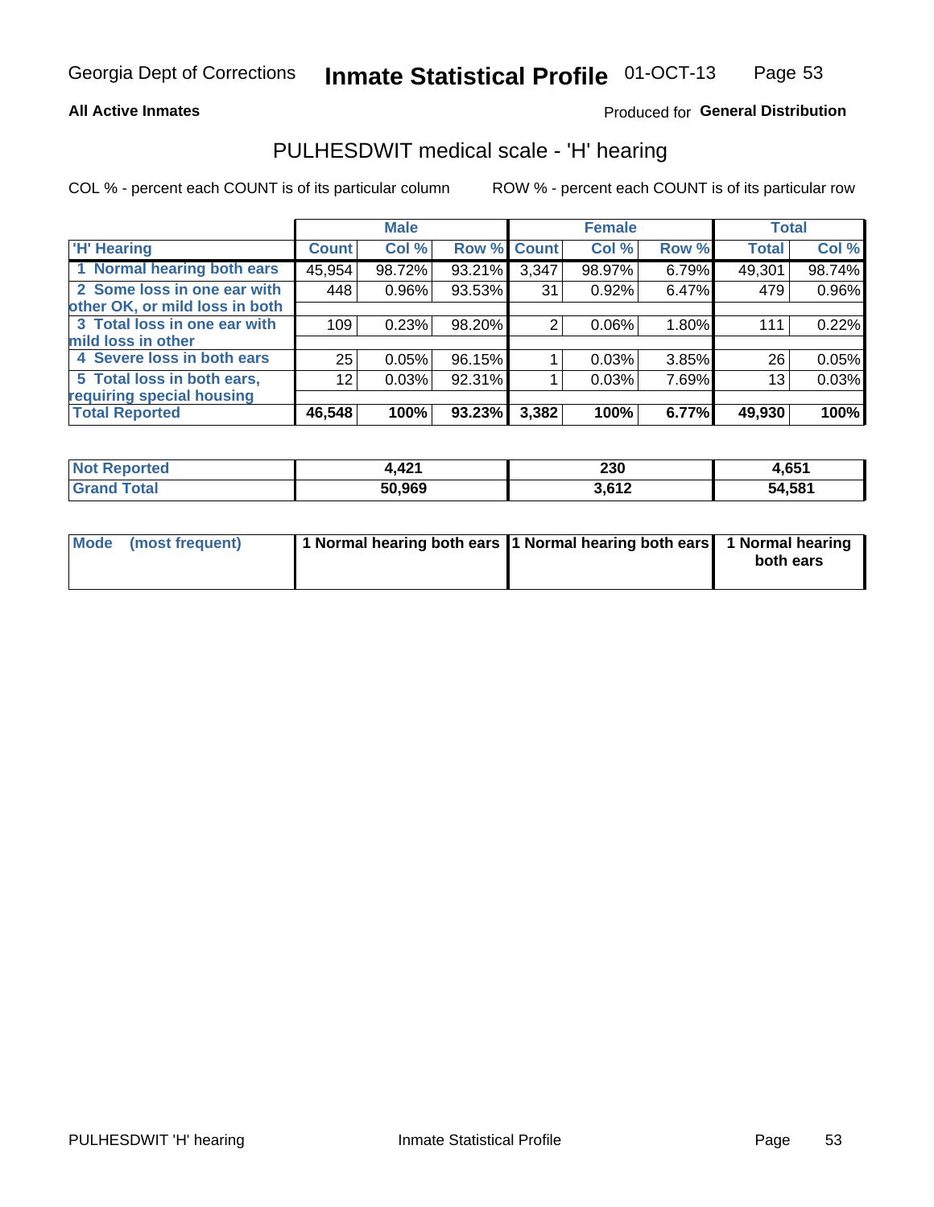Georgia Dept of Corrections **Inmate Statistical Profile** 01-OCT-13

**All Active Inmates**

Produced for **General Distribution**

## PULHESDWIT medical scale - 'H' hearing

COL % - percent each COUNT is of its particular column ROW % - percent each COUNT is of its particular row

| | Male | | | Female | | | Total | |
|---|---|---|---|---|---|---|---|---|
| 'H' Hearing | Count | Col % | Row % | Count | Col % | Row % | Total | Col % |
| 1 Normal hearing both ears | 45,954 | 98.72% | 93.21% | 3,347 | 98.97% | 6.79% | 49,301 | 98.74% |
| 2 Some loss in one ear with other OK, or mild loss in both | 448 | 0.96% | 93.53% | 31 | 0.92% | 6.47% | 479 | 0.96% |
| 3 Total loss in one ear with mild loss in other | 109 | 0.23% | 98.20% | 2 | 0.06% | 1.80% | 111 | 0.22% |
| 4 Severe loss in both ears | 25 | 0.05% | 96.15% | 1 | 0.03% | 3.85% | 26 | 0.05% |
| 5 Total loss in both ears, requiring special housing | 12 | 0.03% | 92.31% | 1 | 0.03% | 7.69% | 13 | 0.03% |
| **Total Reported** | **46,548** | **100%** | **93.23%** | **3,382** | **100%** | **6.77%** | **49,930** | **100%** |

| | Male | Female | Total |
|---|---|---|---|
| Not Reported | 4,421 | 230 | 4,651 |
| Grand Total | 50,969 | 3,612 | 54,581 |

| | Male | Female | Total |
|---|---|---|---|
| Mode (most frequent) | 1 Normal hearing both ears | 1 Normal hearing both ears | 1 Normal hearing both ears |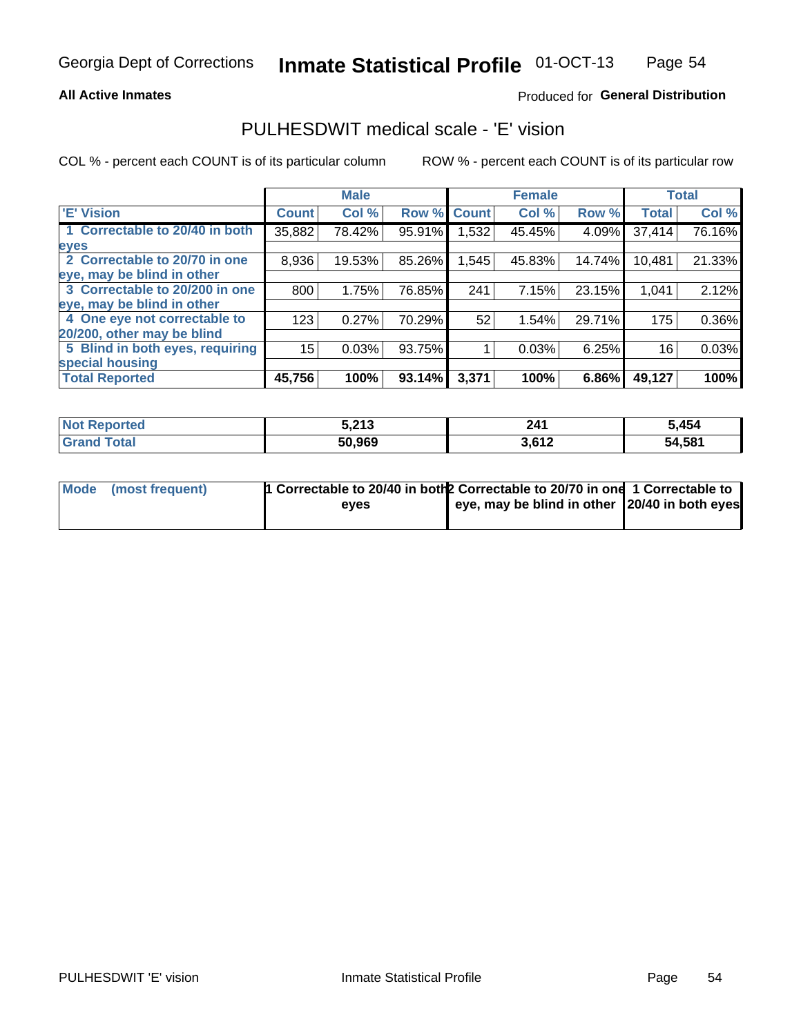Georgia Dept of Corrections **Inmate Statistical Profile** 01-OCT-13

**All Active Inmates**

Produced for **General Distribution**

## PULHESDWIT medical scale - 'E' vision

COL % - percent each COUNT is of its particular column

ROW % - percent each COUNT is of its particular row

| | Male | | | Female | | | Total | |
|---|---|---|---|---|---|---|---|---|
| 'E' Vision | Count | Col % | Row % | Count | Col % | Row % | Total | Col % |
| 1 Correctable to 20/40 in both eyes | 35,882 | 78.42% | 95.91% | 1,532 | 45.45% | 4.09% | 37,414 | 76.16% |
| 2 Correctable to 20/70 in one eye, may be blind in other | 8,936 | 19.53% | 85.26% | 1,545 | 45.83% | 14.74% | 10,481 | 21.33% |
| 3 Correctable to 20/200 in one eye, may be blind in other | 800 | 1.75% | 76.85% | 241 | 7.15% | 23.15% | 1,041 | 2.12% |
| 4 One eye not correctable to 20/200, other may be blind | 123 | 0.27% | 70.29% | 52 | 1.54% | 29.71% | 175 | 0.36% |
| 5 Blind in both eyes, requiring special housing | 15 | 0.03% | 93.75% | 1 | 0.03% | 6.25% | 16 | 0.03% |
| **Total Reported** | **45,756** | **100%** | **93.14%** | **3,371** | **100%** | **6.86%** | **49,127** | **100%** |

| | Male | Female | Total |
|---|---|---|---|
| **Not Reported** | **5,213** | **241** | **5,454** |
| **Grand Total** | **50,969** | **3,612** | **54,581** |

| | Male | Female | Total |
|---|---|---|---|
| **Mode (most frequent)** | **1 Correctable to 20/40 in both eyes** | **2 Correctable to 20/70 in one eye, may be blind in other** | **1 Correctable to 20/40 in both eyes** |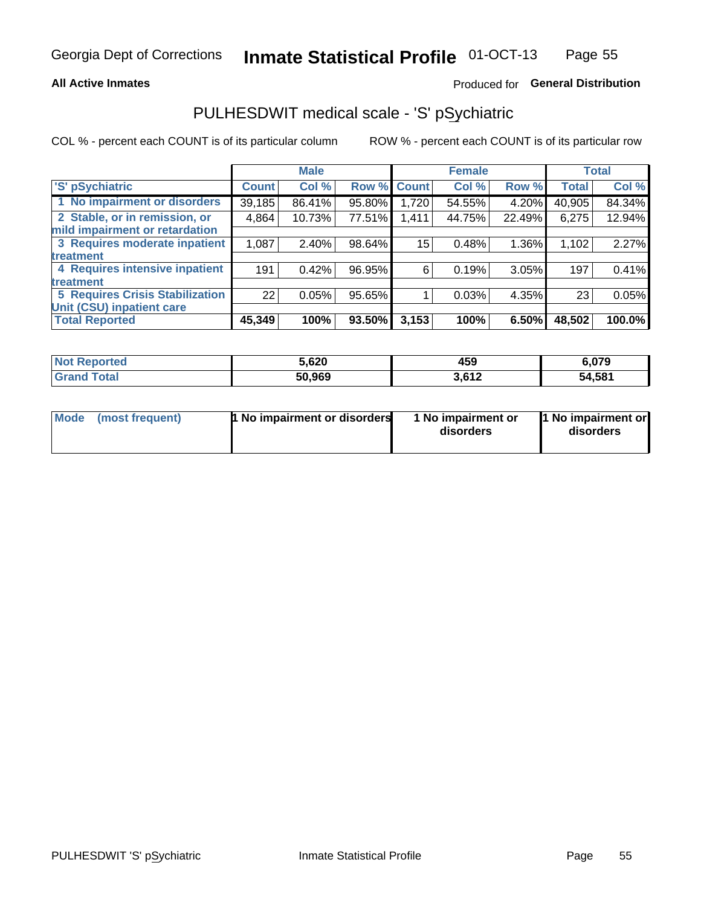Georgia Dept of Corrections **Inmate Statistical Profile** 01-OCT-13

**All Active Inmates**

Produced for **General Distribution**

## PULHESDWIT medical scale - 'S' pSychiatric

COL % - percent each COUNT is of its particular column

ROW % - percent each COUNT is of its particular row

| | Male | | | Female | | | Total | |
|---|---|---|---|---|---|---|---|---|
| 'S' pSychiatric | Count | Col % | Row % | Count | Col % | Row % | Total | Col % |
| 1 No impairment or disorders | 39,185 | 86.41% | 95.80% | 1,720 | 54.55% | 4.20% | 40,905 | 84.34% |
| 2 Stable, or in remission, or mild impairment or retardation | 4,864 | 10.73% | 77.51% | 1,411 | 44.75% | 22.49% | 6,275 | 12.94% |
| 3 Requires moderate inpatient treatment | 1,087 | 2.40% | 98.64% | 15 | 0.48% | 1.36% | 1,102 | 2.27% |
| 4 Requires intensive inpatient treatment | 191 | 0.42% | 96.95% | 6 | 0.19% | 3.05% | 197 | 0.41% |
| 5 Requires Crisis Stabilization Unit (CSU) inpatient care | 22 | 0.05% | 95.65% | 1 | 0.03% | 4.35% | 23 | 0.05% |
| **Total Reported** | **45,349** | **100%** | **93.50%** | **3,153** | **100%** | **6.50%** | **48,502** | **100.0%** |

| | Male | Female | Total |
|---|---|---|---|
| Not Reported | 5,620 | 459 | 6,079 |
| Grand Total | 50,969 | 3,612 | 54,581 |

| | Male | Female | Total |
|---|---|---|---|
| Mode (most frequent) | 1 No impairment or disorders | 1 No impairment or disorders | 1 No impairment or disorders |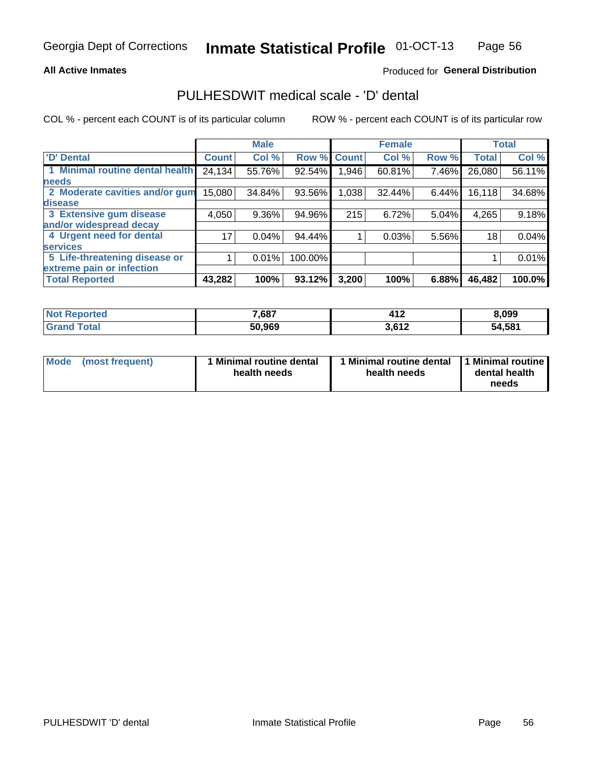**All Active Inmates**

Produced for **General Distribution**

## PULHESDWIT medical scale - 'D' dental

COL % - percent each COUNT is of its particular column

ROW % - percent each COUNT is of its particular row

| 'D' Dental | Male | | | Female | | | Total | |
|---|---|---|---|---|---|---|---|---|
| | Count | Col % | Row % | Count | Col % | Row % | Total | Col % |
| 1 Minimal routine dental health needs | 24,134 | 55.76% | 92.54% | 1,946 | 60.81% | 7.46% | 26,080 | 56.11% |
| 2 Moderate cavities and/or gum disease | 15,080 | 34.84% | 93.56% | 1,038 | 32.44% | 6.44% | 16,118 | 34.68% |
| 3 Extensive gum disease and/or widespread decay | 4,050 | 9.36% | 94.96% | 215 | 6.72% | 5.04% | 4,265 | 9.18% |
| 4 Urgent need for dental services | 17 | 0.04% | 94.44% | 1 | 0.03% | 5.56% | 18 | 0.04% |
| 5 Life-threatening disease or extreme pain or infection | 1 | 0.01% | 100.00% | | | | 1 | 0.01% |
| **Total Reported** | **43,282** | **100%** | **93.12%** | **3,200** | **100%** | **6.88%** | **46,482** | **100.0%** |

| | Male | Female | Total |
|---|---|---|---|
| **Not Reported** | 7,687 | 412 | 8,099 |
| **Grand Total** | 50,969 | 3,612 | 54,581 |

| | Male | Female | Total |
|---|---|---|---|
| **Mode (most frequent)** | 1 Minimal routine dental health needs | 1 Minimal routine dental health needs | 1 Minimal routine dental health needs |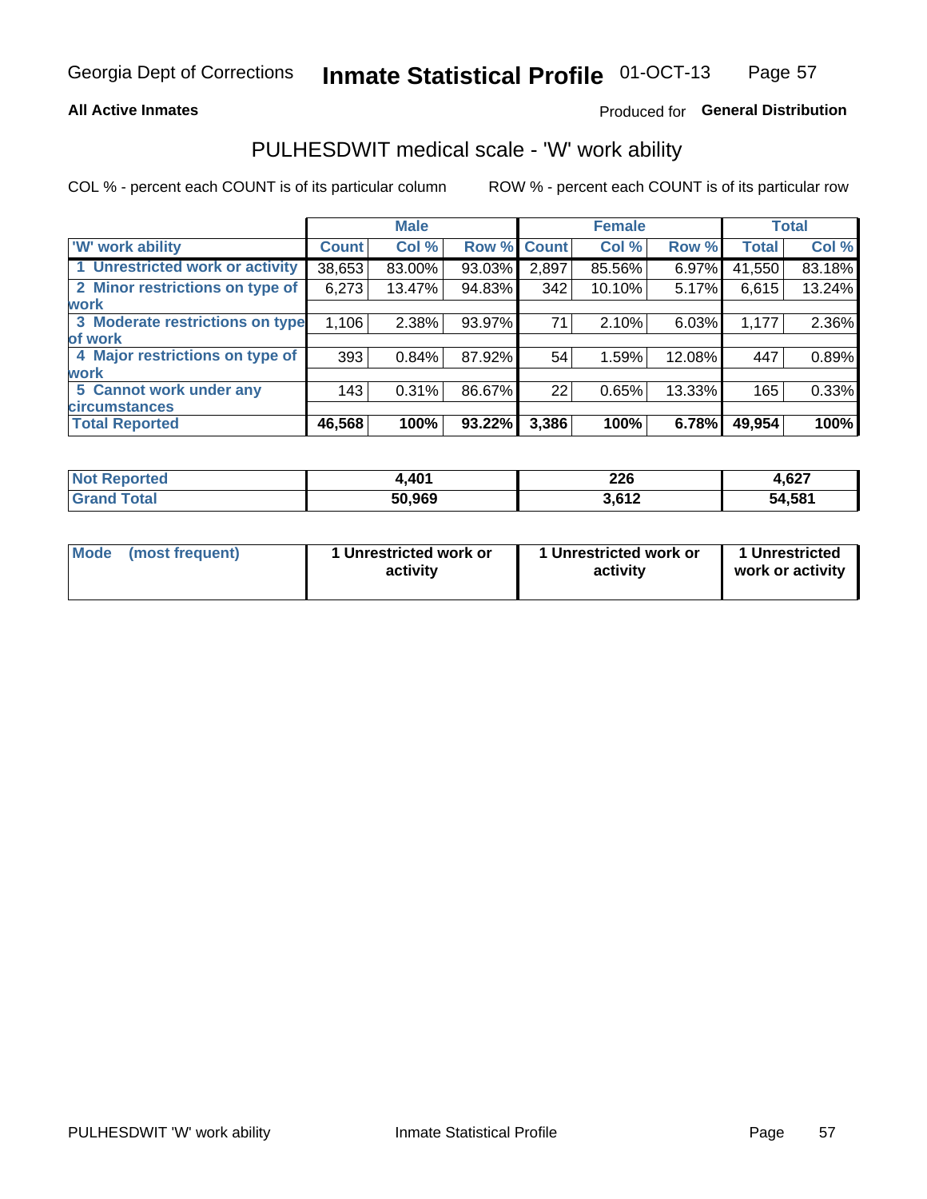Georgia Dept of Corrections **Inmate Statistical Profile** 01-OCT-13

**All Active Inmates**

Produced for **General Distribution**

## PULHESDWIT medical scale - 'W' work ability

COL % - percent each COUNT is of its particular column ROW % - percent each COUNT is of its particular row

| | Male | | | Female | | | Total | |
|---|---|---|---|---|---|---|---|---|
| 'W' work ability | Count | Col % | Row % | Count | Col % | Row % | Total | Col % |
| 1 Unrestricted work or activity | 38,653 | 83.00% | 93.03% | 2,897 | 85.56% | 6.97% | 41,550 | 83.18% |
| 2 Minor restrictions on type of work | 6,273 | 13.47% | 94.83% | 342 | 10.10% | 5.17% | 6,615 | 13.24% |
| 3 Moderate restrictions on type of work | 1,106 | 2.38% | 93.97% | 71 | 2.10% | 6.03% | 1,177 | 2.36% |
| 4 Major restrictions on type of work | 393 | 0.84% | 87.92% | 54 | 1.59% | 12.08% | 447 | 0.89% |
| 5 Cannot work under any circumstances | 143 | 0.31% | 86.67% | 22 | 0.65% | 13.33% | 165 | 0.33% |
| **Total Reported** | **46,568** | **100%** | **93.22%** | **3,386** | **100%** | **6.78%** | **49,954** | **100%** |

| | Male | Female | Total |
|---|---|---|---|
| Not Reported | 4,401 | 226 | 4,627 |
| Grand Total | 50,969 | 3,612 | 54,581 |

| | Male | Female | Total |
|---|---|---|---|
| Mode (most frequent) | 1 Unrestricted work or activity | 1 Unrestricted work or activity | 1 Unrestricted work or activity |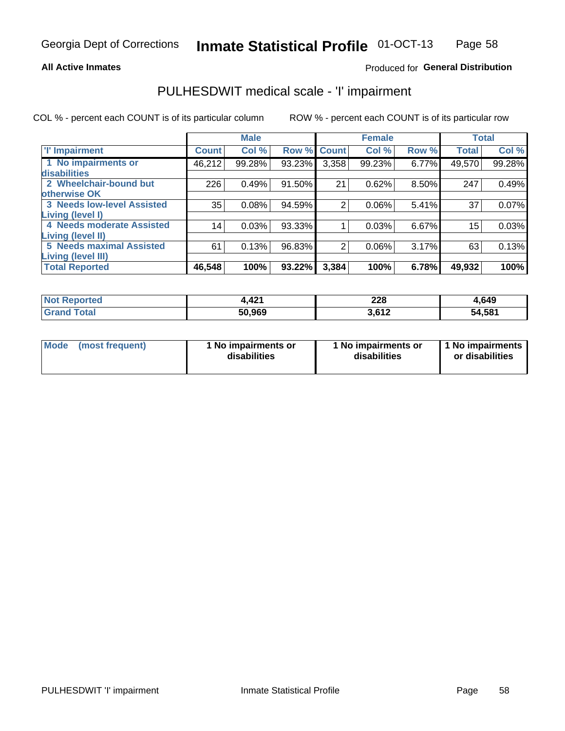Georgia Dept of Corrections **Inmate Statistical Profile** 01-OCT-13

**All Active Inmates** Produced for **General Distribution**

## PULHESDWIT medical scale - 'I' impairment

COL % - percent each COUNT is of its particular column ROW % - percent each COUNT is of its particular row

| | Male | | | Female | | | Total | |
|---|---|---|---|---|---|---|---|---|
| 'I' Impairment | Count | Col % | Row % | Count | Col % | Row % | Total | Col % |
| 1 No impairments or disabilities | 46,212 | 99.28% | 93.23% | 3,358 | 99.23% | 6.77% | 49,570 | 99.28% |
| 2 Wheelchair-bound but otherwise OK | 226 | 0.49% | 91.50% | 21 | 0.62% | 8.50% | 247 | 0.49% |
| 3 Needs low-level Assisted Living (level I) | 35 | 0.08% | 94.59% | 2 | 0.06% | 5.41% | 37 | 0.07% |
| 4 Needs moderate Assisted Living (level II) | 14 | 0.03% | 93.33% | 1 | 0.03% | 6.67% | 15 | 0.03% |
| 5 Needs maximal Assisted Living (level III) | 61 | 0.13% | 96.83% | 2 | 0.06% | 3.17% | 63 | 0.13% |
| **Total Reported** | **46,548** | **100%** | **93.22%** | **3,384** | **100%** | **6.78%** | **49,932** | **100%** |

| | Male | Female | Total |
|---|---|---|---|
| Not Reported | 4,421 | 228 | 4,649 |
| Grand Total | 50,969 | 3,612 | 54,581 |

| | Male | Female | Total |
|---|---|---|---|
| Mode (most frequent) | 1 No impairments or disabilities | 1 No impairments or disabilities | 1 No impairments or disabilities |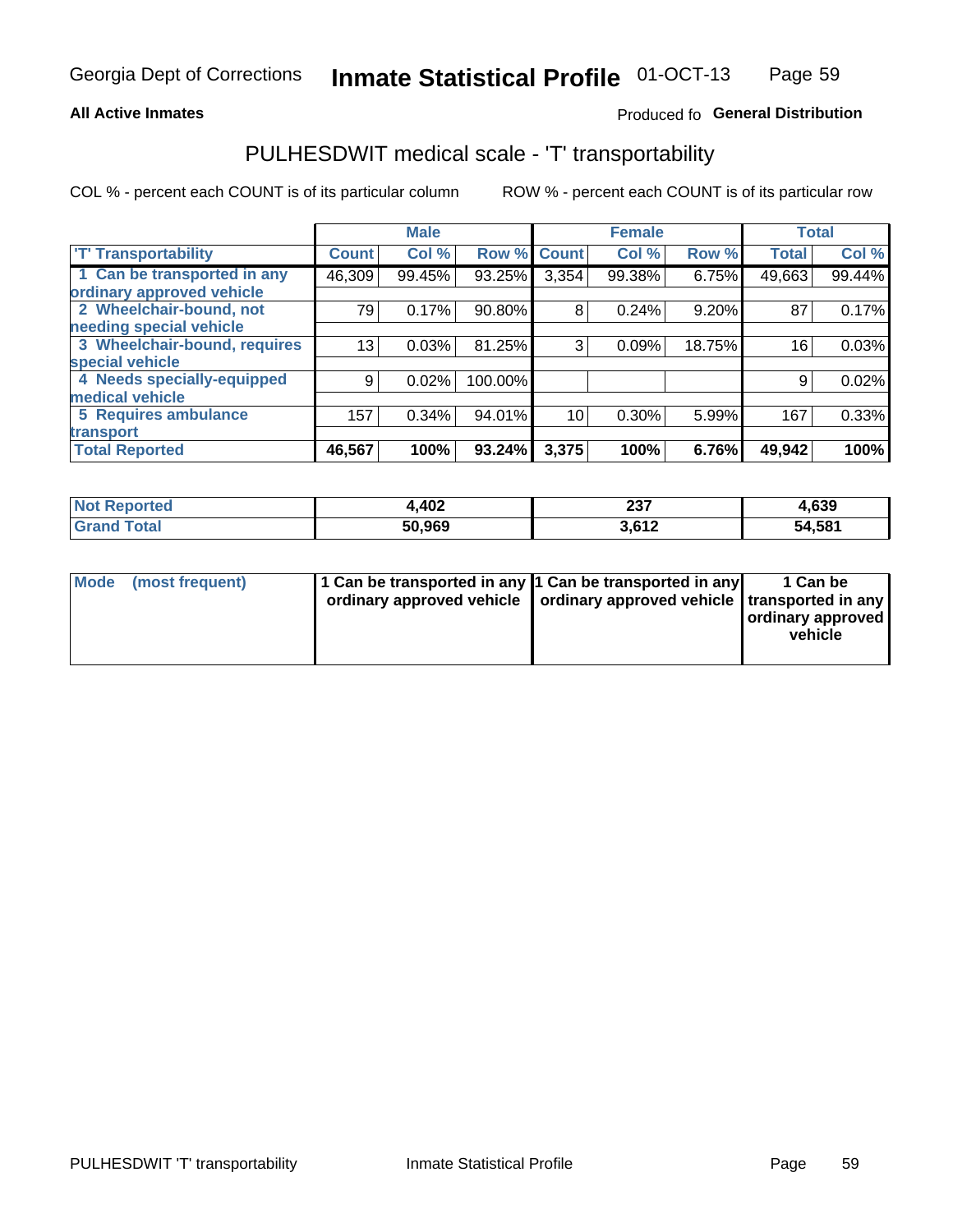**All Active Inmates**

Produced fo **General Distribution**

## PULHESDWIT medical scale - 'T' transportability

COL % - percent each COUNT is of its particular column

ROW % - percent each COUNT is of its particular row

| | Male | | | Female | | | Total | |
|---|---|---|---|---|---|---|---|---|
| 'T' Transportability | Count | Col % | Row % | Count | Col % | Row % | Total | Col % |
| 1 Can be transported in any ordinary approved vehicle | 46,309 | 99.45% | 93.25% | 3,354 | 99.38% | 6.75% | 49,663 | 99.44% |
| 2 Wheelchair-bound, not needing special vehicle | 79 | 0.17% | 90.80% | 8 | 0.24% | 9.20% | 87 | 0.17% |
| 3 Wheelchair-bound, requires special vehicle | 13 | 0.03% | 81.25% | 3 | 0.09% | 18.75% | 16 | 0.03% |
| 4 Needs specially-equipped medical vehicle | 9 | 0.02% | 100.00% | | | | 9 | 0.02% |
| 5 Requires ambulance transport | 157 | 0.34% | 94.01% | 10 | 0.30% | 5.99% | 167 | 0.33% |
| **Total Reported** | **46,567** | **100%** | **93.24%** | **3,375** | **100%** | **6.76%** | **49,942** | **100%** |

| | Male | Female | Total |
|---|---|---|---|
| **Not Reported** | **4,402** | **237** | **4,639** |
| **Grand Total** | **50,969** | **3,612** | **54,581** |

| | Male | Female | Total |
|---|---|---|---|
| **Mode (most frequent)** | **1 Can be transported in any ordinary approved vehicle** | **1 Can be transported in any ordinary approved vehicle** | **1 Can be transported in any ordinary approved vehicle** |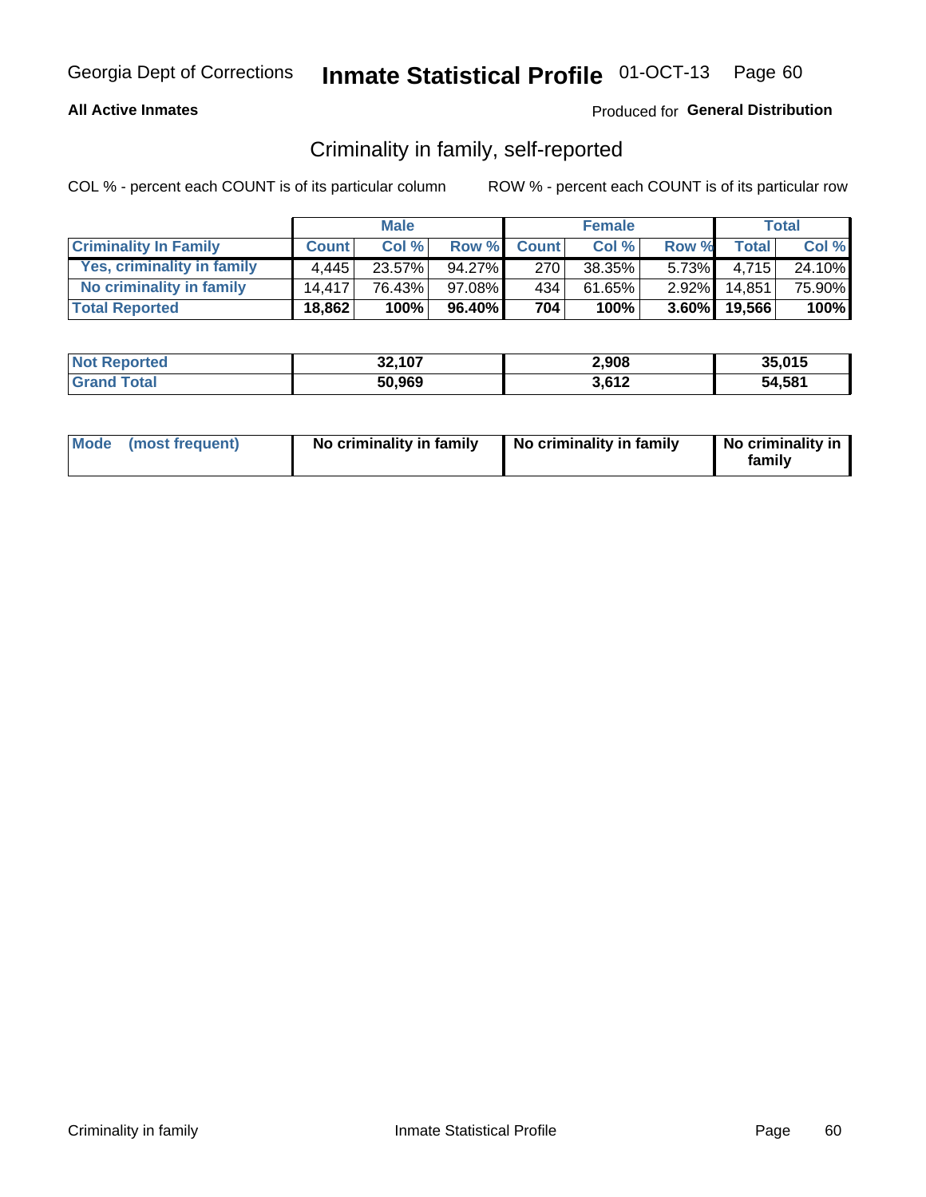Georgia Dept of Corrections **Inmate Statistical Profile** 01-OCT-13

**All Active Inmates** Produced for **General Distribution**

## Criminality in family, self-reported

COL % - percent each COUNT is of its particular column    ROW % - percent each COUNT is of its particular row

| | Male | | | Female | | | Total | |
|---|---|---|---|---|---|---|---|---|
| **Criminality In Family** | **Count** | **Col %** | **Row %** | **Count** | **Col %** | **Row %** | **Total** | **Col %** |
| Yes, criminality in family | 4,445 | 23.57% | 94.27% | 270 | 38.35% | 5.73% | 4,715 | 24.10% |
| No criminality in family | 14,417 | 76.43% | 97.08% | 434 | 61.65% | 2.92% | 14,851 | 75.90% |
| **Total Reported** | **18,862** | **100%** | **96.40%** | **704** | **100%** | **3.60%** | **19,566** | **100%** |

| | Male | Female | Total |
|---|---|---|---|
| **Not Reported** | **32,107** | **2,908** | **35,015** |
| **Grand Total** | **50,969** | **3,612** | **54,581** |

| | Male | Female | Total |
|---|---|---|---|
| **Mode (most frequent)** | **No criminality in family** | **No criminality in family** | **No criminality in family** |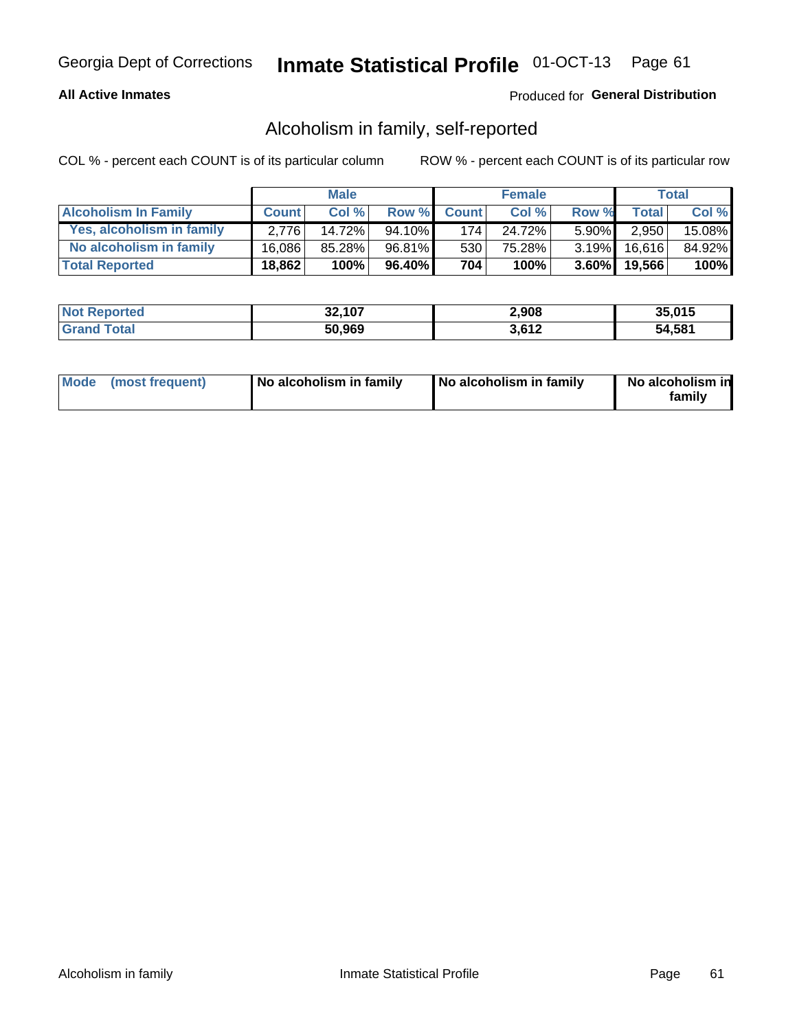Georgia Dept of Corrections **Inmate Statistical Profile** 01-OCT-13

**All Active Inmates** Produced for **General Distribution**

## Alcoholism in family, self-reported

COL % - percent each COUNT is of its particular column ROW % - percent each COUNT is of its particular row

| | Male | | | Female | | | Total | |
|---|---|---|---|---|---|---|---|---|
| **Alcoholism In Family** | **Count** | **Col %** | **Row %** | **Count** | **Col %** | **Row %** | **Total** | **Col %** |
| Yes, alcoholism in family | 2,776 | 14.72% | 94.10% | 174 | 24.72% | 5.90% | 2,950 | 15.08% |
| No alcoholism in family | 16,086 | 85.28% | 96.81% | 530 | 75.28% | 3.19% | 16,616 | 84.92% |
| **Total Reported** | **18,862** | **100%** | **96.40%** | **704** | **100%** | **3.60%** | **19,566** | **100%** |

| | Male | Female | Total |
|---|---|---|---|
| **Not Reported** | **32,107** | **2,908** | **35,015** |
| **Grand Total** | **50,969** | **3,612** | **54,581** |

| | Male | Female | Total |
|---|---|---|---|
| **Mode (most frequent)** | **No alcoholism in family** | **No alcoholism in family** | **No alcoholism in family** |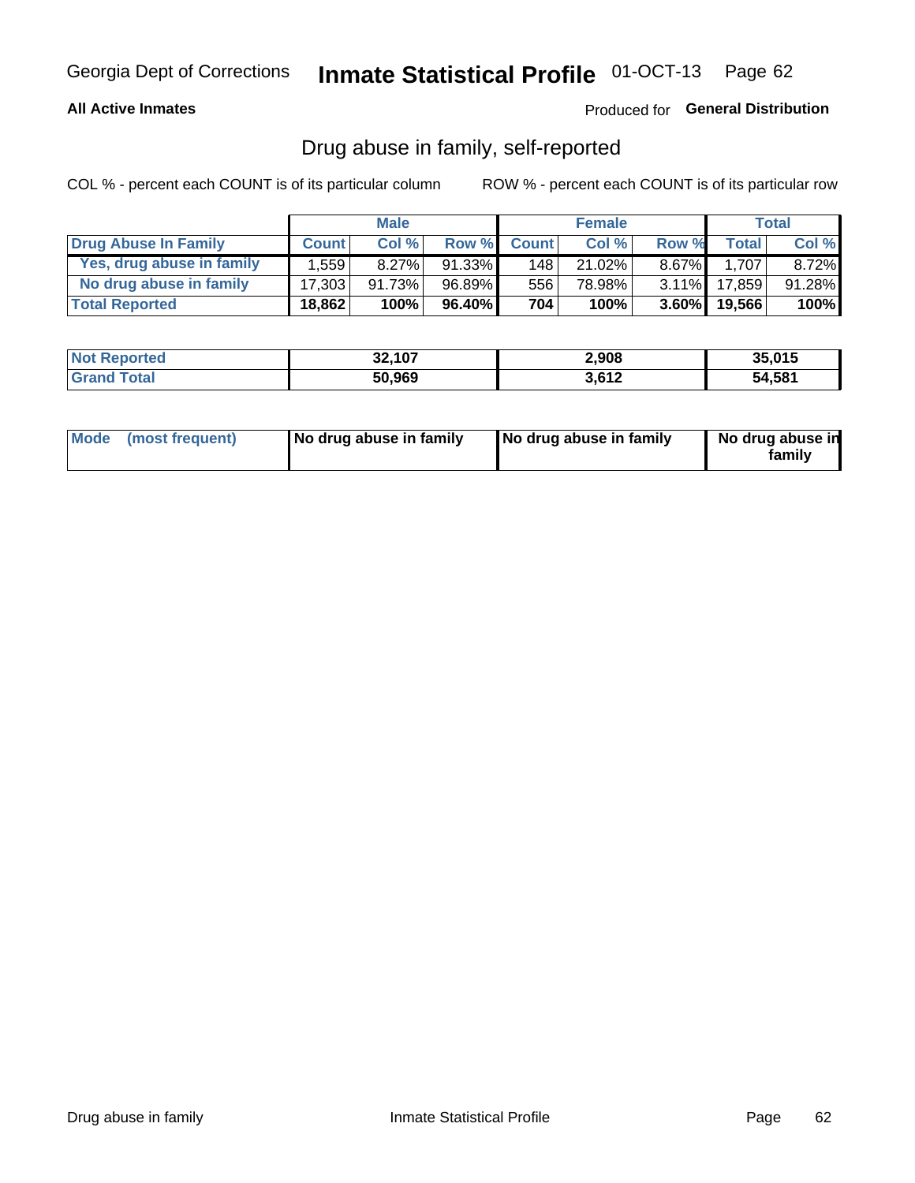Georgia Dept of Corrections **Inmate Statistical Profile** 01-OCT-13

**All Active Inmates**

Produced for **General Distribution**

## Drug abuse in family, self-reported

COL % - percent each COUNT is of its particular column

ROW % - percent each COUNT is of its particular row

| | Male | | | Female | | | Total | |
|---|---|---|---|---|---|---|---|---|
| **Drug Abuse In Family** | **Count** | **Col %** | **Row %** | **Count** | **Col %** | **Row %** | **Total** | **Col %** |
| Yes, drug abuse in family | 1,559 | 8.27% | 91.33% | 148 | 21.02% | 8.67% | 1,707 | 8.72% |
| No drug abuse in family | 17,303 | 91.73% | 96.89% | 556 | 78.98% | 3.11% | 17,859 | 91.28% |
| **Total Reported** | **18,862** | **100%** | **96.40%** | **704** | **100%** | **3.60%** | **19,566** | **100%** |

| | Male | Female | Total |
|---|---|---|---|
| **Not Reported** | **32,107** | **2,908** | **35,015** |
| **Grand Total** | **50,969** | **3,612** | **54,581** |

| | Male | Female | Total |
|---|---|---|---|
| **Mode (most frequent)** | **No drug abuse in family** | **No drug abuse in family** | **No drug abuse in family** |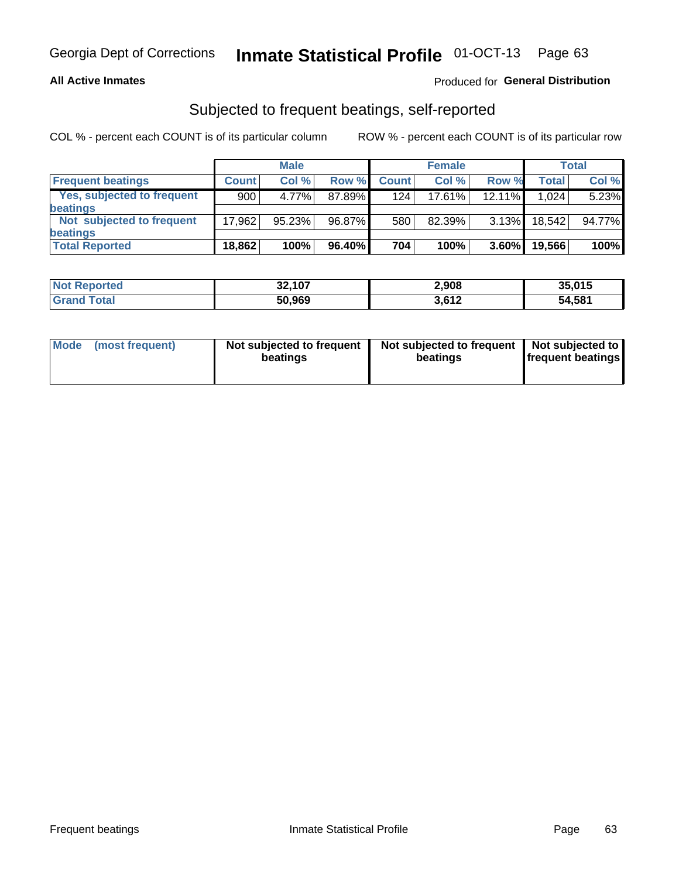Georgia Dept of Corrections **Inmate Statistical Profile** 01-OCT-13

**All Active Inmates**

Produced for **General Distribution**

## Subjected to frequent beatings, self-reported

COL % - percent each COUNT is of its particular column

ROW % - percent each COUNT is of its particular row

| | Male | | | Female | | | Total | |
|---|---|---|---|---|---|---|---|---|
| **Frequent beatings** | **Count** | **Col %** | **Row %** | **Count** | **Col %** | **Row %** | **Total** | **Col %** |
| **Yes, subjected to frequent beatings** | 900 | 4.77% | 87.89% | 124 | 17.61% | 12.11% | 1,024 | 5.23% |
| **Not subjected to frequent beatings** | 17,962 | 95.23% | 96.87% | 580 | 82.39% | 3.13% | 18,542 | 94.77% |
| **Total Reported** | **18,862** | **100%** | **96.40%** | **704** | **100%** | **3.60%** | **19,566** | **100%** |

| | Male | Female | Total |
|---|---|---|---|
| **Not Reported** | **32,107** | **2,908** | **35,015** |
| **Grand Total** | **50,969** | **3,612** | **54,581** |

| | Male | Female | Total |
|---|---|---|---|
| **Mode (most frequent)** | **Not subjected to frequent beatings** | **Not subjected to frequent beatings** | **Not subjected to frequent beatings** |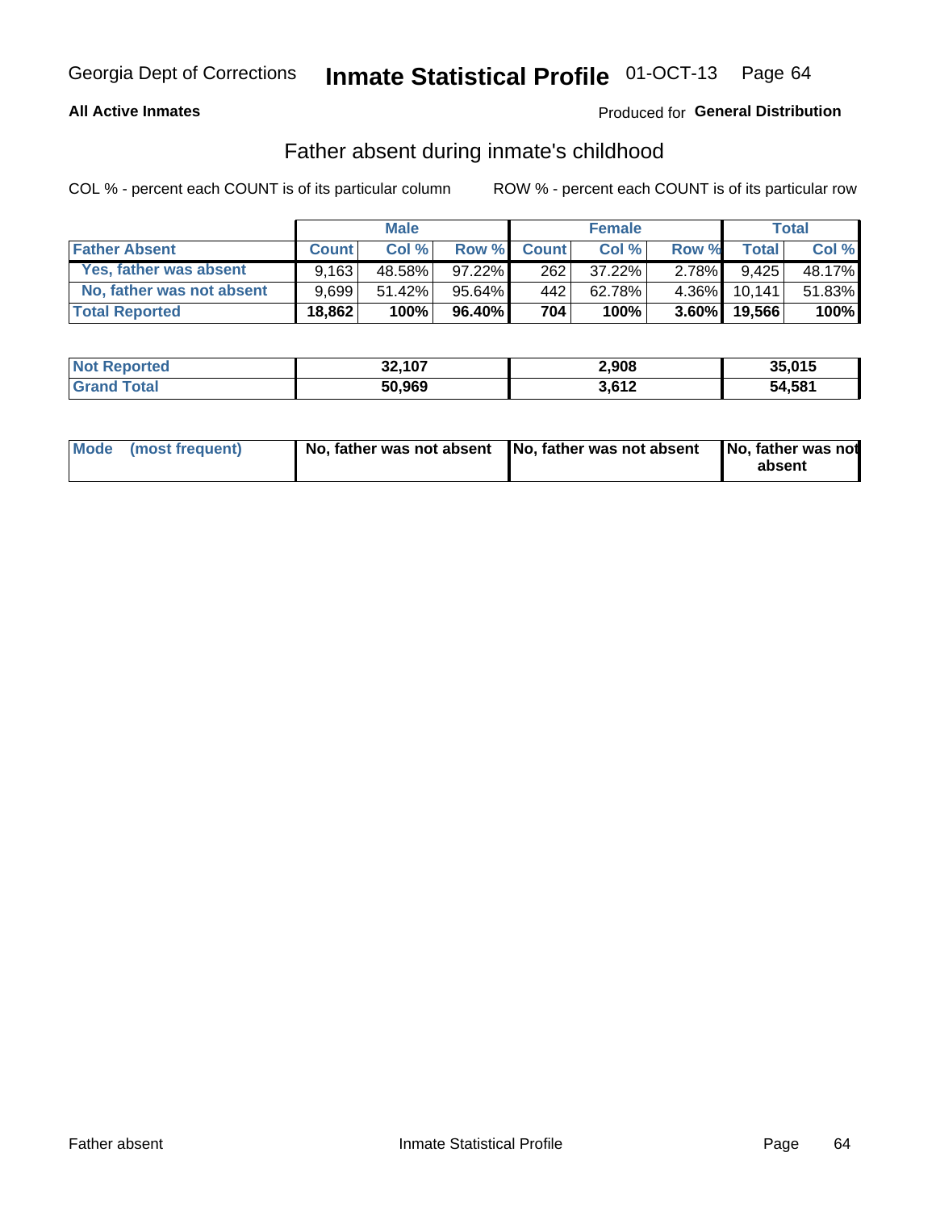Georgia Dept of Corrections **Inmate Statistical Profile** 01-OCT-13

**All Active Inmates**

Produced for **General Distribution**

## Father absent during inmate's childhood

COL % - percent each COUNT is of its particular column     ROW % - percent each COUNT is of its particular row

| | Male | | | Female | | | Total | |
|---|---|---|---|---|---|---|---|---|
| **Father Absent** | **Count** | **Col %** | **Row %** | **Count** | **Col %** | **Row %** | **Total** | **Col %** |
| Yes, father was absent | 9,163 | 48.58% | 97.22% | 262 | 37.22% | 2.78% | 9,425 | 48.17% |
| No, father was not absent | 9,699 | 51.42% | 95.64% | 442 | 62.78% | 4.36% | 10,141 | 51.83% |
| **Total Reported** | **18,862** | **100%** | **96.40%** | **704** | **100%** | **3.60%** | **19,566** | **100%** |

| | Male | Female | Total |
|---|---|---|---|
| **Not Reported** | **32,107** | **2,908** | **35,015** |
| **Grand Total** | **50,969** | **3,612** | **54,581** |

| | Male | Female | Total |
|---|---|---|---|
| **Mode (most frequent)** | **No, father was not absent** | **No, father was not absent** | **No, father was not absent** |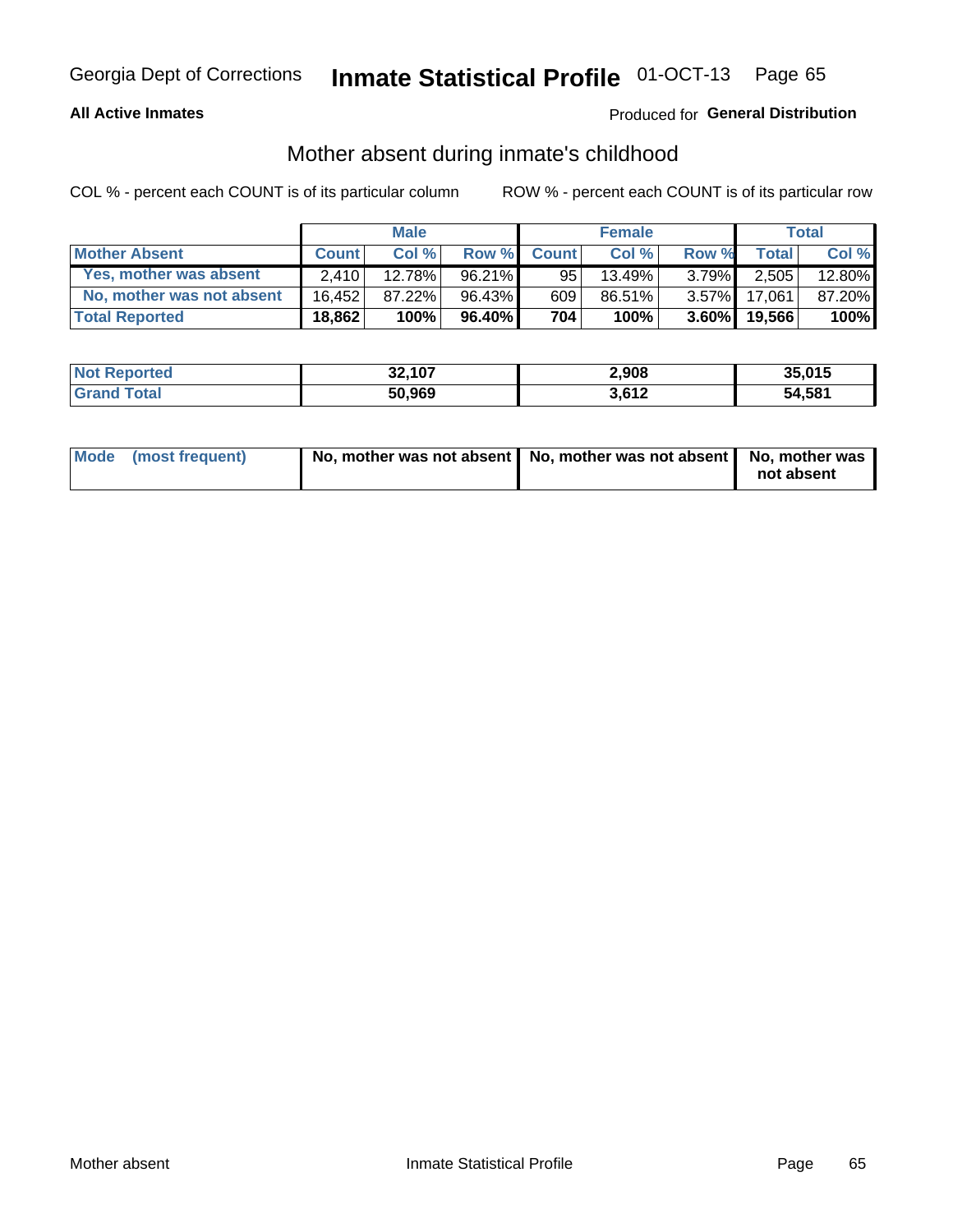Georgia Dept of Corrections **Inmate Statistical Profile** 01-OCT-13

**All Active Inmates**

Produced for **General Distribution**

## Mother absent during inmate's childhood

COL % - percent each COUNT is of its particular column     ROW % - percent each COUNT is of its particular row

| | Male | | | Female | | | Total | |
|---|---|---|---|---|---|---|---|---|
| **Mother Absent** | **Count** | **Col %** | **Row %** | **Count** | **Col %** | **Row %** | **Total** | **Col %** |
| **Yes, mother was absent** | 2,410 | 12.78% | 96.21% | 95 | 13.49% | 3.79% | 2,505 | 12.80% |
| **No, mother was not absent** | 16,452 | 87.22% | 96.43% | 609 | 86.51% | 3.57% | 17,061 | 87.20% |
| **Total Reported** | **18,862** | **100%** | **96.40%** | **704** | **100%** | **3.60%** | **19,566** | **100%** |

| | Male | Female | Total |
|---|---|---|---|
| **Not Reported** | **32,107** | **2,908** | **35,015** |
| **Grand Total** | **50,969** | **3,612** | **54,581** |

| | Male | Female | Total |
|---|---|---|---|
| **Mode (most frequent)** | **No, mother was not absent** | **No, mother was not absent** | **No, mother was not absent** |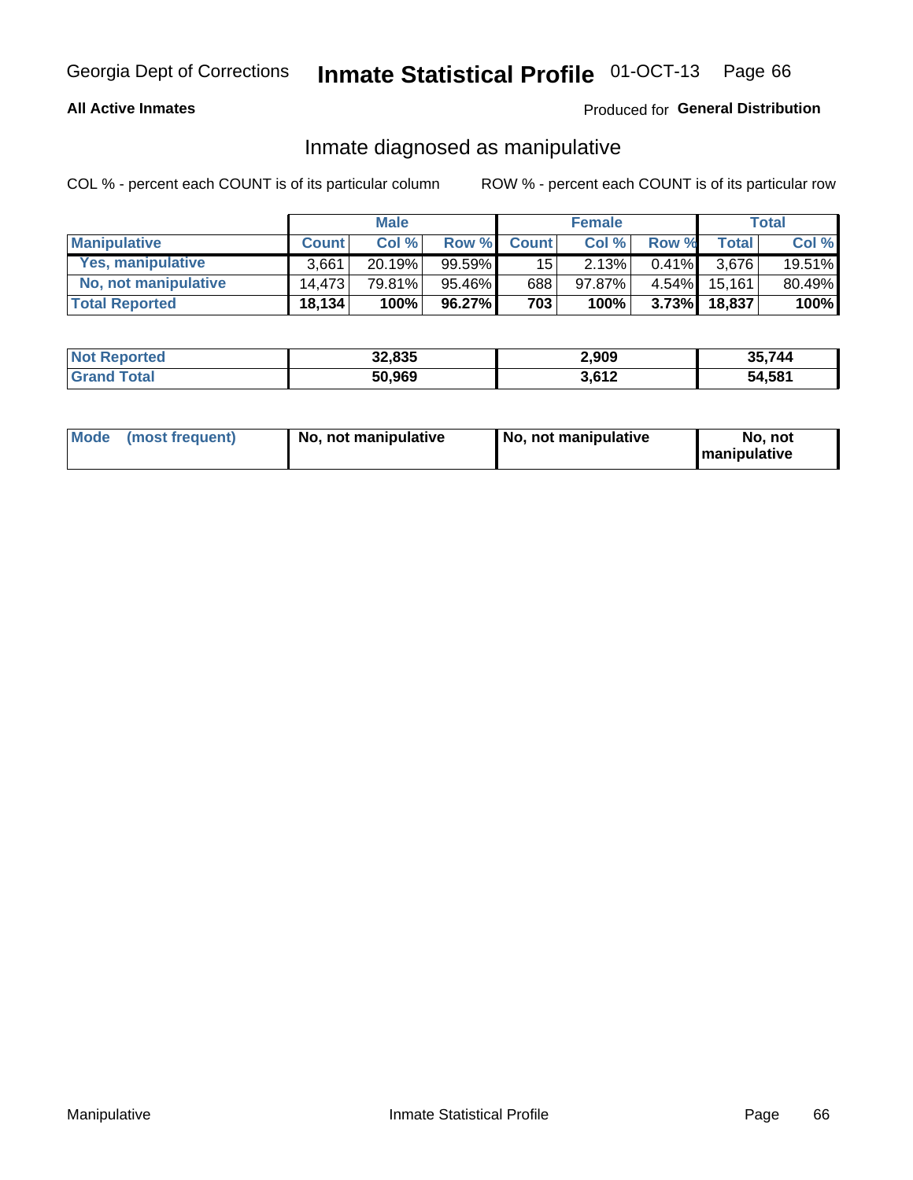Georgia Dept of Corrections **Inmate Statistical Profile** 01-OCT-13

**All Active Inmates**

Produced for **General Distribution**

## Inmate diagnosed as manipulative

COL % - percent each COUNT is of its particular column

ROW % - percent each COUNT is of its particular row

| | Male | | | Female | | | Total | |
|---|---|---|---|---|---|---|---|---|
| **Manipulative** | **Count** | **Col %** | **Row %** | **Count** | **Col %** | **Row %** | **Total** | **Col %** |
| **Yes, manipulative** | 3,661 | 20.19% | 99.59% | 15 | 2.13% | 0.41% | 3,676 | 19.51% |
| **No, not manipulative** | 14,473 | 79.81% | 95.46% | 688 | 97.87% | 4.54% | 15,161 | 80.49% |
| **Total Reported** | **18,134** | **100%** | **96.27%** | **703** | **100%** | **3.73%** | **18,837** | **100%** |

| | Male | Female | Total |
|---|---|---|---|
| **Not Reported** | **32,835** | **2,909** | **35,744** |
| **Grand Total** | **50,969** | **3,612** | **54,581** |

| | Male | Female | Total |
|---|---|---|---|
| **Mode (most frequent)** | **No, not manipulative** | **No, not manipulative** | **No, not manipulative** |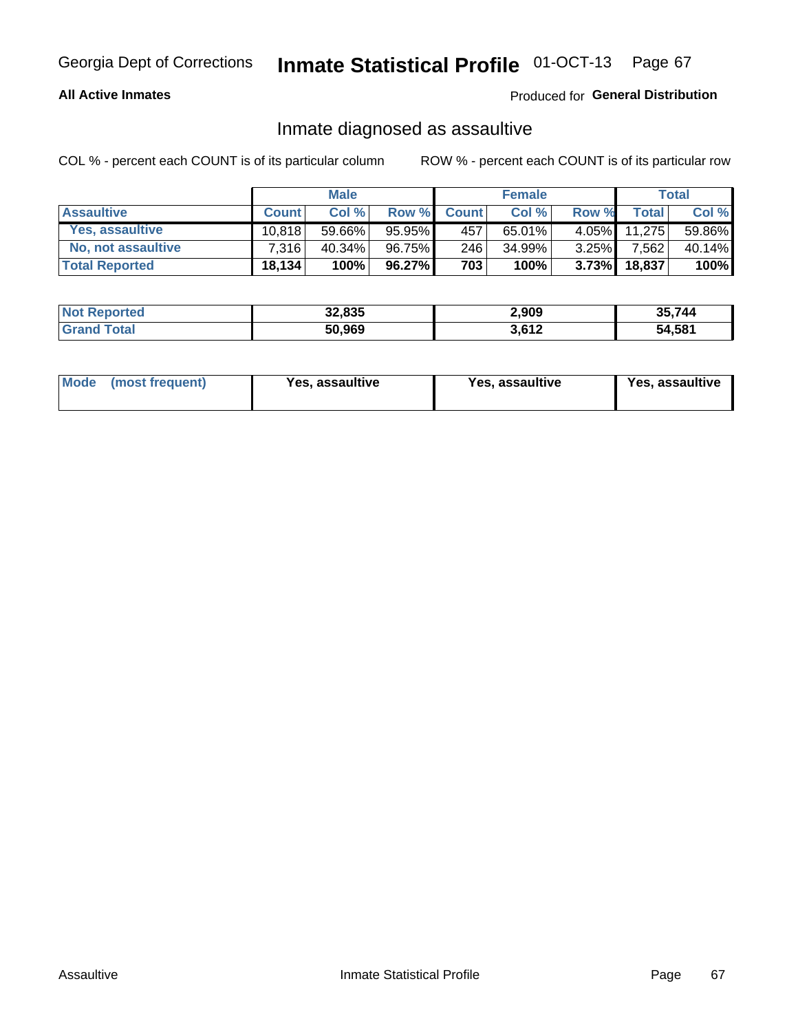Georgia Dept of Corrections **Inmate Statistical Profile** 01-OCT-13

**All Active Inmates** Produced for **General Distribution**

## Inmate diagnosed as assaultive

COL % - percent each COUNT is of its particular column ROW % - percent each COUNT is of its particular row

| | Male | | | Female | | | Total | |
|---|---|---|---|---|---|---|---|---|
| **Assaultive** | **Count** | **Col %** | **Row %** | **Count** | **Col %** | **Row %** | **Total** | **Col %** |
| Yes, assaultive | 10,818 | 59.66% | 95.95% | 457 | 65.01% | 4.05% | 11,275 | 59.86% |
| No, not assaultive | 7,316 | 40.34% | 96.75% | 246 | 34.99% | 3.25% | 7,562 | 40.14% |
| **Total Reported** | **18,134** | **100%** | **96.27%** | **703** | **100%** | **3.73%** | **18,837** | **100%** |

| | Male | Female | Total |
|---|---|---|---|
| **Not Reported** | **32,835** | **2,909** | **35,744** |
| **Grand Total** | **50,969** | **3,612** | **54,581** |

| | Male | Female | Total |
|---|---|---|---|
| **Mode (most frequent)** | **Yes, assaultive** | **Yes, assaultive** | **Yes, assaultive** |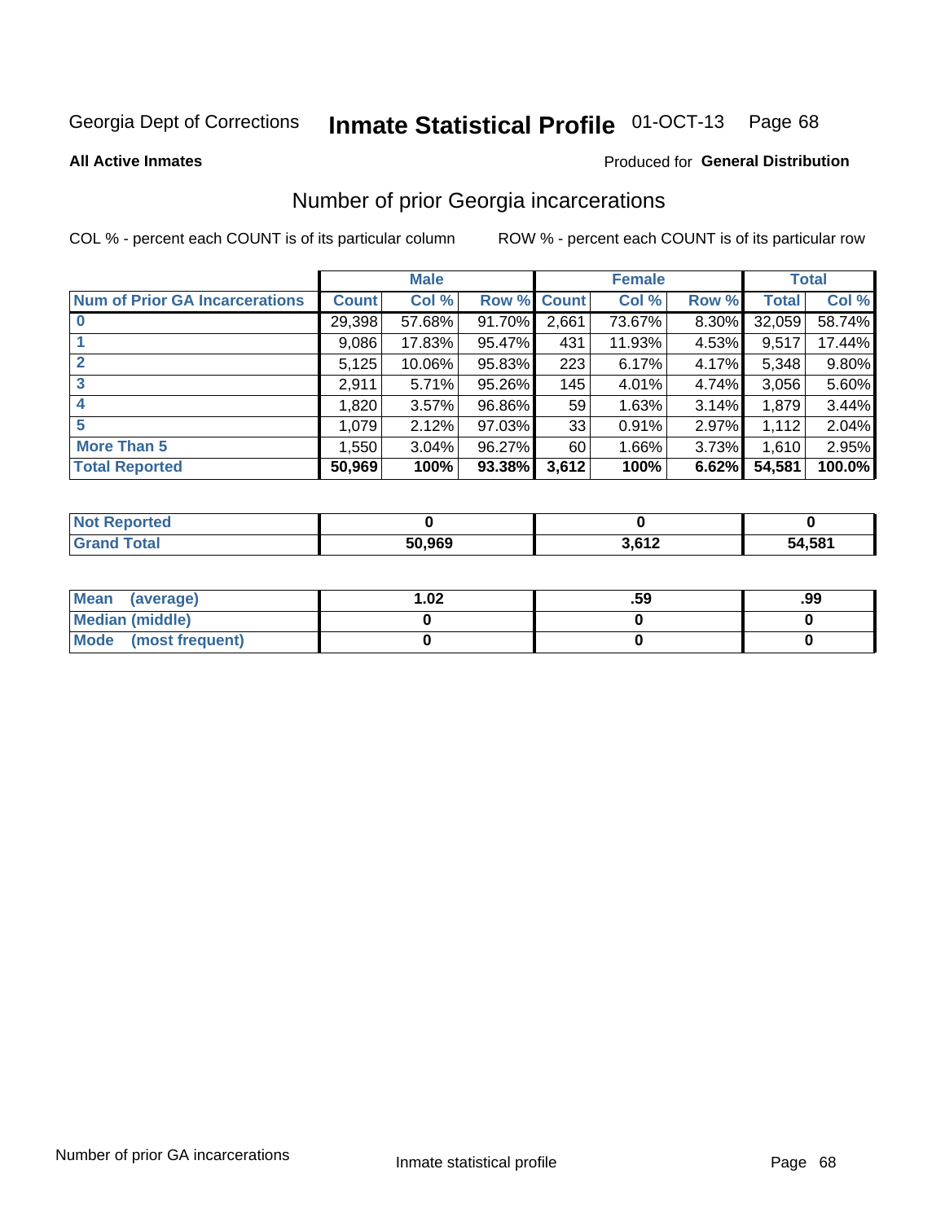Georgia Dept of Corrections **Inmate Statistical Profile** 01-OCT-13 Page 68

**All Active Inmates**

Produced for **General Distribution**

## Number of prior Georgia incarcerations

COL % - percent each COUNT is of its particular column ROW % - percent each COUNT is of its particular row

| | Male | | | Female | | | Total | |
|---|---|---|---|---|---|---|---|---|
| **Num of Prior GA Incarcerations** | **Count** | **Col %** | **Row %** | **Count** | **Col %** | **Row %** | **Total** | **Col %** |
| **0** | 29,398 | 57.68% | 91.70% | 2,661 | 73.67% | 8.30% | 32,059 | 58.74% |
| **1** | 9,086 | 17.83% | 95.47% | 431 | 11.93% | 4.53% | 9,517 | 17.44% |
| **2** | 5,125 | 10.06% | 95.83% | 223 | 6.17% | 4.17% | 5,348 | 9.80% |
| **3** | 2,911 | 5.71% | 95.26% | 145 | 4.01% | 4.74% | 3,056 | 5.60% |
| **4** | 1,820 | 3.57% | 96.86% | 59 | 1.63% | 3.14% | 1,879 | 3.44% |
| **5** | 1,079 | 2.12% | 97.03% | 33 | 0.91% | 2.97% | 1,112 | 2.04% |
| **More Than 5** | 1,550 | 3.04% | 96.27% | 60 | 1.66% | 3.73% | 1,610 | 2.95% |
| **Total Reported** | **50,969** | **100%** | **93.38%** | **3,612** | **100%** | **6.62%** | **54,581** | **100.0%** |

| | Male | Female | Total |
|---|---|---|---|
| **Not Reported** | **0** | **0** | **0** |
| **Grand Total** | **50,969** | **3,612** | **54,581** |

| | Male | Female | Total |
|---|---|---|---|
| **Mean (average)** | **1.02** | **.59** | **.99** |
| **Median (middle)** | **0** | **0** | **0** |
| **Mode (most frequent)** | **0** | **0** | **0** |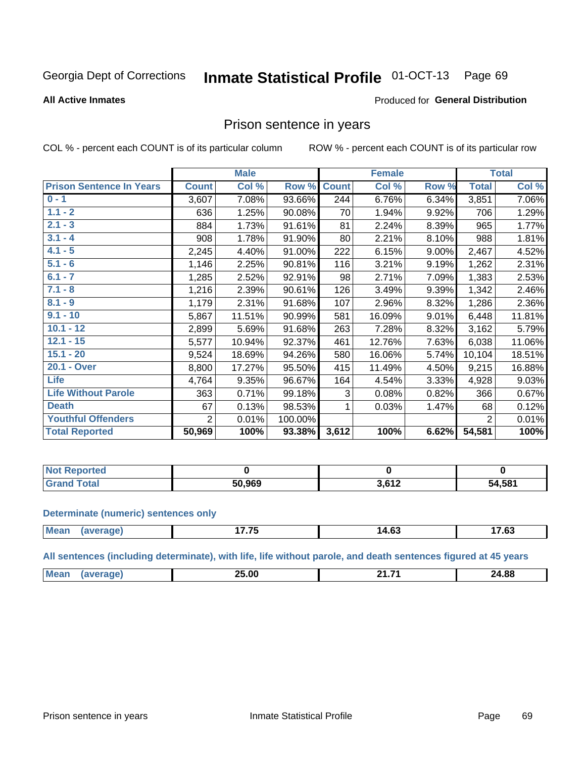Georgia Dept of Corrections **Inmate Statistical Profile** 01-OCT-13

**All Active Inmates**

Produced for **General Distribution**

## Prison sentence in years

COL % - percent each COUNT is of its particular column

ROW % - percent each COUNT is of its particular row

| | Male | | | Female | | | Total | |
|---|---|---|---|---|---|---|---|---|
| **Prison Sentence In Years** | **Count** | **Col %** | **Row %** | **Count** | **Col %** | **Row %** | **Total** | **Col %** |
| **0 - 1** | 3,607 | 7.08% | 93.66% | 244 | 6.76% | 6.34% | 3,851 | 7.06% |
| **1.1 - 2** | 636 | 1.25% | 90.08% | 70 | 1.94% | 9.92% | 706 | 1.29% |
| **2.1 - 3** | 884 | 1.73% | 91.61% | 81 | 2.24% | 8.39% | 965 | 1.77% |
| **3.1 - 4** | 908 | 1.78% | 91.90% | 80 | 2.21% | 8.10% | 988 | 1.81% |
| **4.1 - 5** | 2,245 | 4.40% | 91.00% | 222 | 6.15% | 9.00% | 2,467 | 4.52% |
| **5.1 - 6** | 1,146 | 2.25% | 90.81% | 116 | 3.21% | 9.19% | 1,262 | 2.31% |
| **6.1 - 7** | 1,285 | 2.52% | 92.91% | 98 | 2.71% | 7.09% | 1,383 | 2.53% |
| **7.1 - 8** | 1,216 | 2.39% | 90.61% | 126 | 3.49% | 9.39% | 1,342 | 2.46% |
| **8.1 - 9** | 1,179 | 2.31% | 91.68% | 107 | 2.96% | 8.32% | 1,286 | 2.36% |
| **9.1 - 10** | 5,867 | 11.51% | 90.99% | 581 | 16.09% | 9.01% | 6,448 | 11.81% |
| **10.1 - 12** | 2,899 | 5.69% | 91.68% | 263 | 7.28% | 8.32% | 3,162 | 5.79% |
| **12.1 - 15** | 5,577 | 10.94% | 92.37% | 461 | 12.76% | 7.63% | 6,038 | 11.06% |
| **15.1 - 20** | 9,524 | 18.69% | 94.26% | 580 | 16.06% | 5.74% | 10,104 | 18.51% |
| **20.1 - Over** | 8,800 | 17.27% | 95.50% | 415 | 11.49% | 4.50% | 9,215 | 16.88% |
| **Life** | 4,764 | 9.35% | 96.67% | 164 | 4.54% | 3.33% | 4,928 | 9.03% |
| **Life Without Parole** | 363 | 0.71% | 99.18% | 3 | 0.08% | 0.82% | 366 | 0.67% |
| **Death** | 67 | 0.13% | 98.53% | 1 | 0.03% | 1.47% | 68 | 0.12% |
| **Youthful Offenders** | 2 | 0.01% | 100.00% | | | | 2 | 0.01% |
| **Total Reported** | **50,969** | **100%** | **93.38%** | **3,612** | **100%** | **6.62%** | **54,581** | **100%** |

| | Male | Female | Total |
|---|---|---|---|
| **Not Reported** | **0** | **0** | **0** |
| **Grand Total** | **50,969** | **3,612** | **54,581** |

**Determinate (numeric) sentences only**

| | Male | Female | Total |
|---|---|---|---|
| **Mean (average)** | **17.75** | **14.63** | **17.63** |

**All sentences (including determinate), with life, life without parole, and death sentences figured at 45 years**

| | Male | Female | Total |
|---|---|---|---|
| **Mean (average)** | **25.00** | **21.71** | **24.88** |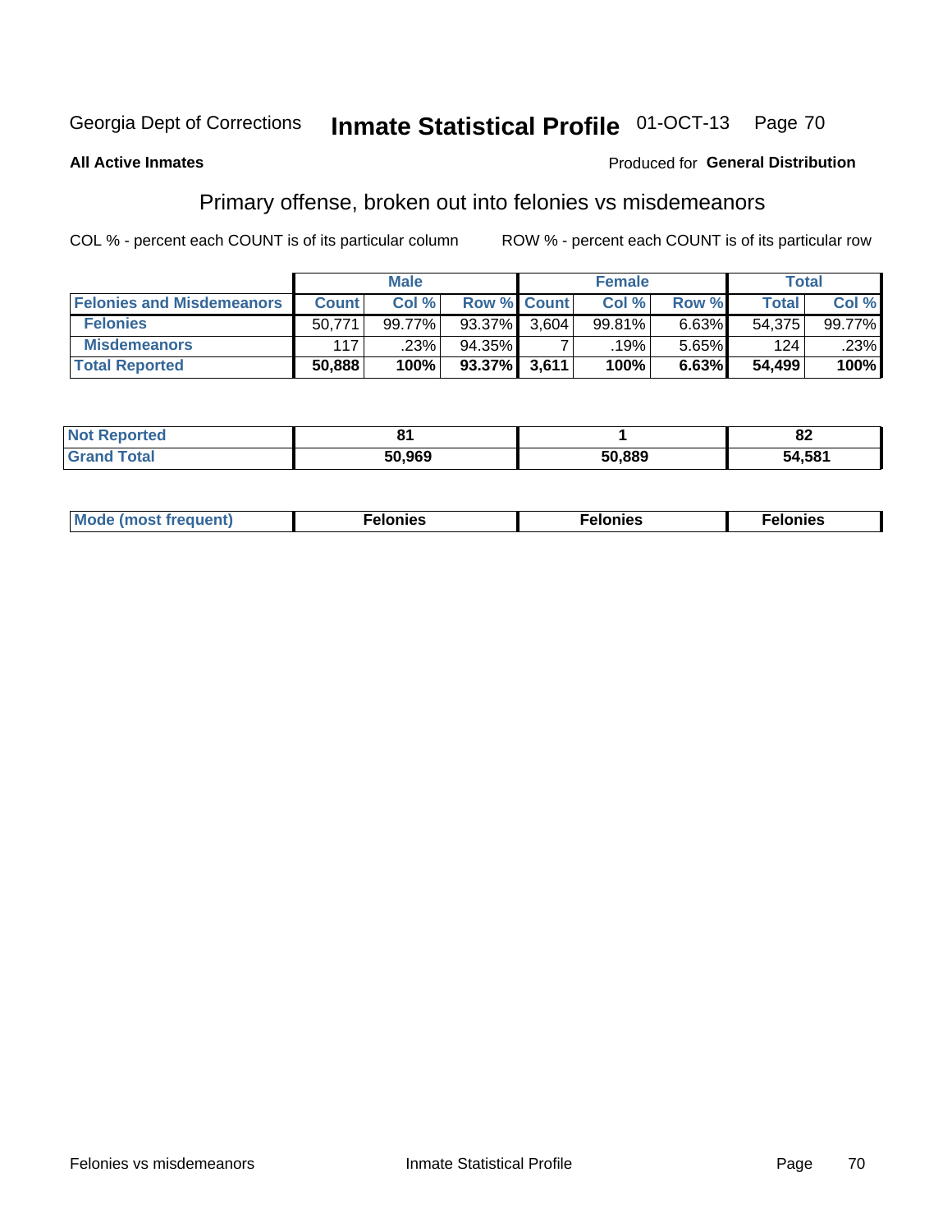Georgia Dept of Corrections **Inmate Statistical Profile** 01-OCT-13

**All Active Inmates**

Produced for **General Distribution**

## Primary offense, broken out into felonies vs misdemeanors

COL % - percent each COUNT is of its particular column

ROW % - percent each COUNT is of its particular row

| | Male | | | Female | | | Total | |
|---|---|---|---|---|---|---|---|---|
| **Felonies and Misdemeanors** | **Count** | **Col %** | **Row %** | **Count** | **Col %** | **Row %** | **Total** | **Col %** |
| **Felonies** | 50,771 | 99.77% | 93.37% | 3,604 | 99.81% | 6.63% | 54,375 | 99.77% |
| **Misdemeanors** | 117 | .23% | 94.35% | 7 | .19% | 5.65% | 124 | .23% |
| **Total Reported** | **50,888** | **100%** | **93.37%** | **3,611** | **100%** | **6.63%** | **54,499** | **100%** |

| | Male | Female | Total |
|---|---|---|---|
| **Not Reported** | 81 | 1 | 82 |
| **Grand Total** | 50,969 | 50,889 | 54,581 |

| | Male | Female | Total |
|---|---|---|---|
| **Mode (most frequent)** | Felonies | Felonies | Felonies |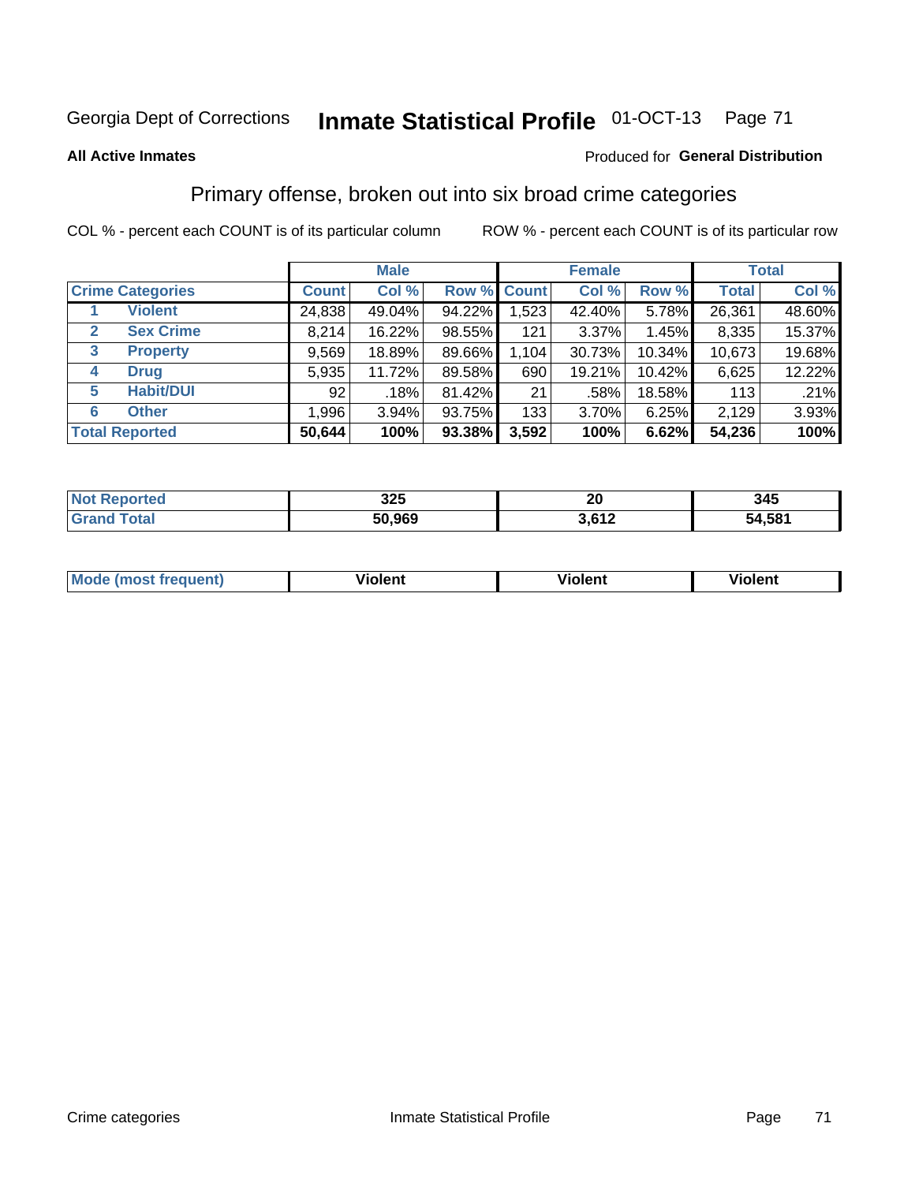Georgia Dept of Corrections **Inmate Statistical Profile** 01-OCT-13

**All Active Inmates**

Produced for **General Distribution**

## Primary offense, broken out into six broad crime categories

COL % - percent each COUNT is of its particular column

ROW % - percent each COUNT is of its particular row

| | | Male | | | Female | | | Total | |
|---|---|---|---|---|---|---|---|---|---|
| **Crime Categories** | | **Count** | **Col %** | **Row %** | **Count** | **Col %** | **Row %** | **Total** | **Col %** |
| 1 | **Violent** | 24,838 | 49.04% | 94.22% | 1,523 | 42.40% | 5.78% | 26,361 | 48.60% |
| 2 | **Sex Crime** | 8,214 | 16.22% | 98.55% | 121 | 3.37% | 1.45% | 8,335 | 15.37% |
| 3 | **Property** | 9,569 | 18.89% | 89.66% | 1,104 | 30.73% | 10.34% | 10,673 | 19.68% |
| 4 | **Drug** | 5,935 | 11.72% | 89.58% | 690 | 19.21% | 10.42% | 6,625 | 12.22% |
| 5 | **Habit/DUI** | 92 | .18% | 81.42% | 21 | .58% | 18.58% | 113 | .21% |
| 6 | **Other** | 1,996 | 3.94% | 93.75% | 133 | 3.70% | 6.25% | 2,129 | 3.93% |
| **Total Reported** | | **50,644** | **100%** | **93.38%** | **3,592** | **100%** | **6.62%** | **54,236** | **100%** |

| | Male | Female | Total |
|---|---|---|---|
| **Not Reported** | **325** | **20** | **345** |
| **Grand Total** | **50,969** | **3,612** | **54,581** |

| | Male | Female | Total |
|---|---|---|---|
| **Mode (most frequent)** | **Violent** | **Violent** | **Violent** |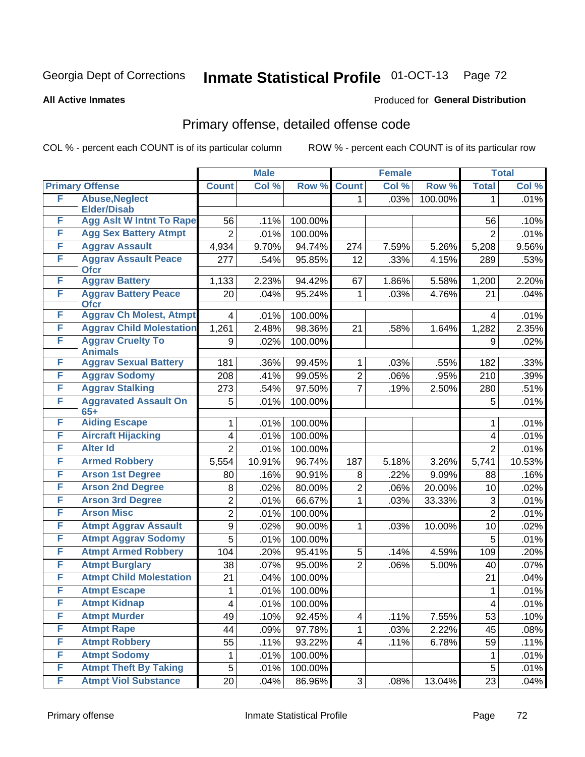Georgia Dept of Corrections **Inmate Statistical Profile** 01-OCT-13

**All Active Inmates**

Produced for **General Distribution**

## Primary offense, detailed offense code

COL % - percent each COUNT is of its particular column

ROW % - percent each COUNT is of its particular row

| Primary Offense | | Male | | | Female | | | Total | |
|---|---|---|---|---|---|---|---|---|---|
| | | Count | Col % | Row % | Count | Col % | Row % | Total | Col % |
| F | Abuse,Neglect Elder/Disab | | | | 1 | .03% | 100.00% | 1 | .01% |
| F | Agg Aslt W Intnt To Rape | 56 | .11% | 100.00% | | | | 56 | .10% |
| F | Agg Sex Battery Atmpt | 2 | .01% | 100.00% | | | | 2 | .01% |
| F | Aggrav Assault | 4,934 | 9.70% | 94.74% | 274 | 7.59% | 5.26% | 5,208 | 9.56% |
| F | Aggrav Assault Peace Ofcr | 277 | .54% | 95.85% | 12 | .33% | 4.15% | 289 | .53% |
| F | Aggrav Battery | 1,133 | 2.23% | 94.42% | 67 | 1.86% | 5.58% | 1,200 | 2.20% |
| F | Aggrav Battery Peace Ofcr | 20 | .04% | 95.24% | 1 | .03% | 4.76% | 21 | .04% |
| F | Aggrav Ch Molest, Atmpt | 4 | .01% | 100.00% | | | | 4 | .01% |
| F | Aggrav Child Molestation | 1,261 | 2.48% | 98.36% | 21 | .58% | 1.64% | 1,282 | 2.35% |
| F | Aggrav Cruelty To Animals | 9 | .02% | 100.00% | | | | 9 | .02% |
| F | Aggrav Sexual Battery | 181 | .36% | 99.45% | 1 | .03% | .55% | 182 | .33% |
| F | Aggrav Sodomy | 208 | .41% | 99.05% | 2 | .06% | .95% | 210 | .39% |
| F | Aggrav Stalking | 273 | .54% | 97.50% | 7 | .19% | 2.50% | 280 | .51% |
| F | Aggravated Assault On 65+ | 5 | .01% | 100.00% | | | | 5 | .01% |
| F | Aiding Escape | 1 | .01% | 100.00% | | | | 1 | .01% |
| F | Aircraft Hijacking | 4 | .01% | 100.00% | | | | 4 | .01% |
| F | Alter Id | 2 | .01% | 100.00% | | | | 2 | .01% |
| F | Armed Robbery | 5,554 | 10.91% | 96.74% | 187 | 5.18% | 3.26% | 5,741 | 10.53% |
| F | Arson 1st Degree | 80 | .16% | 90.91% | 8 | .22% | 9.09% | 88 | .16% |
| F | Arson 2nd Degree | 8 | .02% | 80.00% | 2 | .06% | 20.00% | 10 | .02% |
| F | Arson 3rd Degree | 2 | .01% | 66.67% | 1 | .03% | 33.33% | 3 | .01% |
| F | Arson Misc | 2 | .01% | 100.00% | | | | 2 | .01% |
| F | Atmpt Aggrav Assault | 9 | .02% | 90.00% | 1 | .03% | 10.00% | 10 | .02% |
| F | Atmpt Aggrav Sodomy | 5 | .01% | 100.00% | | | | 5 | .01% |
| F | Atmpt Armed Robbery | 104 | .20% | 95.41% | 5 | .14% | 4.59% | 109 | .20% |
| F | Atmpt Burglary | 38 | .07% | 95.00% | 2 | .06% | 5.00% | 40 | .07% |
| F | Atmpt Child Molestation | 21 | .04% | 100.00% | | | | 21 | .04% |
| F | Atmpt Escape | 1 | .01% | 100.00% | | | | 1 | .01% |
| F | Atmpt Kidnap | 4 | .01% | 100.00% | | | | 4 | .01% |
| F | Atmpt Murder | 49 | .10% | 92.45% | 4 | .11% | 7.55% | 53 | .10% |
| F | Atmpt Rape | 44 | .09% | 97.78% | 1 | .03% | 2.22% | 45 | .08% |
| F | Atmpt Robbery | 55 | .11% | 93.22% | 4 | .11% | 6.78% | 59 | .11% |
| F | Atmpt Sodomy | 1 | .01% | 100.00% | | | | 1 | .01% |
| F | Atmpt Theft By Taking | 5 | .01% | 100.00% | | | | 5 | .01% |
| F | Atmpt Viol Substance | 20 | .04% | 86.96% | 3 | .08% | 13.04% | 23 | .04% |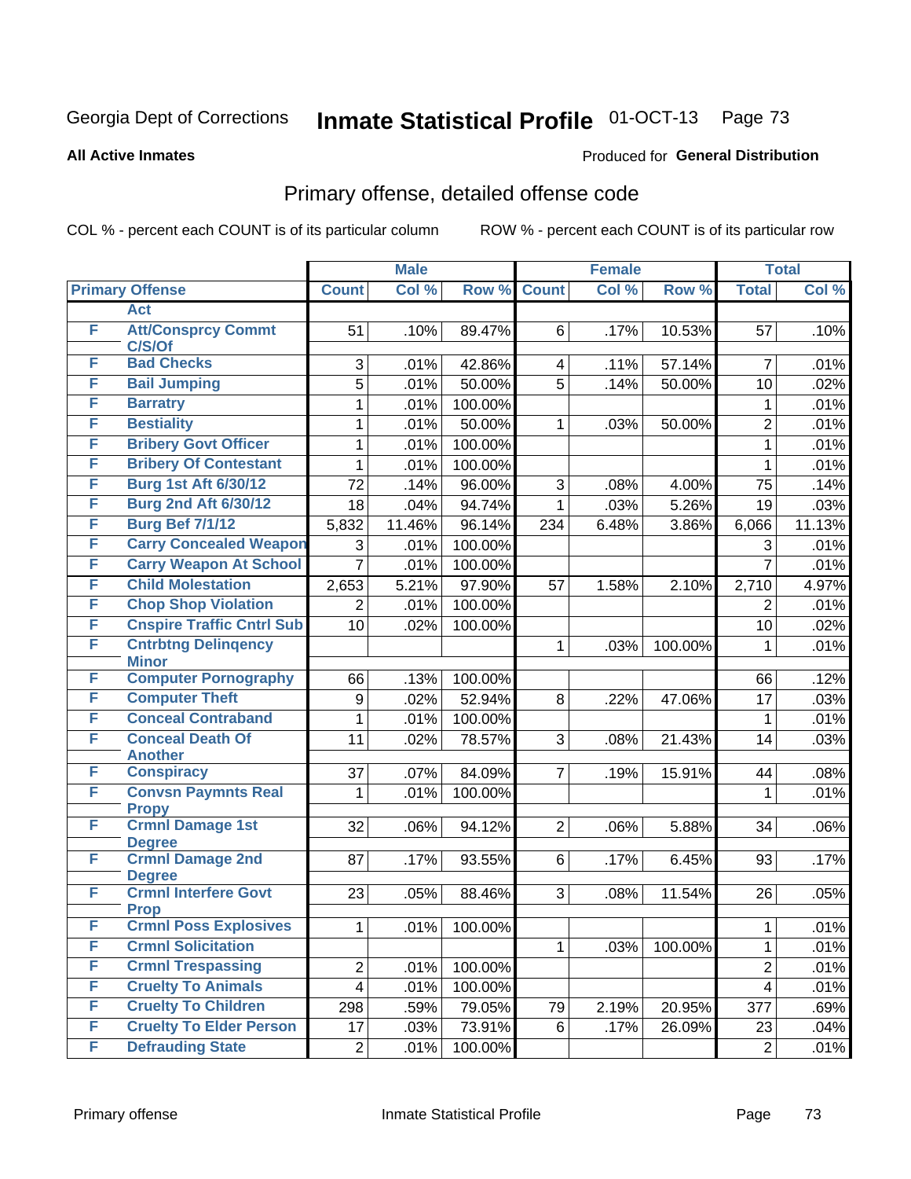Georgia Dept of Corrections **Inmate Statistical Profile** 01-OCT-13

**All Active Inmates** Produced for **General Distribution**

## Primary offense, detailed offense code

COL % - percent each COUNT is of its particular column ROW % - percent each COUNT is of its particular row

| Primary Offense | | Male | | | Female | | | Total | |
|---|---|---|---|---|---|---|---|---|---|
| | | Count | Col % | Row % | Count | Col % | Row % | Total | Col % |
| | Act | | | | | | | | |
| F | Att/Consprcy Commt C/S/Of | 51 | .10% | 89.47% | 6 | .17% | 10.53% | 57 | .10% |
| F | Bad Checks | 3 | .01% | 42.86% | 4 | .11% | 57.14% | 7 | .01% |
| F | Bail Jumping | 5 | .01% | 50.00% | 5 | .14% | 50.00% | 10 | .02% |
| F | Barratry | 1 | .01% | 100.00% | | | | 1 | .01% |
| F | Bestiality | 1 | .01% | 50.00% | 1 | .03% | 50.00% | 2 | .01% |
| F | Bribery Govt Officer | 1 | .01% | 100.00% | | | | 1 | .01% |
| F | Bribery Of Contestant | 1 | .01% | 100.00% | | | | 1 | .01% |
| F | Burg 1st Aft 6/30/12 | 72 | .14% | 96.00% | 3 | .08% | 4.00% | 75 | .14% |
| F | Burg 2nd Aft 6/30/12 | 18 | .04% | 94.74% | 1 | .03% | 5.26% | 19 | .03% |
| F | Burg Bef 7/1/12 | 5,832 | 11.46% | 96.14% | 234 | 6.48% | 3.86% | 6,066 | 11.13% |
| F | Carry Concealed Weapon | 3 | .01% | 100.00% | | | | 3 | .01% |
| F | Carry Weapon At School | 7 | .01% | 100.00% | | | | 7 | .01% |
| F | Child Molestation | 2,653 | 5.21% | 97.90% | 57 | 1.58% | 2.10% | 2,710 | 4.97% |
| F | Chop Shop Violation | 2 | .01% | 100.00% | | | | 2 | .01% |
| F | Cnspire Traffic Cntrl Sub | 10 | .02% | 100.00% | | | | 10 | .02% |
| F | Cntrbtng Delinqency Minor | | | | 1 | .03% | 100.00% | 1 | .01% |
| F | Computer Pornography | 66 | .13% | 100.00% | | | | 66 | .12% |
| F | Computer Theft | 9 | .02% | 52.94% | 8 | .22% | 47.06% | 17 | .03% |
| F | Conceal Contraband | 1 | .01% | 100.00% | | | | 1 | .01% |
| F | Conceal Death Of Another | 11 | .02% | 78.57% | 3 | .08% | 21.43% | 14 | .03% |
| F | Conspiracy | 37 | .07% | 84.09% | 7 | .19% | 15.91% | 44 | .08% |
| F | Convsn Paymnts Real Propy | 1 | .01% | 100.00% | | | | 1 | .01% |
| F | Crmnl Damage 1st Degree | 32 | .06% | 94.12% | 2 | .06% | 5.88% | 34 | .06% |
| F | Crmnl Damage 2nd Degree | 87 | .17% | 93.55% | 6 | .17% | 6.45% | 93 | .17% |
| F | Crmnl Interfere Govt Prop | 23 | .05% | 88.46% | 3 | .08% | 11.54% | 26 | .05% |
| F | Crmnl Poss Explosives | 1 | .01% | 100.00% | | | | 1 | .01% |
| F | Crmnl Solicitation | | | | 1 | .03% | 100.00% | 1 | .01% |
| F | Crmnl Trespassing | 2 | .01% | 100.00% | | | | 2 | .01% |
| F | Cruelty To Animals | 4 | .01% | 100.00% | | | | 4 | .01% |
| F | Cruelty To Children | 298 | .59% | 79.05% | 79 | 2.19% | 20.95% | 377 | .69% |
| F | Cruelty To Elder Person | 17 | .03% | 73.91% | 6 | .17% | 26.09% | 23 | .04% |
| F | Defrauding State | 2 | .01% | 100.00% | | | | 2 | .01% |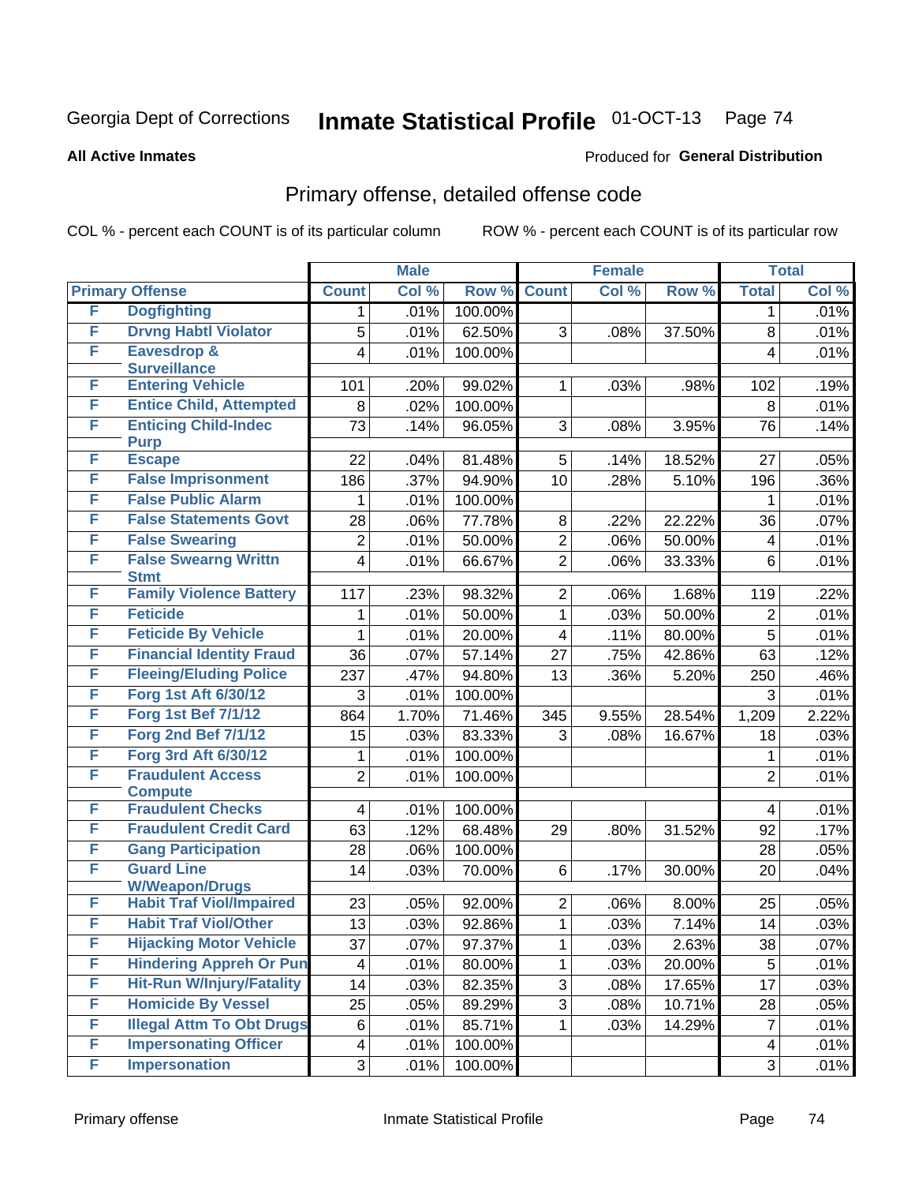Georgia Dept of Corrections **Inmate Statistical Profile** 01-OCT-13

**All Active Inmates**

Produced for **General Distribution**

## Primary offense, detailed offense code

COL % - percent each COUNT is of its particular column ROW % - percent each COUNT is of its particular row

| Primary Offense | | Male | | | Female | | | Total | |
|---|---|---|---|---|---|---|---|---|---|
| | | Count | Col % | Row % | Count | Col % | Row % | Total | Col % |
| F | Dogfighting | 1 | .01% | 100.00% | | | | 1 | .01% |
| F | Drvng Habtl Violator | 5 | .01% | 62.50% | 3 | .08% | 37.50% | 8 | .01% |
| F | Eavesdrop & Surveillance | 4 | .01% | 100.00% | | | | 4 | .01% |
| F | Entering Vehicle | 101 | .20% | 99.02% | 1 | .03% | .98% | 102 | .19% |
| F | Entice Child, Attempted | 8 | .02% | 100.00% | | | | 8 | .01% |
| F | Enticing Child-Indec Purp | 73 | .14% | 96.05% | 3 | .08% | 3.95% | 76 | .14% |
| F | Escape | 22 | .04% | 81.48% | 5 | .14% | 18.52% | 27 | .05% |
| F | False Imprisonment | 186 | .37% | 94.90% | 10 | .28% | 5.10% | 196 | .36% |
| F | False Public Alarm | 1 | .01% | 100.00% | | | | 1 | .01% |
| F | False Statements Govt | 28 | .06% | 77.78% | 8 | .22% | 22.22% | 36 | .07% |
| F | False Swearing | 2 | .01% | 50.00% | 2 | .06% | 50.00% | 4 | .01% |
| F | False Swearng Writtn Stmt | 4 | .01% | 66.67% | 2 | .06% | 33.33% | 6 | .01% |
| F | Family Violence Battery | 117 | .23% | 98.32% | 2 | .06% | 1.68% | 119 | .22% |
| F | Feticide | 1 | .01% | 50.00% | 1 | .03% | 50.00% | 2 | .01% |
| F | Feticide By Vehicle | 1 | .01% | 20.00% | 4 | .11% | 80.00% | 5 | .01% |
| F | Financial Identity Fraud | 36 | .07% | 57.14% | 27 | .75% | 42.86% | 63 | .12% |
| F | Fleeing/Eluding Police | 237 | .47% | 94.80% | 13 | .36% | 5.20% | 250 | .46% |
| F | Forg 1st Aft 6/30/12 | 3 | .01% | 100.00% | | | | 3 | .01% |
| F | Forg 1st Bef 7/1/12 | 864 | 1.70% | 71.46% | 345 | 9.55% | 28.54% | 1,209 | 2.22% |
| F | Forg 2nd Bef 7/1/12 | 15 | .03% | 83.33% | 3 | .08% | 16.67% | 18 | .03% |
| F | Forg 3rd Aft 6/30/12 | 1 | .01% | 100.00% | | | | 1 | .01% |
| F | Fraudulent Access Compute | 2 | .01% | 100.00% | | | | 2 | .01% |
| F | Fraudulent Checks | 4 | .01% | 100.00% | | | | 4 | .01% |
| F | Fraudulent Credit Card | 63 | .12% | 68.48% | 29 | .80% | 31.52% | 92 | .17% |
| F | Gang Participation | 28 | .06% | 100.00% | | | | 28 | .05% |
| F | Guard Line W/Weapon/Drugs | 14 | .03% | 70.00% | 6 | .17% | 30.00% | 20 | .04% |
| F | Habit Traf Viol/Impaired | 23 | .05% | 92.00% | 2 | .06% | 8.00% | 25 | .05% |
| F | Habit Traf Viol/Other | 13 | .03% | 92.86% | 1 | .03% | 7.14% | 14 | .03% |
| F | Hijacking Motor Vehicle | 37 | .07% | 97.37% | 1 | .03% | 2.63% | 38 | .07% |
| F | Hindering Appreh Or Pun | 4 | .01% | 80.00% | 1 | .03% | 20.00% | 5 | .01% |
| F | Hit-Run W/Injury/Fatality | 14 | .03% | 82.35% | 3 | .08% | 17.65% | 17 | .03% |
| F | Homicide By Vessel | 25 | .05% | 89.29% | 3 | .08% | 10.71% | 28 | .05% |
| F | Illegal Attm To Obt Drugs | 6 | .01% | 85.71% | 1 | .03% | 14.29% | 7 | .01% |
| F | Impersonating Officer | 4 | .01% | 100.00% | | | | 4 | .01% |
| F | Impersonation | 3 | .01% | 100.00% | | | | 3 | .01% |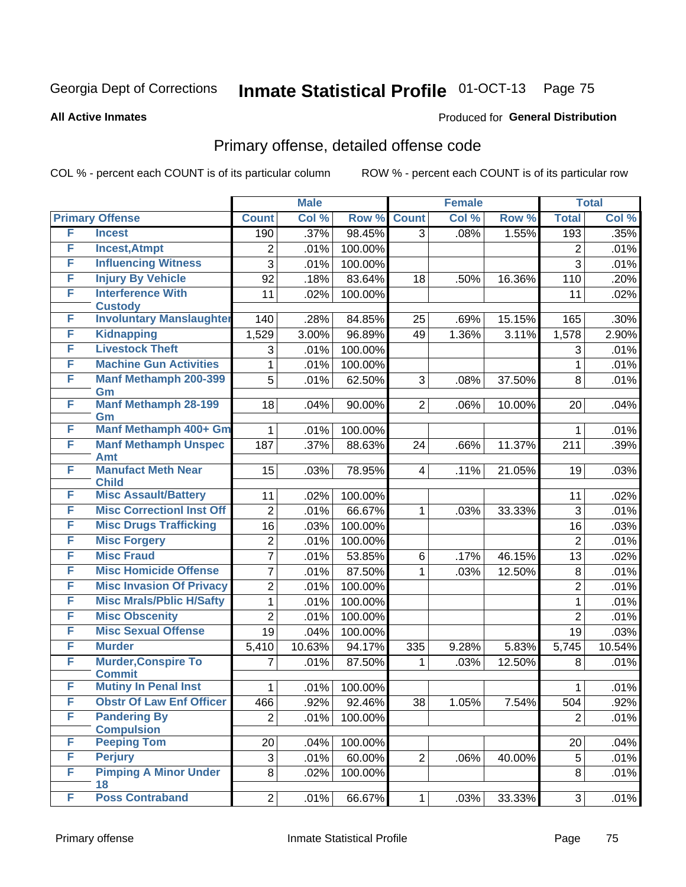Georgia Dept of Corrections **Inmate Statistical Profile** 01-OCT-13

**All Active Inmates**

Produced for **General Distribution**

## Primary offense, detailed offense code

COL % - percent each COUNT is of its particular column ROW % - percent each COUNT is of its particular row

| Primary Offense | | Male | | | Female | | | Total | |
|---|---|---|---|---|---|---|---|---|---|
| | | Count | Col % | Row % | Count | Col % | Row % | Total | Col % |
| F | Incest | 190 | .37% | 98.45% | 3 | .08% | 1.55% | 193 | .35% |
| F | Incest,Atmpt | 2 | .01% | 100.00% | | | | 2 | .01% |
| F | Influencing Witness | 3 | .01% | 100.00% | | | | 3 | .01% |
| F | Injury By Vehicle | 92 | .18% | 83.64% | 18 | .50% | 16.36% | 110 | .20% |
| F | Interference With Custody | 11 | .02% | 100.00% | | | | 11 | .02% |
| F | Involuntary Manslaughter | 140 | .28% | 84.85% | 25 | .69% | 15.15% | 165 | .30% |
| F | Kidnapping | 1,529 | 3.00% | 96.89% | 49 | 1.36% | 3.11% | 1,578 | 2.90% |
| F | Livestock Theft | 3 | .01% | 100.00% | | | | 3 | .01% |
| F | Machine Gun Activities | 1 | .01% | 100.00% | | | | 1 | .01% |
| F | Manf Methamph 200-399 Gm | 5 | .01% | 62.50% | 3 | .08% | 37.50% | 8 | .01% |
| F | Manf Methamph 28-199 Gm | 18 | .04% | 90.00% | 2 | .06% | 10.00% | 20 | .04% |
| F | Manf Methamph 400+ Gm | 1 | .01% | 100.00% | | | | 1 | .01% |
| F | Manf Methamph Unspec Amt | 187 | .37% | 88.63% | 24 | .66% | 11.37% | 211 | .39% |
| F | Manufact Meth Near Child | 15 | .03% | 78.95% | 4 | .11% | 21.05% | 19 | .03% |
| F | Misc Assault/Battery | 11 | .02% | 100.00% | | | | 11 | .02% |
| F | Misc Correctionl Inst Off | 2 | .01% | 66.67% | 1 | .03% | 33.33% | 3 | .01% |
| F | Misc Drugs Trafficking | 16 | .03% | 100.00% | | | | 16 | .03% |
| F | Misc Forgery | 2 | .01% | 100.00% | | | | 2 | .01% |
| F | Misc Fraud | 7 | .01% | 53.85% | 6 | .17% | 46.15% | 13 | .02% |
| F | Misc Homicide Offense | 7 | .01% | 87.50% | 1 | .03% | 12.50% | 8 | .01% |
| F | Misc Invasion Of Privacy | 2 | .01% | 100.00% | | | | 2 | .01% |
| F | Misc Mrals/Pblic H/Safty | 1 | .01% | 100.00% | | | | 1 | .01% |
| F | Misc Obscenity | 2 | .01% | 100.00% | | | | 2 | .01% |
| F | Misc Sexual Offense | 19 | .04% | 100.00% | | | | 19 | .03% |
| F | Murder | 5,410 | 10.63% | 94.17% | 335 | 9.28% | 5.83% | 5,745 | 10.54% |
| F | Murder,Conspire To Commit | 7 | .01% | 87.50% | 1 | .03% | 12.50% | 8 | .01% |
| F | Mutiny In Penal Inst | 1 | .01% | 100.00% | | | | 1 | .01% |
| F | Obstr Of Law Enf Officer | 466 | .92% | 92.46% | 38 | 1.05% | 7.54% | 504 | .92% |
| F | Pandering By Compulsion | 2 | .01% | 100.00% | | | | 2 | .01% |
| F | Peeping Tom | 20 | .04% | 100.00% | | | | 20 | .04% |
| F | Perjury | 3 | .01% | 60.00% | 2 | .06% | 40.00% | 5 | .01% |
| F | Pimping A Minor Under 18 | 8 | .02% | 100.00% | | | | 8 | .01% |
| F | Poss Contraband | 2 | .01% | 66.67% | 1 | .03% | 33.33% | 3 | .01% |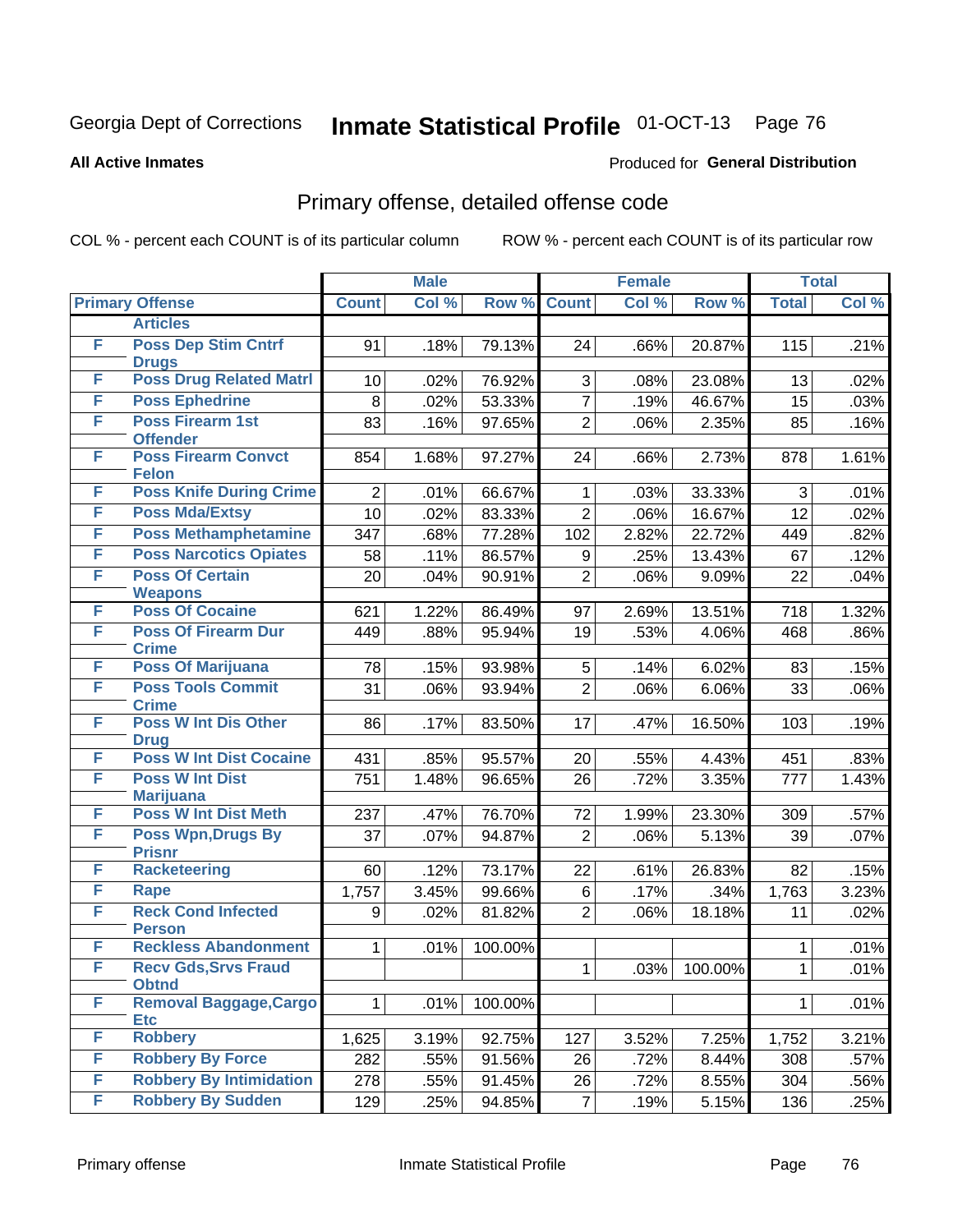Georgia Dept of Corrections **Inmate Statistical Profile** 01-OCT-13

**All Active Inmates**

Produced for **General Distribution**

## Primary offense, detailed offense code

COL % - percent each COUNT is of its particular column        ROW % - percent each COUNT is of its particular row

| | | Male | | | Female | | | Total | |
|---|---|---|---|---|---|---|---|---|---|
| Primary Offense | | Count | Col % | Row % | Count | Col % | Row % | Total | Col % |
| | Articles | | | | | | | | |
| F | Poss Dep Stim Cntrf Drugs | 91 | .18% | 79.13% | 24 | .66% | 20.87% | 115 | .21% |
| F | Poss Drug Related Matrl | 10 | .02% | 76.92% | 3 | .08% | 23.08% | 13 | .02% |
| F | Poss Ephedrine | 8 | .02% | 53.33% | 7 | .19% | 46.67% | 15 | .03% |
| F | Poss Firearm 1st Offender | 83 | .16% | 97.65% | 2 | .06% | 2.35% | 85 | .16% |
| F | Poss Firearm Convct Felon | 854 | 1.68% | 97.27% | 24 | .66% | 2.73% | 878 | 1.61% |
| F | Poss Knife During Crime | 2 | .01% | 66.67% | 1 | .03% | 33.33% | 3 | .01% |
| F | Poss Mda/Extsy | 10 | .02% | 83.33% | 2 | .06% | 16.67% | 12 | .02% |
| F | Poss Methamphetamine | 347 | .68% | 77.28% | 102 | 2.82% | 22.72% | 449 | .82% |
| F | Poss Narcotics Opiates | 58 | .11% | 86.57% | 9 | .25% | 13.43% | 67 | .12% |
| F | Poss Of Certain Weapons | 20 | .04% | 90.91% | 2 | .06% | 9.09% | 22 | .04% |
| F | Poss Of Cocaine | 621 | 1.22% | 86.49% | 97 | 2.69% | 13.51% | 718 | 1.32% |
| F | Poss Of Firearm Dur Crime | 449 | .88% | 95.94% | 19 | .53% | 4.06% | 468 | .86% |
| F | Poss Of Marijuana | 78 | .15% | 93.98% | 5 | .14% | 6.02% | 83 | .15% |
| F | Poss Tools Commit Crime | 31 | .06% | 93.94% | 2 | .06% | 6.06% | 33 | .06% |
| F | Poss W Int Dis Other Drug | 86 | .17% | 83.50% | 17 | .47% | 16.50% | 103 | .19% |
| F | Poss W Int Dist Cocaine | 431 | .85% | 95.57% | 20 | .55% | 4.43% | 451 | .83% |
| F | Poss W Int Dist Marijuana | 751 | 1.48% | 96.65% | 26 | .72% | 3.35% | 777 | 1.43% |
| F | Poss W Int Dist Meth | 237 | .47% | 76.70% | 72 | 1.99% | 23.30% | 309 | .57% |
| F | Poss Wpn,Drugs By Prisnr | 37 | .07% | 94.87% | 2 | .06% | 5.13% | 39 | .07% |
| F | Racketeering | 60 | .12% | 73.17% | 22 | .61% | 26.83% | 82 | .15% |
| F | Rape | 1,757 | 3.45% | 99.66% | 6 | .17% | .34% | 1,763 | 3.23% |
| F | Reck Cond Infected Person | 9 | .02% | 81.82% | 2 | .06% | 18.18% | 11 | .02% |
| F | Reckless Abandonment | 1 | .01% | 100.00% | | | | 1 | .01% |
| F | Recv Gds,Srvs Fraud Obtnd | | | | 1 | .03% | 100.00% | 1 | .01% |
| F | Removal Baggage,Cargo Etc | 1 | .01% | 100.00% | | | | 1 | .01% |
| F | Robbery | 1,625 | 3.19% | 92.75% | 127 | 3.52% | 7.25% | 1,752 | 3.21% |
| F | Robbery By Force | 282 | .55% | 91.56% | 26 | .72% | 8.44% | 308 | .57% |
| F | Robbery By Intimidation | 278 | .55% | 91.45% | 26 | .72% | 8.55% | 304 | .56% |
| F | Robbery By Sudden | 129 | .25% | 94.85% | 7 | .19% | 5.15% | 136 | .25% |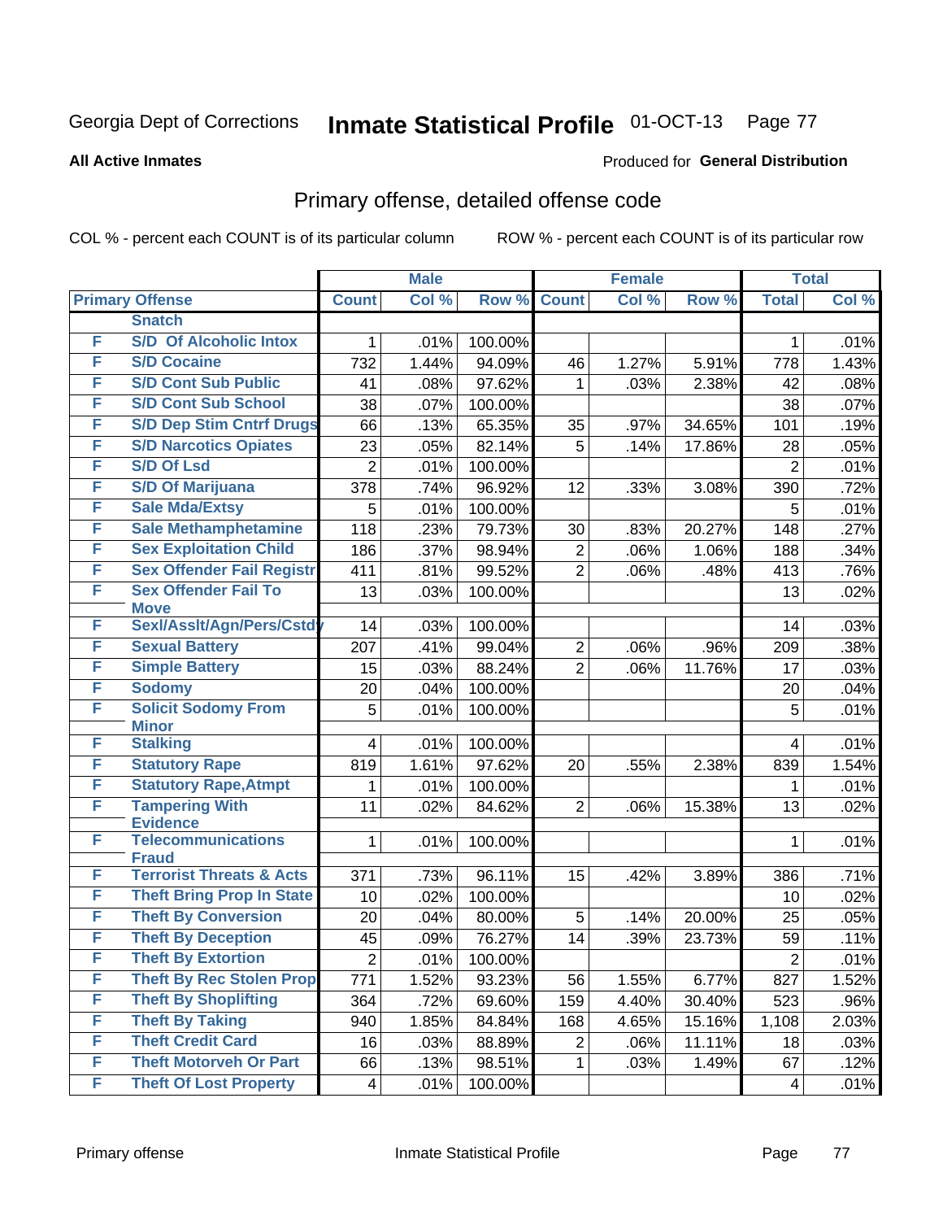Georgia Dept of Corrections **Inmate Statistical Profile** 01-OCT-13 Page 77

**All Active Inmates**

Produced for **General Distribution**

## Primary offense, detailed offense code

COL % - percent each COUNT is of its particular column ROW % - percent each COUNT is of its particular row

| Primary Offense | | Male | | | Female | | | Total | |
|---|---|---|---|---|---|---|---|---|---|
| | | Count | Col % | Row % | Count | Col % | Row % | Total | Col % |
| | Snatch | | | | | | | | |
| F | S/D Of Alcoholic Intox | 1 | .01% | 100.00% | | | | 1 | .01% |
| F | S/D Cocaine | 732 | 1.44% | 94.09% | 46 | 1.27% | 5.91% | 778 | 1.43% |
| F | S/D Cont Sub Public | 41 | .08% | 97.62% | 1 | .03% | 2.38% | 42 | .08% |
| F | S/D Cont Sub School | 38 | .07% | 100.00% | | | | 38 | .07% |
| F | S/D Dep Stim Cntrf Drugs | 66 | .13% | 65.35% | 35 | .97% | 34.65% | 101 | .19% |
| F | S/D Narcotics Opiates | 23 | .05% | 82.14% | 5 | .14% | 17.86% | 28 | .05% |
| F | S/D Of Lsd | 2 | .01% | 100.00% | | | | 2 | .01% |
| F | S/D Of Marijuana | 378 | .74% | 96.92% | 12 | .33% | 3.08% | 390 | .72% |
| F | Sale Mda/Extsy | 5 | .01% | 100.00% | | | | 5 | .01% |
| F | Sale Methamphetamine | 118 | .23% | 79.73% | 30 | .83% | 20.27% | 148 | .27% |
| F | Sex Exploitation Child | 186 | .37% | 98.94% | 2 | .06% | 1.06% | 188 | .34% |
| F | Sex Offender Fail Registr | 411 | .81% | 99.52% | 2 | .06% | .48% | 413 | .76% |
| F | Sex Offender Fail To Move | 13 | .03% | 100.00% | | | | 13 | .02% |
| F | Sexl/Asslt/Agn/Pers/Cstdy | 14 | .03% | 100.00% | | | | 14 | .03% |
| F | Sexual Battery | 207 | .41% | 99.04% | 2 | .06% | .96% | 209 | .38% |
| F | Simple Battery | 15 | .03% | 88.24% | 2 | .06% | 11.76% | 17 | .03% |
| F | Sodomy | 20 | .04% | 100.00% | | | | 20 | .04% |
| F | Solicit Sodomy From Minor | 5 | .01% | 100.00% | | | | 5 | .01% |
| F | Stalking | 4 | .01% | 100.00% | | | | 4 | .01% |
| F | Statutory Rape | 819 | 1.61% | 97.62% | 20 | .55% | 2.38% | 839 | 1.54% |
| F | Statutory Rape,Atmpt | 1 | .01% | 100.00% | | | | 1 | .01% |
| F | Tampering With Evidence | 11 | .02% | 84.62% | 2 | .06% | 15.38% | 13 | .02% |
| F | Telecommunications Fraud | 1 | .01% | 100.00% | | | | 1 | .01% |
| F | Terrorist Threats & Acts | 371 | .73% | 96.11% | 15 | .42% | 3.89% | 386 | .71% |
| F | Theft Bring Prop In State | 10 | .02% | 100.00% | | | | 10 | .02% |
| F | Theft By Conversion | 20 | .04% | 80.00% | 5 | .14% | 20.00% | 25 | .05% |
| F | Theft By Deception | 45 | .09% | 76.27% | 14 | .39% | 23.73% | 59 | .11% |
| F | Theft By Extortion | 2 | .01% | 100.00% | | | | 2 | .01% |
| F | Theft By Rec Stolen Prop | 771 | 1.52% | 93.23% | 56 | 1.55% | 6.77% | 827 | 1.52% |
| F | Theft By Shoplifting | 364 | .72% | 69.60% | 159 | 4.40% | 30.40% | 523 | .96% |
| F | Theft By Taking | 940 | 1.85% | 84.84% | 168 | 4.65% | 15.16% | 1,108 | 2.03% |
| F | Theft Credit Card | 16 | .03% | 88.89% | 2 | .06% | 11.11% | 18 | .03% |
| F | Theft Motorveh Or Part | 66 | .13% | 98.51% | 1 | .03% | 1.49% | 67 | .12% |
| F | Theft Of Lost Property | 4 | .01% | 100.00% | | | | 4 | .01% |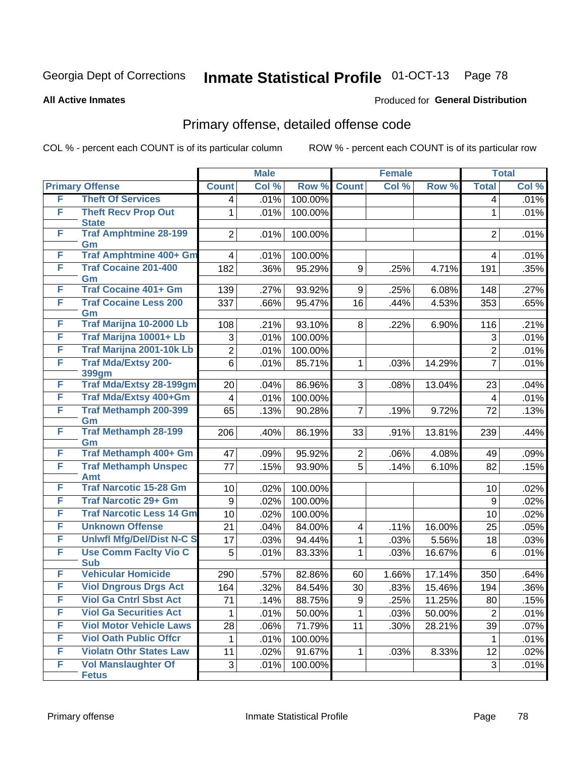Georgia Dept of Corrections **Inmate Statistical Profile** 01-OCT-13

**All Active Inmates**

Produced for **General Distribution**

## Primary offense, detailed offense code

COL % - percent each COUNT is of its particular column    ROW % - percent each COUNT is of its particular row

| Primary Offense | | Male | | | Female | | | Total | |
|---|---|---|---|---|---|---|---|---|---|
| | | Count | Col % | Row % | Count | Col % | Row % | Total | Col % |
| F | Theft Of Services | 4 | .01% | 100.00% | | | | 4 | .01% |
| F | Theft Recv Prop Out State | 1 | .01% | 100.00% | | | | 1 | .01% |
| F | Traf Amphtmine 28-199 Gm | 2 | .01% | 100.00% | | | | 2 | .01% |
| F | Traf Amphtmine 400+ Gm | 4 | .01% | 100.00% | | | | 4 | .01% |
| F | Traf Cocaine 201-400 Gm | 182 | .36% | 95.29% | 9 | .25% | 4.71% | 191 | .35% |
| F | Traf Cocaine 401+ Gm | 139 | .27% | 93.92% | 9 | .25% | 6.08% | 148 | .27% |
| F | Traf Cocaine Less 200 Gm | 337 | .66% | 95.47% | 16 | .44% | 4.53% | 353 | .65% |
| F | Traf Marijna 10-2000 Lb | 108 | .21% | 93.10% | 8 | .22% | 6.90% | 116 | .21% |
| F | Traf Marijna 10001+ Lb | 3 | .01% | 100.00% | | | | 3 | .01% |
| F | Traf Marijna 2001-10k Lb | 2 | .01% | 100.00% | | | | 2 | .01% |
| F | Traf Mda/Extsy 200-399gm | 6 | .01% | 85.71% | 1 | .03% | 14.29% | 7 | .01% |
| F | Traf Mda/Extsy 28-199gm | 20 | .04% | 86.96% | 3 | .08% | 13.04% | 23 | .04% |
| F | Traf Mda/Extsy 400+Gm | 4 | .01% | 100.00% | | | | 4 | .01% |
| F | Traf Methamph 200-399 Gm | 65 | .13% | 90.28% | 7 | .19% | 9.72% | 72 | .13% |
| F | Traf Methamph 28-199 Gm | 206 | .40% | 86.19% | 33 | .91% | 13.81% | 239 | .44% |
| F | Traf Methamph 400+ Gm | 47 | .09% | 95.92% | 2 | .06% | 4.08% | 49 | .09% |
| F | Traf Methamph Unspec Amt | 77 | .15% | 93.90% | 5 | .14% | 6.10% | 82 | .15% |
| F | Traf Narcotic 15-28 Gm | 10 | .02% | 100.00% | | | | 10 | .02% |
| F | Traf Narcotic 29+ Gm | 9 | .02% | 100.00% | | | | 9 | .02% |
| F | Traf Narcotic Less 14 Gm | 10 | .02% | 100.00% | | | | 10 | .02% |
| F | Unknown Offense | 21 | .04% | 84.00% | 4 | .11% | 16.00% | 25 | .05% |
| F | Unlwfl Mfg/Del/Dist N-C S | 17 | .03% | 94.44% | 1 | .03% | 5.56% | 18 | .03% |
| F | Use Comm Faclty Vio C Sub | 5 | .01% | 83.33% | 1 | .03% | 16.67% | 6 | .01% |
| F | Vehicular Homicide | 290 | .57% | 82.86% | 60 | 1.66% | 17.14% | 350 | .64% |
| F | Viol Dngrous Drgs Act | 164 | .32% | 84.54% | 30 | .83% | 15.46% | 194 | .36% |
| F | Viol Ga Cntrl Sbst Act | 71 | .14% | 88.75% | 9 | .25% | 11.25% | 80 | .15% |
| F | Viol Ga Securities Act | 1 | .01% | 50.00% | 1 | .03% | 50.00% | 2 | .01% |
| F | Viol Motor Vehicle Laws | 28 | .06% | 71.79% | 11 | .30% | 28.21% | 39 | .07% |
| F | Viol Oath Public Offcr | 1 | .01% | 100.00% | | | | 1 | .01% |
| F | Violatn Othr States Law | 11 | .02% | 91.67% | 1 | .03% | 8.33% | 12 | .02% |
| F | Vol Manslaughter Of Fetus | 3 | .01% | 100.00% | | | | 3 | .01% |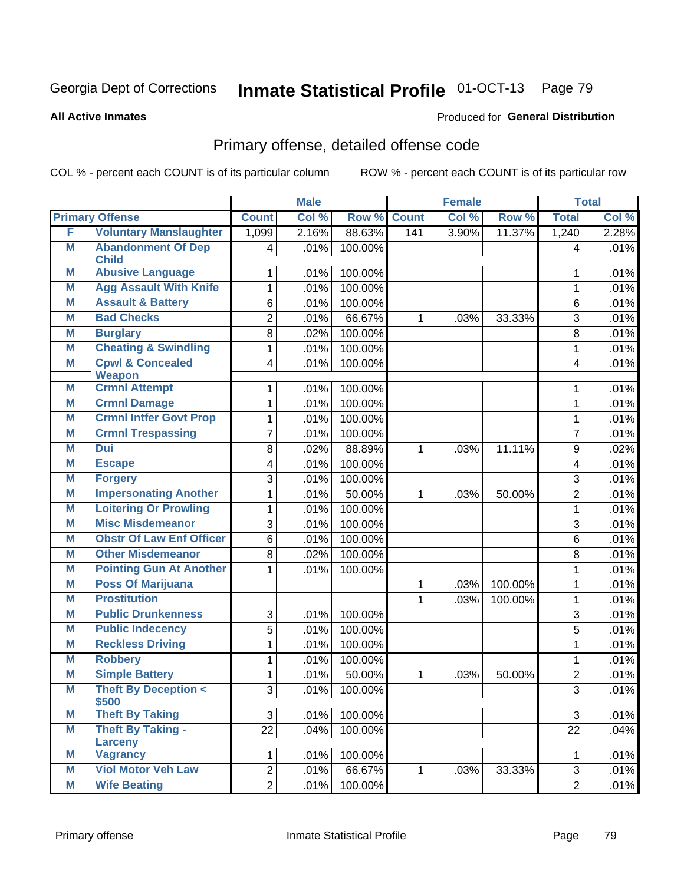Georgia Dept of Corrections **Inmate Statistical Profile** 01-OCT-13

**All Active Inmates**

Produced for **General Distribution**

## Primary offense, detailed offense code

COL % - percent each COUNT is of its particular column ROW % - percent each COUNT is of its particular row

| Primary Offense | | Male | | | Female | | | Total | |
|---|---|---|---|---|---|---|---|---|---|
| | | Count | Col % | Row % | Count | Col % | Row % | Total | Col % |
| F | Voluntary Manslaughter | 1,099 | 2.16% | 88.63% | 141 | 3.90% | 11.37% | 1,240 | 2.28% |
| M | Abandonment Of Dep Child | 4 | .01% | 100.00% | | | | 4 | .01% |
| M | Abusive Language | 1 | .01% | 100.00% | | | | 1 | .01% |
| M | Agg Assault With Knife | 1 | .01% | 100.00% | | | | 1 | .01% |
| M | Assault & Battery | 6 | .01% | 100.00% | | | | 6 | .01% |
| M | Bad Checks | 2 | .01% | 66.67% | 1 | .03% | 33.33% | 3 | .01% |
| M | Burglary | 8 | .02% | 100.00% | | | | 8 | .01% |
| M | Cheating & Swindling | 1 | .01% | 100.00% | | | | 1 | .01% |
| M | Cpwl & Concealed Weapon | 4 | .01% | 100.00% | | | | 4 | .01% |
| M | Crmnl Attempt | 1 | .01% | 100.00% | | | | 1 | .01% |
| M | Crmnl Damage | 1 | .01% | 100.00% | | | | 1 | .01% |
| M | Crmnl Intfer Govt Prop | 1 | .01% | 100.00% | | | | 1 | .01% |
| M | Crmnl Trespassing | 7 | .01% | 100.00% | | | | 7 | .01% |
| M | Dui | 8 | .02% | 88.89% | 1 | .03% | 11.11% | 9 | .02% |
| M | Escape | 4 | .01% | 100.00% | | | | 4 | .01% |
| M | Forgery | 3 | .01% | 100.00% | | | | 3 | .01% |
| M | Impersonating Another | 1 | .01% | 50.00% | 1 | .03% | 50.00% | 2 | .01% |
| M | Loitering Or Prowling | 1 | .01% | 100.00% | | | | 1 | .01% |
| M | Misc Misdemeanor | 3 | .01% | 100.00% | | | | 3 | .01% |
| M | Obstr Of Law Enf Officer | 6 | .01% | 100.00% | | | | 6 | .01% |
| M | Other Misdemeanor | 8 | .02% | 100.00% | | | | 8 | .01% |
| M | Pointing Gun At Another | 1 | .01% | 100.00% | | | | 1 | .01% |
| M | Poss Of Marijuana | | | | 1 | .03% | 100.00% | 1 | .01% |
| M | Prostitution | | | | 1 | .03% | 100.00% | 1 | .01% |
| M | Public Drunkenness | 3 | .01% | 100.00% | | | | 3 | .01% |
| M | Public Indecency | 5 | .01% | 100.00% | | | | 5 | .01% |
| M | Reckless Driving | 1 | .01% | 100.00% | | | | 1 | .01% |
| M | Robbery | 1 | .01% | 100.00% | | | | 1 | .01% |
| M | Simple Battery | 1 | .01% | 50.00% | 1 | .03% | 50.00% | 2 | .01% |
| M | Theft By Deception < $500 | 3 | .01% | 100.00% | | | | 3 | .01% |
| M | Theft By Taking | 3 | .01% | 100.00% | | | | 3 | .01% |
| M | Theft By Taking - Larceny | 22 | .04% | 100.00% | | | | 22 | .04% |
| M | Vagrancy | 1 | .01% | 100.00% | | | | 1 | .01% |
| M | Viol Motor Veh Law | 2 | .01% | 66.67% | 1 | .03% | 33.33% | 3 | .01% |
| M | Wife Beating | 2 | .01% | 100.00% | | | | 2 | .01% |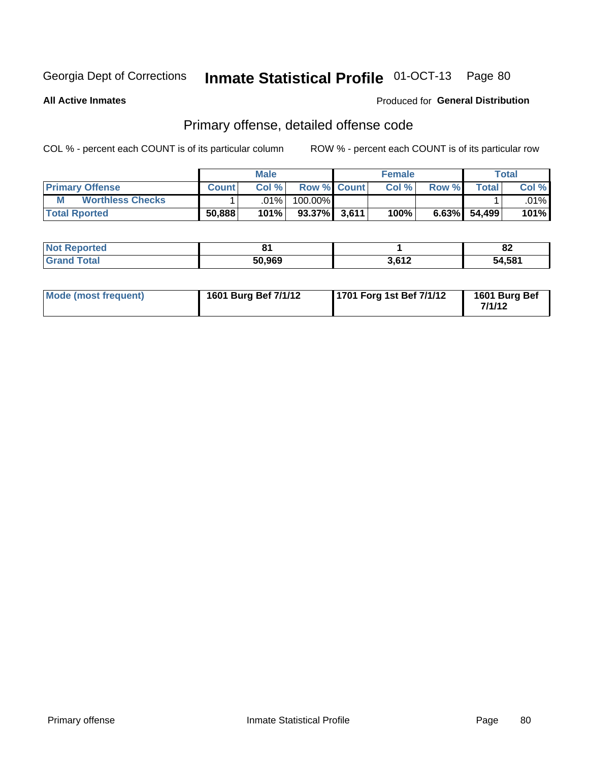Georgia Dept of Corrections **Inmate Statistical Profile** 01-OCT-13

**All Active Inmates**

Produced for **General Distribution**

## Primary offense, detailed offense code

COL % - percent each COUNT is of its particular column

ROW % - percent each COUNT is of its particular row

| | | Male | | | Female | | | Total | |
|---|---|---|---|---|---|---|---|---|---|
| **Primary Offense** | | **Count** | **Col %** | **Row %** | **Count** | **Col %** | **Row %** | **Total** | **Col %** |
| **M** | **Worthless Checks** | 1 | .01% | 100.00% | | | | 1 | .01% |
| **Total Rported** | | **50,888** | **101%** | **93.37%** | **3,611** | **100%** | **6.63%** | **54,499** | **101%** |

| | Male | Female | Total |
|---|---|---|---|
| **Not Reported** | **81** | **1** | **82** |
| **Grand Total** | **50,969** | **3,612** | **54,581** |

| | Male | Female | Total |
|---|---|---|---|
| **Mode (most frequent)** | **1601 Burg Bef 7/1/12** | **1701 Forg 1st Bef 7/1/12** | **1601 Burg Bef 7/1/12** |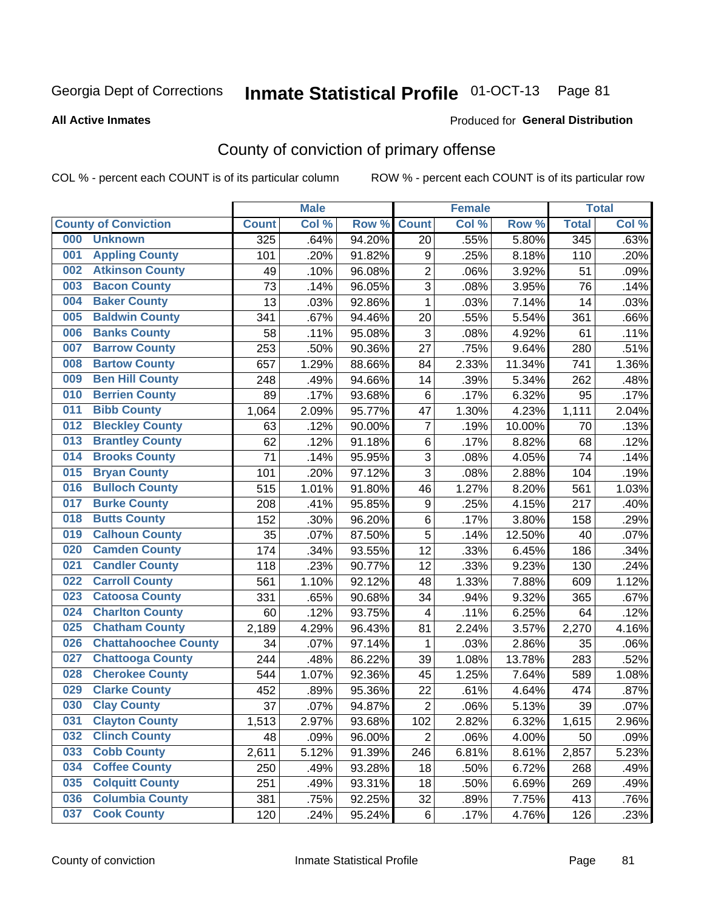Georgia Dept of Corrections **Inmate Statistical Profile** 01-OCT-13

**All Active Inmates**

Produced for **General Distribution**

# County of conviction of primary offense

COL % - percent each COUNT is of its particular column ROW % - percent each COUNT is of its particular row

| County of Conviction | Male | | | Female | | | Total | |
|---|---|---|---|---|---|---|---|---|
| | Count | Col % | Row % | Count | Col % | Row % | Total | Col % |
| 000 Unknown | 325 | .64% | 94.20% | 20 | .55% | 5.80% | 345 | .63% |
| 001 Appling County | 101 | .20% | 91.82% | 9 | .25% | 8.18% | 110 | .20% |
| 002 Atkinson County | 49 | .10% | 96.08% | 2 | .06% | 3.92% | 51 | .09% |
| 003 Bacon County | 73 | .14% | 96.05% | 3 | .08% | 3.95% | 76 | .14% |
| 004 Baker County | 13 | .03% | 92.86% | 1 | .03% | 7.14% | 14 | .03% |
| 005 Baldwin County | 341 | .67% | 94.46% | 20 | .55% | 5.54% | 361 | .66% |
| 006 Banks County | 58 | .11% | 95.08% | 3 | .08% | 4.92% | 61 | .11% |
| 007 Barrow County | 253 | .50% | 90.36% | 27 | .75% | 9.64% | 280 | .51% |
| 008 Bartow County | 657 | 1.29% | 88.66% | 84 | 2.33% | 11.34% | 741 | 1.36% |
| 009 Ben Hill County | 248 | .49% | 94.66% | 14 | .39% | 5.34% | 262 | .48% |
| 010 Berrien County | 89 | .17% | 93.68% | 6 | .17% | 6.32% | 95 | .17% |
| 011 Bibb County | 1,064 | 2.09% | 95.77% | 47 | 1.30% | 4.23% | 1,111 | 2.04% |
| 012 Bleckley County | 63 | .12% | 90.00% | 7 | .19% | 10.00% | 70 | .13% |
| 013 Brantley County | 62 | .12% | 91.18% | 6 | .17% | 8.82% | 68 | .12% |
| 014 Brooks County | 71 | .14% | 95.95% | 3 | .08% | 4.05% | 74 | .14% |
| 015 Bryan County | 101 | .20% | 97.12% | 3 | .08% | 2.88% | 104 | .19% |
| 016 Bulloch County | 515 | 1.01% | 91.80% | 46 | 1.27% | 8.20% | 561 | 1.03% |
| 017 Burke County | 208 | .41% | 95.85% | 9 | .25% | 4.15% | 217 | .40% |
| 018 Butts County | 152 | .30% | 96.20% | 6 | .17% | 3.80% | 158 | .29% |
| 019 Calhoun County | 35 | .07% | 87.50% | 5 | .14% | 12.50% | 40 | .07% |
| 020 Camden County | 174 | .34% | 93.55% | 12 | .33% | 6.45% | 186 | .34% |
| 021 Candler County | 118 | .23% | 90.77% | 12 | .33% | 9.23% | 130 | .24% |
| 022 Carroll County | 561 | 1.10% | 92.12% | 48 | 1.33% | 7.88% | 609 | 1.12% |
| 023 Catoosa County | 331 | .65% | 90.68% | 34 | .94% | 9.32% | 365 | .67% |
| 024 Charlton County | 60 | .12% | 93.75% | 4 | .11% | 6.25% | 64 | .12% |
| 025 Chatham County | 2,189 | 4.29% | 96.43% | 81 | 2.24% | 3.57% | 2,270 | 4.16% |
| 026 Chattahoochee County | 34 | .07% | 97.14% | 1 | .03% | 2.86% | 35 | .06% |
| 027 Chattooga County | 244 | .48% | 86.22% | 39 | 1.08% | 13.78% | 283 | .52% |
| 028 Cherokee County | 544 | 1.07% | 92.36% | 45 | 1.25% | 7.64% | 589 | 1.08% |
| 029 Clarke County | 452 | .89% | 95.36% | 22 | .61% | 4.64% | 474 | .87% |
| 030 Clay County | 37 | .07% | 94.87% | 2 | .06% | 5.13% | 39 | .07% |
| 031 Clayton County | 1,513 | 2.97% | 93.68% | 102 | 2.82% | 6.32% | 1,615 | 2.96% |
| 032 Clinch County | 48 | .09% | 96.00% | 2 | .06% | 4.00% | 50 | .09% |
| 033 Cobb County | 2,611 | 5.12% | 91.39% | 246 | 6.81% | 8.61% | 2,857 | 5.23% |
| 034 Coffee County | 250 | .49% | 93.28% | 18 | .50% | 6.72% | 268 | .49% |
| 035 Colquitt County | 251 | .49% | 93.31% | 18 | .50% | 6.69% | 269 | .49% |
| 036 Columbia County | 381 | .75% | 92.25% | 32 | .89% | 7.75% | 413 | .76% |
| 037 Cook County | 120 | .24% | 95.24% | 6 | .17% | 4.76% | 126 | .23% |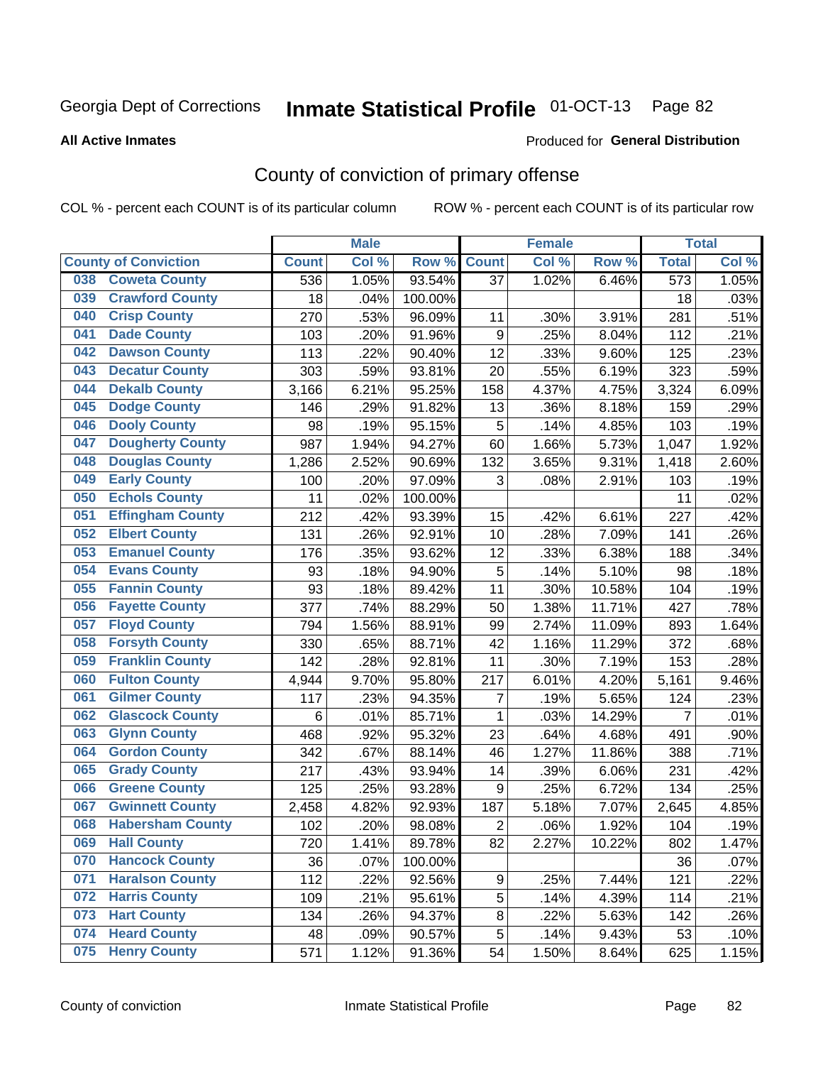Georgia Dept of Corrections **Inmate Statistical Profile** 01-OCT-13 Page 82

**All Active Inmates**

Produced for **General Distribution**

## County of conviction of primary offense

COL % - percent each COUNT is of its particular column ROW % - percent each COUNT is of its particular row

| County of Conviction | Male | | | Female | | | Total | |
|---|---|---|---|---|---|---|---|---|
| | Count | Col % | Row % | Count | Col % | Row % | Total | Col % |
| 038 Coweta County | 536 | 1.05% | 93.54% | 37 | 1.02% | 6.46% | 573 | 1.05% |
| 039 Crawford County | 18 | .04% | 100.00% | | | | 18 | .03% |
| 040 Crisp County | 270 | .53% | 96.09% | 11 | .30% | 3.91% | 281 | .51% |
| 041 Dade County | 103 | .20% | 91.96% | 9 | .25% | 8.04% | 112 | .21% |
| 042 Dawson County | 113 | .22% | 90.40% | 12 | .33% | 9.60% | 125 | .23% |
| 043 Decatur County | 303 | .59% | 93.81% | 20 | .55% | 6.19% | 323 | .59% |
| 044 Dekalb County | 3,166 | 6.21% | 95.25% | 158 | 4.37% | 4.75% | 3,324 | 6.09% |
| 045 Dodge County | 146 | .29% | 91.82% | 13 | .36% | 8.18% | 159 | .29% |
| 046 Dooly County | 98 | .19% | 95.15% | 5 | .14% | 4.85% | 103 | .19% |
| 047 Dougherty County | 987 | 1.94% | 94.27% | 60 | 1.66% | 5.73% | 1,047 | 1.92% |
| 048 Douglas County | 1,286 | 2.52% | 90.69% | 132 | 3.65% | 9.31% | 1,418 | 2.60% |
| 049 Early County | 100 | .20% | 97.09% | 3 | .08% | 2.91% | 103 | .19% |
| 050 Echols County | 11 | .02% | 100.00% | | | | 11 | .02% |
| 051 Effingham County | 212 | .42% | 93.39% | 15 | .42% | 6.61% | 227 | .42% |
| 052 Elbert County | 131 | .26% | 92.91% | 10 | .28% | 7.09% | 141 | .26% |
| 053 Emanuel County | 176 | .35% | 93.62% | 12 | .33% | 6.38% | 188 | .34% |
| 054 Evans County | 93 | .18% | 94.90% | 5 | .14% | 5.10% | 98 | .18% |
| 055 Fannin County | 93 | .18% | 89.42% | 11 | .30% | 10.58% | 104 | .19% |
| 056 Fayette County | 377 | .74% | 88.29% | 50 | 1.38% | 11.71% | 427 | .78% |
| 057 Floyd County | 794 | 1.56% | 88.91% | 99 | 2.74% | 11.09% | 893 | 1.64% |
| 058 Forsyth County | 330 | .65% | 88.71% | 42 | 1.16% | 11.29% | 372 | .68% |
| 059 Franklin County | 142 | .28% | 92.81% | 11 | .30% | 7.19% | 153 | .28% |
| 060 Fulton County | 4,944 | 9.70% | 95.80% | 217 | 6.01% | 4.20% | 5,161 | 9.46% |
| 061 Gilmer County | 117 | .23% | 94.35% | 7 | .19% | 5.65% | 124 | .23% |
| 062 Glascock County | 6 | .01% | 85.71% | 1 | .03% | 14.29% | 7 | .01% |
| 063 Glynn County | 468 | .92% | 95.32% | 23 | .64% | 4.68% | 491 | .90% |
| 064 Gordon County | 342 | .67% | 88.14% | 46 | 1.27% | 11.86% | 388 | .71% |
| 065 Grady County | 217 | .43% | 93.94% | 14 | .39% | 6.06% | 231 | .42% |
| 066 Greene County | 125 | .25% | 93.28% | 9 | .25% | 6.72% | 134 | .25% |
| 067 Gwinnett County | 2,458 | 4.82% | 92.93% | 187 | 5.18% | 7.07% | 2,645 | 4.85% |
| 068 Habersham County | 102 | .20% | 98.08% | 2 | .06% | 1.92% | 104 | .19% |
| 069 Hall County | 720 | 1.41% | 89.78% | 82 | 2.27% | 10.22% | 802 | 1.47% |
| 070 Hancock County | 36 | .07% | 100.00% | | | | 36 | .07% |
| 071 Haralson County | 112 | .22% | 92.56% | 9 | .25% | 7.44% | 121 | .22% |
| 072 Harris County | 109 | .21% | 95.61% | 5 | .14% | 4.39% | 114 | .21% |
| 073 Hart County | 134 | .26% | 94.37% | 8 | .22% | 5.63% | 142 | .26% |
| 074 Heard County | 48 | .09% | 90.57% | 5 | .14% | 9.43% | 53 | .10% |
| 075 Henry County | 571 | 1.12% | 91.36% | 54 | 1.50% | 8.64% | 625 | 1.15% |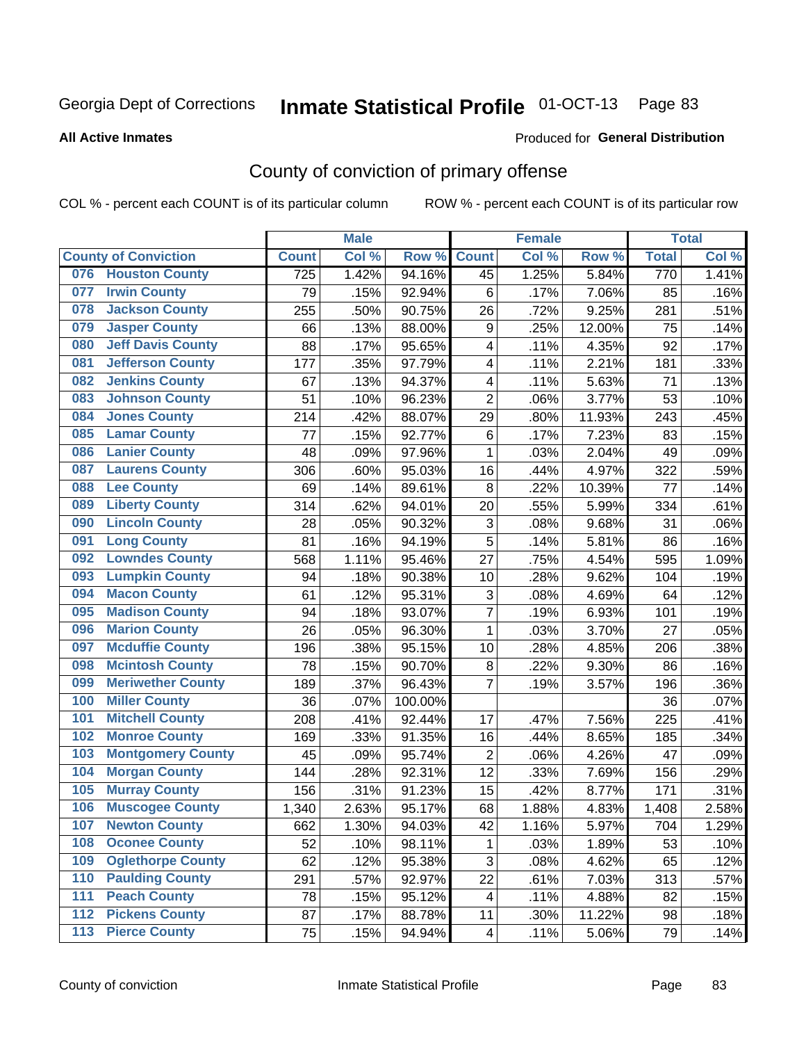Georgia Dept of Corrections **Inmate Statistical Profile** 01-OCT-13

**All Active Inmates**

Produced for **General Distribution**

## County of conviction of primary offense

COL % - percent each COUNT is of its particular column ROW % - percent each COUNT is of its particular row

| County of Conviction | Male | | | Female | | | Total | |
|---|---|---|---|---|---|---|---|---|
| | Count | Col % | Row % | Count | Col % | Row % | Total | Col % |
| 076 Houston County | 725 | 1.42% | 94.16% | 45 | 1.25% | 5.84% | 770 | 1.41% |
| 077 Irwin County | 79 | .15% | 92.94% | 6 | .17% | 7.06% | 85 | .16% |
| 078 Jackson County | 255 | .50% | 90.75% | 26 | .72% | 9.25% | 281 | .51% |
| 079 Jasper County | 66 | .13% | 88.00% | 9 | .25% | 12.00% | 75 | .14% |
| 080 Jeff Davis County | 88 | .17% | 95.65% | 4 | .11% | 4.35% | 92 | .17% |
| 081 Jefferson County | 177 | .35% | 97.79% | 4 | .11% | 2.21% | 181 | .33% |
| 082 Jenkins County | 67 | .13% | 94.37% | 4 | .11% | 5.63% | 71 | .13% |
| 083 Johnson County | 51 | .10% | 96.23% | 2 | .06% | 3.77% | 53 | .10% |
| 084 Jones County | 214 | .42% | 88.07% | 29 | .80% | 11.93% | 243 | .45% |
| 085 Lamar County | 77 | .15% | 92.77% | 6 | .17% | 7.23% | 83 | .15% |
| 086 Lanier County | 48 | .09% | 97.96% | 1 | .03% | 2.04% | 49 | .09% |
| 087 Laurens County | 306 | .60% | 95.03% | 16 | .44% | 4.97% | 322 | .59% |
| 088 Lee County | 69 | .14% | 89.61% | 8 | .22% | 10.39% | 77 | .14% |
| 089 Liberty County | 314 | .62% | 94.01% | 20 | .55% | 5.99% | 334 | .61% |
| 090 Lincoln County | 28 | .05% | 90.32% | 3 | .08% | 9.68% | 31 | .06% |
| 091 Long County | 81 | .16% | 94.19% | 5 | .14% | 5.81% | 86 | .16% |
| 092 Lowndes County | 568 | 1.11% | 95.46% | 27 | .75% | 4.54% | 595 | 1.09% |
| 093 Lumpkin County | 94 | .18% | 90.38% | 10 | .28% | 9.62% | 104 | .19% |
| 094 Macon County | 61 | .12% | 95.31% | 3 | .08% | 4.69% | 64 | .12% |
| 095 Madison County | 94 | .18% | 93.07% | 7 | .19% | 6.93% | 101 | .19% |
| 096 Marion County | 26 | .05% | 96.30% | 1 | .03% | 3.70% | 27 | .05% |
| 097 Mcduffie County | 196 | .38% | 95.15% | 10 | .28% | 4.85% | 206 | .38% |
| 098 Mcintosh County | 78 | .15% | 90.70% | 8 | .22% | 9.30% | 86 | .16% |
| 099 Meriwether County | 189 | .37% | 96.43% | 7 | .19% | 3.57% | 196 | .36% |
| 100 Miller County | 36 | .07% | 100.00% | | | | 36 | .07% |
| 101 Mitchell County | 208 | .41% | 92.44% | 17 | .47% | 7.56% | 225 | .41% |
| 102 Monroe County | 169 | .33% | 91.35% | 16 | .44% | 8.65% | 185 | .34% |
| 103 Montgomery County | 45 | .09% | 95.74% | 2 | .06% | 4.26% | 47 | .09% |
| 104 Morgan County | 144 | .28% | 92.31% | 12 | .33% | 7.69% | 156 | .29% |
| 105 Murray County | 156 | .31% | 91.23% | 15 | .42% | 8.77% | 171 | .31% |
| 106 Muscogee County | 1,340 | 2.63% | 95.17% | 68 | 1.88% | 4.83% | 1,408 | 2.58% |
| 107 Newton County | 662 | 1.30% | 94.03% | 42 | 1.16% | 5.97% | 704 | 1.29% |
| 108 Oconee County | 52 | .10% | 98.11% | 1 | .03% | 1.89% | 53 | .10% |
| 109 Oglethorpe County | 62 | .12% | 95.38% | 3 | .08% | 4.62% | 65 | .12% |
| 110 Paulding County | 291 | .57% | 92.97% | 22 | .61% | 7.03% | 313 | .57% |
| 111 Peach County | 78 | .15% | 95.12% | 4 | .11% | 4.88% | 82 | .15% |
| 112 Pickens County | 87 | .17% | 88.78% | 11 | .30% | 11.22% | 98 | .18% |
| 113 Pierce County | 75 | .15% | 94.94% | 4 | .11% | 5.06% | 79 | .14% |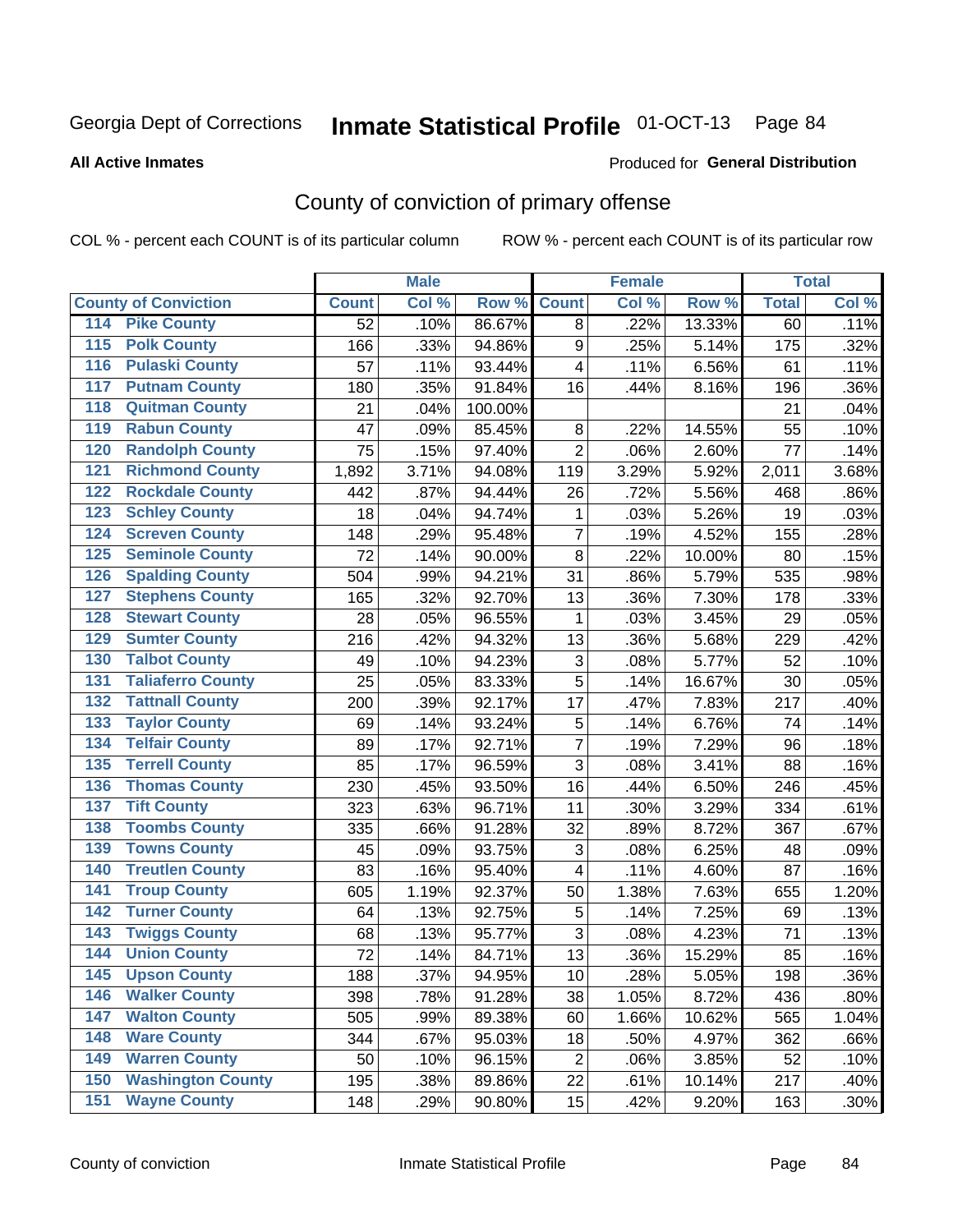Georgia Dept of Corrections **Inmate Statistical Profile** 01-OCT-13 Page 84

**All Active Inmates**

Produced for **General Distribution**

# County of conviction of primary offense

COL % - percent each COUNT is of its particular column ROW % - percent each COUNT is of its particular row

| County of Conviction | Male | | | Female | | | Total | |
|---|---|---|---|---|---|---|---|---|
| | Count | Col % | Row % | Count | Col % | Row % | Total | Col % |
| 114 Pike County | 52 | .10% | 86.67% | 8 | .22% | 13.33% | 60 | .11% |
| 115 Polk County | 166 | .33% | 94.86% | 9 | .25% | 5.14% | 175 | .32% |
| 116 Pulaski County | 57 | .11% | 93.44% | 4 | .11% | 6.56% | 61 | .11% |
| 117 Putnam County | 180 | .35% | 91.84% | 16 | .44% | 8.16% | 196 | .36% |
| 118 Quitman County | 21 | .04% | 100.00% | | | | 21 | .04% |
| 119 Rabun County | 47 | .09% | 85.45% | 8 | .22% | 14.55% | 55 | .10% |
| 120 Randolph County | 75 | .15% | 97.40% | 2 | .06% | 2.60% | 77 | .14% |
| 121 Richmond County | 1,892 | 3.71% | 94.08% | 119 | 3.29% | 5.92% | 2,011 | 3.68% |
| 122 Rockdale County | 442 | .87% | 94.44% | 26 | .72% | 5.56% | 468 | .86% |
| 123 Schley County | 18 | .04% | 94.74% | 1 | .03% | 5.26% | 19 | .03% |
| 124 Screven County | 148 | .29% | 95.48% | 7 | .19% | 4.52% | 155 | .28% |
| 125 Seminole County | 72 | .14% | 90.00% | 8 | .22% | 10.00% | 80 | .15% |
| 126 Spalding County | 504 | .99% | 94.21% | 31 | .86% | 5.79% | 535 | .98% |
| 127 Stephens County | 165 | .32% | 92.70% | 13 | .36% | 7.30% | 178 | .33% |
| 128 Stewart County | 28 | .05% | 96.55% | 1 | .03% | 3.45% | 29 | .05% |
| 129 Sumter County | 216 | .42% | 94.32% | 13 | .36% | 5.68% | 229 | .42% |
| 130 Talbot County | 49 | .10% | 94.23% | 3 | .08% | 5.77% | 52 | .10% |
| 131 Taliaferro County | 25 | .05% | 83.33% | 5 | .14% | 16.67% | 30 | .05% |
| 132 Tattnall County | 200 | .39% | 92.17% | 17 | .47% | 7.83% | 217 | .40% |
| 133 Taylor County | 69 | .14% | 93.24% | 5 | .14% | 6.76% | 74 | .14% |
| 134 Telfair County | 89 | .17% | 92.71% | 7 | .19% | 7.29% | 96 | .18% |
| 135 Terrell County | 85 | .17% | 96.59% | 3 | .08% | 3.41% | 88 | .16% |
| 136 Thomas County | 230 | .45% | 93.50% | 16 | .44% | 6.50% | 246 | .45% |
| 137 Tift County | 323 | .63% | 96.71% | 11 | .30% | 3.29% | 334 | .61% |
| 138 Toombs County | 335 | .66% | 91.28% | 32 | .89% | 8.72% | 367 | .67% |
| 139 Towns County | 45 | .09% | 93.75% | 3 | .08% | 6.25% | 48 | .09% |
| 140 Treutlen County | 83 | .16% | 95.40% | 4 | .11% | 4.60% | 87 | .16% |
| 141 Troup County | 605 | 1.19% | 92.37% | 50 | 1.38% | 7.63% | 655 | 1.20% |
| 142 Turner County | 64 | .13% | 92.75% | 5 | .14% | 7.25% | 69 | .13% |
| 143 Twiggs County | 68 | .13% | 95.77% | 3 | .08% | 4.23% | 71 | .13% |
| 144 Union County | 72 | .14% | 84.71% | 13 | .36% | 15.29% | 85 | .16% |
| 145 Upson County | 188 | .37% | 94.95% | 10 | .28% | 5.05% | 198 | .36% |
| 146 Walker County | 398 | .78% | 91.28% | 38 | 1.05% | 8.72% | 436 | .80% |
| 147 Walton County | 505 | .99% | 89.38% | 60 | 1.66% | 10.62% | 565 | 1.04% |
| 148 Ware County | 344 | .67% | 95.03% | 18 | .50% | 4.97% | 362 | .66% |
| 149 Warren County | 50 | .10% | 96.15% | 2 | .06% | 3.85% | 52 | .10% |
| 150 Washington County | 195 | .38% | 89.86% | 22 | .61% | 10.14% | 217 | .40% |
| 151 Wayne County | 148 | .29% | 90.80% | 15 | .42% | 9.20% | 163 | .30% |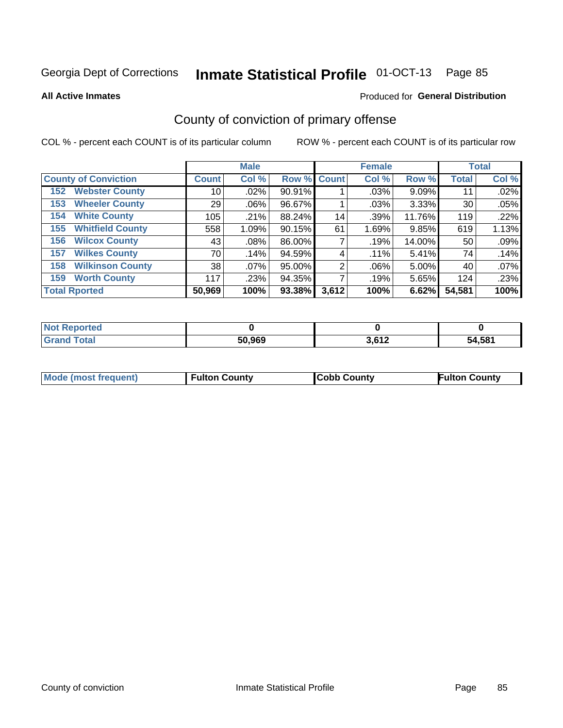Georgia Dept of Corrections **Inmate Statistical Profile** 01-OCT-13

**All Active Inmates**

Produced for **General Distribution**

## County of conviction of primary offense

COL % - percent each COUNT is of its particular column    ROW % - percent each COUNT is of its particular row

| | Male | | | Female | | | Total | |
|---|---|---|---|---|---|---|---|---|
| **County of Conviction** | **Count** | **Col %** | **Row %** | **Count** | **Col %** | **Row %** | **Total** | **Col %** |
| 152 Webster County | 10 | .02% | 90.91% | 1 | .03% | 9.09% | 11 | .02% |
| 153 Wheeler County | 29 | .06% | 96.67% | 1 | .03% | 3.33% | 30 | .05% |
| 154 White County | 105 | .21% | 88.24% | 14 | .39% | 11.76% | 119 | .22% |
| 155 Whitfield County | 558 | 1.09% | 90.15% | 61 | 1.69% | 9.85% | 619 | 1.13% |
| 156 Wilcox County | 43 | .08% | 86.00% | 7 | .19% | 14.00% | 50 | .09% |
| 157 Wilkes County | 70 | .14% | 94.59% | 4 | .11% | 5.41% | 74 | .14% |
| 158 Wilkinson County | 38 | .07% | 95.00% | 2 | .06% | 5.00% | 40 | .07% |
| 159 Worth County | 117 | .23% | 94.35% | 7 | .19% | 5.65% | 124 | .23% |
| **Total Rported** | **50,969** | **100%** | **93.38%** | **3,612** | **100%** | **6.62%** | **54,581** | **100%** |

| | Male | Female | Total |
|---|---|---|---|
| Not Reported | **0** | **0** | **0** |
| Grand Total | **50,969** | **3,612** | **54,581** |

| | Male | Female | Total |
|---|---|---|---|
| Mode (most frequent) | **Fulton County** | **Cobb County** | **Fulton County** |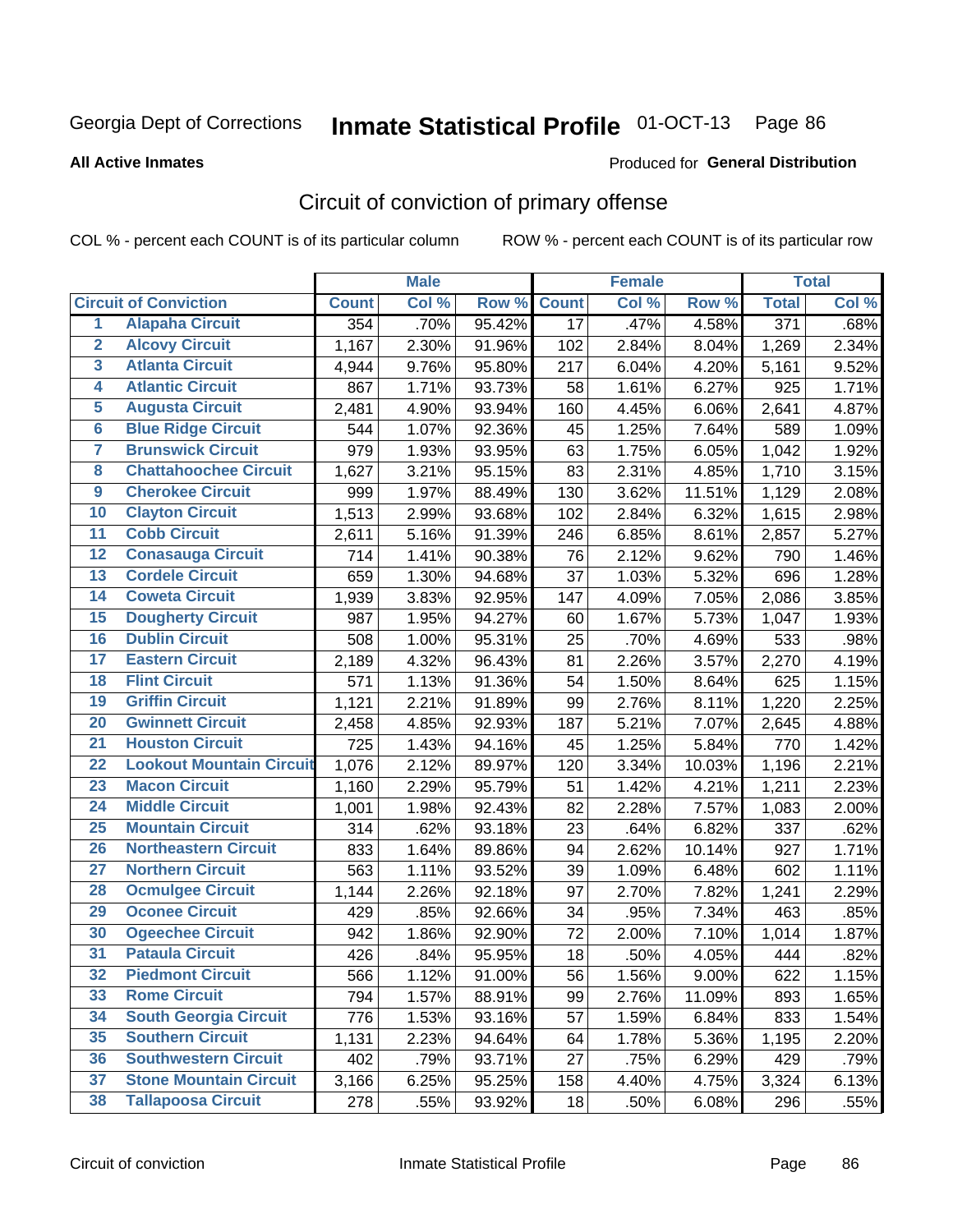Georgia Dept of Corrections **Inmate Statistical Profile** 01-OCT-13 Page 86

**All Active Inmates**

Produced for **General Distribution**

## Circuit of conviction of primary offense

COL % - percent each COUNT is of its particular column ROW % - percent each COUNT is of its particular row

| Circuit of Conviction | | Male | | | Female | | | Total | |
|---|---|---|---|---|---|---|---|---|---|
| | | Count | Col % | Row % | Count | Col % | Row % | Total | Col % |
| 1 | Alapaha Circuit | 354 | .70% | 95.42% | 17 | .47% | 4.58% | 371 | .68% |
| 2 | Alcovy Circuit | 1,167 | 2.30% | 91.96% | 102 | 2.84% | 8.04% | 1,269 | 2.34% |
| 3 | Atlanta Circuit | 4,944 | 9.76% | 95.80% | 217 | 6.04% | 4.20% | 5,161 | 9.52% |
| 4 | Atlantic Circuit | 867 | 1.71% | 93.73% | 58 | 1.61% | 6.27% | 925 | 1.71% |
| 5 | Augusta Circuit | 2,481 | 4.90% | 93.94% | 160 | 4.45% | 6.06% | 2,641 | 4.87% |
| 6 | Blue Ridge Circuit | 544 | 1.07% | 92.36% | 45 | 1.25% | 7.64% | 589 | 1.09% |
| 7 | Brunswick Circuit | 979 | 1.93% | 93.95% | 63 | 1.75% | 6.05% | 1,042 | 1.92% |
| 8 | Chattahoochee Circuit | 1,627 | 3.21% | 95.15% | 83 | 2.31% | 4.85% | 1,710 | 3.15% |
| 9 | Cherokee Circuit | 999 | 1.97% | 88.49% | 130 | 3.62% | 11.51% | 1,129 | 2.08% |
| 10 | Clayton Circuit | 1,513 | 2.99% | 93.68% | 102 | 2.84% | 6.32% | 1,615 | 2.98% |
| 11 | Cobb Circuit | 2,611 | 5.16% | 91.39% | 246 | 6.85% | 8.61% | 2,857 | 5.27% |
| 12 | Conasauga Circuit | 714 | 1.41% | 90.38% | 76 | 2.12% | 9.62% | 790 | 1.46% |
| 13 | Cordele Circuit | 659 | 1.30% | 94.68% | 37 | 1.03% | 5.32% | 696 | 1.28% |
| 14 | Coweta Circuit | 1,939 | 3.83% | 92.95% | 147 | 4.09% | 7.05% | 2,086 | 3.85% |
| 15 | Dougherty Circuit | 987 | 1.95% | 94.27% | 60 | 1.67% | 5.73% | 1,047 | 1.93% |
| 16 | Dublin Circuit | 508 | 1.00% | 95.31% | 25 | .70% | 4.69% | 533 | .98% |
| 17 | Eastern Circuit | 2,189 | 4.32% | 96.43% | 81 | 2.26% | 3.57% | 2,270 | 4.19% |
| 18 | Flint Circuit | 571 | 1.13% | 91.36% | 54 | 1.50% | 8.64% | 625 | 1.15% |
| 19 | Griffin Circuit | 1,121 | 2.21% | 91.89% | 99 | 2.76% | 8.11% | 1,220 | 2.25% |
| 20 | Gwinnett Circuit | 2,458 | 4.85% | 92.93% | 187 | 5.21% | 7.07% | 2,645 | 4.88% |
| 21 | Houston Circuit | 725 | 1.43% | 94.16% | 45 | 1.25% | 5.84% | 770 | 1.42% |
| 22 | Lookout Mountain Circuit | 1,076 | 2.12% | 89.97% | 120 | 3.34% | 10.03% | 1,196 | 2.21% |
| 23 | Macon Circuit | 1,160 | 2.29% | 95.79% | 51 | 1.42% | 4.21% | 1,211 | 2.23% |
| 24 | Middle Circuit | 1,001 | 1.98% | 92.43% | 82 | 2.28% | 7.57% | 1,083 | 2.00% |
| 25 | Mountain Circuit | 314 | .62% | 93.18% | 23 | .64% | 6.82% | 337 | .62% |
| 26 | Northeastern Circuit | 833 | 1.64% | 89.86% | 94 | 2.62% | 10.14% | 927 | 1.71% |
| 27 | Northern Circuit | 563 | 1.11% | 93.52% | 39 | 1.09% | 6.48% | 602 | 1.11% |
| 28 | Ocmulgee Circuit | 1,144 | 2.26% | 92.18% | 97 | 2.70% | 7.82% | 1,241 | 2.29% |
| 29 | Oconee Circuit | 429 | .85% | 92.66% | 34 | .95% | 7.34% | 463 | .85% |
| 30 | Ogeechee Circuit | 942 | 1.86% | 92.90% | 72 | 2.00% | 7.10% | 1,014 | 1.87% |
| 31 | Pataula Circuit | 426 | .84% | 95.95% | 18 | .50% | 4.05% | 444 | .82% |
| 32 | Piedmont Circuit | 566 | 1.12% | 91.00% | 56 | 1.56% | 9.00% | 622 | 1.15% |
| 33 | Rome Circuit | 794 | 1.57% | 88.91% | 99 | 2.76% | 11.09% | 893 | 1.65% |
| 34 | South Georgia Circuit | 776 | 1.53% | 93.16% | 57 | 1.59% | 6.84% | 833 | 1.54% |
| 35 | Southern Circuit | 1,131 | 2.23% | 94.64% | 64 | 1.78% | 5.36% | 1,195 | 2.20% |
| 36 | Southwestern Circuit | 402 | .79% | 93.71% | 27 | .75% | 6.29% | 429 | .79% |
| 37 | Stone Mountain Circuit | 3,166 | 6.25% | 95.25% | 158 | 4.40% | 4.75% | 3,324 | 6.13% |
| 38 | Tallapoosa Circuit | 278 | .55% | 93.92% | 18 | .50% | 6.08% | 296 | .55% |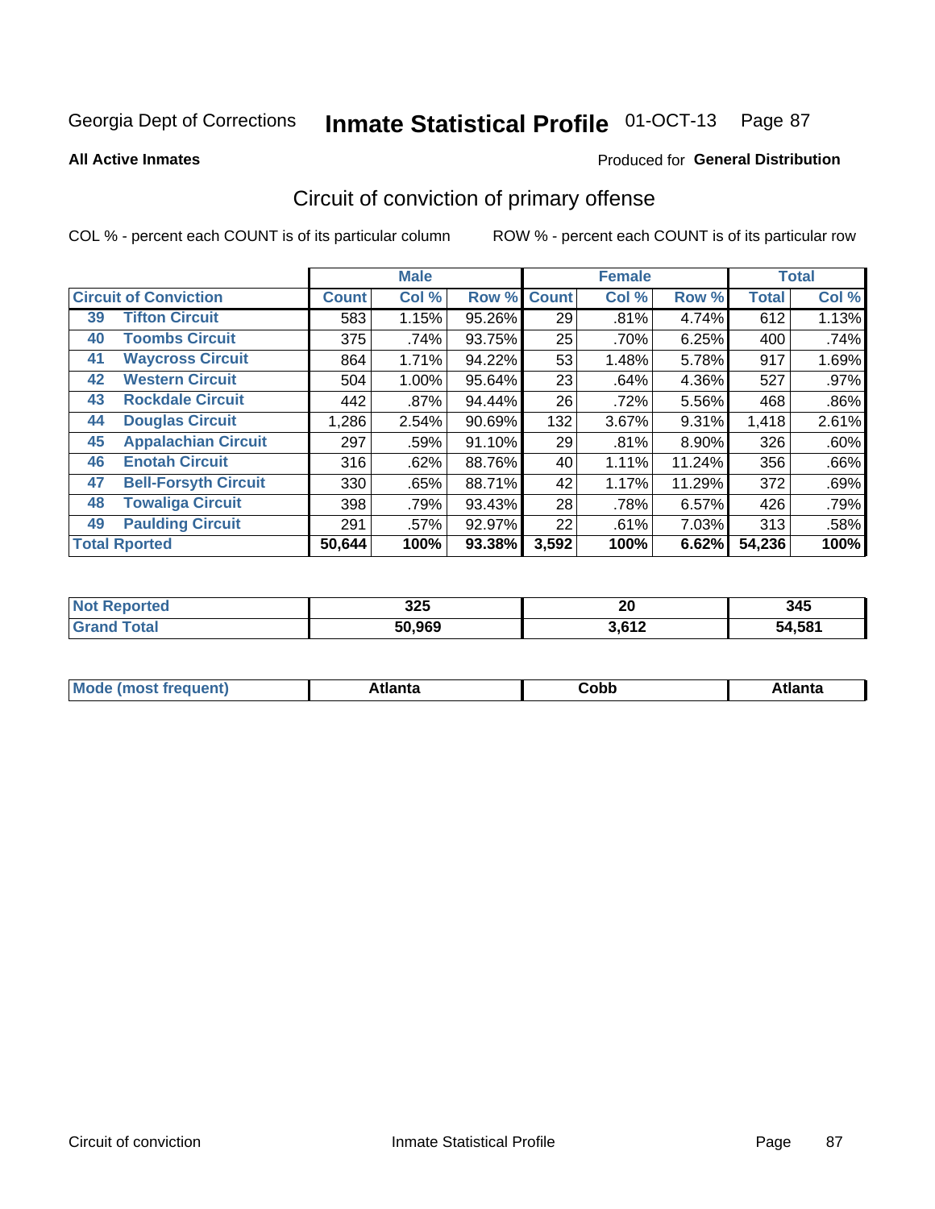Georgia Dept of Corrections **Inmate Statistical Profile** 01-OCT-13

**All Active Inmates**

Produced for **General Distribution**

## Circuit of conviction of primary offense

COL % - percent each COUNT is of its particular column

ROW % - percent each COUNT is of its particular row

| Circuit of Conviction | | Male | | | Female | | | Total | |
|---|---|---|---|---|---|---|---|---|---|
| | | Count | Col % | Row % | Count | Col % | Row % | Total | Col % |
| 39 | Tifton Circuit | 583 | 1.15% | 95.26% | 29 | .81% | 4.74% | 612 | 1.13% |
| 40 | Toombs Circuit | 375 | .74% | 93.75% | 25 | .70% | 6.25% | 400 | .74% |
| 41 | Waycross Circuit | 864 | 1.71% | 94.22% | 53 | 1.48% | 5.78% | 917 | 1.69% |
| 42 | Western Circuit | 504 | 1.00% | 95.64% | 23 | .64% | 4.36% | 527 | .97% |
| 43 | Rockdale Circuit | 442 | .87% | 94.44% | 26 | .72% | 5.56% | 468 | .86% |
| 44 | Douglas Circuit | 1,286 | 2.54% | 90.69% | 132 | 3.67% | 9.31% | 1,418 | 2.61% |
| 45 | Appalachian Circuit | 297 | .59% | 91.10% | 29 | .81% | 8.90% | 326 | .60% |
| 46 | Enotah Circuit | 316 | .62% | 88.76% | 40 | 1.11% | 11.24% | 356 | .66% |
| 47 | Bell-Forsyth Circuit | 330 | .65% | 88.71% | 42 | 1.17% | 11.29% | 372 | .69% |
| 48 | Towaliga Circuit | 398 | .79% | 93.43% | 28 | .78% | 6.57% | 426 | .79% |
| 49 | Paulding Circuit | 291 | .57% | 92.97% | 22 | .61% | 7.03% | 313 | .58% |
| **Total Rported** | | **50,644** | **100%** | **93.38%** | **3,592** | **100%** | **6.62%** | **54,236** | **100%** |

| | Male | Female | Total |
|---|---|---|---|
| Not Reported | 325 | 20 | 345 |
| Grand Total | 50,969 | 3,612 | 54,581 |

| | Male | Female | Total |
|---|---|---|---|
| Mode (most frequent) | Atlanta | Cobb | Atlanta |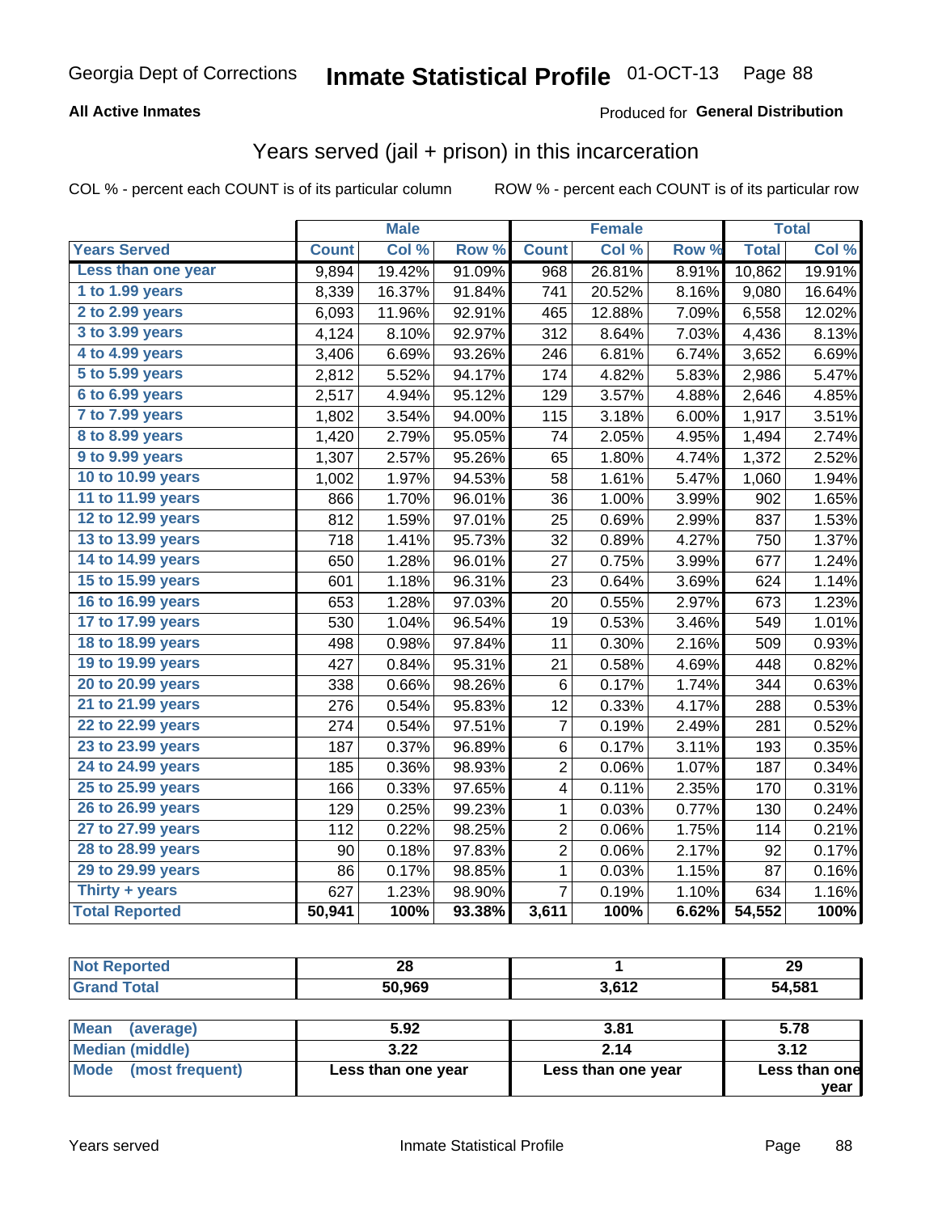# Inmate Statistical Profile

Georgia Dept of Corrections — 01-OCT-13

**All Active Inmates** — Produced for **General Distribution**

## Years served (jail + prison) in this incarceration

COL % - percent each COUNT is of its particular column    ROW % - percent each COUNT is of its particular row

| | Male | | | Female | | | Total | |
|---|---|---|---|---|---|---|---|---|
| **Years Served** | **Count** | **Col %** | **Row %** | **Count** | **Col %** | **Row %** | **Total** | **Col %** |
| Less than one year | 9,894 | 19.42% | 91.09% | 968 | 26.81% | 8.91% | 10,862 | 19.91% |
| 1 to 1.99 years | 8,339 | 16.37% | 91.84% | 741 | 20.52% | 8.16% | 9,080 | 16.64% |
| 2 to 2.99 years | 6,093 | 11.96% | 92.91% | 465 | 12.88% | 7.09% | 6,558 | 12.02% |
| 3 to 3.99 years | 4,124 | 8.10% | 92.97% | 312 | 8.64% | 7.03% | 4,436 | 8.13% |
| 4 to 4.99 years | 3,406 | 6.69% | 93.26% | 246 | 6.81% | 6.74% | 3,652 | 6.69% |
| 5 to 5.99 years | 2,812 | 5.52% | 94.17% | 174 | 4.82% | 5.83% | 2,986 | 5.47% |
| 6 to 6.99 years | 2,517 | 4.94% | 95.12% | 129 | 3.57% | 4.88% | 2,646 | 4.85% |
| 7 to 7.99 years | 1,802 | 3.54% | 94.00% | 115 | 3.18% | 6.00% | 1,917 | 3.51% |
| 8 to 8.99 years | 1,420 | 2.79% | 95.05% | 74 | 2.05% | 4.95% | 1,494 | 2.74% |
| 9 to 9.99 years | 1,307 | 2.57% | 95.26% | 65 | 1.80% | 4.74% | 1,372 | 2.52% |
| 10 to 10.99 years | 1,002 | 1.97% | 94.53% | 58 | 1.61% | 5.47% | 1,060 | 1.94% |
| 11 to 11.99 years | 866 | 1.70% | 96.01% | 36 | 1.00% | 3.99% | 902 | 1.65% |
| 12 to 12.99 years | 812 | 1.59% | 97.01% | 25 | 0.69% | 2.99% | 837 | 1.53% |
| 13 to 13.99 years | 718 | 1.41% | 95.73% | 32 | 0.89% | 4.27% | 750 | 1.37% |
| 14 to 14.99 years | 650 | 1.28% | 96.01% | 27 | 0.75% | 3.99% | 677 | 1.24% |
| 15 to 15.99 years | 601 | 1.18% | 96.31% | 23 | 0.64% | 3.69% | 624 | 1.14% |
| 16 to 16.99 years | 653 | 1.28% | 97.03% | 20 | 0.55% | 2.97% | 673 | 1.23% |
| 17 to 17.99 years | 530 | 1.04% | 96.54% | 19 | 0.53% | 3.46% | 549 | 1.01% |
| 18 to 18.99 years | 498 | 0.98% | 97.84% | 11 | 0.30% | 2.16% | 509 | 0.93% |
| 19 to 19.99 years | 427 | 0.84% | 95.31% | 21 | 0.58% | 4.69% | 448 | 0.82% |
| 20 to 20.99 years | 338 | 0.66% | 98.26% | 6 | 0.17% | 1.74% | 344 | 0.63% |
| 21 to 21.99 years | 276 | 0.54% | 95.83% | 12 | 0.33% | 4.17% | 288 | 0.53% |
| 22 to 22.99 years | 274 | 0.54% | 97.51% | 7 | 0.19% | 2.49% | 281 | 0.52% |
| 23 to 23.99 years | 187 | 0.37% | 96.89% | 6 | 0.17% | 3.11% | 193 | 0.35% |
| 24 to 24.99 years | 185 | 0.36% | 98.93% | 2 | 0.06% | 1.07% | 187 | 0.34% |
| 25 to 25.99 years | 166 | 0.33% | 97.65% | 4 | 0.11% | 2.35% | 170 | 0.31% |
| 26 to 26.99 years | 129 | 0.25% | 99.23% | 1 | 0.03% | 0.77% | 130 | 0.24% |
| 27 to 27.99 years | 112 | 0.22% | 98.25% | 2 | 0.06% | 1.75% | 114 | 0.21% |
| 28 to 28.99 years | 90 | 0.18% | 97.83% | 2 | 0.06% | 2.17% | 92 | 0.17% |
| 29 to 29.99 years | 86 | 0.17% | 98.85% | 1 | 0.03% | 1.15% | 87 | 0.16% |
| Thirty + years | 627 | 1.23% | 98.90% | 7 | 0.19% | 1.10% | 634 | 1.16% |
| **Total Reported** | **50,941** | **100%** | **93.38%** | **3,611** | **100%** | **6.62%** | **54,552** | **100%** |

| | Male | Female | Total |
|---|---|---|---|
| Not Reported | 28 | 1 | 29 |
| Grand Total | 50,969 | 3,612 | 54,581 |

| | Male | Female | Total |
|---|---|---|---|
| Mean (average) | 5.92 | 3.81 | 5.78 |
| Median (middle) | 3.22 | 2.14 | 3.12 |
| Mode (most frequent) | Less than one year | Less than one year | Less than one year |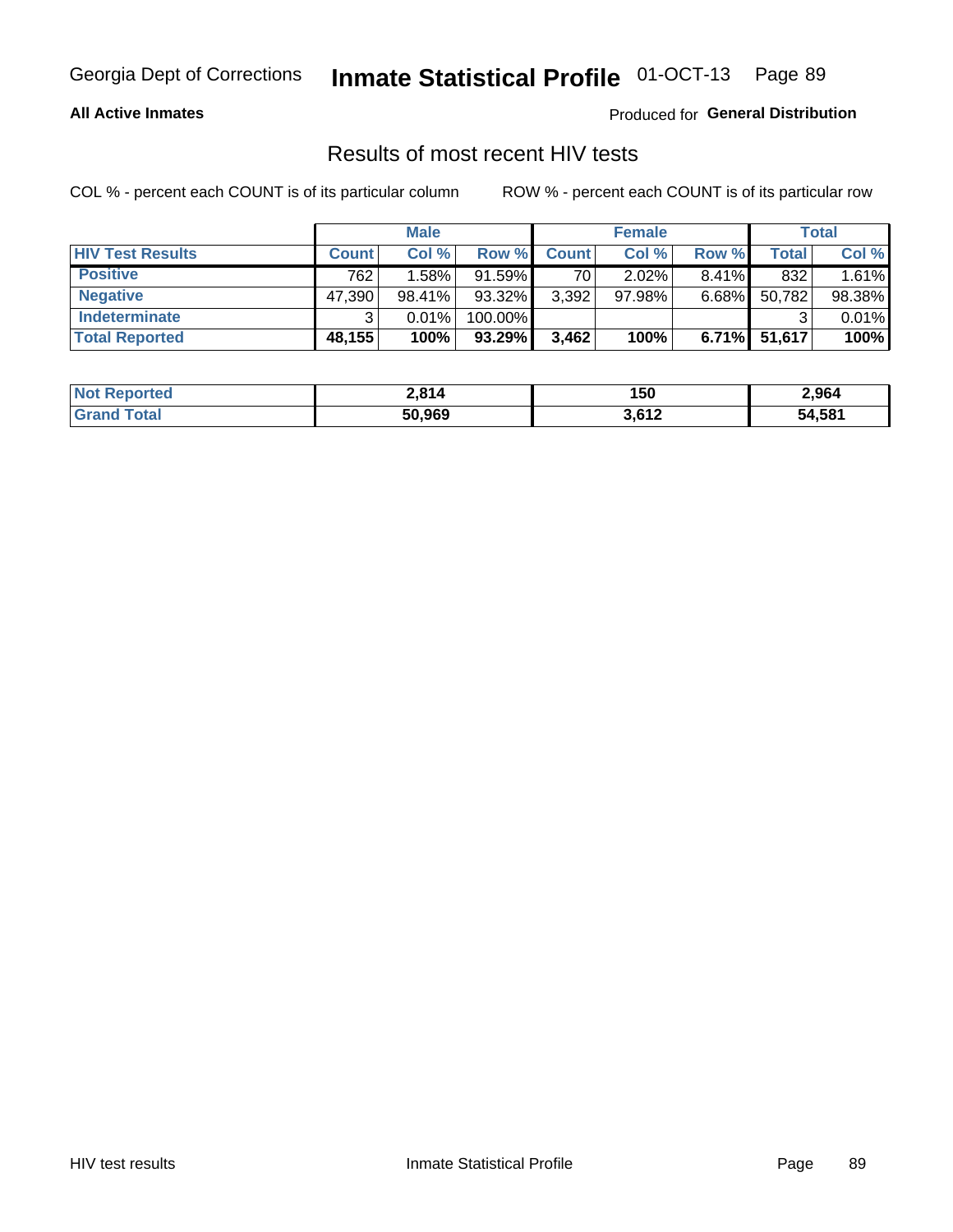Georgia Dept of Corrections **Inmate Statistical Profile** 01-OCT-13

**All Active Inmates**

Produced for **General Distribution**

## Results of most recent HIV tests

COL % - percent each COUNT is of its particular column ROW % - percent each COUNT is of its particular row

| | Male | | | Female | | | Total | |
|---|---|---|---|---|---|---|---|---|
| **HIV Test Results** | **Count** | **Col %** | **Row %** | **Count** | **Col %** | **Row %** | **Total** | **Col %** |
| **Positive** | 762 | 1.58% | 91.59% | 70 | 2.02% | 8.41% | 832 | 1.61% |
| **Negative** | 47,390 | 98.41% | 93.32% | 3,392 | 97.98% | 6.68% | 50,782 | 98.38% |
| **Indeterminate** | 3 | 0.01% | 100.00% | | | | 3 | 0.01% |
| **Total Reported** | **48,155** | **100%** | **93.29%** | **3,462** | **100%** | **6.71%** | **51,617** | **100%** |

| | Male | Female | Total |
|---|---|---|---|
| **Not Reported** | **2,814** | **150** | **2,964** |
| **Grand Total** | **50,969** | **3,612** | **54,581** |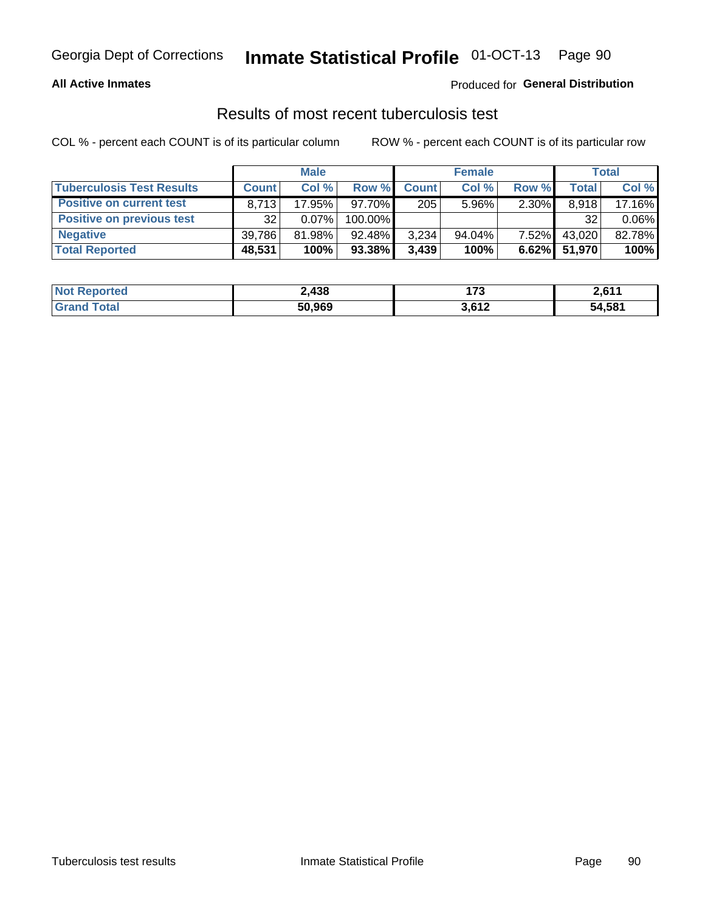Georgia Dept of Corrections **Inmate Statistical Profile** 01-OCT-13

**All Active Inmates**

Produced for **General Distribution**

## Results of most recent tuberculosis test

COL % - percent each COUNT is of its particular column ROW % - percent each COUNT is of its particular row

| | Male | | | Female | | | Total | |
|---|---|---|---|---|---|---|---|---|
| **Tuberculosis Test Results** | **Count** | **Col %** | **Row %** | **Count** | **Col %** | **Row %** | **Total** | **Col %** |
| **Positive on current test** | 8,713 | 17.95% | 97.70% | 205 | 5.96% | 2.30% | 8,918 | 17.16% |
| **Positive on previous test** | 32 | 0.07% | 100.00% | | | | 32 | 0.06% |
| **Negative** | 39,786 | 81.98% | 92.48% | 3,234 | 94.04% | 7.52% | 43,020 | 82.78% |
| **Total Reported** | **48,531** | **100%** | **93.38%** | **3,439** | **100%** | **6.62%** | **51,970** | **100%** |

| | Male | Female | Total |
|---|---|---|---|
| **Not Reported** | **2,438** | **173** | **2,611** |
| **Grand Total** | **50,969** | **3,612** | **54,581** |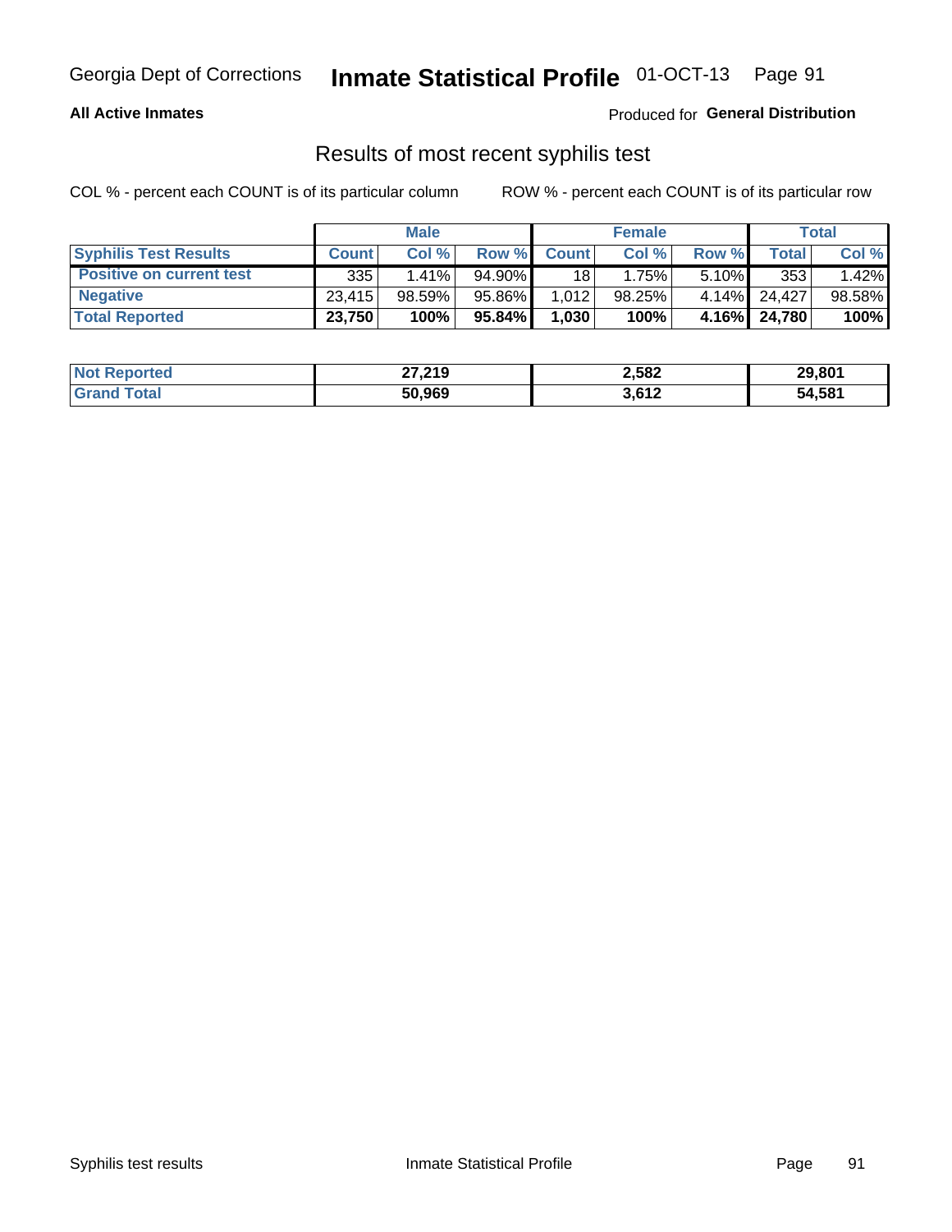**All Active Inmates** — Produced for **General Distribution**

## Results of most recent syphilis test

COL % - percent each COUNT is of its particular column

ROW % - percent each COUNT is of its particular row

| | Male | | | Female | | | Total | |
|---|---|---|---|---|---|---|---|---|
| **Syphilis Test Results** | **Count** | **Col %** | **Row %** | **Count** | **Col %** | **Row %** | **Total** | **Col %** |
| **Positive on current test** | 335 | 1.41% | 94.90% | 18 | 1.75% | 5.10% | 353 | 1.42% |
| **Negative** | 23,415 | 98.59% | 95.86% | 1,012 | 98.25% | 4.14% | 24,427 | 98.58% |
| **Total Reported** | **23,750** | **100%** | **95.84%** | **1,030** | **100%** | **4.16%** | **24,780** | **100%** |

| | Male | Female | Total |
|---|---|---|---|
| **Not Reported** | **27,219** | **2,582** | **29,801** |
| **Grand Total** | **50,969** | **3,612** | **54,581** |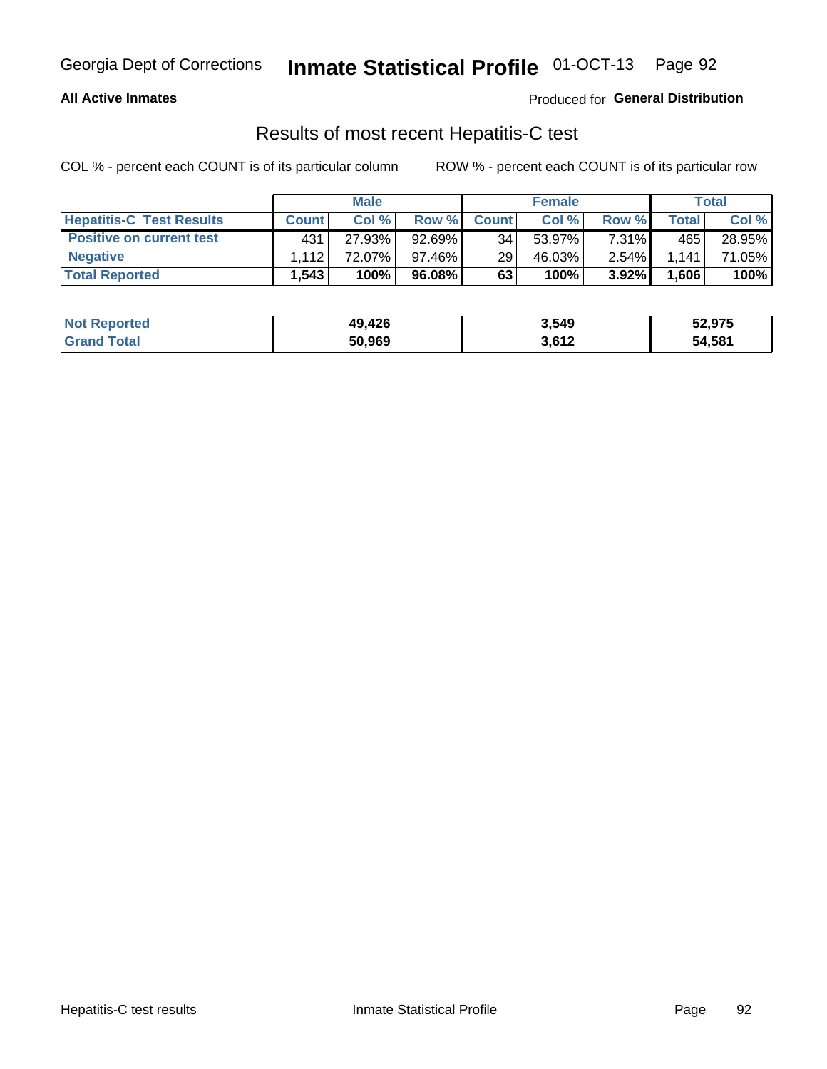Georgia Dept of Corrections **Inmate Statistical Profile** 01-OCT-13

**All Active Inmates**

Produced for **General Distribution**

## Results of most recent Hepatitis-C test

COL % - percent each COUNT is of its particular column ROW % - percent each COUNT is of its particular row

| | Male | | | Female | | | Total | |
|---|---|---|---|---|---|---|---|---|
| **Hepatitis-C Test Results** | **Count** | **Col %** | **Row %** | **Count** | **Col %** | **Row %** | **Total** | **Col %** |
| **Positive on current test** | 431 | 27.93% | 92.69% | 34 | 53.97% | 7.31% | 465 | 28.95% |
| **Negative** | 1,112 | 72.07% | 97.46% | 29 | 46.03% | 2.54% | 1,141 | 71.05% |
| **Total Reported** | **1,543** | **100%** | **96.08%** | **63** | **100%** | **3.92%** | **1,606** | **100%** |

| | Male | Female | Total |
|---|---|---|---|
| **Not Reported** | **49,426** | **3,549** | **52,975** |
| **Grand Total** | **50,969** | **3,612** | **54,581** |

Hepatitis-C test results